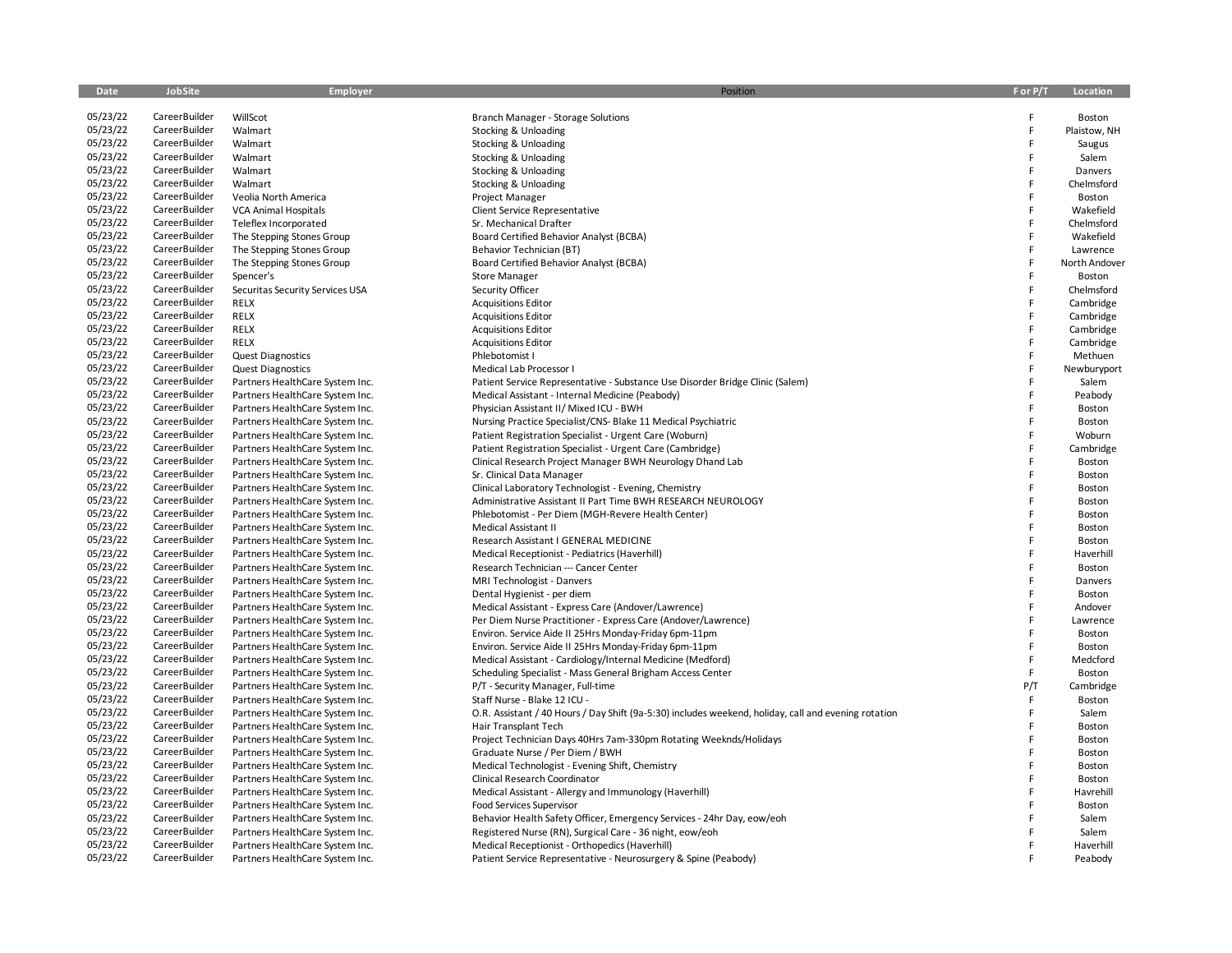| Date | JobSite | Employer | Position | F or P/T | Location |
|---|---|---|---|---|---|
| 05/23/22 | CareerBuilder | WillScot | Branch Manager - Storage Solutions | F | Boston |
| 05/23/22 | CareerBuilder | Walmart | Stocking & Unloading | F | Plaistow, NH |
| 05/23/22 | CareerBuilder | Walmart | Stocking & Unloading | F | Saugus |
| 05/23/22 | CareerBuilder | Walmart | Stocking & Unloading | F | Salem |
| 05/23/22 | CareerBuilder | Walmart | Stocking & Unloading | F | Danvers |
| 05/23/22 | CareerBuilder | Walmart | Stocking & Unloading | F | Chelmsford |
| 05/23/22 | CareerBuilder | Veolia North America | Project Manager | F | Boston |
| 05/23/22 | CareerBuilder | VCA Animal Hospitals | Client Service Representative | F | Wakefield |
| 05/23/22 | CareerBuilder | Teleflex Incorporated | Sr. Mechanical Drafter | F | Chelmsford |
| 05/23/22 | CareerBuilder | The Stepping Stones Group | Board Certified Behavior Analyst (BCBA) | F | Wakefield |
| 05/23/22 | CareerBuilder | The Stepping Stones Group | Behavior Technician (BT) | F | Lawrence |
| 05/23/22 | CareerBuilder | The Stepping Stones Group | Board Certified Behavior Analyst (BCBA) | F | North Andover |
| 05/23/22 | CareerBuilder | Spencer's | Store Manager | F | Boston |
| 05/23/22 | CareerBuilder | Securitas Security Services USA | Security Officer | F | Chelmsford |
| 05/23/22 | CareerBuilder | RELX | Acquisitions Editor | F | Cambridge |
| 05/23/22 | CareerBuilder | RELX | Acquisitions Editor | F | Cambridge |
| 05/23/22 | CareerBuilder | RELX | Acquisitions Editor | F | Cambridge |
| 05/23/22 | CareerBuilder | RELX | Acquisitions Editor | F | Cambridge |
| 05/23/22 | CareerBuilder | Quest Diagnostics | Phlebotomist I | F | Methuen |
| 05/23/22 | CareerBuilder | Quest Diagnostics | Medical Lab Processor I | F | Newburyport |
| 05/23/22 | CareerBuilder | Partners HealthCare System Inc. | Patient Service Representative - Substance Use Disorder Bridge Clinic (Salem) | F | Salem |
| 05/23/22 | CareerBuilder | Partners HealthCare System Inc. | Medical Assistant - Internal Medicine (Peabody) | F | Peabody |
| 05/23/22 | CareerBuilder | Partners HealthCare System Inc. | Physician Assistant II/ Mixed ICU - BWH | F | Boston |
| 05/23/22 | CareerBuilder | Partners HealthCare System Inc. | Nursing Practice Specialist/CNS- Blake 11 Medical Psychiatric | F | Boston |
| 05/23/22 | CareerBuilder | Partners HealthCare System Inc. | Patient Registration Specialist - Urgent Care (Woburn) | F | Woburn |
| 05/23/22 | CareerBuilder | Partners HealthCare System Inc. | Patient Registration Specialist - Urgent Care (Cambridge) | F | Cambridge |
| 05/23/22 | CareerBuilder | Partners HealthCare System Inc. | Clinical Research Project Manager BWH Neurology Dhand Lab | F | Boston |
| 05/23/22 | CareerBuilder | Partners HealthCare System Inc. | Sr. Clinical Data Manager | F | Boston |
| 05/23/22 | CareerBuilder | Partners HealthCare System Inc. | Clinical Laboratory Technologist - Evening, Chemistry | F | Boston |
| 05/23/22 | CareerBuilder | Partners HealthCare System Inc. | Administrative Assistant II Part Time BWH RESEARCH NEUROLOGY | F | Boston |
| 05/23/22 | CareerBuilder | Partners HealthCare System Inc. | Phlebotomist - Per Diem (MGH-Revere Health Center) | F | Boston |
| 05/23/22 | CareerBuilder | Partners HealthCare System Inc. | Medical Assistant II | F | Boston |
| 05/23/22 | CareerBuilder | Partners HealthCare System Inc. | Research Assistant I GENERAL MEDICINE | F | Boston |
| 05/23/22 | CareerBuilder | Partners HealthCare System Inc. | Medical Receptionist - Pediatrics (Haverhill) | F | Haverhill |
| 05/23/22 | CareerBuilder | Partners HealthCare System Inc. | Research Technician --- Cancer Center | F | Boston |
| 05/23/22 | CareerBuilder | Partners HealthCare System Inc. | MRI Technologist - Danvers | F | Danvers |
| 05/23/22 | CareerBuilder | Partners HealthCare System Inc. | Dental Hygienist - per diem | F | Boston |
| 05/23/22 | CareerBuilder | Partners HealthCare System Inc. | Medical Assistant - Express Care (Andover/Lawrence) | F | Andover |
| 05/23/22 | CareerBuilder | Partners HealthCare System Inc. | Per Diem Nurse Practitioner - Express Care (Andover/Lawrence) | F | Lawrence |
| 05/23/22 | CareerBuilder | Partners HealthCare System Inc. | Environ. Service Aide II 25Hrs Monday-Friday 6pm-11pm | F | Boston |
| 05/23/22 | CareerBuilder | Partners HealthCare System Inc. | Environ. Service Aide II 25Hrs Monday-Friday 6pm-11pm | F | Boston |
| 05/23/22 | CareerBuilder | Partners HealthCare System Inc. | Medical Assistant - Cardiology/Internal Medicine (Medford) | F | Medcford |
| 05/23/22 | CareerBuilder | Partners HealthCare System Inc. | Scheduling Specialist - Mass General Brigham Access Center | F | Boston |
| 05/23/22 | CareerBuilder | Partners HealthCare System Inc. | P/T - Security Manager, Full-time | P/T | Cambridge |
| 05/23/22 | CareerBuilder | Partners HealthCare System Inc. | Staff Nurse - Blake 12 ICU - | F | Boston |
| 05/23/22 | CareerBuilder | Partners HealthCare System Inc. | O.R. Assistant / 40 Hours / Day Shift (9a-5:30) includes weekend, holiday, call and evening rotation | F | Salem |
| 05/23/22 | CareerBuilder | Partners HealthCare System Inc. | Hair Transplant Tech | F | Boston |
| 05/23/22 | CareerBuilder | Partners HealthCare System Inc. | Project Technician Days 40Hrs 7am-330pm Rotating Weeknds/Holidays | F | Boston |
| 05/23/22 | CareerBuilder | Partners HealthCare System Inc. | Graduate Nurse / Per Diem / BWH | F | Boston |
| 05/23/22 | CareerBuilder | Partners HealthCare System Inc. | Medical Technologist - Evening Shift, Chemistry | F | Boston |
| 05/23/22 | CareerBuilder | Partners HealthCare System Inc. | Clinical Research Coordinator | F | Boston |
| 05/23/22 | CareerBuilder | Partners HealthCare System Inc. | Medical Assistant - Allergy and Immunology (Haverhill) | F | Havrehill |
| 05/23/22 | CareerBuilder | Partners HealthCare System Inc. | Food Services Supervisor | F | Boston |
| 05/23/22 | CareerBuilder | Partners HealthCare System Inc. | Behavior Health Safety Officer, Emergency Services - 24hr Day, eow/eoh | F | Salem |
| 05/23/22 | CareerBuilder | Partners HealthCare System Inc. | Registered Nurse (RN), Surgical Care - 36 night, eow/eoh | F | Salem |
| 05/23/22 | CareerBuilder | Partners HealthCare System Inc. | Medical Receptionist - Orthopedics (Haverhill) | F | Haverhill |
| 05/23/22 | CareerBuilder | Partners HealthCare System Inc. | Patient Service Representative - Neurosurgery & Spine (Peabody) | F | Peabody |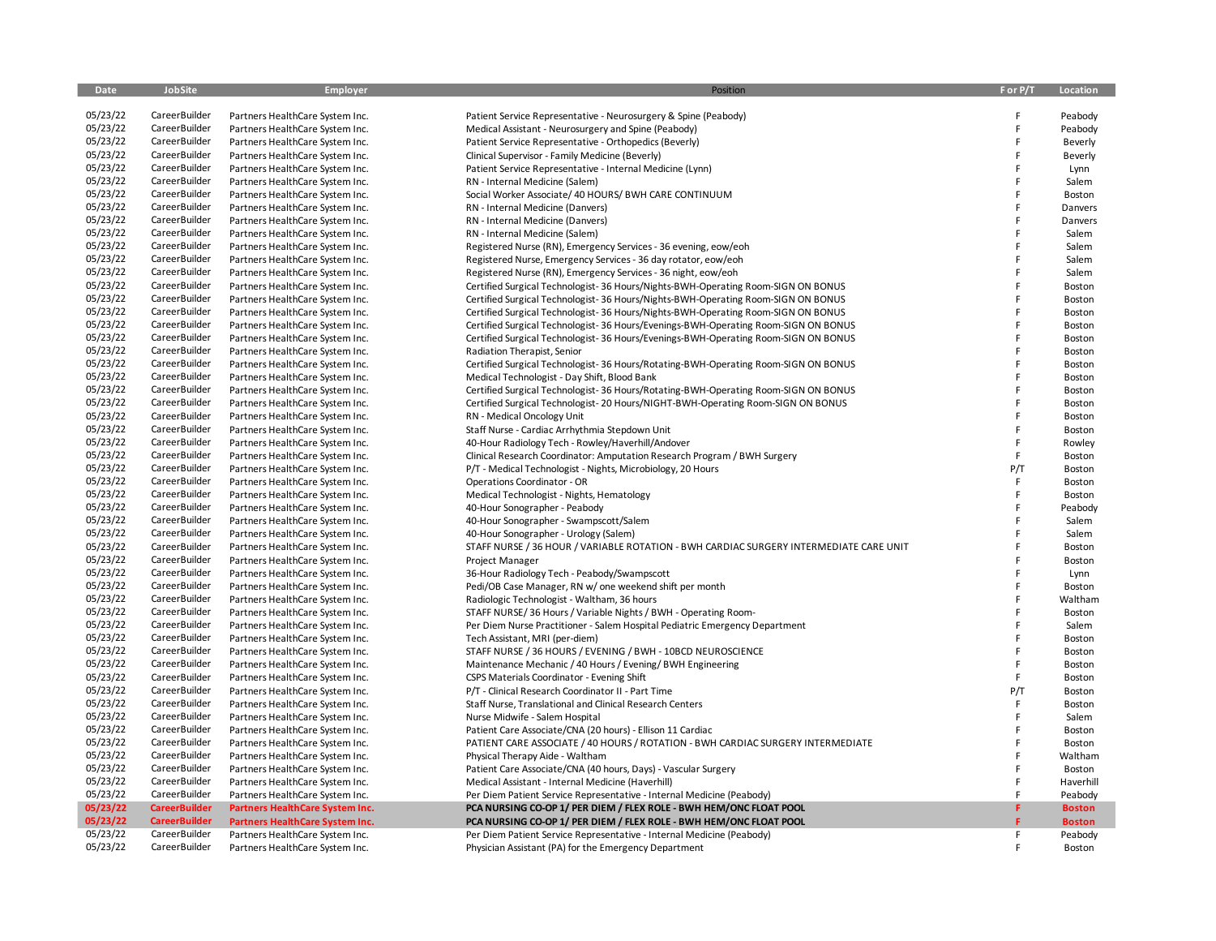| Date | JobSite | Employer | Position | F or P/T | Location |
|---|---|---|---|---|---|
| 05/23/22 | CareerBuilder | Partners HealthCare System Inc. | Patient Service Representative - Neurosurgery & Spine (Peabody) | F | Peabody |
| 05/23/22 | CareerBuilder | Partners HealthCare System Inc. | Medical Assistant - Neurosurgery and Spine (Peabody) | F | Peabody |
| 05/23/22 | CareerBuilder | Partners HealthCare System Inc. | Patient Service Representative - Orthopedics (Beverly) | F | Beverly |
| 05/23/22 | CareerBuilder | Partners HealthCare System Inc. | Clinical Supervisor - Family Medicine (Beverly) | F | Beverly |
| 05/23/22 | CareerBuilder | Partners HealthCare System Inc. | Patient Service Representative - Internal Medicine (Lynn) | F | Lynn |
| 05/23/22 | CareerBuilder | Partners HealthCare System Inc. | RN - Internal Medicine (Salem) | F | Salem |
| 05/23/22 | CareerBuilder | Partners HealthCare System Inc. | Social Worker Associate/ 40 HOURS/ BWH CARE CONTINUUM | F | Boston |
| 05/23/22 | CareerBuilder | Partners HealthCare System Inc. | RN - Internal Medicine (Danvers) | F | Danvers |
| 05/23/22 | CareerBuilder | Partners HealthCare System Inc. | RN - Internal Medicine (Danvers) | F | Danvers |
| 05/23/22 | CareerBuilder | Partners HealthCare System Inc. | RN - Internal Medicine (Salem) | F | Salem |
| 05/23/22 | CareerBuilder | Partners HealthCare System Inc. | Registered Nurse (RN), Emergency Services - 36 evening, eow/eoh | F | Salem |
| 05/23/22 | CareerBuilder | Partners HealthCare System Inc. | Registered Nurse, Emergency Services - 36 day rotator, eow/eoh | F | Salem |
| 05/23/22 | CareerBuilder | Partners HealthCare System Inc. | Registered Nurse (RN), Emergency Services - 36 night, eow/eoh | F | Salem |
| 05/23/22 | CareerBuilder | Partners HealthCare System Inc. | Certified Surgical Technologist- 36 Hours/Nights-BWH-Operating Room-SIGN ON BONUS | F | Boston |
| 05/23/22 | CareerBuilder | Partners HealthCare System Inc. | Certified Surgical Technologist- 36 Hours/Nights-BWH-Operating Room-SIGN ON BONUS | F | Boston |
| 05/23/22 | CareerBuilder | Partners HealthCare System Inc. | Certified Surgical Technologist- 36 Hours/Nights-BWH-Operating Room-SIGN ON BONUS | F | Boston |
| 05/23/22 | CareerBuilder | Partners HealthCare System Inc. | Certified Surgical Technologist- 36 Hours/Evenings-BWH-Operating Room-SIGN ON BONUS | F | Boston |
| 05/23/22 | CareerBuilder | Partners HealthCare System Inc. | Certified Surgical Technologist- 36 Hours/Evenings-BWH-Operating Room-SIGN ON BONUS | F | Boston |
| 05/23/22 | CareerBuilder | Partners HealthCare System Inc. | Radiation Therapist, Senior | F | Boston |
| 05/23/22 | CareerBuilder | Partners HealthCare System Inc. | Certified Surgical Technologist- 36 Hours/Rotating-BWH-Operating Room-SIGN ON BONUS | F | Boston |
| 05/23/22 | CareerBuilder | Partners HealthCare System Inc. | Medical Technologist - Day Shift, Blood Bank | F | Boston |
| 05/23/22 | CareerBuilder | Partners HealthCare System Inc. | Certified Surgical Technologist- 36 Hours/Rotating-BWH-Operating Room-SIGN ON BONUS | F | Boston |
| 05/23/22 | CareerBuilder | Partners HealthCare System Inc. | Certified Surgical Technologist- 20 Hours/NIGHT-BWH-Operating Room-SIGN ON BONUS | F | Boston |
| 05/23/22 | CareerBuilder | Partners HealthCare System Inc. | RN - Medical Oncology Unit | F | Boston |
| 05/23/22 | CareerBuilder | Partners HealthCare System Inc. | Staff Nurse - Cardiac Arrhythmia Stepdown Unit | F | Boston |
| 05/23/22 | CareerBuilder | Partners HealthCare System Inc. | 40-Hour Radiology Tech - Rowley/Haverhill/Andover | F | Rowley |
| 05/23/22 | CareerBuilder | Partners HealthCare System Inc. | Clinical Research Coordinator: Amputation Research Program / BWH Surgery | F | Boston |
| 05/23/22 | CareerBuilder | Partners HealthCare System Inc. | P/T - Medical Technologist - Nights, Microbiology, 20 Hours | P/T | Boston |
| 05/23/22 | CareerBuilder | Partners HealthCare System Inc. | Operations Coordinator - OR | F | Boston |
| 05/23/22 | CareerBuilder | Partners HealthCare System Inc. | Medical Technologist - Nights, Hematology | F | Boston |
| 05/23/22 | CareerBuilder | Partners HealthCare System Inc. | 40-Hour Sonographer - Peabody | F | Peabody |
| 05/23/22 | CareerBuilder | Partners HealthCare System Inc. | 40-Hour Sonographer - Swampscott/Salem | F | Salem |
| 05/23/22 | CareerBuilder | Partners HealthCare System Inc. | 40-Hour Sonographer - Urology (Salem) | F | Salem |
| 05/23/22 | CareerBuilder | Partners HealthCare System Inc. | STAFF NURSE / 36 HOUR / VARIABLE ROTATION - BWH CARDIAC SURGERY INTERMEDIATE CARE UNIT | F | Boston |
| 05/23/22 | CareerBuilder | Partners HealthCare System Inc. | Project Manager | F | Boston |
| 05/23/22 | CareerBuilder | Partners HealthCare System Inc. | 36-Hour Radiology Tech - Peabody/Swampscott | F | Lynn |
| 05/23/22 | CareerBuilder | Partners HealthCare System Inc. | Pedi/OB Case Manager, RN w/ one weekend shift per month | F | Boston |
| 05/23/22 | CareerBuilder | Partners HealthCare System Inc. | Radiologic Technologist - Waltham, 36 hours | F | Waltham |
| 05/23/22 | CareerBuilder | Partners HealthCare System Inc. | STAFF NURSE/ 36 Hours / Variable Nights / BWH - Operating Room- | F | Boston |
| 05/23/22 | CareerBuilder | Partners HealthCare System Inc. | Per Diem Nurse Practitioner - Salem Hospital Pediatric Emergency Department | F | Salem |
| 05/23/22 | CareerBuilder | Partners HealthCare System Inc. | Tech Assistant, MRI (per-diem) | F | Boston |
| 05/23/22 | CareerBuilder | Partners HealthCare System Inc. | STAFF NURSE / 36 HOURS / EVENING / BWH - 10BCD NEUROSCIENCE | F | Boston |
| 05/23/22 | CareerBuilder | Partners HealthCare System Inc. | Maintenance Mechanic / 40 Hours / Evening/ BWH Engineering | F | Boston |
| 05/23/22 | CareerBuilder | Partners HealthCare System Inc. | CSPS Materials Coordinator - Evening Shift | F | Boston |
| 05/23/22 | CareerBuilder | Partners HealthCare System Inc. | P/T - Clinical Research Coordinator II - Part Time | P/T | Boston |
| 05/23/22 | CareerBuilder | Partners HealthCare System Inc. | Staff Nurse, Translational and Clinical Research Centers | F | Boston |
| 05/23/22 | CareerBuilder | Partners HealthCare System Inc. | Nurse Midwife - Salem Hospital | F | Salem |
| 05/23/22 | CareerBuilder | Partners HealthCare System Inc. | Patient Care Associate/CNA (20 hours) - Ellison 11 Cardiac | F | Boston |
| 05/23/22 | CareerBuilder | Partners HealthCare System Inc. | PATIENT CARE ASSOCIATE / 40 HOURS / ROTATION - BWH CARDIAC SURGERY INTERMEDIATE | F | Boston |
| 05/23/22 | CareerBuilder | Partners HealthCare System Inc. | Physical Therapy Aide - Waltham | F | Waltham |
| 05/23/22 | CareerBuilder | Partners HealthCare System Inc. | Patient Care Associate/CNA (40 hours, Days) - Vascular Surgery | F | Boston |
| 05/23/22 | CareerBuilder | Partners HealthCare System Inc. | Medical Assistant - Internal Medicine (Haverhill) | F | Haverhill |
| 05/23/22 | CareerBuilder | Partners HealthCare System Inc. | Per Diem Patient Service Representative - Internal Medicine (Peabody) | F | Peabody |
| **05/23/22** | **CareerBuilder** | **Partners HealthCare System Inc.** | **PCA NURSING CO-OP 1/ PER DIEM / FLEX ROLE - BWH HEM/ONC FLOAT POOL** | **F** | **Boston** |
| **05/23/22** | **CareerBuilder** | **Partners HealthCare System Inc.** | **PCA NURSING CO-OP 1/ PER DIEM / FLEX ROLE - BWH HEM/ONC FLOAT POOL** | **F** | **Boston** |
| 05/23/22 | CareerBuilder | Partners HealthCare System Inc. | Per Diem Patient Service Representative - Internal Medicine (Peabody) | F | Peabody |
| 05/23/22 | CareerBuilder | Partners HealthCare System Inc. | Physician Assistant (PA) for the Emergency Department | F | Boston |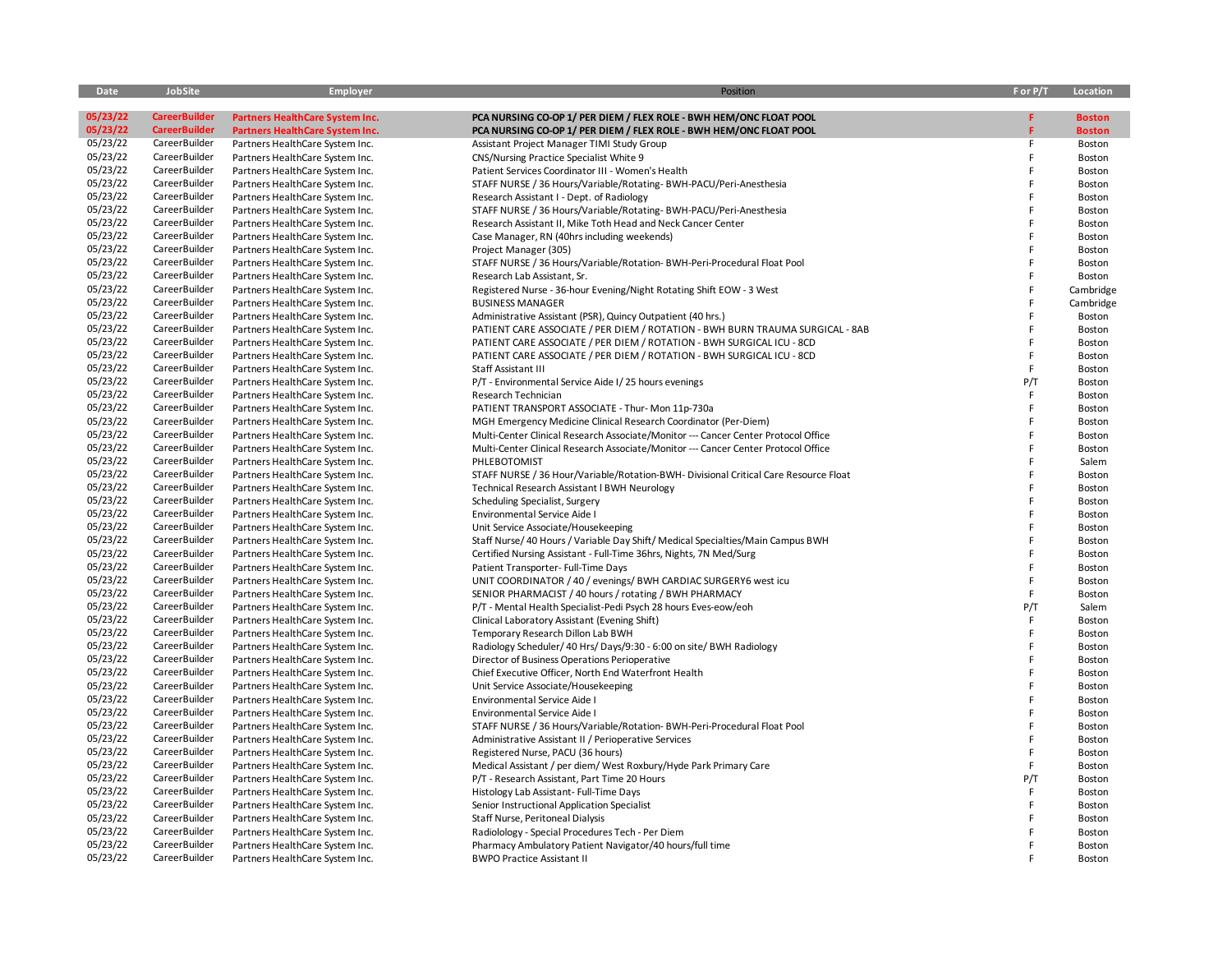| Date | JobSite | Employer | Position | F or P/T | Location |
|---|---|---|---|---|---|
| **05/23/22** | **CareerBuilder** | **Partners HealthCare System Inc.** | **PCA NURSING CO-OP 1/ PER DIEM / FLEX ROLE - BWH HEM/ONC FLOAT POOL** | **F** | **Boston** |
| **05/23/22** | **CareerBuilder** | **Partners HealthCare System Inc.** | **PCA NURSING CO-OP 1/ PER DIEM / FLEX ROLE - BWH HEM/ONC FLOAT POOL** | **F** | **Boston** |
| 05/23/22 | CareerBuilder | Partners HealthCare System Inc. | Assistant Project Manager TIMI Study Group | F | Boston |
| 05/23/22 | CareerBuilder | Partners HealthCare System Inc. | CNS/Nursing Practice Specialist White 9 | F | Boston |
| 05/23/22 | CareerBuilder | Partners HealthCare System Inc. | Patient Services Coordinator III - Women's Health | F | Boston |
| 05/23/22 | CareerBuilder | Partners HealthCare System Inc. | STAFF NURSE / 36 Hours/Variable/Rotating- BWH-PACU/Peri-Anesthesia | F | Boston |
| 05/23/22 | CareerBuilder | Partners HealthCare System Inc. | Research Assistant I - Dept. of Radiology | F | Boston |
| 05/23/22 | CareerBuilder | Partners HealthCare System Inc. | STAFF NURSE / 36 Hours/Variable/Rotating- BWH-PACU/Peri-Anesthesia | F | Boston |
| 05/23/22 | CareerBuilder | Partners HealthCare System Inc. | Research Assistant II, Mike Toth Head and Neck Cancer Center | F | Boston |
| 05/23/22 | CareerBuilder | Partners HealthCare System Inc. | Case Manager, RN (40hrs including weekends) | F | Boston |
| 05/23/22 | CareerBuilder | Partners HealthCare System Inc. | Project Manager (305) | F | Boston |
| 05/23/22 | CareerBuilder | Partners HealthCare System Inc. | STAFF NURSE / 36 Hours/Variable/Rotation- BWH-Peri-Procedural Float Pool | F | Boston |
| 05/23/22 | CareerBuilder | Partners HealthCare System Inc. | Research Lab Assistant, Sr. | F | Boston |
| 05/23/22 | CareerBuilder | Partners HealthCare System Inc. | Registered Nurse - 36-hour Evening/Night Rotating Shift EOW - 3 West | F | Cambridge |
| 05/23/22 | CareerBuilder | Partners HealthCare System Inc. | BUSINESS MANAGER | F | Cambridge |
| 05/23/22 | CareerBuilder | Partners HealthCare System Inc. | Administrative Assistant (PSR), Quincy Outpatient (40 hrs.) | F | Boston |
| 05/23/22 | CareerBuilder | Partners HealthCare System Inc. | PATIENT CARE ASSOCIATE / PER DIEM / ROTATION - BWH BURN TRAUMA SURGICAL - 8AB | F | Boston |
| 05/23/22 | CareerBuilder | Partners HealthCare System Inc. | PATIENT CARE ASSOCIATE / PER DIEM / ROTATION - BWH SURGICAL ICU - 8CD | F | Boston |
| 05/23/22 | CareerBuilder | Partners HealthCare System Inc. | PATIENT CARE ASSOCIATE / PER DIEM / ROTATION - BWH SURGICAL ICU - 8CD | F | Boston |
| 05/23/22 | CareerBuilder | Partners HealthCare System Inc. | Staff Assistant III | F | Boston |
| 05/23/22 | CareerBuilder | Partners HealthCare System Inc. | P/T - Environmental Service Aide I/ 25 hours evenings | P/T | Boston |
| 05/23/22 | CareerBuilder | Partners HealthCare System Inc. | Research Technician | F | Boston |
| 05/23/22 | CareerBuilder | Partners HealthCare System Inc. | PATIENT TRANSPORT ASSOCIATE - Thur- Mon 11p-730a | F | Boston |
| 05/23/22 | CareerBuilder | Partners HealthCare System Inc. | MGH Emergency Medicine Clinical Research Coordinator (Per-Diem) | F | Boston |
| 05/23/22 | CareerBuilder | Partners HealthCare System Inc. | Multi-Center Clinical Research Associate/Monitor --- Cancer Center Protocol Office | F | Boston |
| 05/23/22 | CareerBuilder | Partners HealthCare System Inc. | Multi-Center Clinical Research Associate/Monitor --- Cancer Center Protocol Office | F | Boston |
| 05/23/22 | CareerBuilder | Partners HealthCare System Inc. | PHLEBOTOMIST | F | Salem |
| 05/23/22 | CareerBuilder | Partners HealthCare System Inc. | STAFF NURSE / 36 Hour/Variable/Rotation-BWH- Divisional Critical Care Resource Float | F | Boston |
| 05/23/22 | CareerBuilder | Partners HealthCare System Inc. | Technical Research Assistant I BWH Neurology | F | Boston |
| 05/23/22 | CareerBuilder | Partners HealthCare System Inc. | Scheduling Specialist, Surgery | F | Boston |
| 05/23/22 | CareerBuilder | Partners HealthCare System Inc. | Environmental Service Aide I | F | Boston |
| 05/23/22 | CareerBuilder | Partners HealthCare System Inc. | Unit Service Associate/Housekeeping | F | Boston |
| 05/23/22 | CareerBuilder | Partners HealthCare System Inc. | Staff Nurse/ 40 Hours / Variable Day Shift/ Medical Specialties/Main Campus BWH | F | Boston |
| 05/23/22 | CareerBuilder | Partners HealthCare System Inc. | Certified Nursing Assistant - Full-Time 36hrs, Nights, 7N Med/Surg | F | Boston |
| 05/23/22 | CareerBuilder | Partners HealthCare System Inc. | Patient Transporter- Full-Time Days | F | Boston |
| 05/23/22 | CareerBuilder | Partners HealthCare System Inc. | UNIT COORDINATOR / 40 / evenings/ BWH CARDIAC SURGERY6 west icu | F | Boston |
| 05/23/22 | CareerBuilder | Partners HealthCare System Inc. | SENIOR PHARMACIST / 40 hours / rotating / BWH PHARMACY | F | Boston |
| 05/23/22 | CareerBuilder | Partners HealthCare System Inc. | P/T - Mental Health Specialist-Pedi Psych 28 hours Eves-eow/eoh | P/T | Salem |
| 05/23/22 | CareerBuilder | Partners HealthCare System Inc. | Clinical Laboratory Assistant (Evening Shift) | F | Boston |
| 05/23/22 | CareerBuilder | Partners HealthCare System Inc. | Temporary Research Dillon Lab BWH | F | Boston |
| 05/23/22 | CareerBuilder | Partners HealthCare System Inc. | Radiology Scheduler/ 40 Hrs/ Days/9:30 - 6:00 on site/ BWH Radiology | F | Boston |
| 05/23/22 | CareerBuilder | Partners HealthCare System Inc. | Director of Business Operations Perioperative | F | Boston |
| 05/23/22 | CareerBuilder | Partners HealthCare System Inc. | Chief Executive Officer, North End Waterfront Health | F | Boston |
| 05/23/22 | CareerBuilder | Partners HealthCare System Inc. | Unit Service Associate/Housekeeping | F | Boston |
| 05/23/22 | CareerBuilder | Partners HealthCare System Inc. | Environmental Service Aide I | F | Boston |
| 05/23/22 | CareerBuilder | Partners HealthCare System Inc. | Environmental Service Aide I | F | Boston |
| 05/23/22 | CareerBuilder | Partners HealthCare System Inc. | STAFF NURSE / 36 Hours/Variable/Rotation- BWH-Peri-Procedural Float Pool | F | Boston |
| 05/23/22 | CareerBuilder | Partners HealthCare System Inc. | Administrative Assistant II / Perioperative Services | F | Boston |
| 05/23/22 | CareerBuilder | Partners HealthCare System Inc. | Registered Nurse, PACU (36 hours) | F | Boston |
| 05/23/22 | CareerBuilder | Partners HealthCare System Inc. | Medical Assistant / per diem/ West Roxbury/Hyde Park Primary Care | F | Boston |
| 05/23/22 | CareerBuilder | Partners HealthCare System Inc. | P/T - Research Assistant, Part Time 20 Hours | P/T | Boston |
| 05/23/22 | CareerBuilder | Partners HealthCare System Inc. | Histology Lab Assistant- Full-Time Days | F | Boston |
| 05/23/22 | CareerBuilder | Partners HealthCare System Inc. | Senior Instructional Application Specialist | F | Boston |
| 05/23/22 | CareerBuilder | Partners HealthCare System Inc. | Staff Nurse, Peritoneal Dialysis | F | Boston |
| 05/23/22 | CareerBuilder | Partners HealthCare System Inc. | Radiolology - Special Procedures Tech - Per Diem | F | Boston |
| 05/23/22 | CareerBuilder | Partners HealthCare System Inc. | Pharmacy Ambulatory Patient Navigator/40 hours/full time | F | Boston |
| 05/23/22 | CareerBuilder | Partners HealthCare System Inc. | BWPO Practice Assistant II | F | Boston |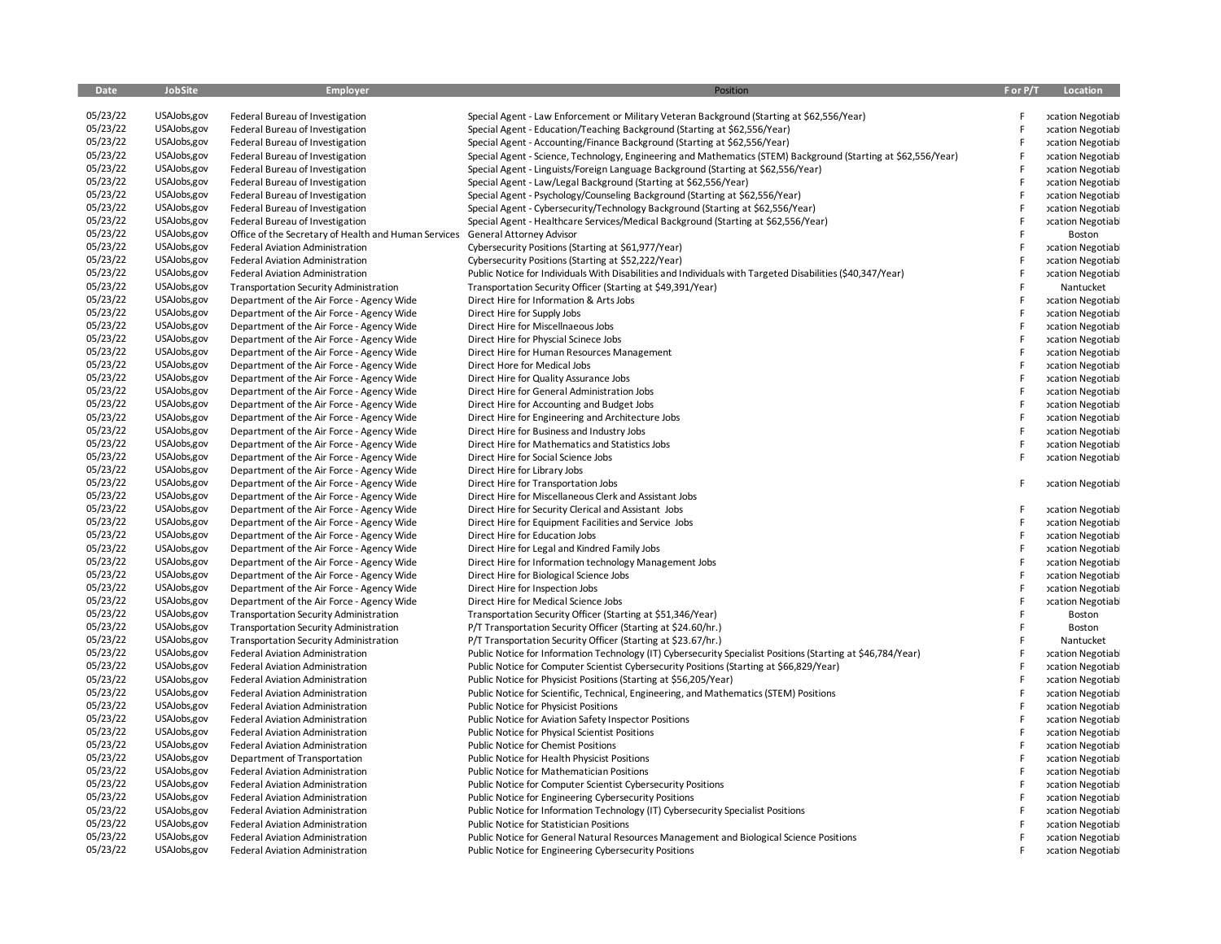| Date | JobSite | Employer | Position | F or P/T | Location |
|---|---|---|---|---|---|
| 05/23/22 | USAJobs,gov | Federal Bureau of Investigation | Special Agent - Law Enforcement or Military Veteran Background (Starting at $62,556/Year) | F | ocation Negotiabl |
| 05/23/22 | USAJobs,gov | Federal Bureau of Investigation | Special Agent - Education/Teaching Background (Starting at $62,556/Year) | F | ocation Negotiabl |
| 05/23/22 | USAJobs,gov | Federal Bureau of Investigation | Special Agent - Accounting/Finance Background (Starting at $62,556/Year) | F | ocation Negotiabl |
| 05/23/22 | USAJobs,gov | Federal Bureau of Investigation | Special Agent - Science, Technology, Engineering and Mathematics (STEM) Background (Starting at $62,556/Year) | F | ocation Negotiabl |
| 05/23/22 | USAJobs,gov | Federal Bureau of Investigation | Special Agent - Linguists/Foreign Language Background (Starting at $62,556/Year) | F | ocation Negotiabl |
| 05/23/22 | USAJobs,gov | Federal Bureau of Investigation | Special Agent - Law/Legal Background (Starting at $62,556/Year) | F | ocation Negotiabl |
| 05/23/22 | USAJobs,gov | Federal Bureau of Investigation | Special Agent - Psychology/Counseling Background (Starting at $62,556/Year) | F | ocation Negotiabl |
| 05/23/22 | USAJobs,gov | Federal Bureau of Investigation | Special Agent - Cybersecurity/Technology Background (Starting at $62,556/Year) | F | ocation Negotiabl |
| 05/23/22 | USAJobs,gov | Federal Bureau of Investigation | Special Agent - Healthcare Services/Medical Background (Starting at $62,556/Year) | F | ocation Negotiabl |
| 05/23/22 | USAJobs,gov | Office of the Secretary of Health and Human Services | General Attorney Advisor | F | Boston |
| 05/23/22 | USAJobs,gov | Federal Aviation Administration | Cybersecurity Positions (Starting at $61,977/Year) | F | ocation Negotiabl |
| 05/23/22 | USAJobs,gov | Federal Aviation Administration | Cybersecurity Positions (Starting at $52,222/Year) | F | ocation Negotiabl |
| 05/23/22 | USAJobs,gov | Federal Aviation Administration | Public Notice for Individuals With Disabilities and Individuals with Targeted Disabilities ($40,347/Year) | F | ocation Negotiabl |
| 05/23/22 | USAJobs,gov | Transportation Security Administration | Transportation Security Officer (Starting at $49,391/Year) | F | Nantucket |
| 05/23/22 | USAJobs,gov | Department of the Air Force - Agency Wide | Direct Hire for Information & Arts Jobs | F | ocation Negotiabl |
| 05/23/22 | USAJobs,gov | Department of the Air Force - Agency Wide | Direct Hire for Supply Jobs | F | ocation Negotiabl |
| 05/23/22 | USAJobs,gov | Department of the Air Force - Agency Wide | Direct Hire for Miscellnaeous Jobs | F | ocation Negotiabl |
| 05/23/22 | USAJobs,gov | Department of the Air Force - Agency Wide | Direct Hire for Physcial Scinece Jobs | F | ocation Negotiabl |
| 05/23/22 | USAJobs,gov | Department of the Air Force - Agency Wide | Direct Hire for Human Resources Management | F | ocation Negotiabl |
| 05/23/22 | USAJobs,gov | Department of the Air Force - Agency Wide | Direct Hore for Medical Jobs | F | ocation Negotiabl |
| 05/23/22 | USAJobs,gov | Department of the Air Force - Agency Wide | Direct Hire for Quality Assurance Jobs | F | ocation Negotiabl |
| 05/23/22 | USAJobs,gov | Department of the Air Force - Agency Wide | Direct Hire for General Administration Jobs | F | ocation Negotiabl |
| 05/23/22 | USAJobs,gov | Department of the Air Force - Agency Wide | Direct Hire for Accounting and Budget Jobs | F | ocation Negotiabl |
| 05/23/22 | USAJobs,gov | Department of the Air Force - Agency Wide | Direct Hire for Engineering and Architecture Jobs | F | ocation Negotiabl |
| 05/23/22 | USAJobs,gov | Department of the Air Force - Agency Wide | Direct Hire for Business and Industry Jobs | F | ocation Negotiabl |
| 05/23/22 | USAJobs,gov | Department of the Air Force - Agency Wide | Direct Hire for Mathematics and Statistics Jobs | F | ocation Negotiabl |
| 05/23/22 | USAJobs,gov | Department of the Air Force - Agency Wide | Direct Hire for Social Science Jobs | F | ocation Negotiabl |
| 05/23/22 | USAJobs,gov | Department of the Air Force - Agency Wide | Direct Hire for Library Jobs | | |
| 05/23/22 | USAJobs,gov | Department of the Air Force - Agency Wide | Direct Hire for Transportation Jobs | F | ocation Negotiabl |
| 05/23/22 | USAJobs,gov | Department of the Air Force - Agency Wide | Direct Hire for Miscellaneous Clerk and Assistant Jobs | | |
| 05/23/22 | USAJobs,gov | Department of the Air Force - Agency Wide | Direct Hire for Security Clerical and Assistant Jobs | F | ocation Negotiabl |
| 05/23/22 | USAJobs,gov | Department of the Air Force - Agency Wide | Direct Hire for Equipment Facilities and Service Jobs | F | ocation Negotiabl |
| 05/23/22 | USAJobs,gov | Department of the Air Force - Agency Wide | Direct Hire for Education Jobs | F | ocation Negotiabl |
| 05/23/22 | USAJobs,gov | Department of the Air Force - Agency Wide | Direct Hire for Legal and Kindred Family Jobs | F | ocation Negotiabl |
| 05/23/22 | USAJobs,gov | Department of the Air Force - Agency Wide | Direct Hire for Information technology Management Jobs | F | ocation Negotiabl |
| 05/23/22 | USAJobs,gov | Department of the Air Force - Agency Wide | Direct Hire for Biological Science Jobs | F | ocation Negotiabl |
| 05/23/22 | USAJobs,gov | Department of the Air Force - Agency Wide | Direct Hire for Inspection Jobs | F | ocation Negotiabl |
| 05/23/22 | USAJobs,gov | Department of the Air Force - Agency Wide | Direct Hire for Medical Science Jobs | F | ocation Negotiabl |
| 05/23/22 | USAJobs,gov | Transportation Security Administration | Transportation Security Officer (Starting at $51,346/Year) | F | Boston |
| 05/23/22 | USAJobs,gov | Transportation Security Administration | P/T Transportation Security Officer (Starting at $24.60/hr.) | F | Boston |
| 05/23/22 | USAJobs,gov | Transportation Security Administration | P/T Transportation Security Officer (Starting at $23.67/hr.) | F | Nantucket |
| 05/23/22 | USAJobs,gov | Federal Aviation Administration | Public Notice for Information Technology (IT) Cybersecurity Specialist Positions (Starting at $46,784/Year) | F | ocation Negotiabl |
| 05/23/22 | USAJobs,gov | Federal Aviation Administration | Public Notice for Computer Scientist Cybersecurity Positions (Starting at $66,829/Year) | F | ocation Negotiabl |
| 05/23/22 | USAJobs,gov | Federal Aviation Administration | Public Notice for Physicist Positions (Starting at $56,205/Year) | F | ocation Negotiabl |
| 05/23/22 | USAJobs,gov | Federal Aviation Administration | Public Notice for Scientific, Technical, Engineering, and Mathematics (STEM) Positions | F | ocation Negotiabl |
| 05/23/22 | USAJobs,gov | Federal Aviation Administration | Public Notice for Physicist Positions | F | ocation Negotiabl |
| 05/23/22 | USAJobs,gov | Federal Aviation Administration | Public Notice for Aviation Safety Inspector Positions | F | ocation Negotiabl |
| 05/23/22 | USAJobs,gov | Federal Aviation Administration | Public Notice for Physical Scientist Positions | F | ocation Negotiabl |
| 05/23/22 | USAJobs,gov | Federal Aviation Administration | Public Notice for Chemist Positions | F | ocation Negotiabl |
| 05/23/22 | USAJobs,gov | Department of Transportation | Public Notice for Health Physicist Positions | F | ocation Negotiabl |
| 05/23/22 | USAJobs,gov | Federal Aviation Administration | Public Notice for Mathematician Positions | F | ocation Negotiabl |
| 05/23/22 | USAJobs,gov | Federal Aviation Administration | Public Notice for Computer Scientist Cybersecurity Positions | F | ocation Negotiabl |
| 05/23/22 | USAJobs,gov | Federal Aviation Administration | Public Notice for Engineering Cybersecurity Positions | F | ocation Negotiabl |
| 05/23/22 | USAJobs,gov | Federal Aviation Administration | Public Notice for Information Technology (IT) Cybersecurity Specialist Positions | F | ocation Negotiabl |
| 05/23/22 | USAJobs,gov | Federal Aviation Administration | Public Notice for Statistician Positions | F | ocation Negotiabl |
| 05/23/22 | USAJobs,gov | Federal Aviation Administration | Public Notice for General Natural Resources Management and Biological Science Positions | F | ocation Negotiabl |
| 05/23/22 | USAJobs,gov | Federal Aviation Administration | Public Notice for Engineering Cybersecurity Positions | F | ocation Negotiabl |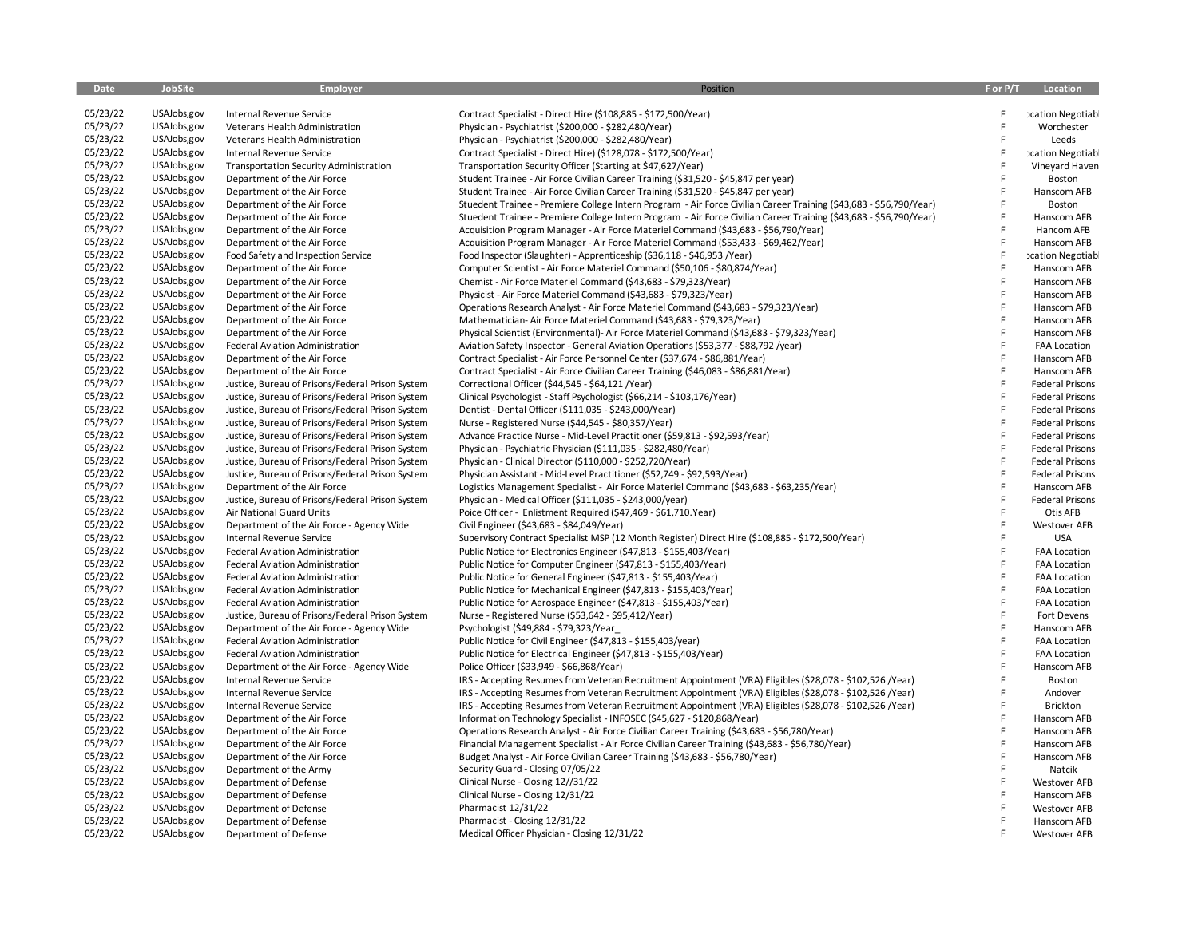| Date | JobSite | Employer | Position | F or P/T | Location |
|---|---|---|---|---|---|
| 05/23/22 | USAJobs,gov | Internal Revenue Service | Contract Specialist - Direct Hire ($108,885 - $172,500/Year) | F | ocation Negotiabl |
| 05/23/22 | USAJobs,gov | Veterans Health Administration | Physician - Psychiatrist ($200,000 - $282,480/Year) | F | Worchester |
| 05/23/22 | USAJobs,gov | Veterans Health Administration | Physician - Psychiatrist ($200,000 - $282,480/Year) | F | Leeds |
| 05/23/22 | USAJobs,gov | Internal Revenue Service | Contract Specialist - Direct Hire) ($128,078 - $172,500/Year) | F | ocation Negotiabl |
| 05/23/22 | USAJobs,gov | Transportation Security Administration | Transportation Security Officer (Starting at $47,627/Year) | F | Vineyard Haven |
| 05/23/22 | USAJobs,gov | Department of the Air Force | Student Trainee - Air Force Civilian Career Training ($31,520 - $45,847 per year) | F | Boston |
| 05/23/22 | USAJobs,gov | Department of the Air Force | Student Trainee - Air Force Civilian Career Training ($31,520 - $45,847 per year) | F | Hanscom AFB |
| 05/23/22 | USAJobs,gov | Department of the Air Force | Student Trainee - Premiere College Intern Program - Air Force Civilian Career Training ($43,683 - $56,790/Year) | F | Boston |
| 05/23/22 | USAJobs,gov | Department of the Air Force | Student Trainee - Premiere College Intern Program - Air Force Civilian Career Training ($43,683 - $56,790/Year) | F | Hanscom AFB |
| 05/23/22 | USAJobs,gov | Department of the Air Force | Acquisition Program Manager - Air Force Materiel Command ($43,683 - $56,790/Year) | F | Hancom AFB |
| 05/23/22 | USAJobs,gov | Department of the Air Force | Acquisition Program Manager - Air Force Materiel Command ($53,433 - $69,462/Year) | F | Hanscom AFB |
| 05/23/22 | USAJobs,gov | Food Safety and Inspection Service | Food Inspector (Slaughter) - Apprenticeship ($36,118 - $46,953 /Year) | F | ocation Negotiabl |
| 05/23/22 | USAJobs,gov | Department of the Air Force | Computer Scientist - Air Force Materiel Command ($50,106 - $80,874/Year) | F | Hanscom AFB |
| 05/23/22 | USAJobs,gov | Department of the Air Force | Chemist - Air Force Materiel Command ($43,683 - $79,323/Year) | F | Hanscom AFB |
| 05/23/22 | USAJobs,gov | Department of the Air Force | Physicist - Air Force Materiel Command ($43,683 - $79,323/Year) | F | Hanscom AFB |
| 05/23/22 | USAJobs,gov | Department of the Air Force | Operations Research Analyst - Air Force Materiel Command ($43,683 - $79,323/Year) | F | Hanscom AFB |
| 05/23/22 | USAJobs,gov | Department of the Air Force | Mathematician- Air Force Materiel Command ($43,683 - $79,323/Year) | F | Hanscom AFB |
| 05/23/22 | USAJobs,gov | Department of the Air Force | Physical Scientist (Environmental)- Air Force Materiel Command ($43,683 - $79,323/Year) | F | Hanscom AFB |
| 05/23/22 | USAJobs,gov | Federal Aviation Administration | Aviation Safety Inspector - General Aviation Operations ($53,377 - $88,792 /year) | F | FAA Location |
| 05/23/22 | USAJobs,gov | Department of the Air Force | Contract Specialist - Air Force Personnel Center ($37,674 - $86,881/Year) | F | Hanscom AFB |
| 05/23/22 | USAJobs,gov | Department of the Air Force | Contract Specialist - Air Force Civilian Career Training ($46,083 - $86,881/Year) | F | Hanscom AFB |
| 05/23/22 | USAJobs,gov | Justice, Bureau of Prisons/Federal Prison System | Correctional Officer ($44,545 - $64,121 /Year) | F | Federal Prisons |
| 05/23/22 | USAJobs,gov | Justice, Bureau of Prisons/Federal Prison System | Clinical Psychologist - Staff Psychologist ($66,214 - $103,176/Year) | F | Federal Prisons |
| 05/23/22 | USAJobs,gov | Justice, Bureau of Prisons/Federal Prison System | Dentist - Dental Officer ($111,035 - $243,000/Year) | F | Federal Prisons |
| 05/23/22 | USAJobs,gov | Justice, Bureau of Prisons/Federal Prison System | Nurse - Registered Nurse ($44,545 - $80,357/Year) | F | Federal Prisons |
| 05/23/22 | USAJobs,gov | Justice, Bureau of Prisons/Federal Prison System | Advance Practice Nurse - Mid-Level Practitioner ($59,813 - $92,593/Year) | F | Federal Prisons |
| 05/23/22 | USAJobs,gov | Justice, Bureau of Prisons/Federal Prison System | Physician - Psychiatric Physician ($111,035 - $282,480/Year) | F | Federal Prisons |
| 05/23/22 | USAJobs,gov | Justice, Bureau of Prisons/Federal Prison System | Physician - Clinical Director ($110,000 - $252,720/Year) | F | Federal Prisons |
| 05/23/22 | USAJobs,gov | Justice, Bureau of Prisons/Federal Prison System | Physician Assistant - Mid-Level Practitioner ($52,749 - $92,593/Year) | F | Federal Prisons |
| 05/23/22 | USAJobs,gov | Department of the Air Force | Logistics Management Specialist - Air Force Materiel Command ($43,683 - $63,235/Year) | F | Hanscom AFB |
| 05/23/22 | USAJobs,gov | Justice, Bureau of Prisons/Federal Prison System | Physician - Medical Officer ($111,035 - $243,000/year) | F | Federal Prisons |
| 05/23/22 | USAJobs,gov | Air National Guard Units | Poice Officer - Enlistment Required ($47,469 - $61,710.Year) | F | Otis AFB |
| 05/23/22 | USAJobs,gov | Department of the Air Force - Agency Wide | Civil Engineer ($43,683 - $84,049/Year) | F | Westover AFB |
| 05/23/22 | USAJobs,gov | Internal Revenue Service | Supervisory Contract Specialist MSP (12 Month Register) Direct Hire ($108,885 - $172,500/Year) | F | USA |
| 05/23/22 | USAJobs,gov | Federal Aviation Administration | Public Notice for Electronics Engineer ($47,813 - $155,403/Year) | F | FAA Location |
| 05/23/22 | USAJobs,gov | Federal Aviation Administration | Public Notice for Computer Engineer ($47,813 - $155,403/Year) | F | FAA Location |
| 05/23/22 | USAJobs,gov | Federal Aviation Administration | Public Notice for General Engineer ($47,813 - $155,403/Year) | F | FAA Location |
| 05/23/22 | USAJobs,gov | Federal Aviation Administration | Public Notice for Mechanical Engineer ($47,813 - $155,403/Year) | F | FAA Location |
| 05/23/22 | USAJobs,gov | Federal Aviation Administration | Public Notice for Aerospace Engineer ($47,813 - $155,403/Year) | F | FAA Location |
| 05/23/22 | USAJobs,gov | Justice, Bureau of Prisons/Federal Prison System | Nurse - Registered Nurse ($53,642 - $95,412/Year) | F | Fort Devens |
| 05/23/22 | USAJobs,gov | Department of the Air Force - Agency Wide | Psychologist ($49,884 - $79,323/Year_ | F | Hanscom AFB |
| 05/23/22 | USAJobs,gov | Federal Aviation Administration | Public Notice for Civil Engineer ($47,813 - $155,403/year) | F | FAA Location |
| 05/23/22 | USAJobs,gov | Federal Aviation Administration | Public Notice for Electrical Engineer ($47,813 - $155,403/Year) | F | FAA Location |
| 05/23/22 | USAJobs,gov | Department of the Air Force - Agency Wide | Police Officer ($33,949 - $66,868/Year) | F | Hanscom AFB |
| 05/23/22 | USAJobs,gov | Internal Revenue Service | IRS - Accepting Resumes from Veteran Recruitment Appointment (VRA) Eligibles ($28,078 - $102,526 /Year) | F | Boston |
| 05/23/22 | USAJobs,gov | Internal Revenue Service | IRS - Accepting Resumes from Veteran Recruitment Appointment (VRA) Eligibles ($28,078 - $102,526 /Year) | F | Andover |
| 05/23/22 | USAJobs,gov | Internal Revenue Service | IRS - Accepting Resumes from Veteran Recruitment Appointment (VRA) Eligibles ($28,078 - $102,526 /Year) | F | Brickton |
| 05/23/22 | USAJobs,gov | Department of the Air Force | Information Technology Specialist - INFOSEC ($45,627 - $120,868/Year) | F | Hanscom AFB |
| 05/23/22 | USAJobs,gov | Department of the Air Force | Operations Research Analyst - Air Force Civilian Career Training ($43,683 - $56,780/Year) | F | Hanscom AFB |
| 05/23/22 | USAJobs,gov | Department of the Air Force | Financial Management Specialist - Air Force Civilian Career Training ($43,683 - $56,780/Year) | F | Hanscom AFB |
| 05/23/22 | USAJobs,gov | Department of the Air Force | Budget Analyst - Air Force Civilian Career Training ($43,683 - $56,780/Year) | F | Hanscom AFB |
| 05/23/22 | USAJobs,gov | Department of the Army | Security Guard - Closing 07/05/22 | F | Natcik |
| 05/23/22 | USAJobs,gov | Department of Defense | Clinical Nurse - Closing 12//31/22 | F | Westover AFB |
| 05/23/22 | USAJobs,gov | Department of Defense | Clinical Nurse - Closing 12/31/22 | F | Hanscom AFB |
| 05/23/22 | USAJobs,gov | Department of Defense | Pharmacist 12/31/22 | F | Westover AFB |
| 05/23/22 | USAJobs,gov | Department of Defense | Pharmacist - Closing 12/31/22 | F | Hanscom AFB |
| 05/23/22 | USAJobs,gov | Department of Defense | Medical Officer Physician - Closing 12/31/22 | F | Westover AFB |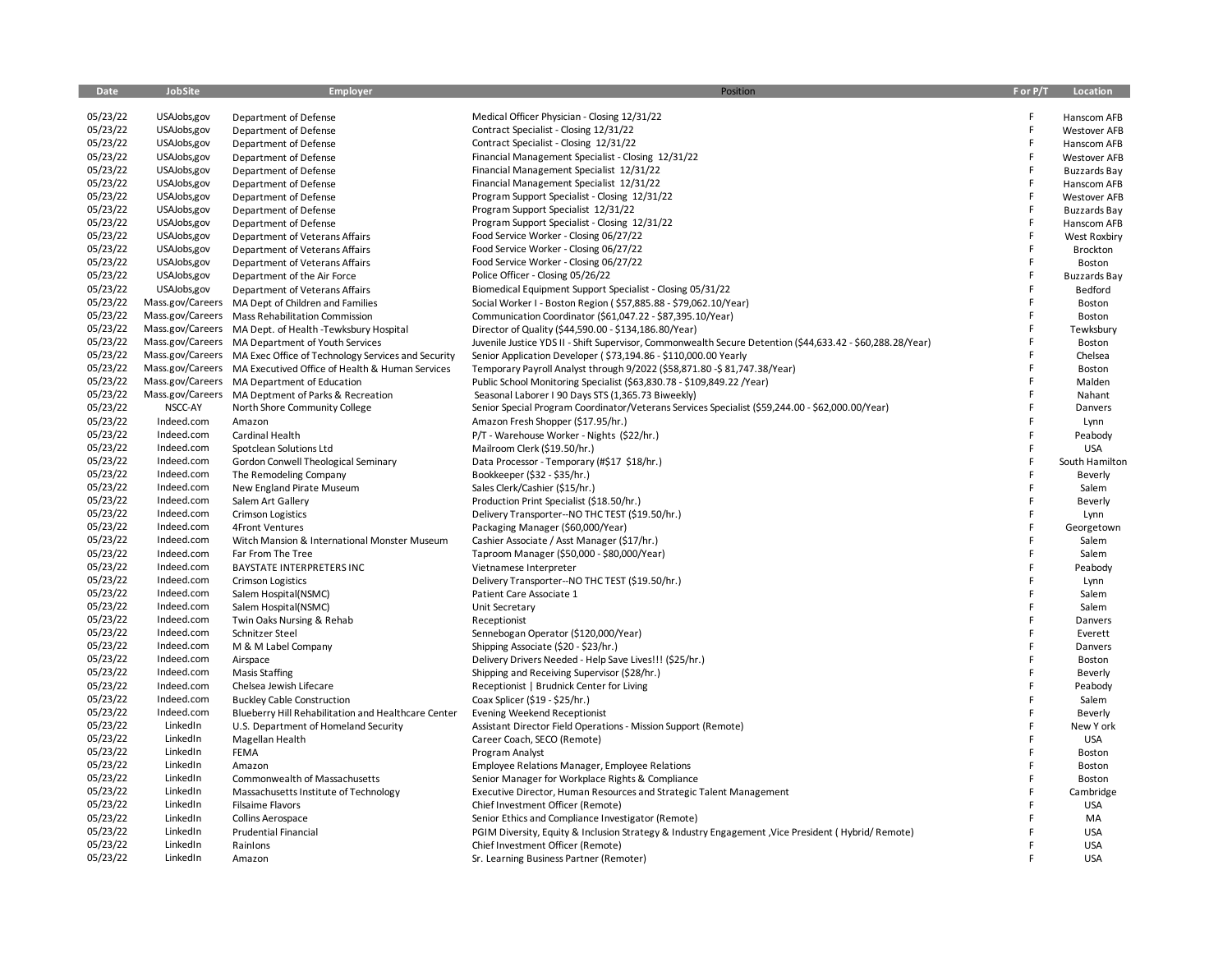| Date | JobSite | Employer | Position | F or P/T | Location |
|---|---|---|---|---|---|
| 05/23/22 | USAJobs,gov | Department of Defense | Medical Officer Physician - Closing 12/31/22 | F | Hanscom AFB |
| 05/23/22 | USAJobs,gov | Department of Defense | Contract Specialist - Closing 12/31/22 | F | Westover AFB |
| 05/23/22 | USAJobs,gov | Department of Defense | Contract Specialist - Closing 12/31/22 | F | Hanscom AFB |
| 05/23/22 | USAJobs,gov | Department of Defense | Financial Management Specialist - Closing 12/31/22 | F | Westover AFB |
| 05/23/22 | USAJobs,gov | Department of Defense | Financial Management Specialist 12/31/22 | F | Buzzards Bay |
| 05/23/22 | USAJobs,gov | Department of Defense | Financial Management Specialist 12/31/22 | F | Hanscom AFB |
| 05/23/22 | USAJobs,gov | Department of Defense | Program Support Specialist - Closing 12/31/22 | F | Westover AFB |
| 05/23/22 | USAJobs,gov | Department of Defense | Program Support Specialist 12/31/22 | F | Buzzards Bay |
| 05/23/22 | USAJobs,gov | Department of Defense | Program Support Specialist - Closing 12/31/22 | F | Hanscom AFB |
| 05/23/22 | USAJobs,gov | Department of Veterans Affairs | Food Service Worker - Closing 06/27/22 | F | West Roxbiry |
| 05/23/22 | USAJobs,gov | Department of Veterans Affairs | Food Service Worker - Closing 06/27/22 | F | Brockton |
| 05/23/22 | USAJobs,gov | Department of Veterans Affairs | Food Service Worker - Closing 06/27/22 | F | Boston |
| 05/23/22 | USAJobs,gov | Department of the Air Force | Police Officer - Closing 05/26/22 | F | Buzzards Bay |
| 05/23/22 | USAJobs,gov | Department of Veterans Affairs | Biomedical Equipment Support Specialist - Closing 05/31/22 | F | Bedford |
| 05/23/22 | Mass.gov/Careers | MA Dept of Children and Families | Social Worker I - Boston Region ( $57,885.88 - $79,062.10/Year) | F | Boston |
| 05/23/22 | Mass.gov/Careers | Mass Rehabilitation Commission | Communication Coordinator ($61,047.22 - $87,395.10/Year) | F | Boston |
| 05/23/22 | Mass.gov/Careers | MA Dept. of Health -Tewksbury Hospital | Director of Quality ($44,590.00 - $134,186.80/Year) | F | Tewksbury |
| 05/23/22 | Mass.gov/Careers | MA Department of Youth Services | Juvenile Justice YDS II - Shift Supervisor, Commonwealth Secure Detention ($44,633.42 - $60,288.28/Year) | F | Boston |
| 05/23/22 | Mass.gov/Careers | MA Exec Office of Technology Services and Security | Senior Application Developer ( $73,194.86 - $110,000.00 Yearly | F | Chelsea |
| 05/23/22 | Mass.gov/Careers | MA Executived Office of Health & Human Services | Temporary Payroll Analyst through 9/2022 ($58,871.80 -$ 81,747.38/Year) | F | Boston |
| 05/23/22 | Mass.gov/Careers | MA Department of Education | Public School Monitoring Specialist ($63,830.78 - $109,849.22 /Year) | F | Malden |
| 05/23/22 | Mass.gov/Careers | MA Deptment of Parks & Recreation | Seasonal Laborer I 90 Days STS (1,365.73 Biweekly) | F | Nahant |
| 05/23/22 | NSCC-AY | North Shore Community College | Senior Special Program Coordinator/Veterans Services Specialist ($59,244.00 - $62,000.00/Year) | F | Danvers |
| 05/23/22 | Indeed.com | Amazon | Amazon Fresh Shopper ($17.95/hr.) | F | Lynn |
| 05/23/22 | Indeed.com | Cardinal Health | P/T - Warehouse Worker - Nights ($22/hr.) | F | Peabody |
| 05/23/22 | Indeed.com | Spotclean Solutions Ltd | Mailroom Clerk ($19.50/hr.) | F | USA |
| 05/23/22 | Indeed.com | Gordon Conwell Theological Seminary | Data Processor - Temporary (#$17 $18/hr.) | F | South Hamilton |
| 05/23/22 | Indeed.com | The Remodeling Company | Bookkeeper ($32 - $35/hr.) | F | Beverly |
| 05/23/22 | Indeed.com | New England Pirate Museum | Sales Clerk/Cashier ($15/hr.) | F | Salem |
| 05/23/22 | Indeed.com | Salem Art Gallery | Production Print Specialist ($18.50/hr.) | F | Beverly |
| 05/23/22 | Indeed.com | Crimson Logistics | Delivery Transporter--NO THC TEST ($19.50/hr.) | F | Lynn |
| 05/23/22 | Indeed.com | 4Front Ventures | Packaging Manager ($60,000/Year) | F | Georgetown |
| 05/23/22 | Indeed.com | Witch Mansion & International Monster Museum | Cashier Associate / Asst Manager ($17/hr.) | F | Salem |
| 05/23/22 | Indeed.com | Far From The Tree | Taproom Manager ($50,000 - $80,000/Year) | F | Salem |
| 05/23/22 | Indeed.com | BAYSTATE INTERPRETERS INC | Vietnamese Interpreter | F | Peabody |
| 05/23/22 | Indeed.com | Crimson Logistics | Delivery Transporter--NO THC TEST ($19.50/hr.) | F | Lynn |
| 05/23/22 | Indeed.com | Salem Hospital(NSMC) | Patient Care Associate 1 | F | Salem |
| 05/23/22 | Indeed.com | Salem Hospital(NSMC) | Unit Secretary | F | Salem |
| 05/23/22 | Indeed.com | Twin Oaks Nursing & Rehab | Receptionist | F | Danvers |
| 05/23/22 | Indeed.com | Schnitzer Steel | Sennebogan Operator ($120,000/Year) | F | Everett |
| 05/23/22 | Indeed.com | M & M Label Company | Shipping Associate ($20 - $23/hr.) | F | Danvers |
| 05/23/22 | Indeed.com | Airspace | Delivery Drivers Needed - Help Save Lives!!! ($25/hr.) | F | Boston |
| 05/23/22 | Indeed.com | Masis Staffing | Shipping and Receiving Supervisor ($28/hr.) | F | Beverly |
| 05/23/22 | Indeed.com | Chelsea Jewish Lifecare | Receptionist \| Brudnick Center for Living | F | Peabody |
| 05/23/22 | Indeed.com | Buckley Cable Construction | Coax Splicer ($19 - $25/hr.) | F | Salem |
| 05/23/22 | Indeed.com | Blueberry Hill Rehabilitation and Healthcare Center | Evening Weekend Receptionist | F | Beverly |
| 05/23/22 | LinkedIn | U.S. Department of Homeland Security | Assistant Director Field Operations - Mission Support (Remote) | F | New Y ork |
| 05/23/22 | LinkedIn | Magellan Health | Career Coach, SECO (Remote) | F | USA |
| 05/23/22 | LinkedIn | FEMA | Program Analyst | F | Boston |
| 05/23/22 | LinkedIn | Amazon | Employee Relations Manager, Employee Relations | F | Boston |
| 05/23/22 | LinkedIn | Commonwealth of Massachusetts | Senior Manager for Workplace Rights & Compliance | F | Boston |
| 05/23/22 | LinkedIn | Massachusetts Institute of Technology | Executive Director, Human Resources and Strategic Talent Management | F | Cambridge |
| 05/23/22 | LinkedIn | Filsaime Flavors | Chief Investment Officer (Remote) | F | USA |
| 05/23/22 | LinkedIn | Collins Aerospace | Senior Ethics and Compliance Investigator (Remote) | F | MA |
| 05/23/22 | LinkedIn | Prudential Financial | PGIM Diversity, Equity & Inclusion Strategy & Industry Engagement ,Vice President ( Hybrid/ Remote) | F | USA |
| 05/23/22 | LinkedIn | RainIons | Chief Investment Officer (Remote) | F | USA |
| 05/23/22 | LinkedIn | Amazon | Sr. Learning Business Partner (Remoter) | F | USA |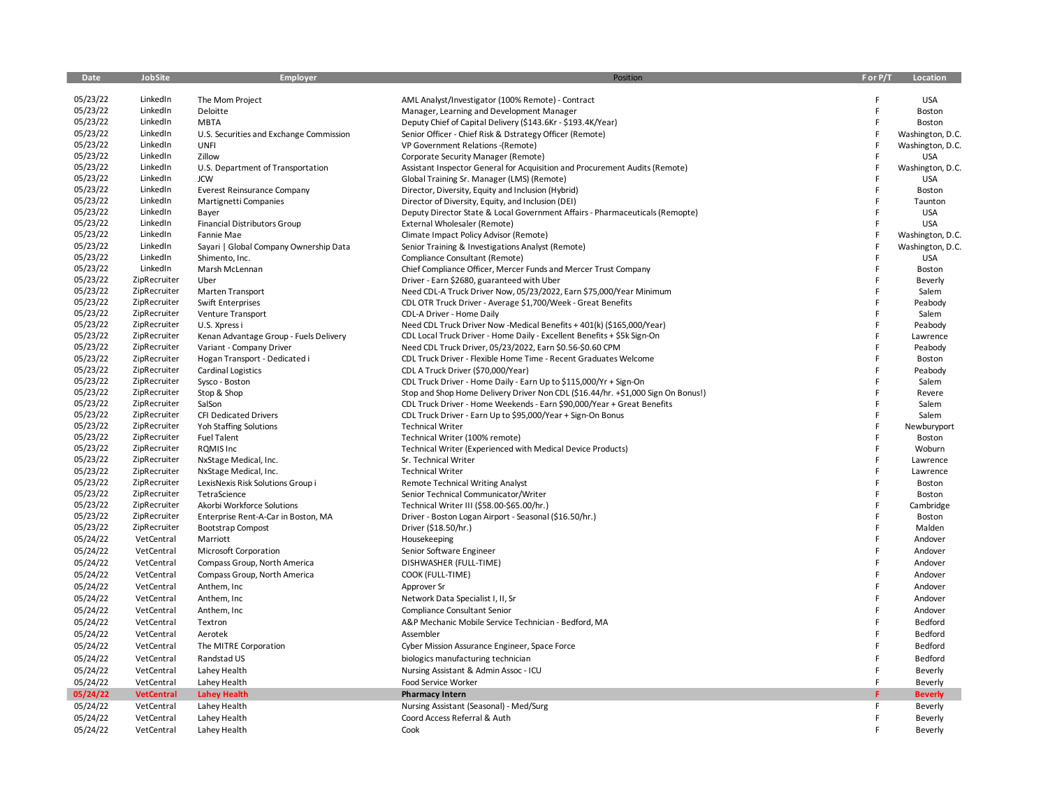| Date | JobSite | Employer | Position | F or P/T | Location |
|---|---|---|---|---|---|
| 05/23/22 | LinkedIn | The Mom Project | AML Analyst/Investigator (100% Remote) - Contract | F | USA |
| 05/23/22 | LinkedIn | Deloitte | Manager, Learning and Development Manager | F | Boston |
| 05/23/22 | LinkedIn | MBTA | Deputy Chief of Capital Delivery ($143.6Kr - $193.4K/Year) | F | Boston |
| 05/23/22 | LinkedIn | U.S. Securities and Exchange Commission | Senior Officer - Chief Risk & Dstrategy Officer (Remote) | F | Washington, D.C. |
| 05/23/22 | LinkedIn | UNFI | VP Government Relations -(Remote) | F | Washington, D.C. |
| 05/23/22 | LinkedIn | Zillow | Corporate Security Manager (Remote) | F | USA |
| 05/23/22 | LinkedIn | U.S. Department of Transportation | Assistant Inspector General for Acquisition and Procurement Audits (Remote) | F | Washington, D.C. |
| 05/23/22 | LinkedIn | JCW | Global Training Sr. Manager (LMS) (Remote) | F | USA |
| 05/23/22 | LinkedIn | Everest Reinsurance Company | Director, Diversity, Equity and Inclusion (Hybrid) | F | Boston |
| 05/23/22 | LinkedIn | Martignetti Companies | Director of Diversity, Equity, and Inclusion (DEI) | F | Taunton |
| 05/23/22 | LinkedIn | Bayer | Deputy Director State & Local Government Affairs - Pharmaceuticals (Remopte) | F | USA |
| 05/23/22 | LinkedIn | Financial Distributors Group | External Wholesaler (Remote) | F | USA |
| 05/23/22 | LinkedIn | Fannie Mae | Climate Impact Policy Advisor (Remote) | F | Washington, D.C. |
| 05/23/22 | LinkedIn | Sayari \| Global Company Ownership Data | Senior Training & Investigations Analyst (Remote) | F | Washington, D.C. |
| 05/23/22 | LinkedIn | Shimento, Inc. | Compliance Consultant (Remote) | F | USA |
| 05/23/22 | LinkedIn | Marsh McLennan | Chief Compliance Officer, Mercer Funds and Mercer Trust Company | F | Boston |
| 05/23/22 | ZipRecruiter | Uber | Driver - Earn $2680, guaranteed with Uber | F | Beverly |
| 05/23/22 | ZipRecruiter | Marten Transport | Need CDL-A Truck Driver Now, 05/23/2022, Earn $75,000/Year Minimum | F | Salem |
| 05/23/22 | ZipRecruiter | Swift Enterprises | CDL OTR Truck Driver - Average $1,700/Week - Great Benefits | F | Peabody |
| 05/23/22 | ZipRecruiter | Venture Transport | CDL-A Driver - Home Daily | F | Salem |
| 05/23/22 | ZipRecruiter | U.S. Xpress i | Need CDL Truck Driver Now -Medical Benefits + 401(k) ($165,000/Year) | F | Peabody |
| 05/23/22 | ZipRecruiter | Kenan Advantage Group - Fuels Delivery | CDL Local Truck Driver - Home Daily - Excellent Benefits + $5k Sign-On | F | Lawrence |
| 05/23/22 | ZipRecruiter | Variant - Company Driver | Need CDL Truck Driver, 05/23/2022, Earn $0.56-$0.60 CPM | F | Peabody |
| 05/23/22 | ZipRecruiter | Hogan Transport - Dedicated i | CDL Truck Driver - Flexible Home Time - Recent Graduates Welcome | F | Boston |
| 05/23/22 | ZipRecruiter | Cardinal Logistics | CDL A Truck Driver ($70,000/Year) | F | Peabody |
| 05/23/22 | ZipRecruiter | Sysco - Boston | CDL Truck Driver - Home Daily - Earn Up to $115,000/Yr + Sign-On | F | Salem |
| 05/23/22 | ZipRecruiter | Stop & Shop | Stop and Shop Home Delivery Driver Non CDL ($16.44/hr. +$1,000 Sign On Bonus!) | F | Revere |
| 05/23/22 | ZipRecruiter | SalSon | CDL Truck Driver - Home Weekends - Earn $90,000/Year + Great Benefits | F | Salem |
| 05/23/22 | ZipRecruiter | CFI Dedicated Drivers | CDL Truck Driver - Earn Up to $95,000/Year + Sign-On Bonus | F | Salem |
| 05/23/22 | ZipRecruiter | Yoh Staffing Solutions | Technical Writer | F | Newburyport |
| 05/23/22 | ZipRecruiter | Fuel Talent | Technical Writer (100% remote) | F | Boston |
| 05/23/22 | ZipRecruiter | RQMIS Inc | Technical Writer (Experienced with Medical Device Products) | F | Woburn |
| 05/23/22 | ZipRecruiter | NxStage Medical, Inc. | Sr. Technical Writer | F | Lawrence |
| 05/23/22 | ZipRecruiter | NxStage Medical, Inc. | Technical Writer | F | Lawrence |
| 05/23/22 | ZipRecruiter | LexisNexis Risk Solutions Group i | Remote Technical Writing Analyst | F | Boston |
| 05/23/22 | ZipRecruiter | TetraScience | Senior Technical Communicator/Writer | F | Boston |
| 05/23/22 | ZipRecruiter | Akorbi Workforce Solutions | Technical Writer III ($58.00-$65.00/hr.) | F | Cambridge |
| 05/23/22 | ZipRecruiter | Enterprise Rent-A-Car in Boston, MA | Driver - Boston Logan Airport - Seasonal ($16.50/hr.) | F | Boston |
| 05/23/22 | ZipRecruiter | Bootstrap Compost | Driver ($18.50/hr.) | F | Malden |
| 05/24/22 | VetCentral | Marriott | Housekeeping | F | Andover |
| 05/24/22 | VetCentral | Microsoft Corporation | Senior Software Engineer | F | Andover |
| 05/24/22 | VetCentral | Compass Group, North America | DISHWASHER (FULL-TIME) | F | Andover |
| 05/24/22 | VetCentral | Compass Group, North America | COOK (FULL-TIME) | F | Andover |
| 05/24/22 | VetCentral | Anthem, Inc | Approver Sr | F | Andover |
| 05/24/22 | VetCentral | Anthem, Inc | Network Data Specialist I, II, Sr | F | Andover |
| 05/24/22 | VetCentral | Anthem, Inc | Compliance Consultant Senior | F | Andover |
| 05/24/22 | VetCentral | Textron | A&P Mechanic Mobile Service Technician - Bedford, MA | F | Bedford |
| 05/24/22 | VetCentral | Aerotek | Assembler | F | Bedford |
| 05/24/22 | VetCentral | The MITRE Corporation | Cyber Mission Assurance Engineer, Space Force | F | Bedford |
| 05/24/22 | VetCentral | Randstad US | biologics manufacturing technician | F | Bedford |
| 05/24/22 | VetCentral | Lahey Health | Nursing Assistant & Admin Assoc - ICU | F | Beverly |
| 05/24/22 | VetCentral | Lahey Health | Food Service Worker | F | Beverly |
| **05/24/22** | **VetCentral** | **Lahey Health** | **Pharmacy Intern** | **F** | **Beverly** |
| 05/24/22 | VetCentral | Lahey Health | Nursing Assistant (Seasonal) - Med/Surg | F | Beverly |
| 05/24/22 | VetCentral | Lahey Health | Coord Access Referral & Auth | F | Beverly |
| 05/24/22 | VetCentral | Lahey Health | Cook | F | Beverly |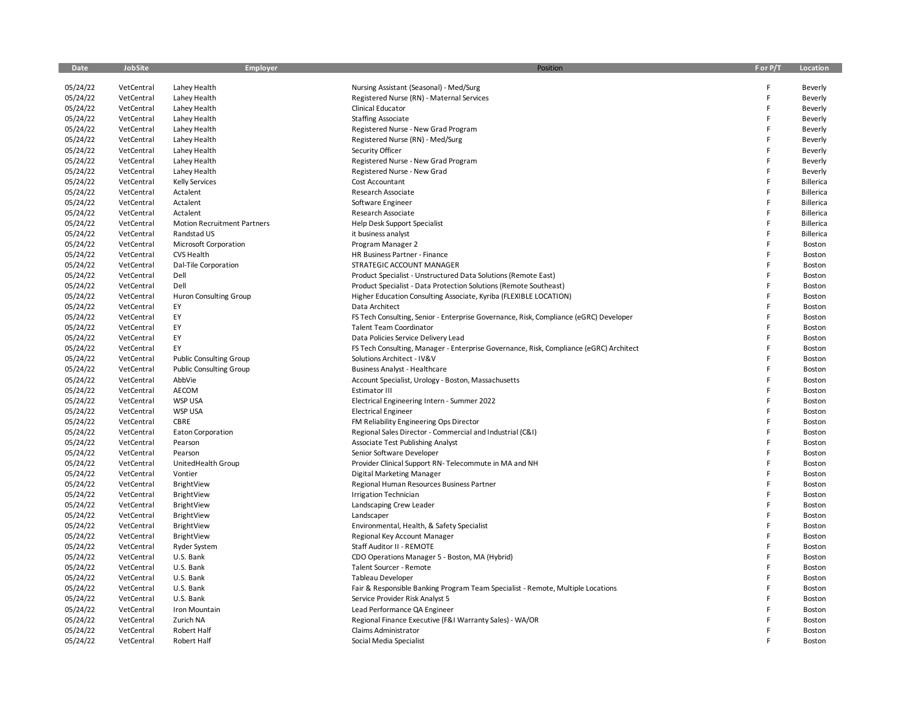| Date | JobSite | Employer | Position | F or P/T | Location |
|---|---|---|---|---|---|
| 05/24/22 | VetCentral | Lahey Health | Nursing Assistant (Seasonal) - Med/Surg | F | Beverly |
| 05/24/22 | VetCentral | Lahey Health | Registered Nurse (RN) - Maternal Services | F | Beverly |
| 05/24/22 | VetCentral | Lahey Health | Clinical Educator | F | Beverly |
| 05/24/22 | VetCentral | Lahey Health | Staffing Associate | F | Beverly |
| 05/24/22 | VetCentral | Lahey Health | Registered Nurse - New Grad Program | F | Beverly |
| 05/24/22 | VetCentral | Lahey Health | Registered Nurse (RN) - Med/Surg | F | Beverly |
| 05/24/22 | VetCentral | Lahey Health | Security Officer | F | Beverly |
| 05/24/22 | VetCentral | Lahey Health | Registered Nurse - New Grad Program | F | Beverly |
| 05/24/22 | VetCentral | Lahey Health | Registered Nurse - New Grad | F | Beverly |
| 05/24/22 | VetCentral | Kelly Services | Cost Accountant | F | Billerica |
| 05/24/22 | VetCentral | Actalent | Research Associate | F | Billerica |
| 05/24/22 | VetCentral | Actalent | Software Engineer | F | Billerica |
| 05/24/22 | VetCentral | Actalent | Research Associate | F | Billerica |
| 05/24/22 | VetCentral | Motion Recruitment Partners | Help Desk Support Specialist | F | Billerica |
| 05/24/22 | VetCentral | Randstad US | it business analyst | F | Billerica |
| 05/24/22 | VetCentral | Microsoft Corporation | Program Manager 2 | F | Boston |
| 05/24/22 | VetCentral | CVS Health | HR Business Partner - Finance | F | Boston |
| 05/24/22 | VetCentral | Dal-Tile Corporation | STRATEGIC ACCOUNT MANAGER | F | Boston |
| 05/24/22 | VetCentral | Dell | Product Specialist - Unstructured Data Solutions (Remote East) | F | Boston |
| 05/24/22 | VetCentral | Dell | Product Specialist - Data Protection Solutions (Remote Southeast) | F | Boston |
| 05/24/22 | VetCentral | Huron Consulting Group | Higher Education Consulting Associate, Kyriba (FLEXIBLE LOCATION) | F | Boston |
| 05/24/22 | VetCentral | EY | Data Architect | F | Boston |
| 05/24/22 | VetCentral | EY | FS Tech Consulting, Senior - Enterprise Governance, Risk, Compliance (eGRC) Developer | F | Boston |
| 05/24/22 | VetCentral | EY | Talent Team Coordinator | F | Boston |
| 05/24/22 | VetCentral | EY | Data Policies Service Delivery Lead | F | Boston |
| 05/24/22 | VetCentral | EY | FS Tech Consulting, Manager - Enterprise Governance, Risk, Compliance (eGRC) Architect | F | Boston |
| 05/24/22 | VetCentral | Public Consulting Group | Solutions Architect - IV&V | F | Boston |
| 05/24/22 | VetCentral | Public Consulting Group | Business Analyst - Healthcare | F | Boston |
| 05/24/22 | VetCentral | AbbVie | Account Specialist, Urology - Boston, Massachusetts | F | Boston |
| 05/24/22 | VetCentral | AECOM | Estimator III | F | Boston |
| 05/24/22 | VetCentral | WSP USA | Electrical Engineering Intern - Summer 2022 | F | Boston |
| 05/24/22 | VetCentral | WSP USA | Electrical Engineer | F | Boston |
| 05/24/22 | VetCentral | CBRE | FM Reliability Engineering Ops Director | F | Boston |
| 05/24/22 | VetCentral | Eaton Corporation | Regional Sales Director - Commercial and Industrial (C&I) | F | Boston |
| 05/24/22 | VetCentral | Pearson | Associate Test Publishing Analyst | F | Boston |
| 05/24/22 | VetCentral | Pearson | Senior Software Developer | F | Boston |
| 05/24/22 | VetCentral | UnitedHealth Group | Provider Clinical Support RN- Telecommute in MA and NH | F | Boston |
| 05/24/22 | VetCentral | Vontier | Digital Marketing Manager | F | Boston |
| 05/24/22 | VetCentral | BrightView | Regional Human Resources Business Partner | F | Boston |
| 05/24/22 | VetCentral | BrightView | Irrigation Technician | F | Boston |
| 05/24/22 | VetCentral | BrightView | Landscaping Crew Leader | F | Boston |
| 05/24/22 | VetCentral | BrightView | Landscaper | F | Boston |
| 05/24/22 | VetCentral | BrightView | Environmental, Health, & Safety Specialist | F | Boston |
| 05/24/22 | VetCentral | BrightView | Regional Key Account Manager | F | Boston |
| 05/24/22 | VetCentral | Ryder System | Staff Auditor II - REMOTE | F | Boston |
| 05/24/22 | VetCentral | U.S. Bank | CDO Operations Manager 5 - Boston, MA (Hybrid) | F | Boston |
| 05/24/22 | VetCentral | U.S. Bank | Talent Sourcer - Remote | F | Boston |
| 05/24/22 | VetCentral | U.S. Bank | Tableau Developer | F | Boston |
| 05/24/22 | VetCentral | U.S. Bank | Fair & Responsible Banking Program Team Specialist - Remote, Multiple Locations | F | Boston |
| 05/24/22 | VetCentral | U.S. Bank | Service Provider Risk Analyst 5 | F | Boston |
| 05/24/22 | VetCentral | Iron Mountain | Lead Performance QA Engineer | F | Boston |
| 05/24/22 | VetCentral | Zurich NA | Regional Finance Executive (F&I Warranty Sales) - WA/OR | F | Boston |
| 05/24/22 | VetCentral | Robert Half | Claims Administrator | F | Boston |
| 05/24/22 | VetCentral | Robert Half | Social Media Specialist | F | Boston |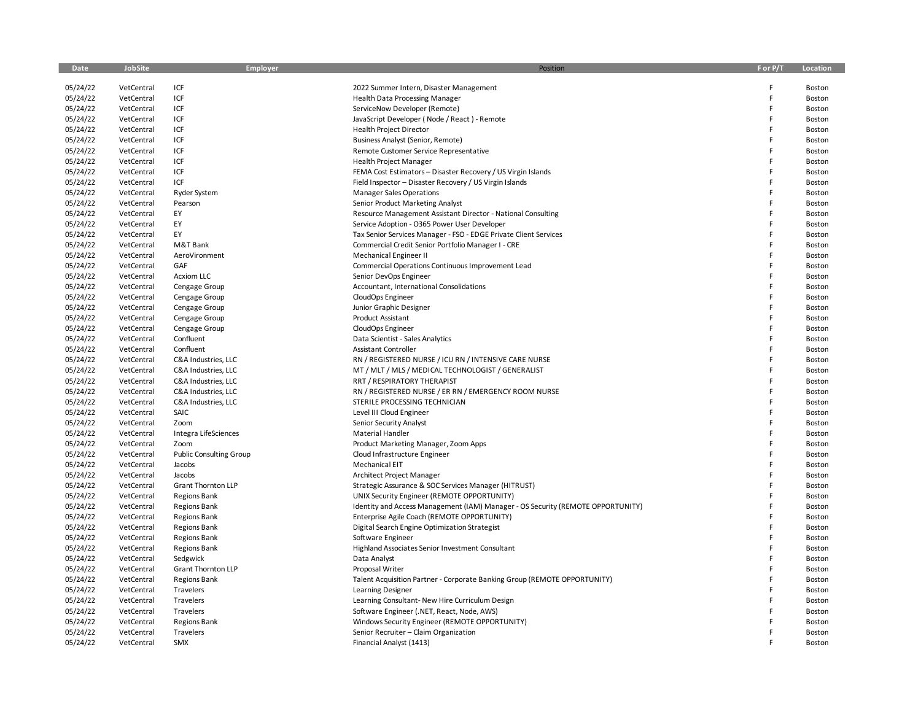| Date | JobSite | Employer | Position | F or P/T | Location |
|---|---|---|---|---|---|
| 05/24/22 | VetCentral | ICF | 2022 Summer Intern, Disaster Management | F | Boston |
| 05/24/22 | VetCentral | ICF | Health Data Processing Manager | F | Boston |
| 05/24/22 | VetCentral | ICF | ServiceNow Developer (Remote) | F | Boston |
| 05/24/22 | VetCentral | ICF | JavaScript Developer ( Node / React ) - Remote | F | Boston |
| 05/24/22 | VetCentral | ICF | Health Project Director | F | Boston |
| 05/24/22 | VetCentral | ICF | Business Analyst (Senior, Remote) | F | Boston |
| 05/24/22 | VetCentral | ICF | Remote Customer Service Representative | F | Boston |
| 05/24/22 | VetCentral | ICF | Health Project Manager | F | Boston |
| 05/24/22 | VetCentral | ICF | FEMA Cost Estimators – Disaster Recovery / US Virgin Islands | F | Boston |
| 05/24/22 | VetCentral | ICF | Field Inspector – Disaster Recovery / US Virgin Islands | F | Boston |
| 05/24/22 | VetCentral | Ryder System | Manager Sales Operations | F | Boston |
| 05/24/22 | VetCentral | Pearson | Senior Product Marketing Analyst | F | Boston |
| 05/24/22 | VetCentral | EY | Resource Management Assistant Director - National Consulting | F | Boston |
| 05/24/22 | VetCentral | EY | Service Adoption - O365 Power User Developer | F | Boston |
| 05/24/22 | VetCentral | EY | Tax Senior Services Manager - FSO - EDGE Private Client Services | F | Boston |
| 05/24/22 | VetCentral | M&T Bank | Commercial Credit Senior Portfolio Manager I - CRE | F | Boston |
| 05/24/22 | VetCentral | AeroVironment | Mechanical Engineer II | F | Boston |
| 05/24/22 | VetCentral | GAF | Commercial Operations Continuous Improvement Lead | F | Boston |
| 05/24/22 | VetCentral | Acxiom LLC | Senior DevOps Engineer | F | Boston |
| 05/24/22 | VetCentral | Cengage Group | Accountant, International Consolidations | F | Boston |
| 05/24/22 | VetCentral | Cengage Group | CloudOps Engineer | F | Boston |
| 05/24/22 | VetCentral | Cengage Group | Junior Graphic Designer | F | Boston |
| 05/24/22 | VetCentral | Cengage Group | Product Assistant | F | Boston |
| 05/24/22 | VetCentral | Cengage Group | CloudOps Engineer | F | Boston |
| 05/24/22 | VetCentral | Confluent | Data Scientist - Sales Analytics | F | Boston |
| 05/24/22 | VetCentral | Confluent | Assistant Controller | F | Boston |
| 05/24/22 | VetCentral | C&A Industries, LLC | RN / REGISTERED NURSE / ICU RN / INTENSIVE CARE NURSE | F | Boston |
| 05/24/22 | VetCentral | C&A Industries, LLC | MT / MLT / MLS / MEDICAL TECHNOLOGIST / GENERALIST | F | Boston |
| 05/24/22 | VetCentral | C&A Industries, LLC | RRT / RESPIRATORY THERAPIST | F | Boston |
| 05/24/22 | VetCentral | C&A Industries, LLC | RN / REGISTERED NURSE / ER RN / EMERGENCY ROOM NURSE | F | Boston |
| 05/24/22 | VetCentral | C&A Industries, LLC | STERILE PROCESSING TECHNICIAN | F | Boston |
| 05/24/22 | VetCentral | SAIC | Level III Cloud Engineer | F | Boston |
| 05/24/22 | VetCentral | Zoom | Senior Security Analyst | F | Boston |
| 05/24/22 | VetCentral | Integra LifeSciences | Material Handler | F | Boston |
| 05/24/22 | VetCentral | Zoom | Product Marketing Manager, Zoom Apps | F | Boston |
| 05/24/22 | VetCentral | Public Consulting Group | Cloud Infrastructure Engineer | F | Boston |
| 05/24/22 | VetCentral | Jacobs | Mechanical EIT | F | Boston |
| 05/24/22 | VetCentral | Jacobs | Architect Project Manager | F | Boston |
| 05/24/22 | VetCentral | Grant Thornton LLP | Strategic Assurance & SOC Services Manager (HITRUST) | F | Boston |
| 05/24/22 | VetCentral | Regions Bank | UNIX Security Engineer (REMOTE OPPORTUNITY) | F | Boston |
| 05/24/22 | VetCentral | Regions Bank | Identity and Access Management (IAM) Manager - OS Security (REMOTE OPPORTUNITY) | F | Boston |
| 05/24/22 | VetCentral | Regions Bank | Enterprise Agile Coach (REMOTE OPPORTUNITY) | F | Boston |
| 05/24/22 | VetCentral | Regions Bank | Digital Search Engine Optimization Strategist | F | Boston |
| 05/24/22 | VetCentral | Regions Bank | Software Engineer | F | Boston |
| 05/24/22 | VetCentral | Regions Bank | Highland Associates Senior Investment Consultant | F | Boston |
| 05/24/22 | VetCentral | Sedgwick | Data Analyst | F | Boston |
| 05/24/22 | VetCentral | Grant Thornton LLP | Proposal Writer | F | Boston |
| 05/24/22 | VetCentral | Regions Bank | Talent Acquisition Partner - Corporate Banking Group (REMOTE OPPORTUNITY) | F | Boston |
| 05/24/22 | VetCentral | Travelers | Learning Designer | F | Boston |
| 05/24/22 | VetCentral | Travelers | Learning Consultant- New Hire Curriculum Design | F | Boston |
| 05/24/22 | VetCentral | Travelers | Software Engineer (.NET, React, Node, AWS) | F | Boston |
| 05/24/22 | VetCentral | Regions Bank | Windows Security Engineer (REMOTE OPPORTUNITY) | F | Boston |
| 05/24/22 | VetCentral | Travelers | Senior Recruiter – Claim Organization | F | Boston |
| 05/24/22 | VetCentral | SMX | Financial Analyst (1413) | F | Boston |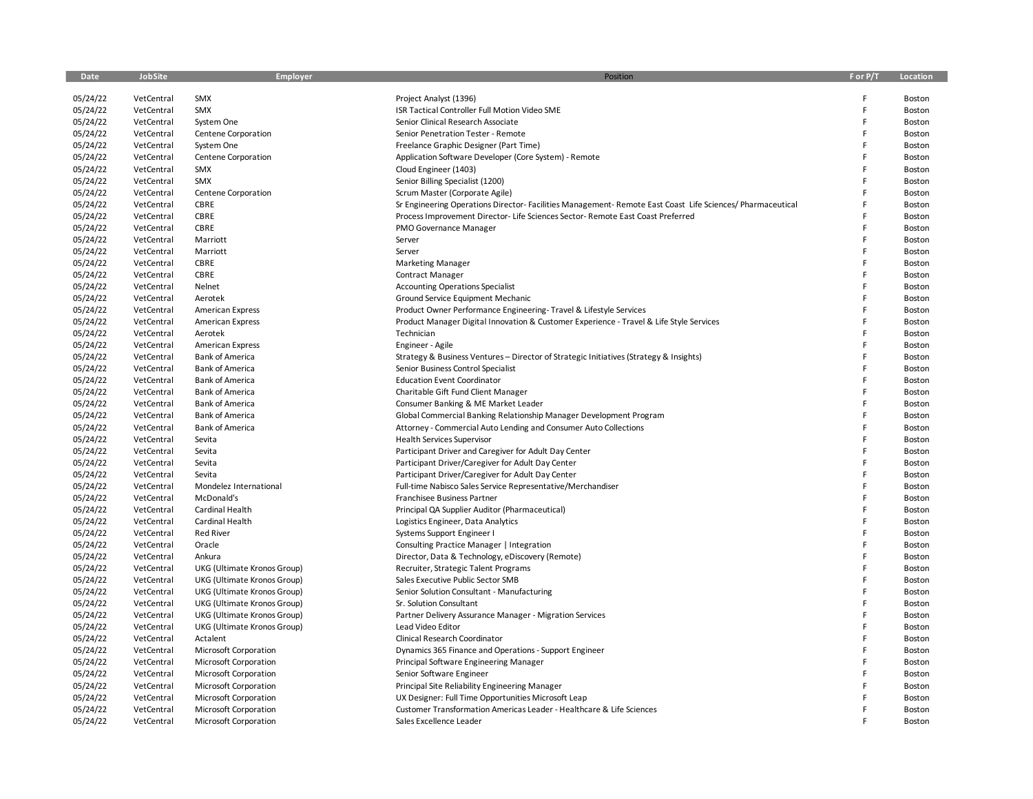| Date | JobSite | Employer | Position | F or P/T | Location |
|---|---|---|---|---|---|
| 05/24/22 | VetCentral | SMX | Project Analyst (1396) | F | Boston |
| 05/24/22 | VetCentral | SMX | ISR Tactical Controller Full Motion Video SME | F | Boston |
| 05/24/22 | VetCentral | System One | Senior Clinical Research Associate | F | Boston |
| 05/24/22 | VetCentral | Centene Corporation | Senior Penetration Tester - Remote | F | Boston |
| 05/24/22 | VetCentral | System One | Freelance Graphic Designer (Part Time) | F | Boston |
| 05/24/22 | VetCentral | Centene Corporation | Application Software Developer (Core System) - Remote | F | Boston |
| 05/24/22 | VetCentral | SMX | Cloud Engineer (1403) | F | Boston |
| 05/24/22 | VetCentral | SMX | Senior Billing Specialist (1200) | F | Boston |
| 05/24/22 | VetCentral | Centene Corporation | Scrum Master (Corporate Agile) | F | Boston |
| 05/24/22 | VetCentral | CBRE | Sr Engineering Operations Director- Facilities Management- Remote East Coast Life Sciences/ Pharmaceutical | F | Boston |
| 05/24/22 | VetCentral | CBRE | Process Improvement Director- Life Sciences Sector- Remote East Coast Preferred | F | Boston |
| 05/24/22 | VetCentral | CBRE | PMO Governance Manager | F | Boston |
| 05/24/22 | VetCentral | Marriott | Server | F | Boston |
| 05/24/22 | VetCentral | Marriott | Server | F | Boston |
| 05/24/22 | VetCentral | CBRE | Marketing Manager | F | Boston |
| 05/24/22 | VetCentral | CBRE | Contract Manager | F | Boston |
| 05/24/22 | VetCentral | Nelnet | Accounting Operations Specialist | F | Boston |
| 05/24/22 | VetCentral | Aerotek | Ground Service Equipment Mechanic | F | Boston |
| 05/24/22 | VetCentral | American Express | Product Owner Performance Engineering- Travel & Lifestyle Services | F | Boston |
| 05/24/22 | VetCentral | American Express | Product Manager Digital Innovation & Customer Experience - Travel & Life Style Services | F | Boston |
| 05/24/22 | VetCentral | Aerotek | Technician | F | Boston |
| 05/24/22 | VetCentral | American Express | Engineer - Agile | F | Boston |
| 05/24/22 | VetCentral | Bank of America | Strategy & Business Ventures – Director of Strategic Initiatives (Strategy & Insights) | F | Boston |
| 05/24/22 | VetCentral | Bank of America | Senior Business Control Specialist | F | Boston |
| 05/24/22 | VetCentral | Bank of America | Education Event Coordinator | F | Boston |
| 05/24/22 | VetCentral | Bank of America | Charitable Gift Fund Client Manager | F | Boston |
| 05/24/22 | VetCentral | Bank of America | Consumer Banking & ME Market Leader | F | Boston |
| 05/24/22 | VetCentral | Bank of America | Global Commercial Banking Relationship Manager Development Program | F | Boston |
| 05/24/22 | VetCentral | Bank of America | Attorney - Commercial Auto Lending and Consumer Auto Collections | F | Boston |
| 05/24/22 | VetCentral | Sevita | Health Services Supervisor | F | Boston |
| 05/24/22 | VetCentral | Sevita | Participant Driver and Caregiver for Adult Day Center | F | Boston |
| 05/24/22 | VetCentral | Sevita | Participant Driver/Caregiver for Adult Day Center | F | Boston |
| 05/24/22 | VetCentral | Sevita | Participant Driver/Caregiver for Adult Day Center | F | Boston |
| 05/24/22 | VetCentral | Mondelez International | Full-time Nabisco Sales Service Representative/Merchandiser | F | Boston |
| 05/24/22 | VetCentral | McDonald's | Franchisee Business Partner | F | Boston |
| 05/24/22 | VetCentral | Cardinal Health | Principal QA Supplier Auditor (Pharmaceutical) | F | Boston |
| 05/24/22 | VetCentral | Cardinal Health | Logistics Engineer, Data Analytics | F | Boston |
| 05/24/22 | VetCentral | Red River | Systems Support Engineer I | F | Boston |
| 05/24/22 | VetCentral | Oracle | Consulting Practice Manager \| Integration | F | Boston |
| 05/24/22 | VetCentral | Ankura | Director, Data & Technology, eDiscovery (Remote) | F | Boston |
| 05/24/22 | VetCentral | UKG (Ultimate Kronos Group) | Recruiter, Strategic Talent Programs | F | Boston |
| 05/24/22 | VetCentral | UKG (Ultimate Kronos Group) | Sales Executive Public Sector SMB | F | Boston |
| 05/24/22 | VetCentral | UKG (Ultimate Kronos Group) | Senior Solution Consultant - Manufacturing | F | Boston |
| 05/24/22 | VetCentral | UKG (Ultimate Kronos Group) | Sr. Solution Consultant | F | Boston |
| 05/24/22 | VetCentral | UKG (Ultimate Kronos Group) | Partner Delivery Assurance Manager - Migration Services | F | Boston |
| 05/24/22 | VetCentral | UKG (Ultimate Kronos Group) | Lead Video Editor | F | Boston |
| 05/24/22 | VetCentral | Actalent | Clinical Research Coordinator | F | Boston |
| 05/24/22 | VetCentral | Microsoft Corporation | Dynamics 365 Finance and Operations - Support Engineer | F | Boston |
| 05/24/22 | VetCentral | Microsoft Corporation | Principal Software Engineering Manager | F | Boston |
| 05/24/22 | VetCentral | Microsoft Corporation | Senior Software Engineer | F | Boston |
| 05/24/22 | VetCentral | Microsoft Corporation | Principal Site Reliability Engineering Manager | F | Boston |
| 05/24/22 | VetCentral | Microsoft Corporation | UX Designer: Full Time Opportunities Microsoft Leap | F | Boston |
| 05/24/22 | VetCentral | Microsoft Corporation | Customer Transformation Americas Leader - Healthcare & Life Sciences | F | Boston |
| 05/24/22 | VetCentral | Microsoft Corporation | Sales Excellence Leader | F | Boston |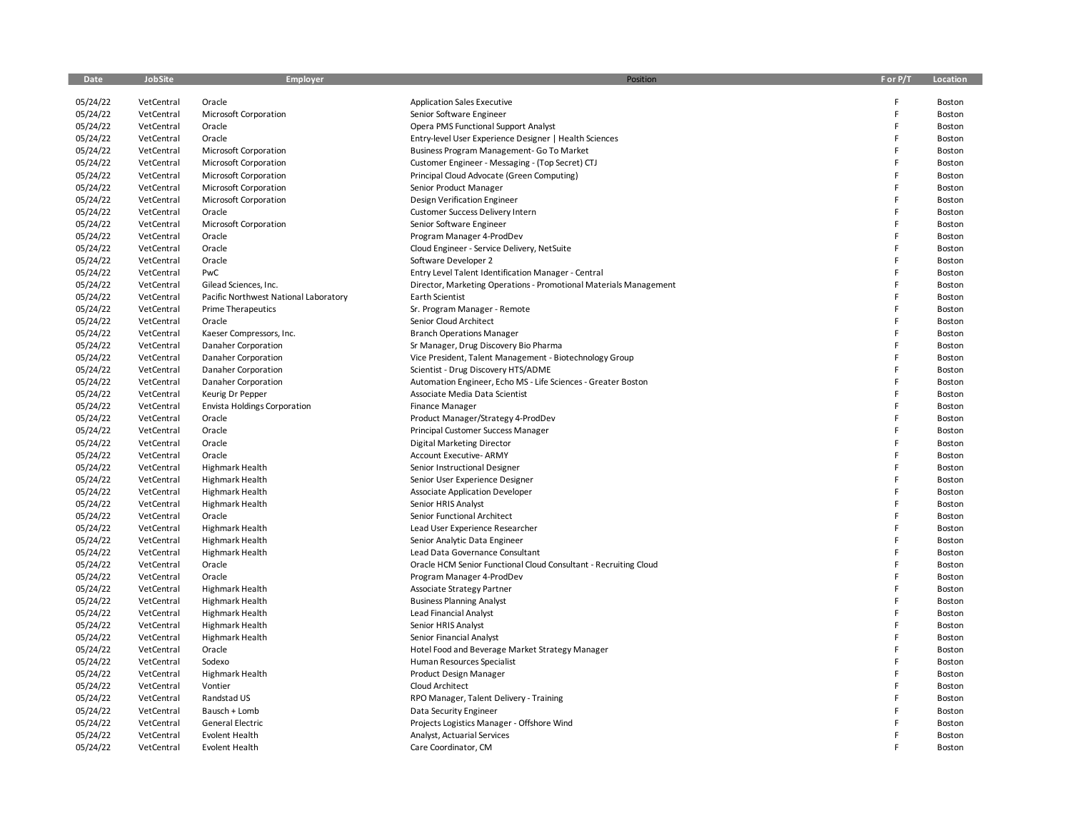| Date | JobSite | Employer | Position | F or P/T | Location |
|---|---|---|---|---|---|
| 05/24/22 | VetCentral | Oracle | Application Sales Executive | F | Boston |
| 05/24/22 | VetCentral | Microsoft Corporation | Senior Software Engineer | F | Boston |
| 05/24/22 | VetCentral | Oracle | Opera PMS Functional Support Analyst | F | Boston |
| 05/24/22 | VetCentral | Oracle | Entry-level User Experience Designer \| Health Sciences | F | Boston |
| 05/24/22 | VetCentral | Microsoft Corporation | Business Program Management- Go To Market | F | Boston |
| 05/24/22 | VetCentral | Microsoft Corporation | Customer Engineer - Messaging - (Top Secret) CTJ | F | Boston |
| 05/24/22 | VetCentral | Microsoft Corporation | Principal Cloud Advocate (Green Computing) | F | Boston |
| 05/24/22 | VetCentral | Microsoft Corporation | Senior Product Manager | F | Boston |
| 05/24/22 | VetCentral | Microsoft Corporation | Design Verification Engineer | F | Boston |
| 05/24/22 | VetCentral | Oracle | Customer Success Delivery Intern | F | Boston |
| 05/24/22 | VetCentral | Microsoft Corporation | Senior Software Engineer | F | Boston |
| 05/24/22 | VetCentral | Oracle | Program Manager 4-ProdDev | F | Boston |
| 05/24/22 | VetCentral | Oracle | Cloud Engineer - Service Delivery, NetSuite | F | Boston |
| 05/24/22 | VetCentral | Oracle | Software Developer 2 | F | Boston |
| 05/24/22 | VetCentral | PwC | Entry Level Talent Identification Manager - Central | F | Boston |
| 05/24/22 | VetCentral | Gilead Sciences, Inc. | Director, Marketing Operations - Promotional Materials Management | F | Boston |
| 05/24/22 | VetCentral | Pacific Northwest National Laboratory | Earth Scientist | F | Boston |
| 05/24/22 | VetCentral | Prime Therapeutics | Sr. Program Manager - Remote | F | Boston |
| 05/24/22 | VetCentral | Oracle | Senior Cloud Architect | F | Boston |
| 05/24/22 | VetCentral | Kaeser Compressors, Inc. | Branch Operations Manager | F | Boston |
| 05/24/22 | VetCentral | Danaher Corporation | Sr Manager, Drug Discovery Bio Pharma | F | Boston |
| 05/24/22 | VetCentral | Danaher Corporation | Vice President, Talent Management - Biotechnology Group | F | Boston |
| 05/24/22 | VetCentral | Danaher Corporation | Scientist - Drug Discovery HTS/ADME | F | Boston |
| 05/24/22 | VetCentral | Danaher Corporation | Automation Engineer, Echo MS - Life Sciences - Greater Boston | F | Boston |
| 05/24/22 | VetCentral | Keurig Dr Pepper | Associate Media Data Scientist | F | Boston |
| 05/24/22 | VetCentral | Envista Holdings Corporation | Finance Manager | F | Boston |
| 05/24/22 | VetCentral | Oracle | Product Manager/Strategy 4-ProdDev | F | Boston |
| 05/24/22 | VetCentral | Oracle | Principal Customer Success Manager | F | Boston |
| 05/24/22 | VetCentral | Oracle | Digital Marketing Director | F | Boston |
| 05/24/22 | VetCentral | Oracle | Account Executive- ARMY | F | Boston |
| 05/24/22 | VetCentral | Highmark Health | Senior Instructional Designer | F | Boston |
| 05/24/22 | VetCentral | Highmark Health | Senior User Experience Designer | F | Boston |
| 05/24/22 | VetCentral | Highmark Health | Associate Application Developer | F | Boston |
| 05/24/22 | VetCentral | Highmark Health | Senior HRIS Analyst | F | Boston |
| 05/24/22 | VetCentral | Oracle | Senior Functional Architect | F | Boston |
| 05/24/22 | VetCentral | Highmark Health | Lead User Experience Researcher | F | Boston |
| 05/24/22 | VetCentral | Highmark Health | Senior Analytic Data Engineer | F | Boston |
| 05/24/22 | VetCentral | Highmark Health | Lead Data Governance Consultant | F | Boston |
| 05/24/22 | VetCentral | Oracle | Oracle HCM Senior Functional Cloud Consultant - Recruiting Cloud | F | Boston |
| 05/24/22 | VetCentral | Oracle | Program Manager 4-ProdDev | F | Boston |
| 05/24/22 | VetCentral | Highmark Health | Associate Strategy Partner | F | Boston |
| 05/24/22 | VetCentral | Highmark Health | Business Planning Analyst | F | Boston |
| 05/24/22 | VetCentral | Highmark Health | Lead Financial Analyst | F | Boston |
| 05/24/22 | VetCentral | Highmark Health | Senior HRIS Analyst | F | Boston |
| 05/24/22 | VetCentral | Highmark Health | Senior Financial Analyst | F | Boston |
| 05/24/22 | VetCentral | Oracle | Hotel Food and Beverage Market Strategy Manager | F | Boston |
| 05/24/22 | VetCentral | Sodexo | Human Resources Specialist | F | Boston |
| 05/24/22 | VetCentral | Highmark Health | Product Design Manager | F | Boston |
| 05/24/22 | VetCentral | Vontier | Cloud Architect | F | Boston |
| 05/24/22 | VetCentral | Randstad US | RPO Manager, Talent Delivery - Training | F | Boston |
| 05/24/22 | VetCentral | Bausch + Lomb | Data Security Engineer | F | Boston |
| 05/24/22 | VetCentral | General Electric | Projects Logistics Manager - Offshore Wind | F | Boston |
| 05/24/22 | VetCentral | Evolent Health | Analyst, Actuarial Services | F | Boston |
| 05/24/22 | VetCentral | Evolent Health | Care Coordinator, CM | F | Boston |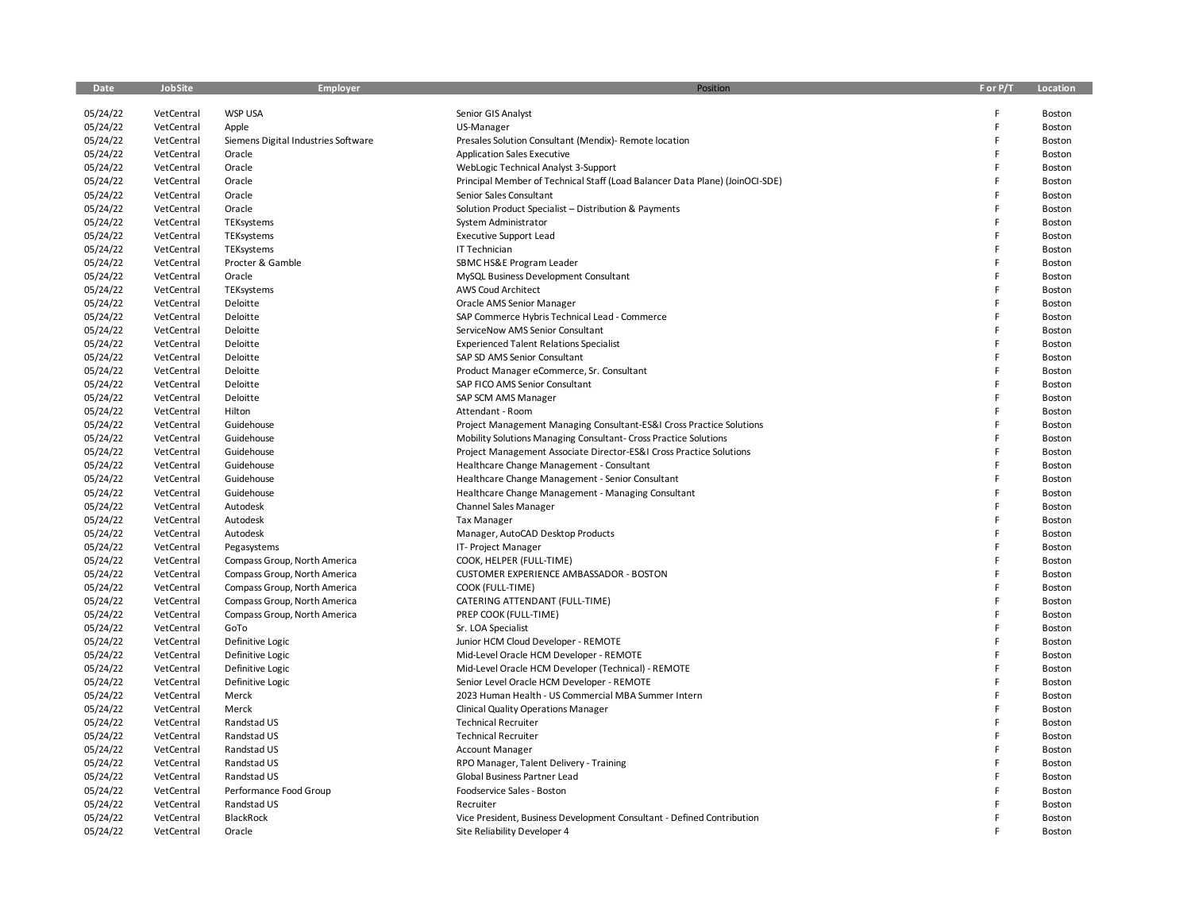| Date | JobSite | Employer | Position | F or P/T | Location |
|---|---|---|---|---|---|
| 05/24/22 | VetCentral | WSP USA | Senior GIS Analyst | F | Boston |
| 05/24/22 | VetCentral | Apple | US-Manager | F | Boston |
| 05/24/22 | VetCentral | Siemens Digital Industries Software | Presales Solution Consultant (Mendix)- Remote location | F | Boston |
| 05/24/22 | VetCentral | Oracle | Application Sales Executive | F | Boston |
| 05/24/22 | VetCentral | Oracle | WebLogic Technical Analyst 3-Support | F | Boston |
| 05/24/22 | VetCentral | Oracle | Principal Member of Technical Staff (Load Balancer Data Plane) (JoinOCI-SDE) | F | Boston |
| 05/24/22 | VetCentral | Oracle | Senior Sales Consultant | F | Boston |
| 05/24/22 | VetCentral | Oracle | Solution Product Specialist – Distribution & Payments | F | Boston |
| 05/24/22 | VetCentral | TEKsystems | System Administrator | F | Boston |
| 05/24/22 | VetCentral | TEKsystems | Executive Support Lead | F | Boston |
| 05/24/22 | VetCentral | TEKsystems | IT Technician | F | Boston |
| 05/24/22 | VetCentral | Procter & Gamble | SBMC HS&E Program Leader | F | Boston |
| 05/24/22 | VetCentral | Oracle | MySQL Business Development Consultant | F | Boston |
| 05/24/22 | VetCentral | TEKsystems | AWS Coud Architect | F | Boston |
| 05/24/22 | VetCentral | Deloitte | Oracle AMS Senior Manager | F | Boston |
| 05/24/22 | VetCentral | Deloitte | SAP Commerce Hybris Technical Lead - Commerce | F | Boston |
| 05/24/22 | VetCentral | Deloitte | ServiceNow AMS Senior Consultant | F | Boston |
| 05/24/22 | VetCentral | Deloitte | Experienced Talent Relations Specialist | F | Boston |
| 05/24/22 | VetCentral | Deloitte | SAP SD AMS Senior Consultant | F | Boston |
| 05/24/22 | VetCentral | Deloitte | Product Manager eCommerce, Sr. Consultant | F | Boston |
| 05/24/22 | VetCentral | Deloitte | SAP FICO AMS Senior Consultant | F | Boston |
| 05/24/22 | VetCentral | Deloitte | SAP SCM AMS Manager | F | Boston |
| 05/24/22 | VetCentral | Hilton | Attendant - Room | F | Boston |
| 05/24/22 | VetCentral | Guidehouse | Project Management Managing Consultant-ES&I Cross Practice Solutions | F | Boston |
| 05/24/22 | VetCentral | Guidehouse | Mobility Solutions Managing Consultant- Cross Practice Solutions | F | Boston |
| 05/24/22 | VetCentral | Guidehouse | Project Management Associate Director-ES&I Cross Practice Solutions | F | Boston |
| 05/24/22 | VetCentral | Guidehouse | Healthcare Change Management - Consultant | F | Boston |
| 05/24/22 | VetCentral | Guidehouse | Healthcare Change Management - Senior Consultant | F | Boston |
| 05/24/22 | VetCentral | Guidehouse | Healthcare Change Management - Managing Consultant | F | Boston |
| 05/24/22 | VetCentral | Autodesk | Channel Sales Manager | F | Boston |
| 05/24/22 | VetCentral | Autodesk | Tax Manager | F | Boston |
| 05/24/22 | VetCentral | Autodesk | Manager, AutoCAD Desktop Products | F | Boston |
| 05/24/22 | VetCentral | Pegasystems | IT- Project Manager | F | Boston |
| 05/24/22 | VetCentral | Compass Group, North America | COOK, HELPER (FULL-TIME) | F | Boston |
| 05/24/22 | VetCentral | Compass Group, North America | CUSTOMER EXPERIENCE AMBASSADOR - BOSTON | F | Boston |
| 05/24/22 | VetCentral | Compass Group, North America | COOK (FULL-TIME) | F | Boston |
| 05/24/22 | VetCentral | Compass Group, North America | CATERING ATTENDANT (FULL-TIME) | F | Boston |
| 05/24/22 | VetCentral | Compass Group, North America | PREP COOK (FULL-TIME) | F | Boston |
| 05/24/22 | VetCentral | GoTo | Sr. LOA Specialist | F | Boston |
| 05/24/22 | VetCentral | Definitive Logic | Junior HCM Cloud Developer - REMOTE | F | Boston |
| 05/24/22 | VetCentral | Definitive Logic | Mid-Level Oracle HCM Developer - REMOTE | F | Boston |
| 05/24/22 | VetCentral | Definitive Logic | Mid-Level Oracle HCM Developer (Technical) - REMOTE | F | Boston |
| 05/24/22 | VetCentral | Definitive Logic | Senior Level Oracle HCM Developer - REMOTE | F | Boston |
| 05/24/22 | VetCentral | Merck | 2023 Human Health - US Commercial MBA Summer Intern | F | Boston |
| 05/24/22 | VetCentral | Merck | Clinical Quality Operations Manager | F | Boston |
| 05/24/22 | VetCentral | Randstad US | Technical Recruiter | F | Boston |
| 05/24/22 | VetCentral | Randstad US | Technical Recruiter | F | Boston |
| 05/24/22 | VetCentral | Randstad US | Account Manager | F | Boston |
| 05/24/22 | VetCentral | Randstad US | RPO Manager, Talent Delivery - Training | F | Boston |
| 05/24/22 | VetCentral | Randstad US | Global Business Partner Lead | F | Boston |
| 05/24/22 | VetCentral | Performance Food Group | Foodservice Sales - Boston | F | Boston |
| 05/24/22 | VetCentral | Randstad US | Recruiter | F | Boston |
| 05/24/22 | VetCentral | BlackRock | Vice President, Business Development Consultant - Defined Contribution | F | Boston |
| 05/24/22 | VetCentral | Oracle | Site Reliability Developer 4 | F | Boston |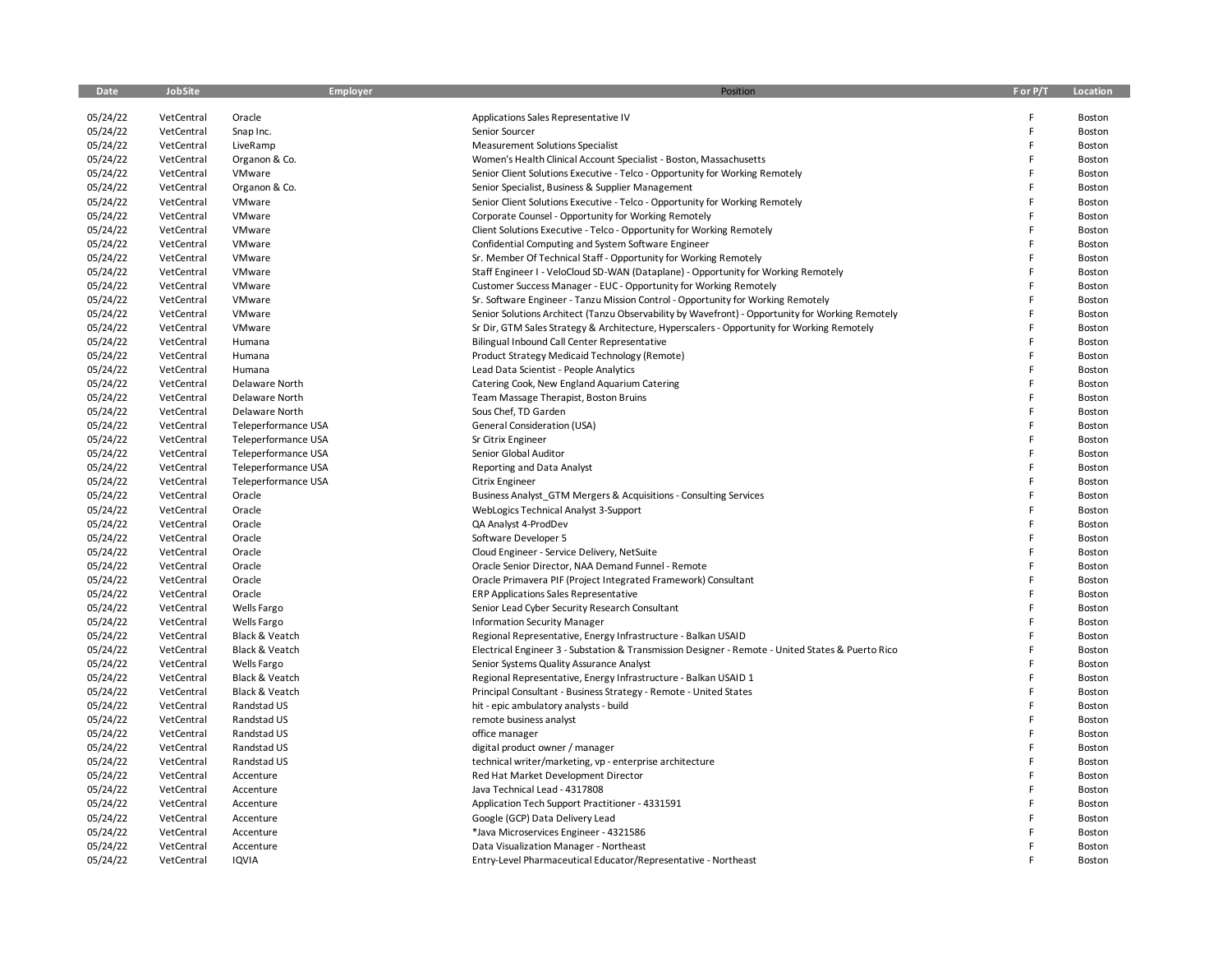| Date | JobSite | Employer | Position | F or P/T | Location |
|---|---|---|---|---|---|
| 05/24/22 | VetCentral | Oracle | Applications Sales Representative IV | F | Boston |
| 05/24/22 | VetCentral | Snap Inc. | Senior Sourcer | F | Boston |
| 05/24/22 | VetCentral | LiveRamp | Measurement Solutions Specialist | F | Boston |
| 05/24/22 | VetCentral | Organon & Co. | Women's Health Clinical Account Specialist - Boston, Massachusetts | F | Boston |
| 05/24/22 | VetCentral | VMware | Senior Client Solutions Executive - Telco - Opportunity for Working Remotely | F | Boston |
| 05/24/22 | VetCentral | Organon & Co. | Senior Specialist, Business & Supplier Management | F | Boston |
| 05/24/22 | VetCentral | VMware | Senior Client Solutions Executive - Telco - Opportunity for Working Remotely | F | Boston |
| 05/24/22 | VetCentral | VMware | Corporate Counsel - Opportunity for Working Remotely | F | Boston |
| 05/24/22 | VetCentral | VMware | Client Solutions Executive - Telco - Opportunity for Working Remotely | F | Boston |
| 05/24/22 | VetCentral | VMware | Confidential Computing and System Software Engineer | F | Boston |
| 05/24/22 | VetCentral | VMware | Sr. Member Of Technical Staff - Opportunity for Working Remotely | F | Boston |
| 05/24/22 | VetCentral | VMware | Staff Engineer I - VeloCloud SD-WAN (Dataplane) - Opportunity for Working Remotely | F | Boston |
| 05/24/22 | VetCentral | VMware | Customer Success Manager - EUC - Opportunity for Working Remotely | F | Boston |
| 05/24/22 | VetCentral | VMware | Sr. Software Engineer - Tanzu Mission Control - Opportunity for Working Remotely | F | Boston |
| 05/24/22 | VetCentral | VMware | Senior Solutions Architect (Tanzu Observability by Wavefront) - Opportunity for Working Remotely | F | Boston |
| 05/24/22 | VetCentral | VMware | Sr Dir, GTM Sales Strategy & Architecture, Hyperscalers - Opportunity for Working Remotely | F | Boston |
| 05/24/22 | VetCentral | Humana | Bilingual Inbound Call Center Representative | F | Boston |
| 05/24/22 | VetCentral | Humana | Product Strategy Medicaid Technology (Remote) | F | Boston |
| 05/24/22 | VetCentral | Humana | Lead Data Scientist - People Analytics | F | Boston |
| 05/24/22 | VetCentral | Delaware North | Catering Cook, New England Aquarium Catering | F | Boston |
| 05/24/22 | VetCentral | Delaware North | Team Massage Therapist, Boston Bruins | F | Boston |
| 05/24/22 | VetCentral | Delaware North | Sous Chef, TD Garden | F | Boston |
| 05/24/22 | VetCentral | Teleperformance USA | General Consideration (USA) | F | Boston |
| 05/24/22 | VetCentral | Teleperformance USA | Sr Citrix Engineer | F | Boston |
| 05/24/22 | VetCentral | Teleperformance USA | Senior Global Auditor | F | Boston |
| 05/24/22 | VetCentral | Teleperformance USA | Reporting and Data Analyst | F | Boston |
| 05/24/22 | VetCentral | Teleperformance USA | Citrix Engineer | F | Boston |
| 05/24/22 | VetCentral | Oracle | Business Analyst_GTM Mergers & Acquisitions - Consulting Services | F | Boston |
| 05/24/22 | VetCentral | Oracle | WebLogics Technical Analyst 3-Support | F | Boston |
| 05/24/22 | VetCentral | Oracle | QA Analyst 4-ProdDev | F | Boston |
| 05/24/22 | VetCentral | Oracle | Software Developer 5 | F | Boston |
| 05/24/22 | VetCentral | Oracle | Cloud Engineer - Service Delivery, NetSuite | F | Boston |
| 05/24/22 | VetCentral | Oracle | Oracle Senior Director, NAA Demand Funnel - Remote | F | Boston |
| 05/24/22 | VetCentral | Oracle | Oracle Primavera PIF (Project Integrated Framework) Consultant | F | Boston |
| 05/24/22 | VetCentral | Oracle | ERP Applications Sales Representative | F | Boston |
| 05/24/22 | VetCentral | Wells Fargo | Senior Lead Cyber Security Research Consultant | F | Boston |
| 05/24/22 | VetCentral | Wells Fargo | Information Security Manager | F | Boston |
| 05/24/22 | VetCentral | Black & Veatch | Regional Representative, Energy Infrastructure - Balkan USAID | F | Boston |
| 05/24/22 | VetCentral | Black & Veatch | Electrical Engineer 3 - Substation & Transmission Designer - Remote - United States & Puerto Rico | F | Boston |
| 05/24/22 | VetCentral | Wells Fargo | Senior Systems Quality Assurance Analyst | F | Boston |
| 05/24/22 | VetCentral | Black & Veatch | Regional Representative, Energy Infrastructure - Balkan USAID 1 | F | Boston |
| 05/24/22 | VetCentral | Black & Veatch | Principal Consultant - Business Strategy - Remote - United States | F | Boston |
| 05/24/22 | VetCentral | Randstad US | hit - epic ambulatory analysts - build | F | Boston |
| 05/24/22 | VetCentral | Randstad US | remote business analyst | F | Boston |
| 05/24/22 | VetCentral | Randstad US | office manager | F | Boston |
| 05/24/22 | VetCentral | Randstad US | digital product owner / manager | F | Boston |
| 05/24/22 | VetCentral | Randstad US | technical writer/marketing, vp - enterprise architecture | F | Boston |
| 05/24/22 | VetCentral | Accenture | Red Hat Market Development Director | F | Boston |
| 05/24/22 | VetCentral | Accenture | Java Technical Lead - 4317808 | F | Boston |
| 05/24/22 | VetCentral | Accenture | Application Tech Support Practitioner - 4331591 | F | Boston |
| 05/24/22 | VetCentral | Accenture | Google (GCP) Data Delivery Lead | F | Boston |
| 05/24/22 | VetCentral | Accenture | *Java Microservices Engineer - 4321586 | F | Boston |
| 05/24/22 | VetCentral | Accenture | Data Visualization Manager - Northeast | F | Boston |
| 05/24/22 | VetCentral | IQVIA | Entry-Level Pharmaceutical Educator/Representative - Northeast | F | Boston |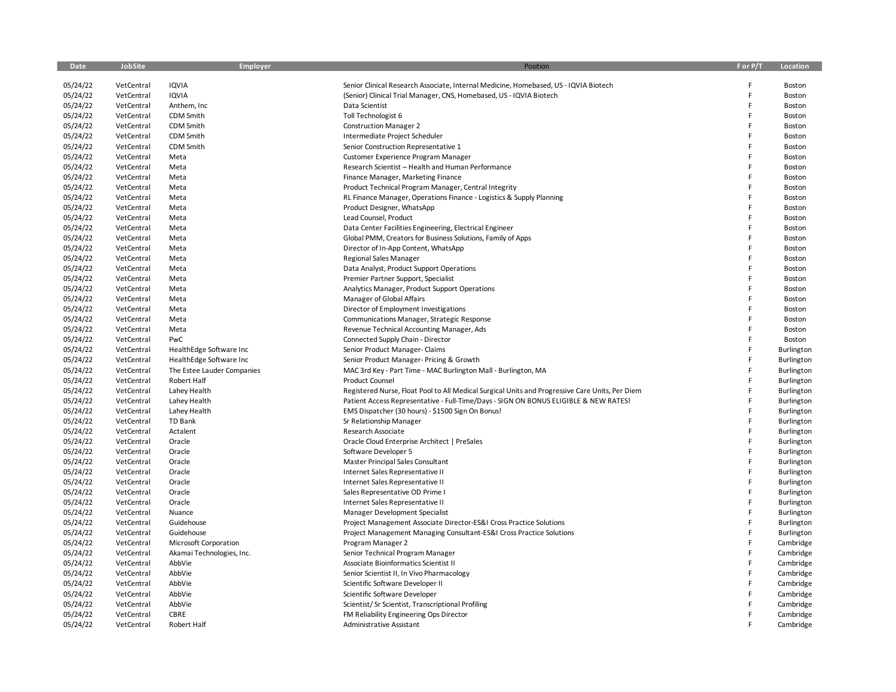| Date | JobSite | Employer | Position | F or P/T | Location |
|---|---|---|---|---|---|
| 05/24/22 | VetCentral | IQVIA | Senior Clinical Research Associate, Internal Medicine, Homebased, US - IQVIA Biotech | F | Boston |
| 05/24/22 | VetCentral | IQVIA | (Senior) Clinical Trial Manager, CNS, Homebased, US - IQVIA Biotech | F | Boston |
| 05/24/22 | VetCentral | Anthem, Inc | Data Scientist | F | Boston |
| 05/24/22 | VetCentral | CDM Smith | Toll Technologist 6 | F | Boston |
| 05/24/22 | VetCentral | CDM Smith | Construction Manager 2 | F | Boston |
| 05/24/22 | VetCentral | CDM Smith | Intermediate Project Scheduler | F | Boston |
| 05/24/22 | VetCentral | CDM Smith | Senior Construction Representative 1 | F | Boston |
| 05/24/22 | VetCentral | Meta | Customer Experience Program Manager | F | Boston |
| 05/24/22 | VetCentral | Meta | Research Scientist – Health and Human Performance | F | Boston |
| 05/24/22 | VetCentral | Meta | Finance Manager, Marketing Finance | F | Boston |
| 05/24/22 | VetCentral | Meta | Product Technical Program Manager, Central Integrity | F | Boston |
| 05/24/22 | VetCentral | Meta | RL Finance Manager, Operations Finance - Logistics & Supply Planning | F | Boston |
| 05/24/22 | VetCentral | Meta | Product Designer, WhatsApp | F | Boston |
| 05/24/22 | VetCentral | Meta | Lead Counsel, Product | F | Boston |
| 05/24/22 | VetCentral | Meta | Data Center Facilities Engineering, Electrical Engineer | F | Boston |
| 05/24/22 | VetCentral | Meta | Global PMM, Creators for Business Solutions, Family of Apps | F | Boston |
| 05/24/22 | VetCentral | Meta | Director of In-App Content, WhatsApp | F | Boston |
| 05/24/22 | VetCentral | Meta | Regional Sales Manager | F | Boston |
| 05/24/22 | VetCentral | Meta | Data Analyst, Product Support Operations | F | Boston |
| 05/24/22 | VetCentral | Meta | Premier Partner Support, Specialist | F | Boston |
| 05/24/22 | VetCentral | Meta | Analytics Manager, Product Support Operations | F | Boston |
| 05/24/22 | VetCentral | Meta | Manager of Global Affairs | F | Boston |
| 05/24/22 | VetCentral | Meta | Director of Employment Investigations | F | Boston |
| 05/24/22 | VetCentral | Meta | Communications Manager, Strategic Response | F | Boston |
| 05/24/22 | VetCentral | Meta | Revenue Technical Accounting Manager, Ads | F | Boston |
| 05/24/22 | VetCentral | PwC | Connected Supply Chain - Director | F | Boston |
| 05/24/22 | VetCentral | HealthEdge Software Inc | Senior Product Manager- Claims | F | Burlington |
| 05/24/22 | VetCentral | HealthEdge Software Inc | Senior Product Manager- Pricing & Growth | F | Burlington |
| 05/24/22 | VetCentral | The Estee Lauder Companies | MAC 3rd Key - Part Time - MAC Burlington Mall - Burlington, MA | F | Burlington |
| 05/24/22 | VetCentral | Robert Half | Product Counsel | F | Burlington |
| 05/24/22 | VetCentral | Lahey Health | Registered Nurse, Float Pool to All Medical Surgical Units and Progressive Care Units, Per Diem | F | Burlington |
| 05/24/22 | VetCentral | Lahey Health | Patient Access Representative - Full-Time/Days - SIGN ON BONUS ELIGIBLE & NEW RATES! | F | Burlington |
| 05/24/22 | VetCentral | Lahey Health | EMS Dispatcher (30 hours) - $1500 Sign On Bonus! | F | Burlington |
| 05/24/22 | VetCentral | TD Bank | Sr Relationship Manager | F | Burlington |
| 05/24/22 | VetCentral | Actalent | Research Associate | F | Burlington |
| 05/24/22 | VetCentral | Oracle | Oracle Cloud Enterprise Architect \| PreSales | F | Burlington |
| 05/24/22 | VetCentral | Oracle | Software Developer 5 | F | Burlington |
| 05/24/22 | VetCentral | Oracle | Master Principal Sales Consultant | F | Burlington |
| 05/24/22 | VetCentral | Oracle | Internet Sales Representative II | F | Burlington |
| 05/24/22 | VetCentral | Oracle | Internet Sales Representative II | F | Burlington |
| 05/24/22 | VetCentral | Oracle | Sales Representative OD Prime I | F | Burlington |
| 05/24/22 | VetCentral | Oracle | Internet Sales Representative II | F | Burlington |
| 05/24/22 | VetCentral | Nuance | Manager Development Specialist | F | Burlington |
| 05/24/22 | VetCentral | Guidehouse | Project Management Associate Director-ES&I Cross Practice Solutions | F | Burlington |
| 05/24/22 | VetCentral | Guidehouse | Project Management Managing Consultant-ES&I Cross Practice Solutions | F | Burlington |
| 05/24/22 | VetCentral | Microsoft Corporation | Program Manager 2 | F | Cambridge |
| 05/24/22 | VetCentral | Akamai Technologies, Inc. | Senior Technical Program Manager | F | Cambridge |
| 05/24/22 | VetCentral | AbbVie | Associate Bioinformatics Scientist II | F | Cambridge |
| 05/24/22 | VetCentral | AbbVie | Senior Scientist II, In Vivo Pharmacology | F | Cambridge |
| 05/24/22 | VetCentral | AbbVie | Scientific Software Developer II | F | Cambridge |
| 05/24/22 | VetCentral | AbbVie | Scientific Software Developer | F | Cambridge |
| 05/24/22 | VetCentral | AbbVie | Scientist/ Sr Scientist, Transcriptional Profiling | F | Cambridge |
| 05/24/22 | VetCentral | CBRE | FM Reliability Engineering Ops Director | F | Cambridge |
| 05/24/22 | VetCentral | Robert Half | Administrative Assistant | F | Cambridge |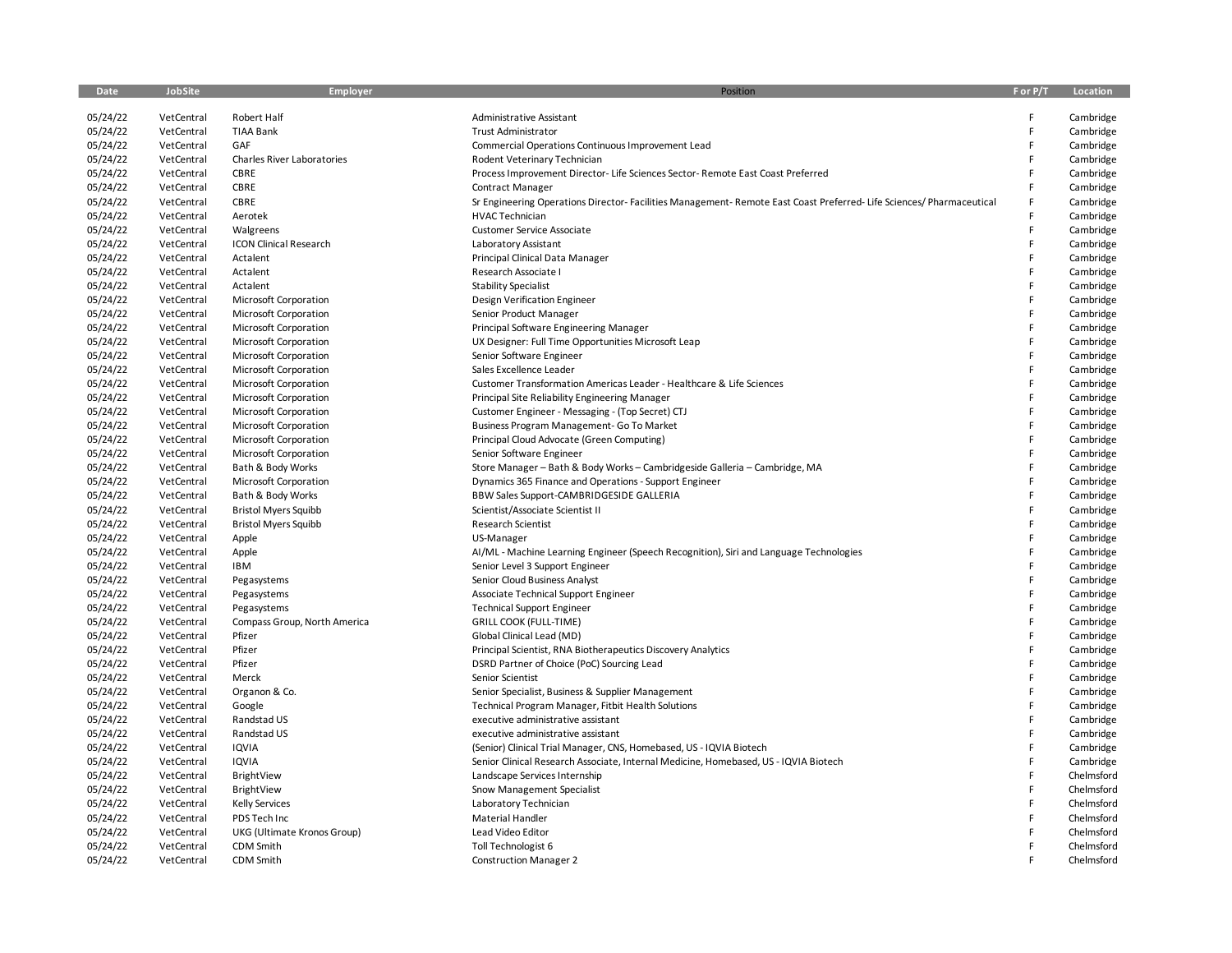| Date | JobSite | Employer | Position | F or P/T | Location |
|---|---|---|---|---|---|
| 05/24/22 | VetCentral | Robert Half | Administrative Assistant | F | Cambridge |
| 05/24/22 | VetCentral | TIAA Bank | Trust Administrator | F | Cambridge |
| 05/24/22 | VetCentral | GAF | Commercial Operations Continuous Improvement Lead | F | Cambridge |
| 05/24/22 | VetCentral | Charles River Laboratories | Rodent Veterinary Technician | F | Cambridge |
| 05/24/22 | VetCentral | CBRE | Process Improvement Director- Life Sciences Sector- Remote East Coast Preferred | F | Cambridge |
| 05/24/22 | VetCentral | CBRE | Contract Manager | F | Cambridge |
| 05/24/22 | VetCentral | CBRE | Sr Engineering Operations Director- Facilities Management- Remote East Coast Preferred- Life Sciences/ Pharmaceutical | F | Cambridge |
| 05/24/22 | VetCentral | Aerotek | HVAC Technician | F | Cambridge |
| 05/24/22 | VetCentral | Walgreens | Customer Service Associate | F | Cambridge |
| 05/24/22 | VetCentral | ICON Clinical Research | Laboratory Assistant | F | Cambridge |
| 05/24/22 | VetCentral | Actalent | Principal Clinical Data Manager | F | Cambridge |
| 05/24/22 | VetCentral | Actalent | Research Associate I | F | Cambridge |
| 05/24/22 | VetCentral | Actalent | Stability Specialist | F | Cambridge |
| 05/24/22 | VetCentral | Microsoft Corporation | Design Verification Engineer | F | Cambridge |
| 05/24/22 | VetCentral | Microsoft Corporation | Senior Product Manager | F | Cambridge |
| 05/24/22 | VetCentral | Microsoft Corporation | Principal Software Engineering Manager | F | Cambridge |
| 05/24/22 | VetCentral | Microsoft Corporation | UX Designer: Full Time Opportunities Microsoft Leap | F | Cambridge |
| 05/24/22 | VetCentral | Microsoft Corporation | Senior Software Engineer | F | Cambridge |
| 05/24/22 | VetCentral | Microsoft Corporation | Sales Excellence Leader | F | Cambridge |
| 05/24/22 | VetCentral | Microsoft Corporation | Customer Transformation Americas Leader - Healthcare & Life Sciences | F | Cambridge |
| 05/24/22 | VetCentral | Microsoft Corporation | Principal Site Reliability Engineering Manager | F | Cambridge |
| 05/24/22 | VetCentral | Microsoft Corporation | Customer Engineer - Messaging - (Top Secret) CTJ | F | Cambridge |
| 05/24/22 | VetCentral | Microsoft Corporation | Business Program Management- Go To Market | F | Cambridge |
| 05/24/22 | VetCentral | Microsoft Corporation | Principal Cloud Advocate (Green Computing) | F | Cambridge |
| 05/24/22 | VetCentral | Microsoft Corporation | Senior Software Engineer | F | Cambridge |
| 05/24/22 | VetCentral | Bath & Body Works | Store Manager – Bath & Body Works – Cambridgeside Galleria – Cambridge, MA | F | Cambridge |
| 05/24/22 | VetCentral | Microsoft Corporation | Dynamics 365 Finance and Operations - Support Engineer | F | Cambridge |
| 05/24/22 | VetCentral | Bath & Body Works | BBW Sales Support-CAMBRIDGESIDE GALLERIA | F | Cambridge |
| 05/24/22 | VetCentral | Bristol Myers Squibb | Scientist/Associate Scientist II | F | Cambridge |
| 05/24/22 | VetCentral | Bristol Myers Squibb | Research Scientist | F | Cambridge |
| 05/24/22 | VetCentral | Apple | US-Manager | F | Cambridge |
| 05/24/22 | VetCentral | Apple | AI/ML - Machine Learning Engineer (Speech Recognition), Siri and Language Technologies | F | Cambridge |
| 05/24/22 | VetCentral | IBM | Senior Level 3 Support Engineer | F | Cambridge |
| 05/24/22 | VetCentral | Pegasystems | Senior Cloud Business Analyst | F | Cambridge |
| 05/24/22 | VetCentral | Pegasystems | Associate Technical Support Engineer | F | Cambridge |
| 05/24/22 | VetCentral | Pegasystems | Technical Support Engineer | F | Cambridge |
| 05/24/22 | VetCentral | Compass Group, North America | GRILL COOK (FULL-TIME) | F | Cambridge |
| 05/24/22 | VetCentral | Pfizer | Global Clinical Lead (MD) | F | Cambridge |
| 05/24/22 | VetCentral | Pfizer | Principal Scientist, RNA Biotherapeutics Discovery Analytics | F | Cambridge |
| 05/24/22 | VetCentral | Pfizer | DSRD Partner of Choice (PoC) Sourcing Lead | F | Cambridge |
| 05/24/22 | VetCentral | Merck | Senior Scientist | F | Cambridge |
| 05/24/22 | VetCentral | Organon & Co. | Senior Specialist, Business & Supplier Management | F | Cambridge |
| 05/24/22 | VetCentral | Google | Technical Program Manager, Fitbit Health Solutions | F | Cambridge |
| 05/24/22 | VetCentral | Randstad US | executive administrative assistant | F | Cambridge |
| 05/24/22 | VetCentral | Randstad US | executive administrative assistant | F | Cambridge |
| 05/24/22 | VetCentral | IQVIA | (Senior) Clinical Trial Manager, CNS, Homebased, US - IQVIA Biotech | F | Cambridge |
| 05/24/22 | VetCentral | IQVIA | Senior Clinical Research Associate, Internal Medicine, Homebased, US - IQVIA Biotech | F | Cambridge |
| 05/24/22 | VetCentral | BrightView | Landscape Services Internship | F | Chelmsford |
| 05/24/22 | VetCentral | BrightView | Snow Management Specialist | F | Chelmsford |
| 05/24/22 | VetCentral | Kelly Services | Laboratory Technician | F | Chelmsford |
| 05/24/22 | VetCentral | PDS Tech Inc | Material Handler | F | Chelmsford |
| 05/24/22 | VetCentral | UKG (Ultimate Kronos Group) | Lead Video Editor | F | Chelmsford |
| 05/24/22 | VetCentral | CDM Smith | Toll Technologist 6 | F | Chelmsford |
| 05/24/22 | VetCentral | CDM Smith | Construction Manager 2 | F | Chelmsford |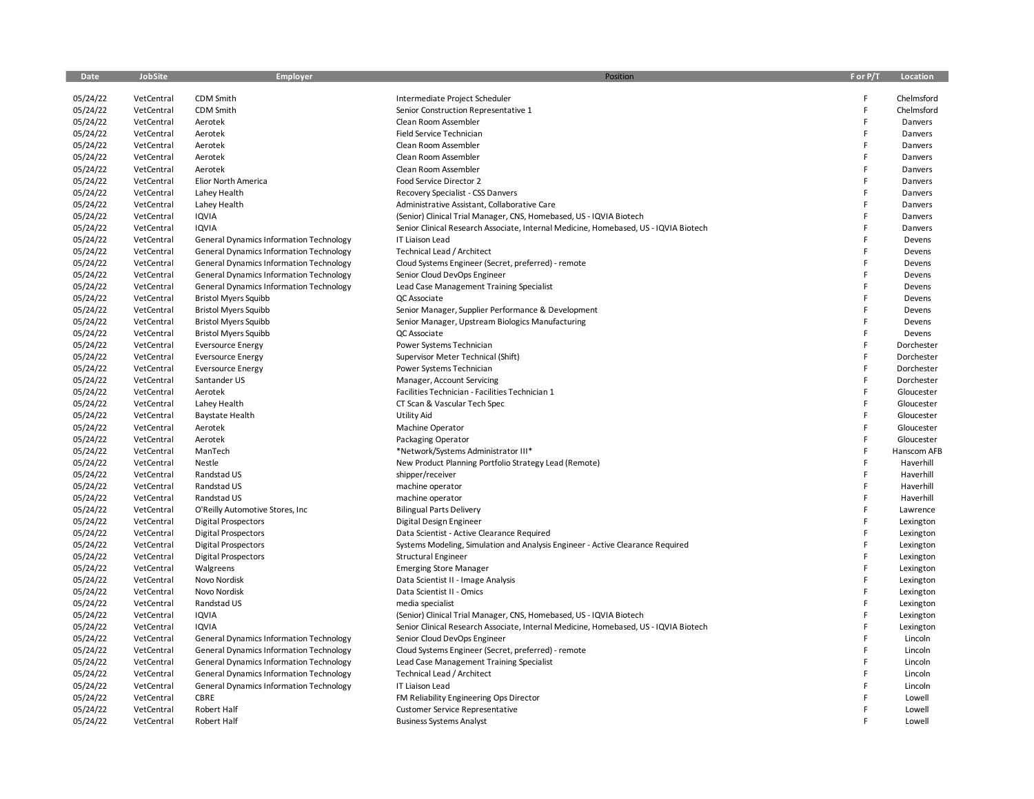| Date | JobSite | Employer | Position | F or P/T | Location |
|---|---|---|---|---|---|
| 05/24/22 | VetCentral | CDM Smith | Intermediate Project Scheduler | F | Chelmsford |
| 05/24/22 | VetCentral | CDM Smith | Senior Construction Representative 1 | F | Chelmsford |
| 05/24/22 | VetCentral | Aerotek | Clean Room Assembler | F | Danvers |
| 05/24/22 | VetCentral | Aerotek | Field Service Technician | F | Danvers |
| 05/24/22 | VetCentral | Aerotek | Clean Room Assembler | F | Danvers |
| 05/24/22 | VetCentral | Aerotek | Clean Room Assembler | F | Danvers |
| 05/24/22 | VetCentral | Aerotek | Clean Room Assembler | F | Danvers |
| 05/24/22 | VetCentral | Elior North America | Food Service Director 2 | F | Danvers |
| 05/24/22 | VetCentral | Lahey Health | Recovery Specialist - CSS Danvers | F | Danvers |
| 05/24/22 | VetCentral | Lahey Health | Administrative Assistant, Collaborative Care | F | Danvers |
| 05/24/22 | VetCentral | IQVIA | (Senior) Clinical Trial Manager, CNS, Homebased, US - IQVIA Biotech | F | Danvers |
| 05/24/22 | VetCentral | IQVIA | Senior Clinical Research Associate, Internal Medicine, Homebased, US - IQVIA Biotech | F | Danvers |
| 05/24/22 | VetCentral | General Dynamics Information Technology | IT Liaison Lead | F | Devens |
| 05/24/22 | VetCentral | General Dynamics Information Technology | Technical Lead / Architect | F | Devens |
| 05/24/22 | VetCentral | General Dynamics Information Technology | Cloud Systems Engineer (Secret, preferred) - remote | F | Devens |
| 05/24/22 | VetCentral | General Dynamics Information Technology | Senior Cloud DevOps Engineer | F | Devens |
| 05/24/22 | VetCentral | General Dynamics Information Technology | Lead Case Management Training Specialist | F | Devens |
| 05/24/22 | VetCentral | Bristol Myers Squibb | QC Associate | F | Devens |
| 05/24/22 | VetCentral | Bristol Myers Squibb | Senior Manager, Supplier Performance & Development | F | Devens |
| 05/24/22 | VetCentral | Bristol Myers Squibb | Senior Manager, Upstream Biologics Manufacturing | F | Devens |
| 05/24/22 | VetCentral | Bristol Myers Squibb | QC Associate | F | Devens |
| 05/24/22 | VetCentral | Eversource Energy | Power Systems Technician | F | Dorchester |
| 05/24/22 | VetCentral | Eversource Energy | Supervisor Meter Technical (Shift) | F | Dorchester |
| 05/24/22 | VetCentral | Eversource Energy | Power Systems Technician | F | Dorchester |
| 05/24/22 | VetCentral | Santander US | Manager, Account Servicing | F | Dorchester |
| 05/24/22 | VetCentral | Aerotek | Facilities Technician - Facilities Technician 1 | F | Gloucester |
| 05/24/22 | VetCentral | Lahey Health | CT Scan & Vascular Tech Spec | F | Gloucester |
| 05/24/22 | VetCentral | Baystate Health | Utility Aid | F | Gloucester |
| 05/24/22 | VetCentral | Aerotek | Machine Operator | F | Gloucester |
| 05/24/22 | VetCentral | Aerotek | Packaging Operator | F | Gloucester |
| 05/24/22 | VetCentral | ManTech | *Network/Systems Administrator III* | F | Hanscom AFB |
| 05/24/22 | VetCentral | Nestle | New Product Planning Portfolio Strategy Lead (Remote) | F | Haverhill |
| 05/24/22 | VetCentral | Randstad US | shipper/receiver | F | Haverhill |
| 05/24/22 | VetCentral | Randstad US | machine operator | F | Haverhill |
| 05/24/22 | VetCentral | Randstad US | machine operator | F | Haverhill |
| 05/24/22 | VetCentral | O'Reilly Automotive Stores, Inc | Bilingual Parts Delivery | F | Lawrence |
| 05/24/22 | VetCentral | Digital Prospectors | Digital Design Engineer | F | Lexington |
| 05/24/22 | VetCentral | Digital Prospectors | Data Scientist - Active Clearance Required | F | Lexington |
| 05/24/22 | VetCentral | Digital Prospectors | Systems Modeling, Simulation and Analysis Engineer - Active Clearance Required | F | Lexington |
| 05/24/22 | VetCentral | Digital Prospectors | Structural Engineer | F | Lexington |
| 05/24/22 | VetCentral | Walgreens | Emerging Store Manager | F | Lexington |
| 05/24/22 | VetCentral | Novo Nordisk | Data Scientist II - Image Analysis | F | Lexington |
| 05/24/22 | VetCentral | Novo Nordisk | Data Scientist II - Omics | F | Lexington |
| 05/24/22 | VetCentral | Randstad US | media specialist | F | Lexington |
| 05/24/22 | VetCentral | IQVIA | (Senior) Clinical Trial Manager, CNS, Homebased, US - IQVIA Biotech | F | Lexington |
| 05/24/22 | VetCentral | IQVIA | Senior Clinical Research Associate, Internal Medicine, Homebased, US - IQVIA Biotech | F | Lexington |
| 05/24/22 | VetCentral | General Dynamics Information Technology | Senior Cloud DevOps Engineer | F | Lincoln |
| 05/24/22 | VetCentral | General Dynamics Information Technology | Cloud Systems Engineer (Secret, preferred) - remote | F | Lincoln |
| 05/24/22 | VetCentral | General Dynamics Information Technology | Lead Case Management Training Specialist | F | Lincoln |
| 05/24/22 | VetCentral | General Dynamics Information Technology | Technical Lead / Architect | F | Lincoln |
| 05/24/22 | VetCentral | General Dynamics Information Technology | IT Liaison Lead | F | Lincoln |
| 05/24/22 | VetCentral | CBRE | FM Reliability Engineering Ops Director | F | Lowell |
| 05/24/22 | VetCentral | Robert Half | Customer Service Representative | F | Lowell |
| 05/24/22 | VetCentral | Robert Half | Business Systems Analyst | F | Lowell |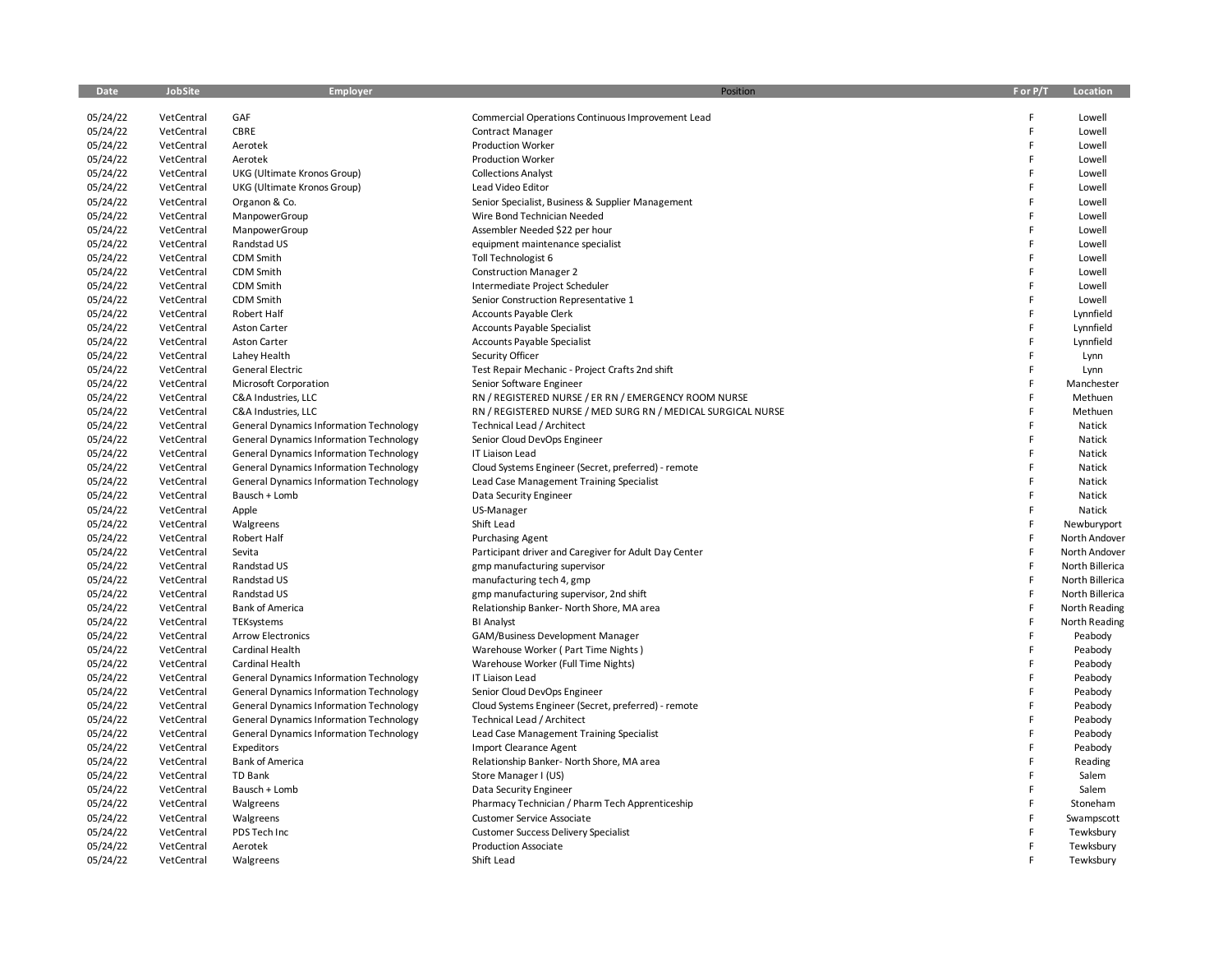| Date | JobSite | Employer | Position | F or P/T | Location |
|---|---|---|---|---|---|
| 05/24/22 | VetCentral | GAF | Commercial Operations Continuous Improvement Lead | F | Lowell |
| 05/24/22 | VetCentral | CBRE | Contract Manager | F | Lowell |
| 05/24/22 | VetCentral | Aerotek | Production Worker | F | Lowell |
| 05/24/22 | VetCentral | Aerotek | Production Worker | F | Lowell |
| 05/24/22 | VetCentral | UKG (Ultimate Kronos Group) | Collections Analyst | F | Lowell |
| 05/24/22 | VetCentral | UKG (Ultimate Kronos Group) | Lead Video Editor | F | Lowell |
| 05/24/22 | VetCentral | Organon & Co. | Senior Specialist, Business & Supplier Management | F | Lowell |
| 05/24/22 | VetCentral | ManpowerGroup | Wire Bond Technician Needed | F | Lowell |
| 05/24/22 | VetCentral | ManpowerGroup | Assembler Needed $22 per hour | F | Lowell |
| 05/24/22 | VetCentral | Randstad US | equipment maintenance specialist | F | Lowell |
| 05/24/22 | VetCentral | CDM Smith | Toll Technologist 6 | F | Lowell |
| 05/24/22 | VetCentral | CDM Smith | Construction Manager 2 | F | Lowell |
| 05/24/22 | VetCentral | CDM Smith | Intermediate Project Scheduler | F | Lowell |
| 05/24/22 | VetCentral | CDM Smith | Senior Construction Representative 1 | F | Lowell |
| 05/24/22 | VetCentral | Robert Half | Accounts Payable Clerk | F | Lynnfield |
| 05/24/22 | VetCentral | Aston Carter | Accounts Payable Specialist | F | Lynnfield |
| 05/24/22 | VetCentral | Aston Carter | Accounts Payable Specialist | F | Lynnfield |
| 05/24/22 | VetCentral | Lahey Health | Security Officer | F | Lynn |
| 05/24/22 | VetCentral | General Electric | Test Repair Mechanic - Project Crafts 2nd shift | F | Lynn |
| 05/24/22 | VetCentral | Microsoft Corporation | Senior Software Engineer | F | Manchester |
| 05/24/22 | VetCentral | C&A Industries, LLC | RN / REGISTERED NURSE / ER RN / EMERGENCY ROOM NURSE | F | Methuen |
| 05/24/22 | VetCentral | C&A Industries, LLC | RN / REGISTERED NURSE / MED SURG RN / MEDICAL SURGICAL NURSE | F | Methuen |
| 05/24/22 | VetCentral | General Dynamics Information Technology | Technical Lead / Architect | F | Natick |
| 05/24/22 | VetCentral | General Dynamics Information Technology | Senior Cloud DevOps Engineer | F | Natick |
| 05/24/22 | VetCentral | General Dynamics Information Technology | IT Liaison Lead | F | Natick |
| 05/24/22 | VetCentral | General Dynamics Information Technology | Cloud Systems Engineer (Secret, preferred) - remote | F | Natick |
| 05/24/22 | VetCentral | General Dynamics Information Technology | Lead Case Management Training Specialist | F | Natick |
| 05/24/22 | VetCentral | Bausch + Lomb | Data Security Engineer | F | Natick |
| 05/24/22 | VetCentral | Apple | US-Manager | F | Natick |
| 05/24/22 | VetCentral | Walgreens | Shift Lead | F | Newburyport |
| 05/24/22 | VetCentral | Robert Half | Purchasing Agent | F | North Andover |
| 05/24/22 | VetCentral | Sevita | Participant driver and Caregiver for Adult Day Center | F | North Andover |
| 05/24/22 | VetCentral | Randstad US | gmp manufacturing supervisor | F | North Billerica |
| 05/24/22 | VetCentral | Randstad US | manufacturing tech 4, gmp | F | North Billerica |
| 05/24/22 | VetCentral | Randstad US | gmp manufacturing supervisor, 2nd shift | F | North Billerica |
| 05/24/22 | VetCentral | Bank of America | Relationship Banker- North Shore, MA area | F | North Reading |
| 05/24/22 | VetCentral | TEKsystems | BI Analyst | F | North Reading |
| 05/24/22 | VetCentral | Arrow Electronics | GAM/Business Development Manager | F | Peabody |
| 05/24/22 | VetCentral | Cardinal Health | Warehouse Worker ( Part Time Nights ) | F | Peabody |
| 05/24/22 | VetCentral | Cardinal Health | Warehouse Worker (Full Time Nights) | F | Peabody |
| 05/24/22 | VetCentral | General Dynamics Information Technology | IT Liaison Lead | F | Peabody |
| 05/24/22 | VetCentral | General Dynamics Information Technology | Senior Cloud DevOps Engineer | F | Peabody |
| 05/24/22 | VetCentral | General Dynamics Information Technology | Cloud Systems Engineer (Secret, preferred) - remote | F | Peabody |
| 05/24/22 | VetCentral | General Dynamics Information Technology | Technical Lead / Architect | F | Peabody |
| 05/24/22 | VetCentral | General Dynamics Information Technology | Lead Case Management Training Specialist | F | Peabody |
| 05/24/22 | VetCentral | Expeditors | Import Clearance Agent | F | Peabody |
| 05/24/22 | VetCentral | Bank of America | Relationship Banker- North Shore, MA area | F | Reading |
| 05/24/22 | VetCentral | TD Bank | Store Manager I (US) | F | Salem |
| 05/24/22 | VetCentral | Bausch + Lomb | Data Security Engineer | F | Salem |
| 05/24/22 | VetCentral | Walgreens | Pharmacy Technician / Pharm Tech Apprenticeship | F | Stoneham |
| 05/24/22 | VetCentral | Walgreens | Customer Service Associate | F | Swampscott |
| 05/24/22 | VetCentral | PDS Tech Inc | Customer Success Delivery Specialist | F | Tewksbury |
| 05/24/22 | VetCentral | Aerotek | Production Associate | F | Tewksbury |
| 05/24/22 | VetCentral | Walgreens | Shift Lead | F | Tewksbury |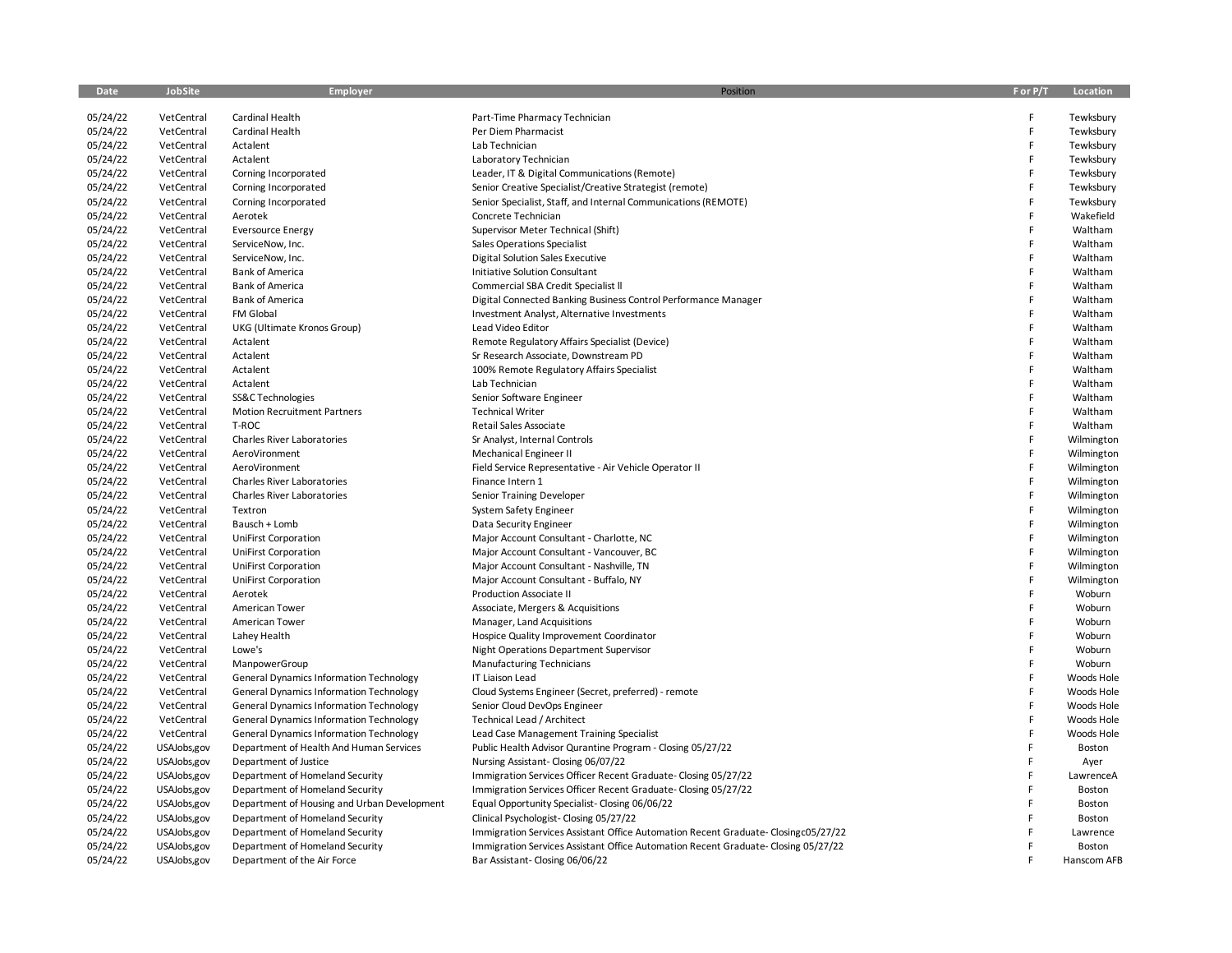| Date | JobSite | Employer | Position | F or P/T | Location |
|---|---|---|---|---|---|
| 05/24/22 | VetCentral | Cardinal Health | Part-Time Pharmacy Technician | F | Tewksbury |
| 05/24/22 | VetCentral | Cardinal Health | Per Diem Pharmacist | F | Tewksbury |
| 05/24/22 | VetCentral | Actalent | Lab Technician | F | Tewksbury |
| 05/24/22 | VetCentral | Actalent | Laboratory Technician | F | Tewksbury |
| 05/24/22 | VetCentral | Corning Incorporated | Leader, IT & Digital Communications (Remote) | F | Tewksbury |
| 05/24/22 | VetCentral | Corning Incorporated | Senior Creative Specialist/Creative Strategist (remote) | F | Tewksbury |
| 05/24/22 | VetCentral | Corning Incorporated | Senior Specialist, Staff, and Internal Communications (REMOTE) | F | Tewksbury |
| 05/24/22 | VetCentral | Aerotek | Concrete Technician | F | Wakefield |
| 05/24/22 | VetCentral | Eversource Energy | Supervisor Meter Technical (Shift) | F | Waltham |
| 05/24/22 | VetCentral | ServiceNow, Inc. | Sales Operations Specialist | F | Waltham |
| 05/24/22 | VetCentral | ServiceNow, Inc. | Digital Solution Sales Executive | F | Waltham |
| 05/24/22 | VetCentral | Bank of America | Initiative Solution Consultant | F | Waltham |
| 05/24/22 | VetCentral | Bank of America | Commercial SBA Credit Specialist ll | F | Waltham |
| 05/24/22 | VetCentral | Bank of America | Digital Connected Banking Business Control Performance Manager | F | Waltham |
| 05/24/22 | VetCentral | FM Global | Investment Analyst, Alternative Investments | F | Waltham |
| 05/24/22 | VetCentral | UKG (Ultimate Kronos Group) | Lead Video Editor | F | Waltham |
| 05/24/22 | VetCentral | Actalent | Remote Regulatory Affairs Specialist (Device) | F | Waltham |
| 05/24/22 | VetCentral | Actalent | Sr Research Associate, Downstream PD | F | Waltham |
| 05/24/22 | VetCentral | Actalent | 100% Remote Regulatory Affairs Specialist | F | Waltham |
| 05/24/22 | VetCentral | Actalent | Lab Technician | F | Waltham |
| 05/24/22 | VetCentral | SS&C Technologies | Senior Software Engineer | F | Waltham |
| 05/24/22 | VetCentral | Motion Recruitment Partners | Technical Writer | F | Waltham |
| 05/24/22 | VetCentral | T-ROC | Retail Sales Associate | F | Waltham |
| 05/24/22 | VetCentral | Charles River Laboratories | Sr Analyst, Internal Controls | F | Wilmington |
| 05/24/22 | VetCentral | AeroVironment | Mechanical Engineer II | F | Wilmington |
| 05/24/22 | VetCentral | AeroVironment | Field Service Representative - Air Vehicle Operator II | F | Wilmington |
| 05/24/22 | VetCentral | Charles River Laboratories | Finance Intern 1 | F | Wilmington |
| 05/24/22 | VetCentral | Charles River Laboratories | Senior Training Developer | F | Wilmington |
| 05/24/22 | VetCentral | Textron | System Safety Engineer | F | Wilmington |
| 05/24/22 | VetCentral | Bausch + Lomb | Data Security Engineer | F | Wilmington |
| 05/24/22 | VetCentral | UniFirst Corporation | Major Account Consultant - Charlotte, NC | F | Wilmington |
| 05/24/22 | VetCentral | UniFirst Corporation | Major Account Consultant - Vancouver, BC | F | Wilmington |
| 05/24/22 | VetCentral | UniFirst Corporation | Major Account Consultant - Nashville, TN | F | Wilmington |
| 05/24/22 | VetCentral | UniFirst Corporation | Major Account Consultant - Buffalo, NY | F | Wilmington |
| 05/24/22 | VetCentral | Aerotek | Production Associate II | F | Woburn |
| 05/24/22 | VetCentral | American Tower | Associate, Mergers & Acquisitions | F | Woburn |
| 05/24/22 | VetCentral | American Tower | Manager, Land Acquisitions | F | Woburn |
| 05/24/22 | VetCentral | Lahey Health | Hospice Quality Improvement Coordinator | F | Woburn |
| 05/24/22 | VetCentral | Lowe's | Night Operations Department Supervisor | F | Woburn |
| 05/24/22 | VetCentral | ManpowerGroup | Manufacturing Technicians | F | Woburn |
| 05/24/22 | VetCentral | General Dynamics Information Technology | IT Liaison Lead | F | Woods Hole |
| 05/24/22 | VetCentral | General Dynamics Information Technology | Cloud Systems Engineer (Secret, preferred) - remote | F | Woods Hole |
| 05/24/22 | VetCentral | General Dynamics Information Technology | Senior Cloud DevOps Engineer | F | Woods Hole |
| 05/24/22 | VetCentral | General Dynamics Information Technology | Technical Lead / Architect | F | Woods Hole |
| 05/24/22 | VetCentral | General Dynamics Information Technology | Lead Case Management Training Specialist | F | Woods Hole |
| 05/24/22 | USAJobs,gov | Department of Health And Human Services | Public Health Advisor Qurantine Program - Closing 05/27/22 | F | Boston |
| 05/24/22 | USAJobs,gov | Department of Justice | Nursing Assistant- Closing 06/07/22 | F | Ayer |
| 05/24/22 | USAJobs,gov | Department of Homeland Security | Immigration Services Officer Recent Graduate- Closing 05/27/22 | F | LawrenceA |
| 05/24/22 | USAJobs,gov | Department of Homeland Security | Immigration Services Officer Recent Graduate- Closing 05/27/22 | F | Boston |
| 05/24/22 | USAJobs,gov | Department of Housing and Urban Development | Equal Opportunity Specialist- Closing 06/06/22 | F | Boston |
| 05/24/22 | USAJobs,gov | Department of Homeland Security | Clinical Psychologist- Closing 05/27/22 | F | Boston |
| 05/24/22 | USAJobs,gov | Department of Homeland Security | Immigration Services Assistant Office Automation Recent Graduate- Closingc05/27/22 | F | Lawrence |
| 05/24/22 | USAJobs,gov | Department of Homeland Security | Immigration Services Assistant Office Automation Recent Graduate- Closing 05/27/22 | F | Boston |
| 05/24/22 | USAJobs,gov | Department of the Air Force | Bar Assistant- Closing 06/06/22 | F | Hanscom AFB |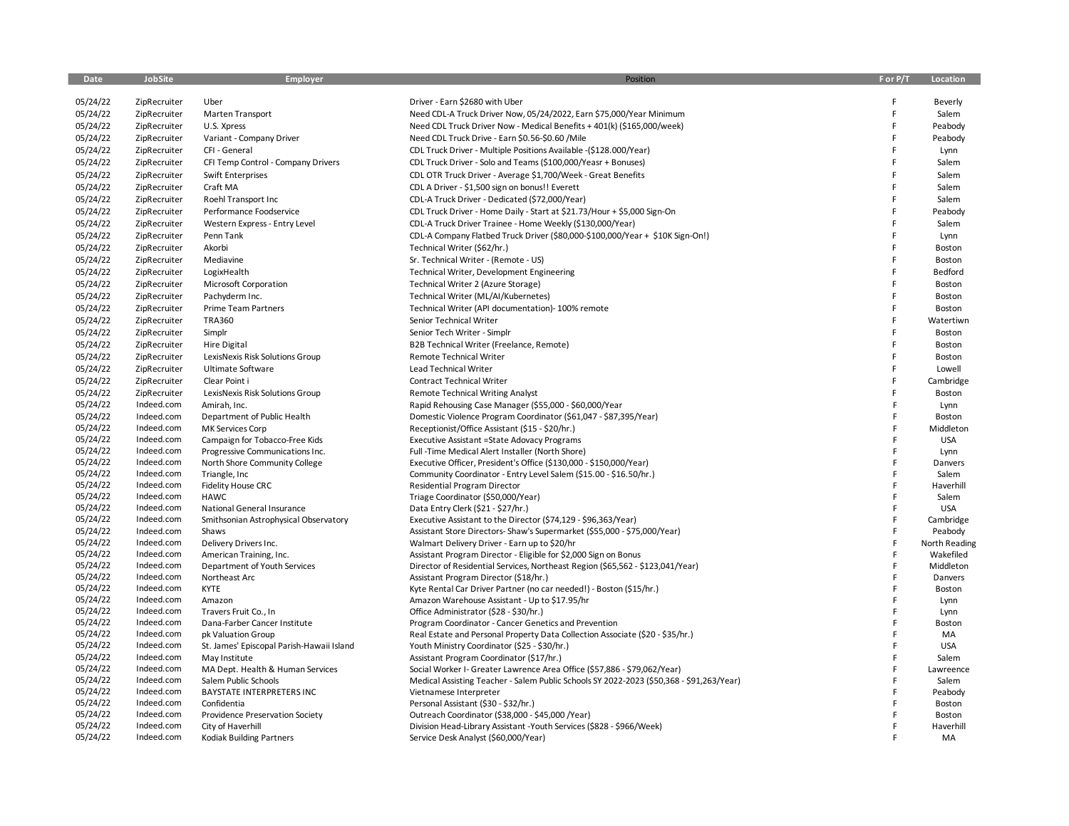| Date | JobSite | Employer | Position | F or P/T | Location |
|---|---|---|---|---|---|
| 05/24/22 | ZipRecruiter | Uber | Driver - Earn $2680 with Uber | F | Beverly |
| 05/24/22 | ZipRecruiter | Marten Transport | Need CDL-A Truck Driver Now, 05/24/2022, Earn $75,000/Year Minimum | F | Salem |
| 05/24/22 | ZipRecruiter | U.S. Xpress | Need CDL Truck Driver Now - Medical Benefits + 401(k) ($165,000/week) | F | Peabody |
| 05/24/22 | ZipRecruiter | Variant - Company Driver | Need CDL Truck Drive - Earn $0.56-$0.60 /Mile | F | Peabody |
| 05/24/22 | ZipRecruiter | CFI - General | CDL Truck Driver - Multiple Positions Available -($128.000/Year) | F | Lynn |
| 05/24/22 | ZipRecruiter | CFI Temp Control - Company Drivers | CDL Truck Driver - Solo and Teams ($100,000/Yeasr + Bonuses) | F | Salem |
| 05/24/22 | ZipRecruiter | Swift Enterprises | CDL OTR Truck Driver - Average $1,700/Week - Great Benefits | F | Salem |
| 05/24/22 | ZipRecruiter | Craft MA | CDL A Driver - $1,500 sign on bonus!! Everett | F | Salem |
| 05/24/22 | ZipRecruiter | Roehl Transport Inc | CDL-A Truck Driver - Dedicated ($72,000/Year) | F | Salem |
| 05/24/22 | ZipRecruiter | Performance Foodservice | CDL Truck Driver - Home Daily - Start at $21.73/Hour + $5,000 Sign-On | F | Peabody |
| 05/24/22 | ZipRecruiter | Western Express - Entry Level | CDL-A Truck Driver Trainee - Home Weekly ($130,000/Year) | F | Salem |
| 05/24/22 | ZipRecruiter | Penn Tank | CDL-A Company Flatbed Truck Driver ($80,000-$100,000/Year + $10K Sign-On!) | F | Lynn |
| 05/24/22 | ZipRecruiter | Akorbi | Technical Writer ($62/hr.) | F | Boston |
| 05/24/22 | ZipRecruiter | Mediavine | Sr. Technical Writer - (Remote - US) | F | Boston |
| 05/24/22 | ZipRecruiter | LogixHealth | Technical Writer, Development Engineering | F | Bedford |
| 05/24/22 | ZipRecruiter | Microsoft Corporation | Technical Writer 2 (Azure Storage) | F | Boston |
| 05/24/22 | ZipRecruiter | Pachyderm Inc. | Technical Writer (ML/AI/Kubernetes) | F | Boston |
| 05/24/22 | ZipRecruiter | Prime Team Partners | Technical Writer (API documentation)- 100% remote | F | Boston |
| 05/24/22 | ZipRecruiter | TRA360 | Senior Technical Writer | F | Watertiwn |
| 05/24/22 | ZipRecruiter | Simplr | Senior Tech Writer - Simplr | F | Boston |
| 05/24/22 | ZipRecruiter | Hire Digital | B2B Technical Writer (Freelance, Remote) | F | Boston |
| 05/24/22 | ZipRecruiter | LexisNexis Risk Solutions Group | Remote Technical Writer | F | Boston |
| 05/24/22 | ZipRecruiter | Ultimate Software | Lead Technical Writer | F | Lowell |
| 05/24/22 | ZipRecruiter | Clear Point i | Contract Technical Writer | F | Cambridge |
| 05/24/22 | ZipRecruiter | LexisNexis Risk Solutions Group | Remote Technical Writing Analyst | F | Boston |
| 05/24/22 | Indeed.com | Amirah, Inc. | Rapid Rehousing Case Manager ($55,000 - $60,000/Year | F | Lynn |
| 05/24/22 | Indeed.com | Department of Public Health | Domestic Violence Program Coordinator ($61,047 - $87,395/Year) | F | Boston |
| 05/24/22 | Indeed.com | MK Services Corp | Receptionist/Office Assistant ($15 - $20/hr.) | F | Middleton |
| 05/24/22 | Indeed.com | Campaign for Tobacco-Free Kids | Executive Assistant =State Adovacy Programs | F | USA |
| 05/24/22 | Indeed.com | Progressive Communications Inc. | Full -Time Medical Alert Installer (North Shore) | F | Lynn |
| 05/24/22 | Indeed.com | North Shore Community College | Executive Officer, President's Office ($130,000 - $150,000/Year) | F | Danvers |
| 05/24/22 | Indeed.com | Triangle, Inc | Community Coordinator - Entry Level Salem ($15.00 - $16.50/hr.) | F | Salem |
| 05/24/22 | Indeed.com | Fidelity House CRC | Residential Program Director | F | Haverhill |
| 05/24/22 | Indeed.com | HAWC | Triage Coordinator ($50,000/Year) | F | Salem |
| 05/24/22 | Indeed.com | National General Insurance | Data Entry Clerk ($21 - $27/hr.) | F | USA |
| 05/24/22 | Indeed.com | Smithsonian Astrophysical Observatory | Executive Assistant to the Director ($74,129 - $96,363/Year) | F | Cambridge |
| 05/24/22 | Indeed.com | Shaws | Assistant Store Directors- Shaw's Supermarket ($55,000 - $75,000/Year) | F | Peabody |
| 05/24/22 | Indeed.com | Delivery Drivers Inc. | Walmart Delivery Driver - Earn up to $20/hr | F | North Reading |
| 05/24/22 | Indeed.com | American Training, Inc. | Assistant Program Director - Eligible for $2,000 Sign on Bonus | F | Wakefiled |
| 05/24/22 | Indeed.com | Department of Youth Services | Director of Residential Services, Northeast Region ($65,562 - $123,041/Year) | F | Middleton |
| 05/24/22 | Indeed.com | Northeast Arc | Assistant Program Director ($18/hr.) | F | Danvers |
| 05/24/22 | Indeed.com | KYTE | Kyte Rental Car Driver Partner (no car needed!) - Boston ($15/hr.) | F | Boston |
| 05/24/22 | Indeed.com | Amazon | Amazon Warehouse Assistant - Up to $17.95/hr | F | Lynn |
| 05/24/22 | Indeed.com | Travers Fruit Co., In | Office Administrator ($28 - $30/hr.) | F | Lynn |
| 05/24/22 | Indeed.com | Dana-Farber Cancer Institute | Program Coordinator - Cancer Genetics and Prevention | F | Boston |
| 05/24/22 | Indeed.com | pk Valuation Group | Real Estate and Personal Property Data Collection Associate ($20 - $35/hr.) | F | MA |
| 05/24/22 | Indeed.com | St. James' Episcopal Parish-Hawaii Island | Youth Ministry Coordinator ($25 - $30/hr.) | F | USA |
| 05/24/22 | Indeed.com | May Institute | Assistant Program Coordinator ($17/hr.) | F | Salem |
| 05/24/22 | Indeed.com | MA Dept. Health & Human Services | Social Worker I- Greater Lawrence Area Office ($57,886 - $79,062/Year) | F | Lawreence |
| 05/24/22 | Indeed.com | Salem Public Schools | Medical Assisting Teacher - Salem Public Schools SY 2022-2023 ($50,368 - $91,263/Year) | F | Salem |
| 05/24/22 | Indeed.com | BAYSTATE INTERPRETERS INC | Vietnamese Interpreter | F | Peabody |
| 05/24/22 | Indeed.com | Confidentia | Personal Assistant ($30 - $32/hr.) | F | Boston |
| 05/24/22 | Indeed.com | Providence Preservation Society | Outreach Coordinator ($38,000 - $45,000 /Year) | F | Boston |
| 05/24/22 | Indeed.com | City of Haverhill | Division Head-Library Assistant -Youth Services ($828 - $966/Week) | F | Haverhill |
| 05/24/22 | Indeed.com | Kodiak Building Partners | Service Desk Analyst ($60,000/Year) | F | MA |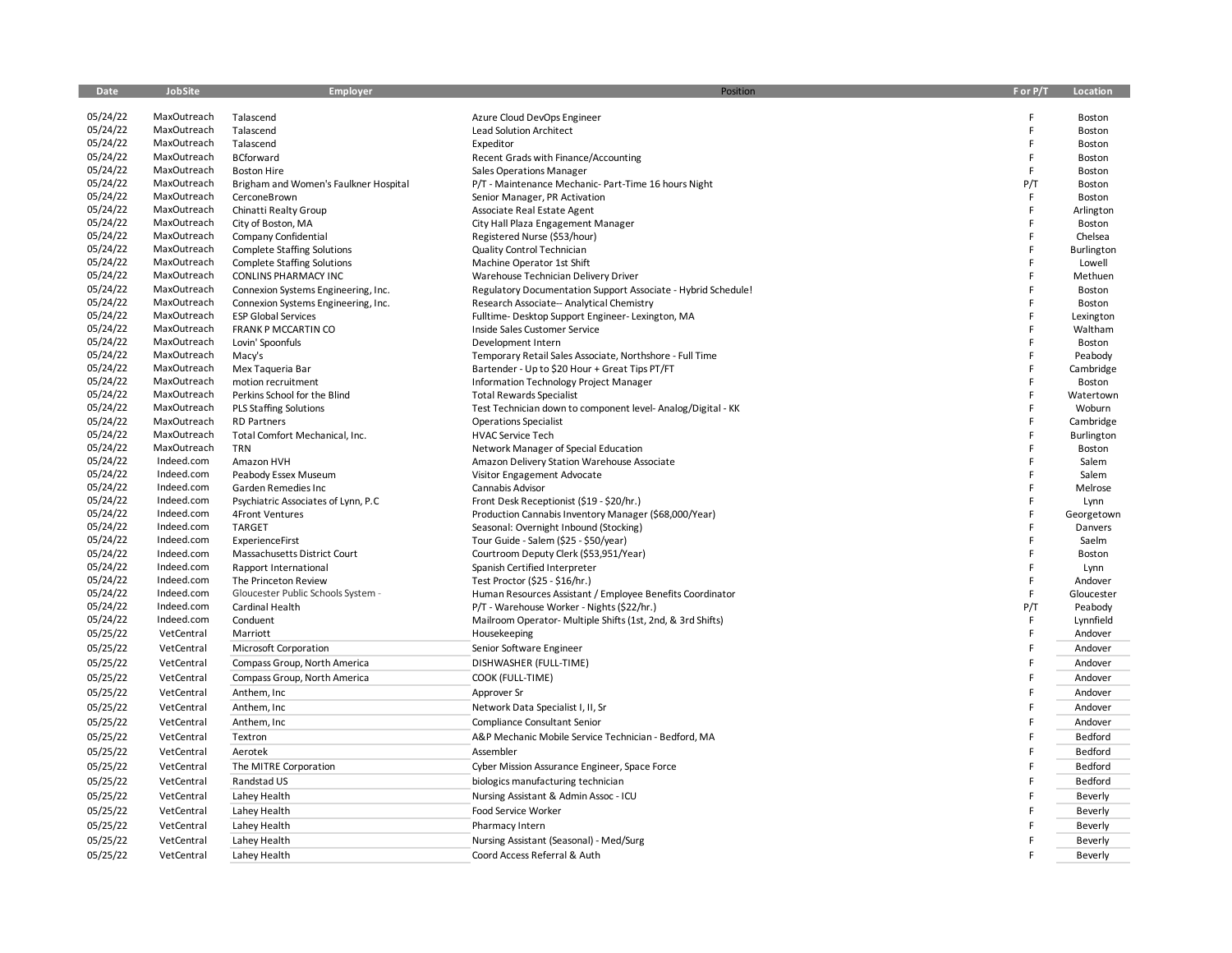| Date | JobSite | Employer | Position | F or P/T | Location |
|---|---|---|---|---|---|
| 05/24/22 | MaxOutreach | Talascend | Azure Cloud DevOps Engineer | F | Boston |
| 05/24/22 | MaxOutreach | Talascend | Lead Solution Architect | F | Boston |
| 05/24/22 | MaxOutreach | Talascend | Expeditor | F | Boston |
| 05/24/22 | MaxOutreach | BCforward | Recent Grads with Finance/Accounting | F | Boston |
| 05/24/22 | MaxOutreach | Boston Hire | Sales Operations Manager | F | Boston |
| 05/24/22 | MaxOutreach | Brigham and Women's Faulkner Hospital | P/T - Maintenance Mechanic- Part-Time 16 hours Night | P/T | Boston |
| 05/24/22 | MaxOutreach | CerconeBrown | Senior Manager, PR Activation | F | Boston |
| 05/24/22 | MaxOutreach | Chinatti Realty Group | Associate Real Estate Agent | F | Arlington |
| 05/24/22 | MaxOutreach | City of Boston, MA | City Hall Plaza Engagement Manager | F | Boston |
| 05/24/22 | MaxOutreach | Company Confidential | Registered Nurse ($53/hour) | F | Chelsea |
| 05/24/22 | MaxOutreach | Complete Staffing Solutions | Quality Control Technician | F | Burlington |
| 05/24/22 | MaxOutreach | Complete Staffing Solutions | Machine Operator 1st Shift | F | Lowell |
| 05/24/22 | MaxOutreach | CONLINS PHARMACY INC | Warehouse Technician Delivery Driver | F | Methuen |
| 05/24/22 | MaxOutreach | Connexion Systems Engineering, Inc. | Regulatory Documentation Support Associate - Hybrid Schedule! | F | Boston |
| 05/24/22 | MaxOutreach | Connexion Systems Engineering, Inc. | Research Associate-- Analytical Chemistry | F | Boston |
| 05/24/22 | MaxOutreach | ESP Global Services | Fulltime- Desktop Support Engineer- Lexington, MA | F | Lexington |
| 05/24/22 | MaxOutreach | FRANK P MCCARTIN CO | Inside Sales Customer Service | F | Waltham |
| 05/24/22 | MaxOutreach | Lovin' Spoonfuls | Development Intern | F | Boston |
| 05/24/22 | MaxOutreach | Macy's | Temporary Retail Sales Associate, Northshore - Full Time | F | Peabody |
| 05/24/22 | MaxOutreach | Mex Taqueria Bar | Bartender - Up to $20 Hour + Great Tips PT/FT | F | Cambridge |
| 05/24/22 | MaxOutreach | motion recruitment | Information Technology Project Manager | F | Boston |
| 05/24/22 | MaxOutreach | Perkins School for the Blind | Total Rewards Specialist | F | Watertown |
| 05/24/22 | MaxOutreach | PLS Staffing Solutions | Test Technician down to component level- Analog/Digital - KK | F | Woburn |
| 05/24/22 | MaxOutreach | RD Partners | Operations Specialist | F | Cambridge |
| 05/24/22 | MaxOutreach | Total Comfort Mechanical, Inc. | HVAC Service Tech | F | Burlington |
| 05/24/22 | MaxOutreach | TRN | Network Manager of Special Education | F | Boston |
| 05/24/22 | Indeed.com | Amazon HVH | Amazon Delivery Station Warehouse Associate | F | Salem |
| 05/24/22 | Indeed.com | Peabody Essex Museum | Visitor Engagement Advocate | F | Salem |
| 05/24/22 | Indeed.com | Garden Remedies Inc | Cannabis Advisor | F | Melrose |
| 05/24/22 | Indeed.com | Psychiatric Associates of Lynn, P.C | Front Desk Receptionist ($19 - $20/hr.) | F | Lynn |
| 05/24/22 | Indeed.com | 4Front Ventures | Production Cannabis Inventory Manager ($68,000/Year) | F | Georgetown |
| 05/24/22 | Indeed.com | TARGET | Seasonal: Overnight Inbound (Stocking) | F | Danvers |
| 05/24/22 | Indeed.com | ExperienceFirst | Tour Guide - Salem ($25 - $50/year) | F | Saelm |
| 05/24/22 | Indeed.com | Massachusetts District Court | Courtroom Deputy Clerk ($53,951/Year) | F | Boston |
| 05/24/22 | Indeed.com | Rapport International | Spanish Certified Interpreter | F | Lynn |
| 05/24/22 | Indeed.com | The Princeton Review | Test Proctor ($25 - $16/hr.) | F | Andover |
| 05/24/22 | Indeed.com | Gloucester Public Schools System - | Human Resources Assistant / Employee Benefits Coordinator | F | Gloucester |
| 05/24/22 | Indeed.com | Cardinal Health | P/T - Warehouse Worker - Nights ($22/hr.) | P/T | Peabody |
| 05/24/22 | Indeed.com | Conduent | Mailroom Operator- Multiple Shifts (1st, 2nd, & 3rd Shifts) | F | Lynnfield |
| 05/25/22 | VetCentral | Marriott | Housekeeping | F | Andover |
| 05/25/22 | VetCentral | Microsoft Corporation | Senior Software Engineer | F | Andover |
| 05/25/22 | VetCentral | Compass Group, North America | DISHWASHER (FULL-TIME) | F | Andover |
| 05/25/22 | VetCentral | Compass Group, North America | COOK (FULL-TIME) | F | Andover |
| 05/25/22 | VetCentral | Anthem, Inc | Approver Sr | F | Andover |
| 05/25/22 | VetCentral | Anthem, Inc | Network Data Specialist I, II, Sr | F | Andover |
| 05/25/22 | VetCentral | Anthem, Inc | Compliance Consultant Senior | F | Andover |
| 05/25/22 | VetCentral | Textron | A&P Mechanic Mobile Service Technician - Bedford, MA | F | Bedford |
| 05/25/22 | VetCentral | Aerotek | Assembler | F | Bedford |
| 05/25/22 | VetCentral | The MITRE Corporation | Cyber Mission Assurance Engineer, Space Force | F | Bedford |
| 05/25/22 | VetCentral | Randstad US | biologics manufacturing technician | F | Bedford |
| 05/25/22 | VetCentral | Lahey Health | Nursing Assistant & Admin Assoc - ICU | F | Beverly |
| 05/25/22 | VetCentral | Lahey Health | Food Service Worker | F | Beverly |
| 05/25/22 | VetCentral | Lahey Health | Pharmacy Intern | F | Beverly |
| 05/25/22 | VetCentral | Lahey Health | Nursing Assistant (Seasonal) - Med/Surg | F | Beverly |
| 05/25/22 | VetCentral | Lahey Health | Coord Access Referral & Auth | F | Beverly |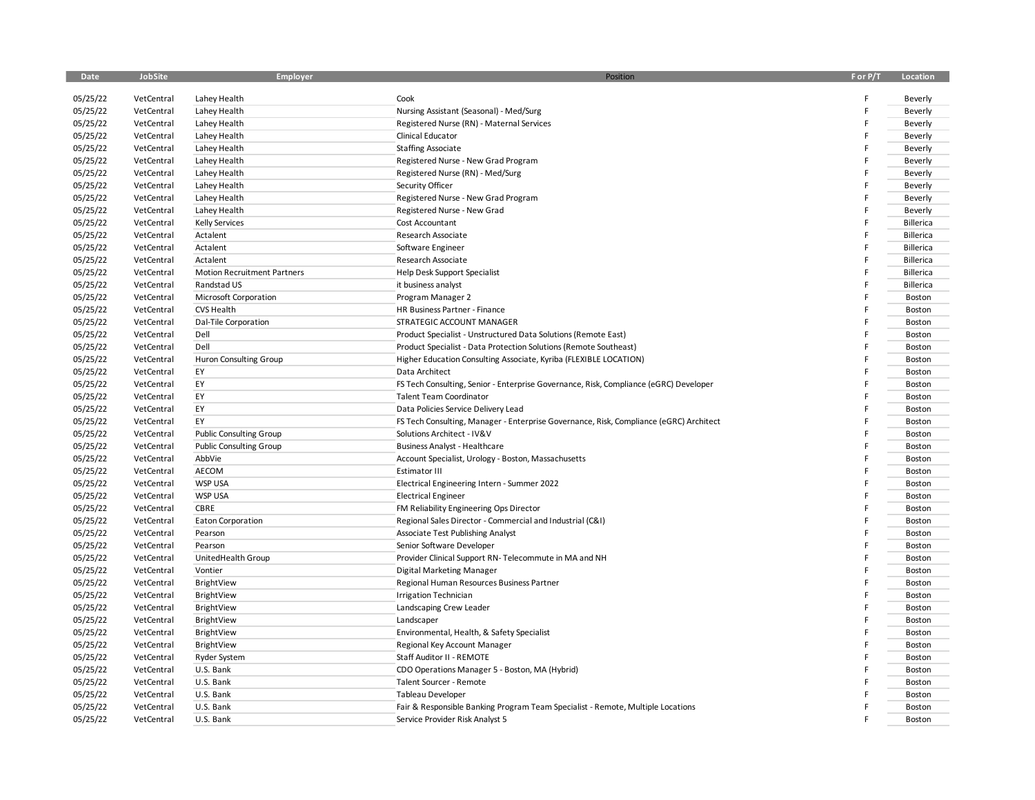| Date | JobSite | Employer | Position | F or P/T | Location |
|---|---|---|---|---|---|
| 05/25/22 | VetCentral | Lahey Health | Cook | F | Beverly |
| 05/25/22 | VetCentral | Lahey Health | Nursing Assistant (Seasonal) - Med/Surg | F | Beverly |
| 05/25/22 | VetCentral | Lahey Health | Registered Nurse (RN) - Maternal Services | F | Beverly |
| 05/25/22 | VetCentral | Lahey Health | Clinical Educator | F | Beverly |
| 05/25/22 | VetCentral | Lahey Health | Staffing Associate | F | Beverly |
| 05/25/22 | VetCentral | Lahey Health | Registered Nurse - New Grad Program | F | Beverly |
| 05/25/22 | VetCentral | Lahey Health | Registered Nurse (RN) - Med/Surg | F | Beverly |
| 05/25/22 | VetCentral | Lahey Health | Security Officer | F | Beverly |
| 05/25/22 | VetCentral | Lahey Health | Registered Nurse - New Grad Program | F | Beverly |
| 05/25/22 | VetCentral | Lahey Health | Registered Nurse - New Grad | F | Beverly |
| 05/25/22 | VetCentral | Kelly Services | Cost Accountant | F | Billerica |
| 05/25/22 | VetCentral | Actalent | Research Associate | F | Billerica |
| 05/25/22 | VetCentral | Actalent | Software Engineer | F | Billerica |
| 05/25/22 | VetCentral | Actalent | Research Associate | F | Billerica |
| 05/25/22 | VetCentral | Motion Recruitment Partners | Help Desk Support Specialist | F | Billerica |
| 05/25/22 | VetCentral | Randstad US | it business analyst | F | Billerica |
| 05/25/22 | VetCentral | Microsoft Corporation | Program Manager 2 | F | Boston |
| 05/25/22 | VetCentral | CVS Health | HR Business Partner - Finance | F | Boston |
| 05/25/22 | VetCentral | Dal-Tile Corporation | STRATEGIC ACCOUNT MANAGER | F | Boston |
| 05/25/22 | VetCentral | Dell | Product Specialist - Unstructured Data Solutions (Remote East) | F | Boston |
| 05/25/22 | VetCentral | Dell | Product Specialist - Data Protection Solutions (Remote Southeast) | F | Boston |
| 05/25/22 | VetCentral | Huron Consulting Group | Higher Education Consulting Associate, Kyriba (FLEXIBLE LOCATION) | F | Boston |
| 05/25/22 | VetCentral | EY | Data Architect | F | Boston |
| 05/25/22 | VetCentral | EY | FS Tech Consulting, Senior - Enterprise Governance, Risk, Compliance (eGRC) Developer | F | Boston |
| 05/25/22 | VetCentral | EY | Talent Team Coordinator | F | Boston |
| 05/25/22 | VetCentral | EY | Data Policies Service Delivery Lead | F | Boston |
| 05/25/22 | VetCentral | EY | FS Tech Consulting, Manager - Enterprise Governance, Risk, Compliance (eGRC) Architect | F | Boston |
| 05/25/22 | VetCentral | Public Consulting Group | Solutions Architect - IV&V | F | Boston |
| 05/25/22 | VetCentral | Public Consulting Group | Business Analyst - Healthcare | F | Boston |
| 05/25/22 | VetCentral | AbbVie | Account Specialist, Urology - Boston, Massachusetts | F | Boston |
| 05/25/22 | VetCentral | AECOM | Estimator III | F | Boston |
| 05/25/22 | VetCentral | WSP USA | Electrical Engineering Intern - Summer 2022 | F | Boston |
| 05/25/22 | VetCentral | WSP USA | Electrical Engineer | F | Boston |
| 05/25/22 | VetCentral | CBRE | FM Reliability Engineering Ops Director | F | Boston |
| 05/25/22 | VetCentral | Eaton Corporation | Regional Sales Director - Commercial and Industrial (C&I) | F | Boston |
| 05/25/22 | VetCentral | Pearson | Associate Test Publishing Analyst | F | Boston |
| 05/25/22 | VetCentral | Pearson | Senior Software Developer | F | Boston |
| 05/25/22 | VetCentral | UnitedHealth Group | Provider Clinical Support RN- Telecommute in MA and NH | F | Boston |
| 05/25/22 | VetCentral | Vontier | Digital Marketing Manager | F | Boston |
| 05/25/22 | VetCentral | BrightView | Regional Human Resources Business Partner | F | Boston |
| 05/25/22 | VetCentral | BrightView | Irrigation Technician | F | Boston |
| 05/25/22 | VetCentral | BrightView | Landscaping Crew Leader | F | Boston |
| 05/25/22 | VetCentral | BrightView | Landscaper | F | Boston |
| 05/25/22 | VetCentral | BrightView | Environmental, Health, & Safety Specialist | F | Boston |
| 05/25/22 | VetCentral | BrightView | Regional Key Account Manager | F | Boston |
| 05/25/22 | VetCentral | Ryder System | Staff Auditor II - REMOTE | F | Boston |
| 05/25/22 | VetCentral | U.S. Bank | CDO Operations Manager 5 - Boston, MA (Hybrid) | F | Boston |
| 05/25/22 | VetCentral | U.S. Bank | Talent Sourcer - Remote | F | Boston |
| 05/25/22 | VetCentral | U.S. Bank | Tableau Developer | F | Boston |
| 05/25/22 | VetCentral | U.S. Bank | Fair & Responsible Banking Program Team Specialist - Remote, Multiple Locations | F | Boston |
| 05/25/22 | VetCentral | U.S. Bank | Service Provider Risk Analyst 5 | F | Boston |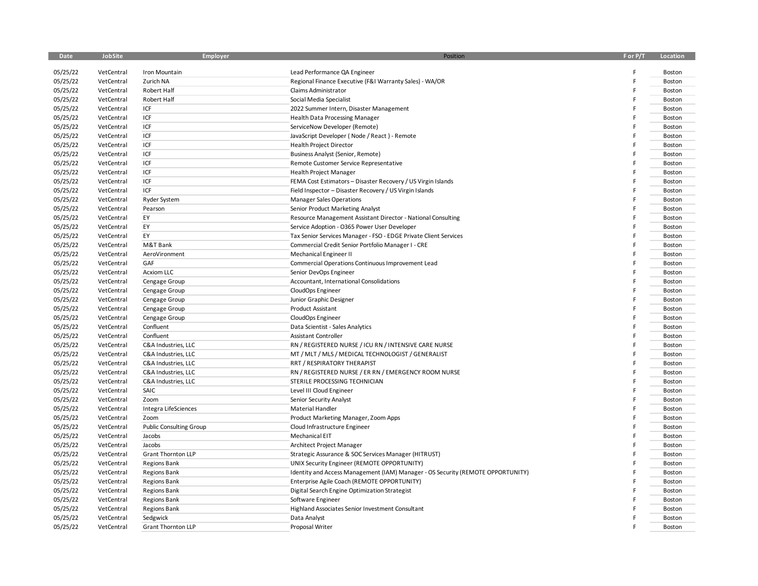| Date | JobSite | Employer | Position | F or P/T | Location |
|---|---|---|---|---|---|
| 05/25/22 | VetCentral | Iron Mountain | Lead Performance QA Engineer | F | Boston |
| 05/25/22 | VetCentral | Zurich NA | Regional Finance Executive (F&I Warranty Sales) - WA/OR | F | Boston |
| 05/25/22 | VetCentral | Robert Half | Claims Administrator | F | Boston |
| 05/25/22 | VetCentral | Robert Half | Social Media Specialist | F | Boston |
| 05/25/22 | VetCentral | ICF | 2022 Summer Intern, Disaster Management | F | Boston |
| 05/25/22 | VetCentral | ICF | Health Data Processing Manager | F | Boston |
| 05/25/22 | VetCentral | ICF | ServiceNow Developer (Remote) | F | Boston |
| 05/25/22 | VetCentral | ICF | JavaScript Developer ( Node / React ) - Remote | F | Boston |
| 05/25/22 | VetCentral | ICF | Health Project Director | F | Boston |
| 05/25/22 | VetCentral | ICF | Business Analyst (Senior, Remote) | F | Boston |
| 05/25/22 | VetCentral | ICF | Remote Customer Service Representative | F | Boston |
| 05/25/22 | VetCentral | ICF | Health Project Manager | F | Boston |
| 05/25/22 | VetCentral | ICF | FEMA Cost Estimators – Disaster Recovery / US Virgin Islands | F | Boston |
| 05/25/22 | VetCentral | ICF | Field Inspector – Disaster Recovery / US Virgin Islands | F | Boston |
| 05/25/22 | VetCentral | Ryder System | Manager Sales Operations | F | Boston |
| 05/25/22 | VetCentral | Pearson | Senior Product Marketing Analyst | F | Boston |
| 05/25/22 | VetCentral | EY | Resource Management Assistant Director - National Consulting | F | Boston |
| 05/25/22 | VetCentral | EY | Service Adoption - O365 Power User Developer | F | Boston |
| 05/25/22 | VetCentral | EY | Tax Senior Services Manager - FSO - EDGE Private Client Services | F | Boston |
| 05/25/22 | VetCentral | M&T Bank | Commercial Credit Senior Portfolio Manager I - CRE | F | Boston |
| 05/25/22 | VetCentral | AeroVironment | Mechanical Engineer II | F | Boston |
| 05/25/22 | VetCentral | GAF | Commercial Operations Continuous Improvement Lead | F | Boston |
| 05/25/22 | VetCentral | Acxiom LLC | Senior DevOps Engineer | F | Boston |
| 05/25/22 | VetCentral | Cengage Group | Accountant, International Consolidations | F | Boston |
| 05/25/22 | VetCentral | Cengage Group | CloudOps Engineer | F | Boston |
| 05/25/22 | VetCentral | Cengage Group | Junior Graphic Designer | F | Boston |
| 05/25/22 | VetCentral | Cengage Group | Product Assistant | F | Boston |
| 05/25/22 | VetCentral | Cengage Group | CloudOps Engineer | F | Boston |
| 05/25/22 | VetCentral | Confluent | Data Scientist - Sales Analytics | F | Boston |
| 05/25/22 | VetCentral | Confluent | Assistant Controller | F | Boston |
| 05/25/22 | VetCentral | C&A Industries, LLC | RN / REGISTERED NURSE / ICU RN / INTENSIVE CARE NURSE | F | Boston |
| 05/25/22 | VetCentral | C&A Industries, LLC | MT / MLT / MLS / MEDICAL TECHNOLOGIST / GENERALIST | F | Boston |
| 05/25/22 | VetCentral | C&A Industries, LLC | RRT / RESPIRATORY THERAPIST | F | Boston |
| 05/25/22 | VetCentral | C&A Industries, LLC | RN / REGISTERED NURSE / ER RN / EMERGENCY ROOM NURSE | F | Boston |
| 05/25/22 | VetCentral | C&A Industries, LLC | STERILE PROCESSING TECHNICIAN | F | Boston |
| 05/25/22 | VetCentral | SAIC | Level III Cloud Engineer | F | Boston |
| 05/25/22 | VetCentral | Zoom | Senior Security Analyst | F | Boston |
| 05/25/22 | VetCentral | Integra LifeSciences | Material Handler | F | Boston |
| 05/25/22 | VetCentral | Zoom | Product Marketing Manager, Zoom Apps | F | Boston |
| 05/25/22 | VetCentral | Public Consulting Group | Cloud Infrastructure Engineer | F | Boston |
| 05/25/22 | VetCentral | Jacobs | Mechanical EIT | F | Boston |
| 05/25/22 | VetCentral | Jacobs | Architect Project Manager | F | Boston |
| 05/25/22 | VetCentral | Grant Thornton LLP | Strategic Assurance & SOC Services Manager (HITRUST) | F | Boston |
| 05/25/22 | VetCentral | Regions Bank | UNIX Security Engineer (REMOTE OPPORTUNITY) | F | Boston |
| 05/25/22 | VetCentral | Regions Bank | Identity and Access Management (IAM) Manager - OS Security (REMOTE OPPORTUNITY) | F | Boston |
| 05/25/22 | VetCentral | Regions Bank | Enterprise Agile Coach (REMOTE OPPORTUNITY) | F | Boston |
| 05/25/22 | VetCentral | Regions Bank | Digital Search Engine Optimization Strategist | F | Boston |
| 05/25/22 | VetCentral | Regions Bank | Software Engineer | F | Boston |
| 05/25/22 | VetCentral | Regions Bank | Highland Associates Senior Investment Consultant | F | Boston |
| 05/25/22 | VetCentral | Sedgwick | Data Analyst | F | Boston |
| 05/25/22 | VetCentral | Grant Thornton LLP | Proposal Writer | F | Boston |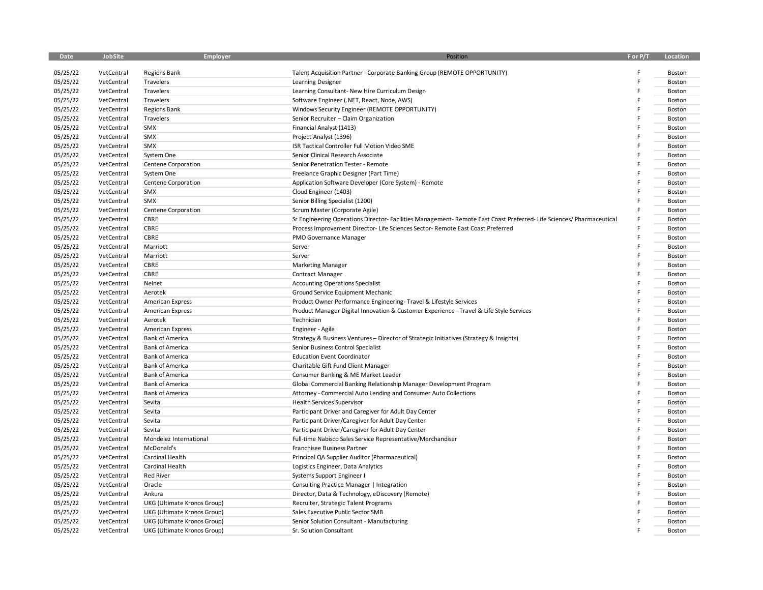| Date | JobSite | Employer | Position | F or P/T | Location |
|---|---|---|---|---|---|
| 05/25/22 | VetCentral | Regions Bank | Talent Acquisition Partner - Corporate Banking Group (REMOTE OPPORTUNITY) | F | Boston |
| 05/25/22 | VetCentral | Travelers | Learning Designer | F | Boston |
| 05/25/22 | VetCentral | Travelers | Learning Consultant- New Hire Curriculum Design | F | Boston |
| 05/25/22 | VetCentral | Travelers | Software Engineer (.NET, React, Node, AWS) | F | Boston |
| 05/25/22 | VetCentral | Regions Bank | Windows Security Engineer (REMOTE OPPORTUNITY) | F | Boston |
| 05/25/22 | VetCentral | Travelers | Senior Recruiter – Claim Organization | F | Boston |
| 05/25/22 | VetCentral | SMX | Financial Analyst (1413) | F | Boston |
| 05/25/22 | VetCentral | SMX | Project Analyst (1396) | F | Boston |
| 05/25/22 | VetCentral | SMX | ISR Tactical Controller Full Motion Video SME | F | Boston |
| 05/25/22 | VetCentral | System One | Senior Clinical Research Associate | F | Boston |
| 05/25/22 | VetCentral | Centene Corporation | Senior Penetration Tester - Remote | F | Boston |
| 05/25/22 | VetCentral | System One | Freelance Graphic Designer (Part Time) | F | Boston |
| 05/25/22 | VetCentral | Centene Corporation | Application Software Developer (Core System) - Remote | F | Boston |
| 05/25/22 | VetCentral | SMX | Cloud Engineer (1403) | F | Boston |
| 05/25/22 | VetCentral | SMX | Senior Billing Specialist (1200) | F | Boston |
| 05/25/22 | VetCentral | Centene Corporation | Scrum Master (Corporate Agile) | F | Boston |
| 05/25/22 | VetCentral | CBRE | Sr Engineering Operations Director- Facilities Management- Remote East Coast Preferred- Life Sciences/ Pharmaceutical | F | Boston |
| 05/25/22 | VetCentral | CBRE | Process Improvement Director- Life Sciences Sector- Remote East Coast Preferred | F | Boston |
| 05/25/22 | VetCentral | CBRE | PMO Governance Manager | F | Boston |
| 05/25/22 | VetCentral | Marriott | Server | F | Boston |
| 05/25/22 | VetCentral | Marriott | Server | F | Boston |
| 05/25/22 | VetCentral | CBRE | Marketing Manager | F | Boston |
| 05/25/22 | VetCentral | CBRE | Contract Manager | F | Boston |
| 05/25/22 | VetCentral | Nelnet | Accounting Operations Specialist | F | Boston |
| 05/25/22 | VetCentral | Aerotek | Ground Service Equipment Mechanic | F | Boston |
| 05/25/22 | VetCentral | American Express | Product Owner Performance Engineering- Travel & Lifestyle Services | F | Boston |
| 05/25/22 | VetCentral | American Express | Product Manager Digital Innovation & Customer Experience - Travel & Life Style Services | F | Boston |
| 05/25/22 | VetCentral | Aerotek | Technician | F | Boston |
| 05/25/22 | VetCentral | American Express | Engineer - Agile | F | Boston |
| 05/25/22 | VetCentral | Bank of America | Strategy & Business Ventures – Director of Strategic Initiatives (Strategy & Insights) | F | Boston |
| 05/25/22 | VetCentral | Bank of America | Senior Business Control Specialist | F | Boston |
| 05/25/22 | VetCentral | Bank of America | Education Event Coordinator | F | Boston |
| 05/25/22 | VetCentral | Bank of America | Charitable Gift Fund Client Manager | F | Boston |
| 05/25/22 | VetCentral | Bank of America | Consumer Banking & ME Market Leader | F | Boston |
| 05/25/22 | VetCentral | Bank of America | Global Commercial Banking Relationship Manager Development Program | F | Boston |
| 05/25/22 | VetCentral | Bank of America | Attorney - Commercial Auto Lending and Consumer Auto Collections | F | Boston |
| 05/25/22 | VetCentral | Sevita | Health Services Supervisor | F | Boston |
| 05/25/22 | VetCentral | Sevita | Participant Driver and Caregiver for Adult Day Center | F | Boston |
| 05/25/22 | VetCentral | Sevita | Participant Driver/Caregiver for Adult Day Center | F | Boston |
| 05/25/22 | VetCentral | Sevita | Participant Driver/Caregiver for Adult Day Center | F | Boston |
| 05/25/22 | VetCentral | Mondelez International | Full-time Nabisco Sales Service Representative/Merchandiser | F | Boston |
| 05/25/22 | VetCentral | McDonald's | Franchisee Business Partner | F | Boston |
| 05/25/22 | VetCentral | Cardinal Health | Principal QA Supplier Auditor (Pharmaceutical) | F | Boston |
| 05/25/22 | VetCentral | Cardinal Health | Logistics Engineer, Data Analytics | F | Boston |
| 05/25/22 | VetCentral | Red River | Systems Support Engineer I | F | Boston |
| 05/25/22 | VetCentral | Oracle | Consulting Practice Manager \| Integration | F | Boston |
| 05/25/22 | VetCentral | Ankura | Director, Data & Technology, eDiscovery (Remote) | F | Boston |
| 05/25/22 | VetCentral | UKG (Ultimate Kronos Group) | Recruiter, Strategic Talent Programs | F | Boston |
| 05/25/22 | VetCentral | UKG (Ultimate Kronos Group) | Sales Executive Public Sector SMB | F | Boston |
| 05/25/22 | VetCentral | UKG (Ultimate Kronos Group) | Senior Solution Consultant - Manufacturing | F | Boston |
| 05/25/22 | VetCentral | UKG (Ultimate Kronos Group) | Sr. Solution Consultant | F | Boston |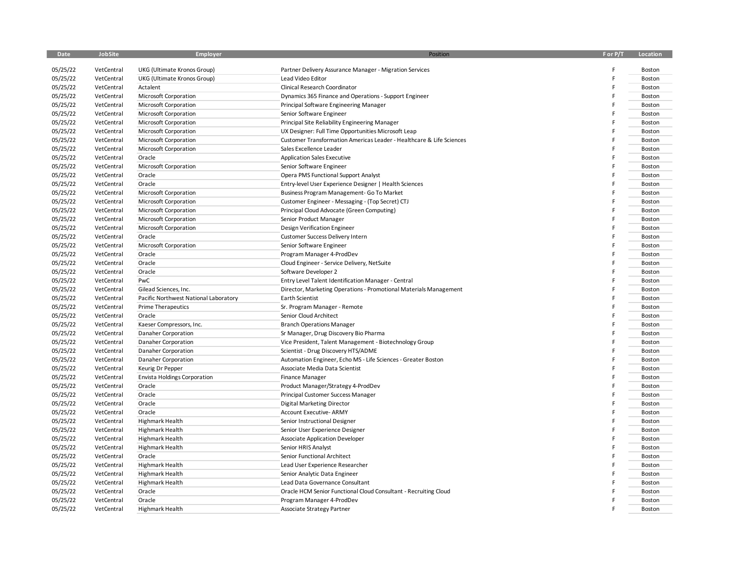| Date | JobSite | Employer | Position | F or P/T | Location |
|---|---|---|---|---|---|
| 05/25/22 | VetCentral | UKG (Ultimate Kronos Group) | Partner Delivery Assurance Manager - Migration Services | F | Boston |
| 05/25/22 | VetCentral | UKG (Ultimate Kronos Group) | Lead Video Editor | F | Boston |
| 05/25/22 | VetCentral | Actalent | Clinical Research Coordinator | F | Boston |
| 05/25/22 | VetCentral | Microsoft Corporation | Dynamics 365 Finance and Operations - Support Engineer | F | Boston |
| 05/25/22 | VetCentral | Microsoft Corporation | Principal Software Engineering Manager | F | Boston |
| 05/25/22 | VetCentral | Microsoft Corporation | Senior Software Engineer | F | Boston |
| 05/25/22 | VetCentral | Microsoft Corporation | Principal Site Reliability Engineering Manager | F | Boston |
| 05/25/22 | VetCentral | Microsoft Corporation | UX Designer: Full Time Opportunities Microsoft Leap | F | Boston |
| 05/25/22 | VetCentral | Microsoft Corporation | Customer Transformation Americas Leader - Healthcare & Life Sciences | F | Boston |
| 05/25/22 | VetCentral | Microsoft Corporation | Sales Excellence Leader | F | Boston |
| 05/25/22 | VetCentral | Oracle | Application Sales Executive | F | Boston |
| 05/25/22 | VetCentral | Microsoft Corporation | Senior Software Engineer | F | Boston |
| 05/25/22 | VetCentral | Oracle | Opera PMS Functional Support Analyst | F | Boston |
| 05/25/22 | VetCentral | Oracle | Entry-level User Experience Designer \| Health Sciences | F | Boston |
| 05/25/22 | VetCentral | Microsoft Corporation | Business Program Management- Go To Market | F | Boston |
| 05/25/22 | VetCentral | Microsoft Corporation | Customer Engineer - Messaging - (Top Secret) CTJ | F | Boston |
| 05/25/22 | VetCentral | Microsoft Corporation | Principal Cloud Advocate (Green Computing) | F | Boston |
| 05/25/22 | VetCentral | Microsoft Corporation | Senior Product Manager | F | Boston |
| 05/25/22 | VetCentral | Microsoft Corporation | Design Verification Engineer | F | Boston |
| 05/25/22 | VetCentral | Oracle | Customer Success Delivery Intern | F | Boston |
| 05/25/22 | VetCentral | Microsoft Corporation | Senior Software Engineer | F | Boston |
| 05/25/22 | VetCentral | Oracle | Program Manager 4-ProdDev | F | Boston |
| 05/25/22 | VetCentral | Oracle | Cloud Engineer - Service Delivery, NetSuite | F | Boston |
| 05/25/22 | VetCentral | Oracle | Software Developer 2 | F | Boston |
| 05/25/22 | VetCentral | PwC | Entry Level Talent Identification Manager - Central | F | Boston |
| 05/25/22 | VetCentral | Gilead Sciences, Inc. | Director, Marketing Operations - Promotional Materials Management | F | Boston |
| 05/25/22 | VetCentral | Pacific Northwest National Laboratory | Earth Scientist | F | Boston |
| 05/25/22 | VetCentral | Prime Therapeutics | Sr. Program Manager - Remote | F | Boston |
| 05/25/22 | VetCentral | Oracle | Senior Cloud Architect | F | Boston |
| 05/25/22 | VetCentral | Kaeser Compressors, Inc. | Branch Operations Manager | F | Boston |
| 05/25/22 | VetCentral | Danaher Corporation | Sr Manager, Drug Discovery Bio Pharma | F | Boston |
| 05/25/22 | VetCentral | Danaher Corporation | Vice President, Talent Management - Biotechnology Group | F | Boston |
| 05/25/22 | VetCentral | Danaher Corporation | Scientist - Drug Discovery HTS/ADME | F | Boston |
| 05/25/22 | VetCentral | Danaher Corporation | Automation Engineer, Echo MS - Life Sciences - Greater Boston | F | Boston |
| 05/25/22 | VetCentral | Keurig Dr Pepper | Associate Media Data Scientist | F | Boston |
| 05/25/22 | VetCentral | Envista Holdings Corporation | Finance Manager | F | Boston |
| 05/25/22 | VetCentral | Oracle | Product Manager/Strategy 4-ProdDev | F | Boston |
| 05/25/22 | VetCentral | Oracle | Principal Customer Success Manager | F | Boston |
| 05/25/22 | VetCentral | Oracle | Digital Marketing Director | F | Boston |
| 05/25/22 | VetCentral | Oracle | Account Executive- ARMY | F | Boston |
| 05/25/22 | VetCentral | Highmark Health | Senior Instructional Designer | F | Boston |
| 05/25/22 | VetCentral | Highmark Health | Senior User Experience Designer | F | Boston |
| 05/25/22 | VetCentral | Highmark Health | Associate Application Developer | F | Boston |
| 05/25/22 | VetCentral | Highmark Health | Senior HRIS Analyst | F | Boston |
| 05/25/22 | VetCentral | Oracle | Senior Functional Architect | F | Boston |
| 05/25/22 | VetCentral | Highmark Health | Lead User Experience Researcher | F | Boston |
| 05/25/22 | VetCentral | Highmark Health | Senior Analytic Data Engineer | F | Boston |
| 05/25/22 | VetCentral | Highmark Health | Lead Data Governance Consultant | F | Boston |
| 05/25/22 | VetCentral | Oracle | Oracle HCM Senior Functional Cloud Consultant - Recruiting Cloud | F | Boston |
| 05/25/22 | VetCentral | Oracle | Program Manager 4-ProdDev | F | Boston |
| 05/25/22 | VetCentral | Highmark Health | Associate Strategy Partner | F | Boston |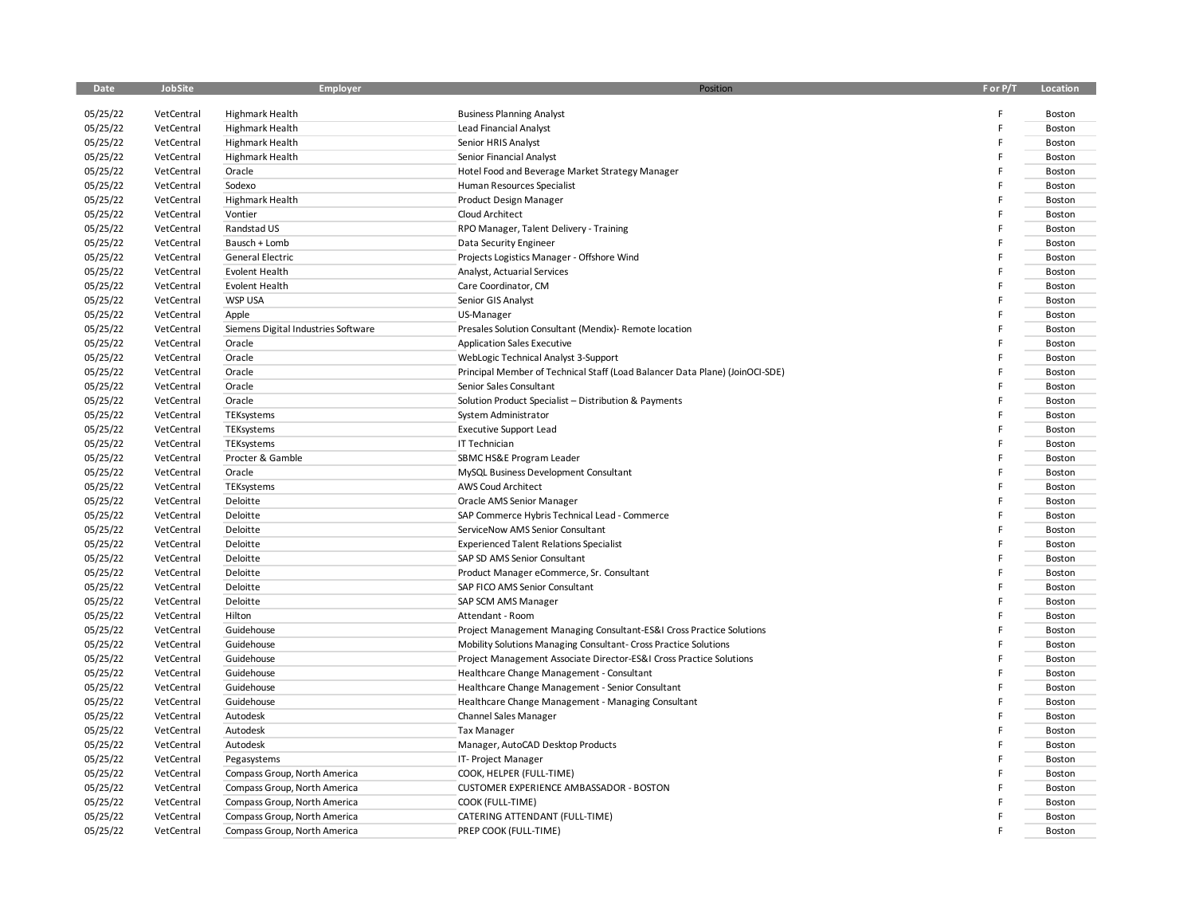| Date | JobSite | Employer | Position | F or P/T | Location |
|---|---|---|---|---|---|
| 05/25/22 | VetCentral | Highmark Health | Business Planning Analyst | F | Boston |
| 05/25/22 | VetCentral | Highmark Health | Lead Financial Analyst | F | Boston |
| 05/25/22 | VetCentral | Highmark Health | Senior HRIS Analyst | F | Boston |
| 05/25/22 | VetCentral | Highmark Health | Senior Financial Analyst | F | Boston |
| 05/25/22 | VetCentral | Oracle | Hotel Food and Beverage Market Strategy Manager | F | Boston |
| 05/25/22 | VetCentral | Sodexo | Human Resources Specialist | F | Boston |
| 05/25/22 | VetCentral | Highmark Health | Product Design Manager | F | Boston |
| 05/25/22 | VetCentral | Vontier | Cloud Architect | F | Boston |
| 05/25/22 | VetCentral | Randstad US | RPO Manager, Talent Delivery - Training | F | Boston |
| 05/25/22 | VetCentral | Bausch + Lomb | Data Security Engineer | F | Boston |
| 05/25/22 | VetCentral | General Electric | Projects Logistics Manager - Offshore Wind | F | Boston |
| 05/25/22 | VetCentral | Evolent Health | Analyst, Actuarial Services | F | Boston |
| 05/25/22 | VetCentral | Evolent Health | Care Coordinator, CM | F | Boston |
| 05/25/22 | VetCentral | WSP USA | Senior GIS Analyst | F | Boston |
| 05/25/22 | VetCentral | Apple | US-Manager | F | Boston |
| 05/25/22 | VetCentral | Siemens Digital Industries Software | Presales Solution Consultant (Mendix)- Remote location | F | Boston |
| 05/25/22 | VetCentral | Oracle | Application Sales Executive | F | Boston |
| 05/25/22 | VetCentral | Oracle | WebLogic Technical Analyst 3-Support | F | Boston |
| 05/25/22 | VetCentral | Oracle | Principal Member of Technical Staff (Load Balancer Data Plane) (JoinOCI-SDE) | F | Boston |
| 05/25/22 | VetCentral | Oracle | Senior Sales Consultant | F | Boston |
| 05/25/22 | VetCentral | Oracle | Solution Product Specialist – Distribution & Payments | F | Boston |
| 05/25/22 | VetCentral | TEKsystems | System Administrator | F | Boston |
| 05/25/22 | VetCentral | TEKsystems | Executive Support Lead | F | Boston |
| 05/25/22 | VetCentral | TEKsystems | IT Technician | F | Boston |
| 05/25/22 | VetCentral | Procter & Gamble | SBMC HS&E Program Leader | F | Boston |
| 05/25/22 | VetCentral | Oracle | MySQL Business Development Consultant | F | Boston |
| 05/25/22 | VetCentral | TEKsystems | AWS Coud Architect | F | Boston |
| 05/25/22 | VetCentral | Deloitte | Oracle AMS Senior Manager | F | Boston |
| 05/25/22 | VetCentral | Deloitte | SAP Commerce Hybris Technical Lead - Commerce | F | Boston |
| 05/25/22 | VetCentral | Deloitte | ServiceNow AMS Senior Consultant | F | Boston |
| 05/25/22 | VetCentral | Deloitte | Experienced Talent Relations Specialist | F | Boston |
| 05/25/22 | VetCentral | Deloitte | SAP SD AMS Senior Consultant | F | Boston |
| 05/25/22 | VetCentral | Deloitte | Product Manager eCommerce, Sr. Consultant | F | Boston |
| 05/25/22 | VetCentral | Deloitte | SAP FICO AMS Senior Consultant | F | Boston |
| 05/25/22 | VetCentral | Deloitte | SAP SCM AMS Manager | F | Boston |
| 05/25/22 | VetCentral | Hilton | Attendant - Room | F | Boston |
| 05/25/22 | VetCentral | Guidehouse | Project Management Managing Consultant-ES&I Cross Practice Solutions | F | Boston |
| 05/25/22 | VetCentral | Guidehouse | Mobility Solutions Managing Consultant- Cross Practice Solutions | F | Boston |
| 05/25/22 | VetCentral | Guidehouse | Project Management Associate Director-ES&I Cross Practice Solutions | F | Boston |
| 05/25/22 | VetCentral | Guidehouse | Healthcare Change Management - Consultant | F | Boston |
| 05/25/22 | VetCentral | Guidehouse | Healthcare Change Management - Senior Consultant | F | Boston |
| 05/25/22 | VetCentral | Guidehouse | Healthcare Change Management - Managing Consultant | F | Boston |
| 05/25/22 | VetCentral | Autodesk | Channel Sales Manager | F | Boston |
| 05/25/22 | VetCentral | Autodesk | Tax Manager | F | Boston |
| 05/25/22 | VetCentral | Autodesk | Manager, AutoCAD Desktop Products | F | Boston |
| 05/25/22 | VetCentral | Pegasystems | IT- Project Manager | F | Boston |
| 05/25/22 | VetCentral | Compass Group, North America | COOK, HELPER (FULL-TIME) | F | Boston |
| 05/25/22 | VetCentral | Compass Group, North America | CUSTOMER EXPERIENCE AMBASSADOR - BOSTON | F | Boston |
| 05/25/22 | VetCentral | Compass Group, North America | COOK (FULL-TIME) | F | Boston |
| 05/25/22 | VetCentral | Compass Group, North America | CATERING ATTENDANT (FULL-TIME) | F | Boston |
| 05/25/22 | VetCentral | Compass Group, North America | PREP COOK (FULL-TIME) | F | Boston |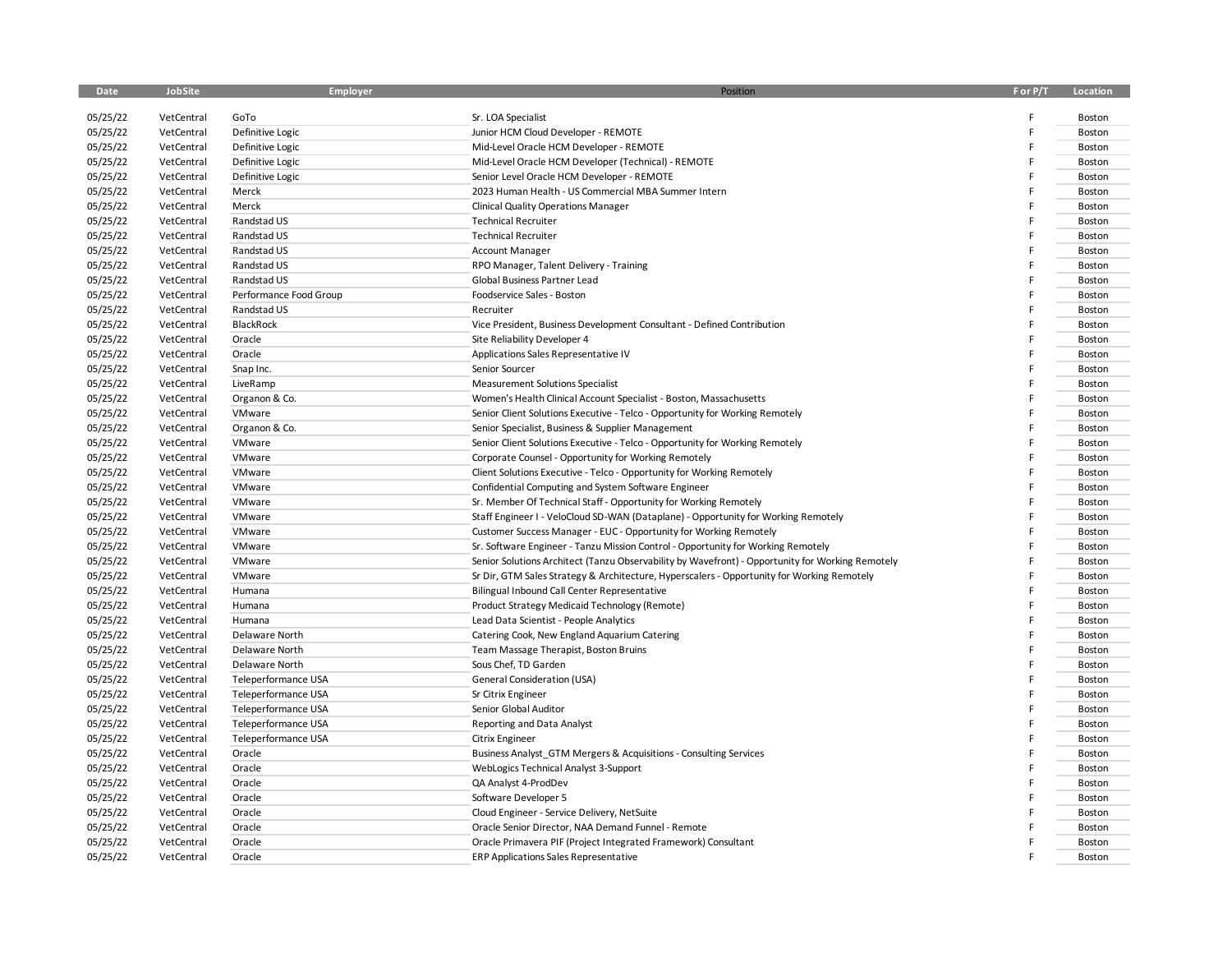| Date | JobSite | Employer | Position | F or P/T | Location |
|---|---|---|---|---|---|
| 05/25/22 | VetCentral | GoTo | Sr. LOA Specialist | F | Boston |
| 05/25/22 | VetCentral | Definitive Logic | Junior HCM Cloud Developer - REMOTE | F | Boston |
| 05/25/22 | VetCentral | Definitive Logic | Mid-Level Oracle HCM Developer - REMOTE | F | Boston |
| 05/25/22 | VetCentral | Definitive Logic | Mid-Level Oracle HCM Developer (Technical) - REMOTE | F | Boston |
| 05/25/22 | VetCentral | Definitive Logic | Senior Level Oracle HCM Developer - REMOTE | F | Boston |
| 05/25/22 | VetCentral | Merck | 2023 Human Health - US Commercial MBA Summer Intern | F | Boston |
| 05/25/22 | VetCentral | Merck | Clinical Quality Operations Manager | F | Boston |
| 05/25/22 | VetCentral | Randstad US | Technical Recruiter | F | Boston |
| 05/25/22 | VetCentral | Randstad US | Technical Recruiter | F | Boston |
| 05/25/22 | VetCentral | Randstad US | Account Manager | F | Boston |
| 05/25/22 | VetCentral | Randstad US | RPO Manager, Talent Delivery - Training | F | Boston |
| 05/25/22 | VetCentral | Randstad US | Global Business Partner Lead | F | Boston |
| 05/25/22 | VetCentral | Performance Food Group | Foodservice Sales - Boston | F | Boston |
| 05/25/22 | VetCentral | Randstad US | Recruiter | F | Boston |
| 05/25/22 | VetCentral | BlackRock | Vice President, Business Development Consultant - Defined Contribution | F | Boston |
| 05/25/22 | VetCentral | Oracle | Site Reliability Developer 4 | F | Boston |
| 05/25/22 | VetCentral | Oracle | Applications Sales Representative IV | F | Boston |
| 05/25/22 | VetCentral | Snap Inc. | Senior Sourcer | F | Boston |
| 05/25/22 | VetCentral | LiveRamp | Measurement Solutions Specialist | F | Boston |
| 05/25/22 | VetCentral | Organon & Co. | Women's Health Clinical Account Specialist - Boston, Massachusetts | F | Boston |
| 05/25/22 | VetCentral | VMware | Senior Client Solutions Executive - Telco - Opportunity for Working Remotely | F | Boston |
| 05/25/22 | VetCentral | Organon & Co. | Senior Specialist, Business & Supplier Management | F | Boston |
| 05/25/22 | VetCentral | VMware | Senior Client Solutions Executive - Telco - Opportunity for Working Remotely | F | Boston |
| 05/25/22 | VetCentral | VMware | Corporate Counsel - Opportunity for Working Remotely | F | Boston |
| 05/25/22 | VetCentral | VMware | Client Solutions Executive - Telco - Opportunity for Working Remotely | F | Boston |
| 05/25/22 | VetCentral | VMware | Confidential Computing and System Software Engineer | F | Boston |
| 05/25/22 | VetCentral | VMware | Sr. Member Of Technical Staff - Opportunity for Working Remotely | F | Boston |
| 05/25/22 | VetCentral | VMware | Staff Engineer I - VeloCloud SD-WAN (Dataplane) - Opportunity for Working Remotely | F | Boston |
| 05/25/22 | VetCentral | VMware | Customer Success Manager - EUC - Opportunity for Working Remotely | F | Boston |
| 05/25/22 | VetCentral | VMware | Sr. Software Engineer - Tanzu Mission Control - Opportunity for Working Remotely | F | Boston |
| 05/25/22 | VetCentral | VMware | Senior Solutions Architect (Tanzu Observability by Wavefront) - Opportunity for Working Remotely | F | Boston |
| 05/25/22 | VetCentral | VMware | Sr Dir, GTM Sales Strategy & Architecture, Hyperscalers - Opportunity for Working Remotely | F | Boston |
| 05/25/22 | VetCentral | Humana | Bilingual Inbound Call Center Representative | F | Boston |
| 05/25/22 | VetCentral | Humana | Product Strategy Medicaid Technology (Remote) | F | Boston |
| 05/25/22 | VetCentral | Humana | Lead Data Scientist - People Analytics | F | Boston |
| 05/25/22 | VetCentral | Delaware North | Catering Cook, New England Aquarium Catering | F | Boston |
| 05/25/22 | VetCentral | Delaware North | Team Massage Therapist, Boston Bruins | F | Boston |
| 05/25/22 | VetCentral | Delaware North | Sous Chef, TD Garden | F | Boston |
| 05/25/22 | VetCentral | Teleperformance USA | General Consideration (USA) | F | Boston |
| 05/25/22 | VetCentral | Teleperformance USA | Sr Citrix Engineer | F | Boston |
| 05/25/22 | VetCentral | Teleperformance USA | Senior Global Auditor | F | Boston |
| 05/25/22 | VetCentral | Teleperformance USA | Reporting and Data Analyst | F | Boston |
| 05/25/22 | VetCentral | Teleperformance USA | Citrix Engineer | F | Boston |
| 05/25/22 | VetCentral | Oracle | Business Analyst_GTM Mergers & Acquisitions - Consulting Services | F | Boston |
| 05/25/22 | VetCentral | Oracle | WebLogics Technical Analyst 3-Support | F | Boston |
| 05/25/22 | VetCentral | Oracle | QA Analyst 4-ProdDev | F | Boston |
| 05/25/22 | VetCentral | Oracle | Software Developer 5 | F | Boston |
| 05/25/22 | VetCentral | Oracle | Cloud Engineer - Service Delivery, NetSuite | F | Boston |
| 05/25/22 | VetCentral | Oracle | Oracle Senior Director, NAA Demand Funnel - Remote | F | Boston |
| 05/25/22 | VetCentral | Oracle | Oracle Primavera PIF (Project Integrated Framework) Consultant | F | Boston |
| 05/25/22 | VetCentral | Oracle | ERP Applications Sales Representative | F | Boston |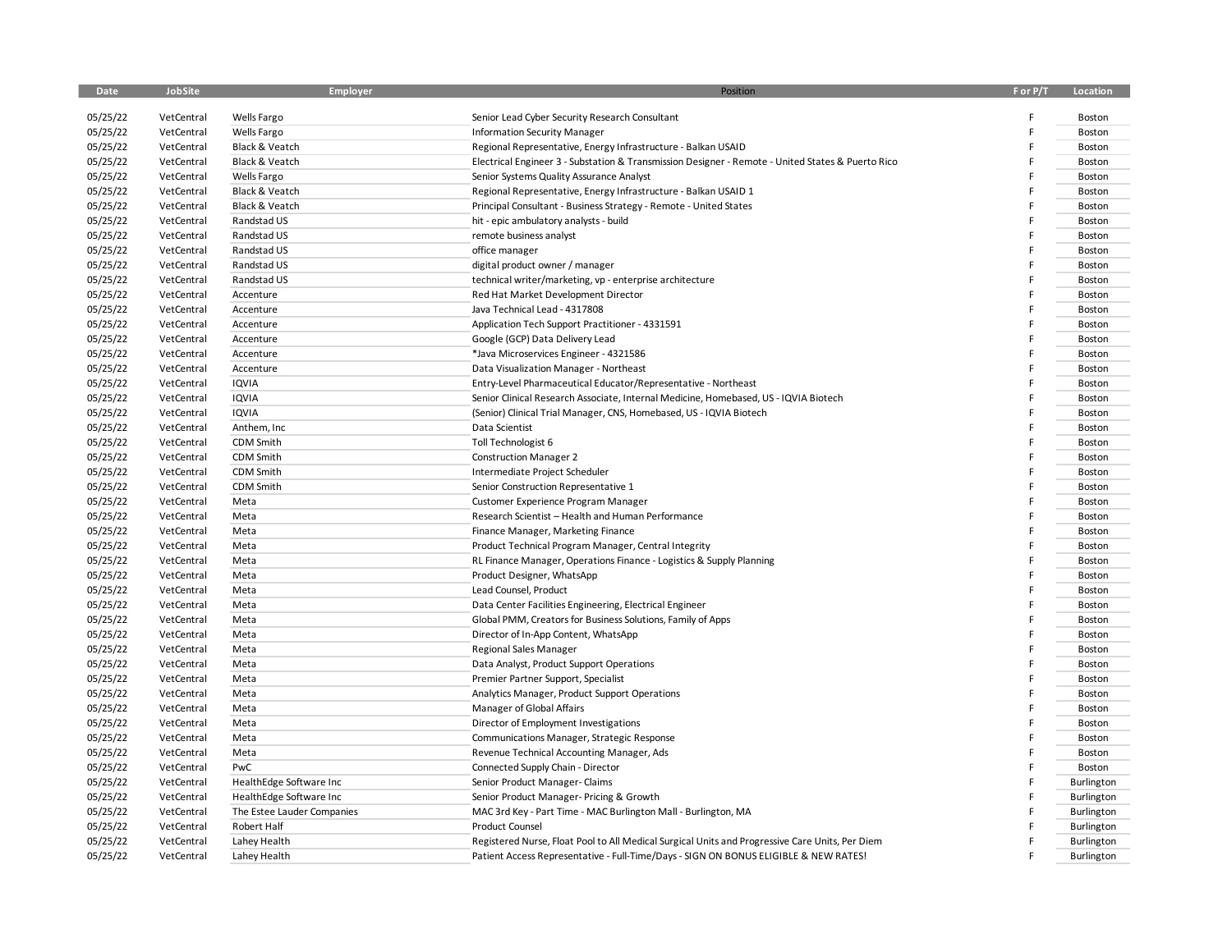| Date | JobSite | Employer | Position | F or P/T | Location |
|---|---|---|---|---|---|
| 05/25/22 | VetCentral | Wells Fargo | Senior Lead Cyber Security Research Consultant | F | Boston |
| 05/25/22 | VetCentral | Wells Fargo | Information Security Manager | F | Boston |
| 05/25/22 | VetCentral | Black & Veatch | Regional Representative, Energy Infrastructure - Balkan USAID | F | Boston |
| 05/25/22 | VetCentral | Black & Veatch | Electrical Engineer 3 - Substation & Transmission Designer - Remote - United States & Puerto Rico | F | Boston |
| 05/25/22 | VetCentral | Wells Fargo | Senior Systems Quality Assurance Analyst | F | Boston |
| 05/25/22 | VetCentral | Black & Veatch | Regional Representative, Energy Infrastructure - Balkan USAID 1 | F | Boston |
| 05/25/22 | VetCentral | Black & Veatch | Principal Consultant - Business Strategy - Remote - United States | F | Boston |
| 05/25/22 | VetCentral | Randstad US | hit - epic ambulatory analysts - build | F | Boston |
| 05/25/22 | VetCentral | Randstad US | remote business analyst | F | Boston |
| 05/25/22 | VetCentral | Randstad US | office manager | F | Boston |
| 05/25/22 | VetCentral | Randstad US | digital product owner / manager | F | Boston |
| 05/25/22 | VetCentral | Randstad US | technical writer/marketing, vp - enterprise architecture | F | Boston |
| 05/25/22 | VetCentral | Accenture | Red Hat Market Development Director | F | Boston |
| 05/25/22 | VetCentral | Accenture | Java Technical Lead - 4317808 | F | Boston |
| 05/25/22 | VetCentral | Accenture | Application Tech Support Practitioner - 4331591 | F | Boston |
| 05/25/22 | VetCentral | Accenture | Google (GCP) Data Delivery Lead | F | Boston |
| 05/25/22 | VetCentral | Accenture | *Java Microservices Engineer - 4321586 | F | Boston |
| 05/25/22 | VetCentral | Accenture | Data Visualization Manager - Northeast | F | Boston |
| 05/25/22 | VetCentral | IQVIA | Entry-Level Pharmaceutical Educator/Representative - Northeast | F | Boston |
| 05/25/22 | VetCentral | IQVIA | Senior Clinical Research Associate, Internal Medicine, Homebased, US - IQVIA Biotech | F | Boston |
| 05/25/22 | VetCentral | IQVIA | (Senior) Clinical Trial Manager, CNS, Homebased, US - IQVIA Biotech | F | Boston |
| 05/25/22 | VetCentral | Anthem, Inc | Data Scientist | F | Boston |
| 05/25/22 | VetCentral | CDM Smith | Toll Technologist 6 | F | Boston |
| 05/25/22 | VetCentral | CDM Smith | Construction Manager 2 | F | Boston |
| 05/25/22 | VetCentral | CDM Smith | Intermediate Project Scheduler | F | Boston |
| 05/25/22 | VetCentral | CDM Smith | Senior Construction Representative 1 | F | Boston |
| 05/25/22 | VetCentral | Meta | Customer Experience Program Manager | F | Boston |
| 05/25/22 | VetCentral | Meta | Research Scientist – Health and Human Performance | F | Boston |
| 05/25/22 | VetCentral | Meta | Finance Manager, Marketing Finance | F | Boston |
| 05/25/22 | VetCentral | Meta | Product Technical Program Manager, Central Integrity | F | Boston |
| 05/25/22 | VetCentral | Meta | RL Finance Manager, Operations Finance - Logistics & Supply Planning | F | Boston |
| 05/25/22 | VetCentral | Meta | Product Designer, WhatsApp | F | Boston |
| 05/25/22 | VetCentral | Meta | Lead Counsel, Product | F | Boston |
| 05/25/22 | VetCentral | Meta | Data Center Facilities Engineering, Electrical Engineer | F | Boston |
| 05/25/22 | VetCentral | Meta | Global PMM, Creators for Business Solutions, Family of Apps | F | Boston |
| 05/25/22 | VetCentral | Meta | Director of In-App Content, WhatsApp | F | Boston |
| 05/25/22 | VetCentral | Meta | Regional Sales Manager | F | Boston |
| 05/25/22 | VetCentral | Meta | Data Analyst, Product Support Operations | F | Boston |
| 05/25/22 | VetCentral | Meta | Premier Partner Support, Specialist | F | Boston |
| 05/25/22 | VetCentral | Meta | Analytics Manager, Product Support Operations | F | Boston |
| 05/25/22 | VetCentral | Meta | Manager of Global Affairs | F | Boston |
| 05/25/22 | VetCentral | Meta | Director of Employment Investigations | F | Boston |
| 05/25/22 | VetCentral | Meta | Communications Manager, Strategic Response | F | Boston |
| 05/25/22 | VetCentral | Meta | Revenue Technical Accounting Manager, Ads | F | Boston |
| 05/25/22 | VetCentral | PwC | Connected Supply Chain - Director | F | Boston |
| 05/25/22 | VetCentral | HealthEdge Software Inc | Senior Product Manager- Claims | F | Burlington |
| 05/25/22 | VetCentral | HealthEdge Software Inc | Senior Product Manager- Pricing & Growth | F | Burlington |
| 05/25/22 | VetCentral | The Estee Lauder Companies | MAC 3rd Key - Part Time - MAC Burlington Mall - Burlington, MA | F | Burlington |
| 05/25/22 | VetCentral | Robert Half | Product Counsel | F | Burlington |
| 05/25/22 | VetCentral | Lahey Health | Registered Nurse, Float Pool to All Medical Surgical Units and Progressive Care Units, Per Diem | F | Burlington |
| 05/25/22 | VetCentral | Lahey Health | Patient Access Representative - Full-Time/Days - SIGN ON BONUS ELIGIBLE & NEW RATES! | F | Burlington |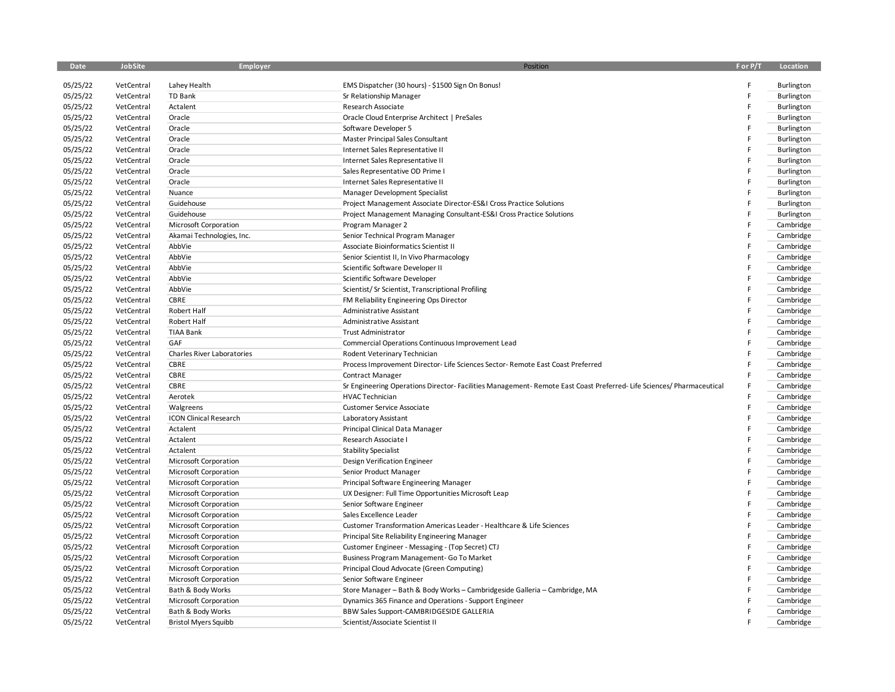| Date | JobSite | Employer | Position | F or P/T | Location |
|---|---|---|---|---|---|
| 05/25/22 | VetCentral | Lahey Health | EMS Dispatcher (30 hours) - $1500 Sign On Bonus! | F | Burlington |
| 05/25/22 | VetCentral | TD Bank | Sr Relationship Manager | F | Burlington |
| 05/25/22 | VetCentral | Actalent | Research Associate | F | Burlington |
| 05/25/22 | VetCentral | Oracle | Oracle Cloud Enterprise Architect \| PreSales | F | Burlington |
| 05/25/22 | VetCentral | Oracle | Software Developer 5 | F | Burlington |
| 05/25/22 | VetCentral | Oracle | Master Principal Sales Consultant | F | Burlington |
| 05/25/22 | VetCentral | Oracle | Internet Sales Representative II | F | Burlington |
| 05/25/22 | VetCentral | Oracle | Internet Sales Representative II | F | Burlington |
| 05/25/22 | VetCentral | Oracle | Sales Representative OD Prime I | F | Burlington |
| 05/25/22 | VetCentral | Oracle | Internet Sales Representative II | F | Burlington |
| 05/25/22 | VetCentral | Nuance | Manager Development Specialist | F | Burlington |
| 05/25/22 | VetCentral | Guidehouse | Project Management Associate Director-ES&I Cross Practice Solutions | F | Burlington |
| 05/25/22 | VetCentral | Guidehouse | Project Management Managing Consultant-ES&I Cross Practice Solutions | F | Burlington |
| 05/25/22 | VetCentral | Microsoft Corporation | Program Manager 2 | F | Cambridge |
| 05/25/22 | VetCentral | Akamai Technologies, Inc. | Senior Technical Program Manager | F | Cambridge |
| 05/25/22 | VetCentral | AbbVie | Associate Bioinformatics Scientist II | F | Cambridge |
| 05/25/22 | VetCentral | AbbVie | Senior Scientist II, In Vivo Pharmacology | F | Cambridge |
| 05/25/22 | VetCentral | AbbVie | Scientific Software Developer II | F | Cambridge |
| 05/25/22 | VetCentral | AbbVie | Scientific Software Developer | F | Cambridge |
| 05/25/22 | VetCentral | AbbVie | Scientist/ Sr Scientist, Transcriptional Profiling | F | Cambridge |
| 05/25/22 | VetCentral | CBRE | FM Reliability Engineering Ops Director | F | Cambridge |
| 05/25/22 | VetCentral | Robert Half | Administrative Assistant | F | Cambridge |
| 05/25/22 | VetCentral | Robert Half | Administrative Assistant | F | Cambridge |
| 05/25/22 | VetCentral | TIAA Bank | Trust Administrator | F | Cambridge |
| 05/25/22 | VetCentral | GAF | Commercial Operations Continuous Improvement Lead | F | Cambridge |
| 05/25/22 | VetCentral | Charles River Laboratories | Rodent Veterinary Technician | F | Cambridge |
| 05/25/22 | VetCentral | CBRE | Process Improvement Director- Life Sciences Sector- Remote East Coast Preferred | F | Cambridge |
| 05/25/22 | VetCentral | CBRE | Contract Manager | F | Cambridge |
| 05/25/22 | VetCentral | CBRE | Sr Engineering Operations Director- Facilities Management- Remote East Coast Preferred- Life Sciences/ Pharmaceutical | F | Cambridge |
| 05/25/22 | VetCentral | Aerotek | HVAC Technician | F | Cambridge |
| 05/25/22 | VetCentral | Walgreens | Customer Service Associate | F | Cambridge |
| 05/25/22 | VetCentral | ICON Clinical Research | Laboratory Assistant | F | Cambridge |
| 05/25/22 | VetCentral | Actalent | Principal Clinical Data Manager | F | Cambridge |
| 05/25/22 | VetCentral | Actalent | Research Associate I | F | Cambridge |
| 05/25/22 | VetCentral | Actalent | Stability Specialist | F | Cambridge |
| 05/25/22 | VetCentral | Microsoft Corporation | Design Verification Engineer | F | Cambridge |
| 05/25/22 | VetCentral | Microsoft Corporation | Senior Product Manager | F | Cambridge |
| 05/25/22 | VetCentral | Microsoft Corporation | Principal Software Engineering Manager | F | Cambridge |
| 05/25/22 | VetCentral | Microsoft Corporation | UX Designer: Full Time Opportunities Microsoft Leap | F | Cambridge |
| 05/25/22 | VetCentral | Microsoft Corporation | Senior Software Engineer | F | Cambridge |
| 05/25/22 | VetCentral | Microsoft Corporation | Sales Excellence Leader | F | Cambridge |
| 05/25/22 | VetCentral | Microsoft Corporation | Customer Transformation Americas Leader - Healthcare & Life Sciences | F | Cambridge |
| 05/25/22 | VetCentral | Microsoft Corporation | Principal Site Reliability Engineering Manager | F | Cambridge |
| 05/25/22 | VetCentral | Microsoft Corporation | Customer Engineer - Messaging - (Top Secret) CTJ | F | Cambridge |
| 05/25/22 | VetCentral | Microsoft Corporation | Business Program Management- Go To Market | F | Cambridge |
| 05/25/22 | VetCentral | Microsoft Corporation | Principal Cloud Advocate (Green Computing) | F | Cambridge |
| 05/25/22 | VetCentral | Microsoft Corporation | Senior Software Engineer | F | Cambridge |
| 05/25/22 | VetCentral | Bath & Body Works | Store Manager – Bath & Body Works – Cambridgeside Galleria – Cambridge, MA | F | Cambridge |
| 05/25/22 | VetCentral | Microsoft Corporation | Dynamics 365 Finance and Operations - Support Engineer | F | Cambridge |
| 05/25/22 | VetCentral | Bath & Body Works | BBW Sales Support-CAMBRIDGESIDE GALLERIA | F | Cambridge |
| 05/25/22 | VetCentral | Bristol Myers Squibb | Scientist/Associate Scientist II | F | Cambridge |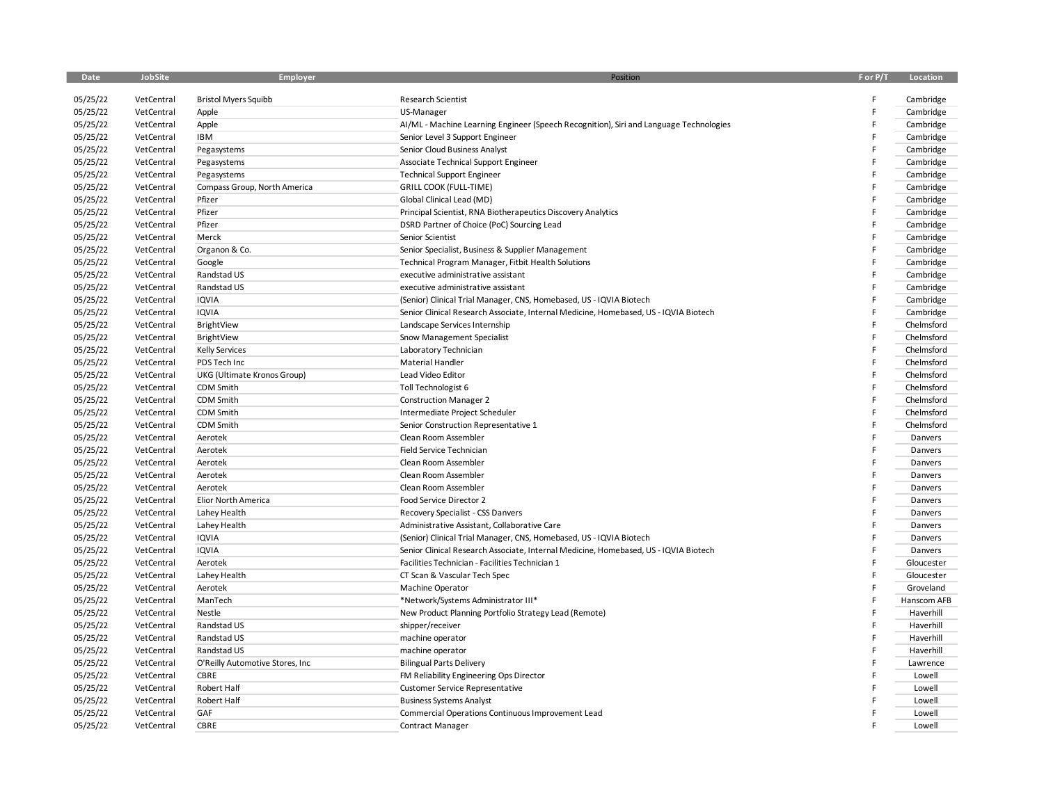| Date | JobSite | Employer | Position | F or P/T | Location |
|---|---|---|---|---|---|
| 05/25/22 | VetCentral | Bristol Myers Squibb | Research Scientist | F | Cambridge |
| 05/25/22 | VetCentral | Apple | US-Manager | F | Cambridge |
| 05/25/22 | VetCentral | Apple | AI/ML - Machine Learning Engineer (Speech Recognition), Siri and Language Technologies | F | Cambridge |
| 05/25/22 | VetCentral | IBM | Senior Level 3 Support Engineer | F | Cambridge |
| 05/25/22 | VetCentral | Pegasystems | Senior Cloud Business Analyst | F | Cambridge |
| 05/25/22 | VetCentral | Pegasystems | Associate Technical Support Engineer | F | Cambridge |
| 05/25/22 | VetCentral | Pegasystems | Technical Support Engineer | F | Cambridge |
| 05/25/22 | VetCentral | Compass Group, North America | GRILL COOK (FULL-TIME) | F | Cambridge |
| 05/25/22 | VetCentral | Pfizer | Global Clinical Lead (MD) | F | Cambridge |
| 05/25/22 | VetCentral | Pfizer | Principal Scientist, RNA Biotherapeutics Discovery Analytics | F | Cambridge |
| 05/25/22 | VetCentral | Pfizer | DSRD Partner of Choice (PoC) Sourcing Lead | F | Cambridge |
| 05/25/22 | VetCentral | Merck | Senior Scientist | F | Cambridge |
| 05/25/22 | VetCentral | Organon & Co. | Senior Specialist, Business & Supplier Management | F | Cambridge |
| 05/25/22 | VetCentral | Google | Technical Program Manager, Fitbit Health Solutions | F | Cambridge |
| 05/25/22 | VetCentral | Randstad US | executive administrative assistant | F | Cambridge |
| 05/25/22 | VetCentral | Randstad US | executive administrative assistant | F | Cambridge |
| 05/25/22 | VetCentral | IQVIA | (Senior) Clinical Trial Manager, CNS, Homebased, US - IQVIA Biotech | F | Cambridge |
| 05/25/22 | VetCentral | IQVIA | Senior Clinical Research Associate, Internal Medicine, Homebased, US - IQVIA Biotech | F | Cambridge |
| 05/25/22 | VetCentral | BrightView | Landscape Services Internship | F | Chelmsford |
| 05/25/22 | VetCentral | BrightView | Snow Management Specialist | F | Chelmsford |
| 05/25/22 | VetCentral | Kelly Services | Laboratory Technician | F | Chelmsford |
| 05/25/22 | VetCentral | PDS Tech Inc | Material Handler | F | Chelmsford |
| 05/25/22 | VetCentral | UKG (Ultimate Kronos Group) | Lead Video Editor | F | Chelmsford |
| 05/25/22 | VetCentral | CDM Smith | Toll Technologist 6 | F | Chelmsford |
| 05/25/22 | VetCentral | CDM Smith | Construction Manager 2 | F | Chelmsford |
| 05/25/22 | VetCentral | CDM Smith | Intermediate Project Scheduler | F | Chelmsford |
| 05/25/22 | VetCentral | CDM Smith | Senior Construction Representative 1 | F | Chelmsford |
| 05/25/22 | VetCentral | Aerotek | Clean Room Assembler | F | Danvers |
| 05/25/22 | VetCentral | Aerotek | Field Service Technician | F | Danvers |
| 05/25/22 | VetCentral | Aerotek | Clean Room Assembler | F | Danvers |
| 05/25/22 | VetCentral | Aerotek | Clean Room Assembler | F | Danvers |
| 05/25/22 | VetCentral | Aerotek | Clean Room Assembler | F | Danvers |
| 05/25/22 | VetCentral | Elior North America | Food Service Director 2 | F | Danvers |
| 05/25/22 | VetCentral | Lahey Health | Recovery Specialist - CSS Danvers | F | Danvers |
| 05/25/22 | VetCentral | Lahey Health | Administrative Assistant, Collaborative Care | F | Danvers |
| 05/25/22 | VetCentral | IQVIA | (Senior) Clinical Trial Manager, CNS, Homebased, US - IQVIA Biotech | F | Danvers |
| 05/25/22 | VetCentral | IQVIA | Senior Clinical Research Associate, Internal Medicine, Homebased, US - IQVIA Biotech | F | Danvers |
| 05/25/22 | VetCentral | Aerotek | Facilities Technician - Facilities Technician 1 | F | Gloucester |
| 05/25/22 | VetCentral | Lahey Health | CT Scan & Vascular Tech Spec | F | Gloucester |
| 05/25/22 | VetCentral | Aerotek | Machine Operator | F | Groveland |
| 05/25/22 | VetCentral | ManTech | *Network/Systems Administrator III* | F | Hanscom AFB |
| 05/25/22 | VetCentral | Nestle | New Product Planning Portfolio Strategy Lead (Remote) | F | Haverhill |
| 05/25/22 | VetCentral | Randstad US | shipper/receiver | F | Haverhill |
| 05/25/22 | VetCentral | Randstad US | machine operator | F | Haverhill |
| 05/25/22 | VetCentral | Randstad US | machine operator | F | Haverhill |
| 05/25/22 | VetCentral | O'Reilly Automotive Stores, Inc | Bilingual Parts Delivery | F | Lawrence |
| 05/25/22 | VetCentral | CBRE | FM Reliability Engineering Ops Director | F | Lowell |
| 05/25/22 | VetCentral | Robert Half | Customer Service Representative | F | Lowell |
| 05/25/22 | VetCentral | Robert Half | Business Systems Analyst | F | Lowell |
| 05/25/22 | VetCentral | GAF | Commercial Operations Continuous Improvement Lead | F | Lowell |
| 05/25/22 | VetCentral | CBRE | Contract Manager | F | Lowell |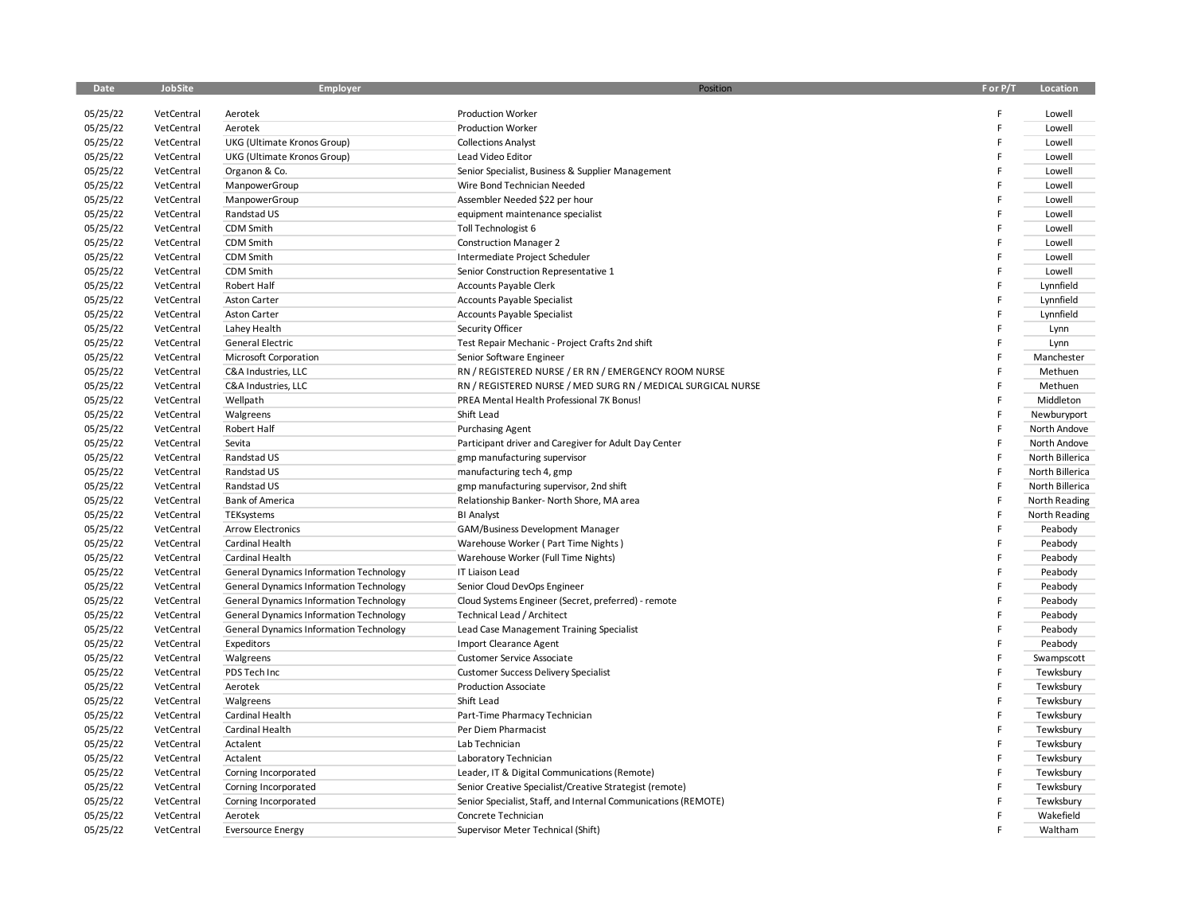| Date | JobSite | Employer | Position | F or P/T | Location |
|---|---|---|---|---|---|
| 05/25/22 | VetCentral | Aerotek | Production Worker | F | Lowell |
| 05/25/22 | VetCentral | Aerotek | Production Worker | F | Lowell |
| 05/25/22 | VetCentral | UKG (Ultimate Kronos Group) | Collections Analyst | F | Lowell |
| 05/25/22 | VetCentral | UKG (Ultimate Kronos Group) | Lead Video Editor | F | Lowell |
| 05/25/22 | VetCentral | Organon & Co. | Senior Specialist, Business & Supplier Management | F | Lowell |
| 05/25/22 | VetCentral | ManpowerGroup | Wire Bond Technician Needed | F | Lowell |
| 05/25/22 | VetCentral | ManpowerGroup | Assembler Needed $22 per hour | F | Lowell |
| 05/25/22 | VetCentral | Randstad US | equipment maintenance specialist | F | Lowell |
| 05/25/22 | VetCentral | CDM Smith | Toll Technologist 6 | F | Lowell |
| 05/25/22 | VetCentral | CDM Smith | Construction Manager 2 | F | Lowell |
| 05/25/22 | VetCentral | CDM Smith | Intermediate Project Scheduler | F | Lowell |
| 05/25/22 | VetCentral | CDM Smith | Senior Construction Representative 1 | F | Lowell |
| 05/25/22 | VetCentral | Robert Half | Accounts Payable Clerk | F | Lynnfield |
| 05/25/22 | VetCentral | Aston Carter | Accounts Payable Specialist | F | Lynnfield |
| 05/25/22 | VetCentral | Aston Carter | Accounts Payable Specialist | F | Lynnfield |
| 05/25/22 | VetCentral | Lahey Health | Security Officer | F | Lynn |
| 05/25/22 | VetCentral | General Electric | Test Repair Mechanic - Project Crafts 2nd shift | F | Lynn |
| 05/25/22 | VetCentral | Microsoft Corporation | Senior Software Engineer | F | Manchester |
| 05/25/22 | VetCentral | C&A Industries, LLC | RN / REGISTERED NURSE / ER RN / EMERGENCY ROOM NURSE | F | Methuen |
| 05/25/22 | VetCentral | C&A Industries, LLC | RN / REGISTERED NURSE / MED SURG RN / MEDICAL SURGICAL NURSE | F | Methuen |
| 05/25/22 | VetCentral | Wellpath | PREA Mental Health Professional 7K Bonus! | F | Middleton |
| 05/25/22 | VetCentral | Walgreens | Shift Lead | F | Newburyport |
| 05/25/22 | VetCentral | Robert Half | Purchasing Agent | F | North Andove |
| 05/25/22 | VetCentral | Sevita | Participant driver and Caregiver for Adult Day Center | F | North Andove |
| 05/25/22 | VetCentral | Randstad US | gmp manufacturing supervisor | F | North Billerica |
| 05/25/22 | VetCentral | Randstad US | manufacturing tech 4, gmp | F | North Billerica |
| 05/25/22 | VetCentral | Randstad US | gmp manufacturing supervisor, 2nd shift | F | North Billerica |
| 05/25/22 | VetCentral | Bank of America | Relationship Banker- North Shore, MA area | F | North Reading |
| 05/25/22 | VetCentral | TEKsystems | BI Analyst | F | North Reading |
| 05/25/22 | VetCentral | Arrow Electronics | GAM/Business Development Manager | F | Peabody |
| 05/25/22 | VetCentral | Cardinal Health | Warehouse Worker ( Part Time Nights ) | F | Peabody |
| 05/25/22 | VetCentral | Cardinal Health | Warehouse Worker (Full Time Nights) | F | Peabody |
| 05/25/22 | VetCentral | General Dynamics Information Technology | IT Liaison Lead | F | Peabody |
| 05/25/22 | VetCentral | General Dynamics Information Technology | Senior Cloud DevOps Engineer | F | Peabody |
| 05/25/22 | VetCentral | General Dynamics Information Technology | Cloud Systems Engineer (Secret, preferred) - remote | F | Peabody |
| 05/25/22 | VetCentral | General Dynamics Information Technology | Technical Lead / Architect | F | Peabody |
| 05/25/22 | VetCentral | General Dynamics Information Technology | Lead Case Management Training Specialist | F | Peabody |
| 05/25/22 | VetCentral | Expeditors | Import Clearance Agent | F | Peabody |
| 05/25/22 | VetCentral | Walgreens | Customer Service Associate | F | Swampscott |
| 05/25/22 | VetCentral | PDS Tech Inc | Customer Success Delivery Specialist | F | Tewksbury |
| 05/25/22 | VetCentral | Aerotek | Production Associate | F | Tewksbury |
| 05/25/22 | VetCentral | Walgreens | Shift Lead | F | Tewksbury |
| 05/25/22 | VetCentral | Cardinal Health | Part-Time Pharmacy Technician | F | Tewksbury |
| 05/25/22 | VetCentral | Cardinal Health | Per Diem Pharmacist | F | Tewksbury |
| 05/25/22 | VetCentral | Actalent | Lab Technician | F | Tewksbury |
| 05/25/22 | VetCentral | Actalent | Laboratory Technician | F | Tewksbury |
| 05/25/22 | VetCentral | Corning Incorporated | Leader, IT & Digital Communications (Remote) | F | Tewksbury |
| 05/25/22 | VetCentral | Corning Incorporated | Senior Creative Specialist/Creative Strategist (remote) | F | Tewksbury |
| 05/25/22 | VetCentral | Corning Incorporated | Senior Specialist, Staff, and Internal Communications (REMOTE) | F | Tewksbury |
| 05/25/22 | VetCentral | Aerotek | Concrete Technician | F | Wakefield |
| 05/25/22 | VetCentral | Eversource Energy | Supervisor Meter Technical (Shift) | F | Waltham |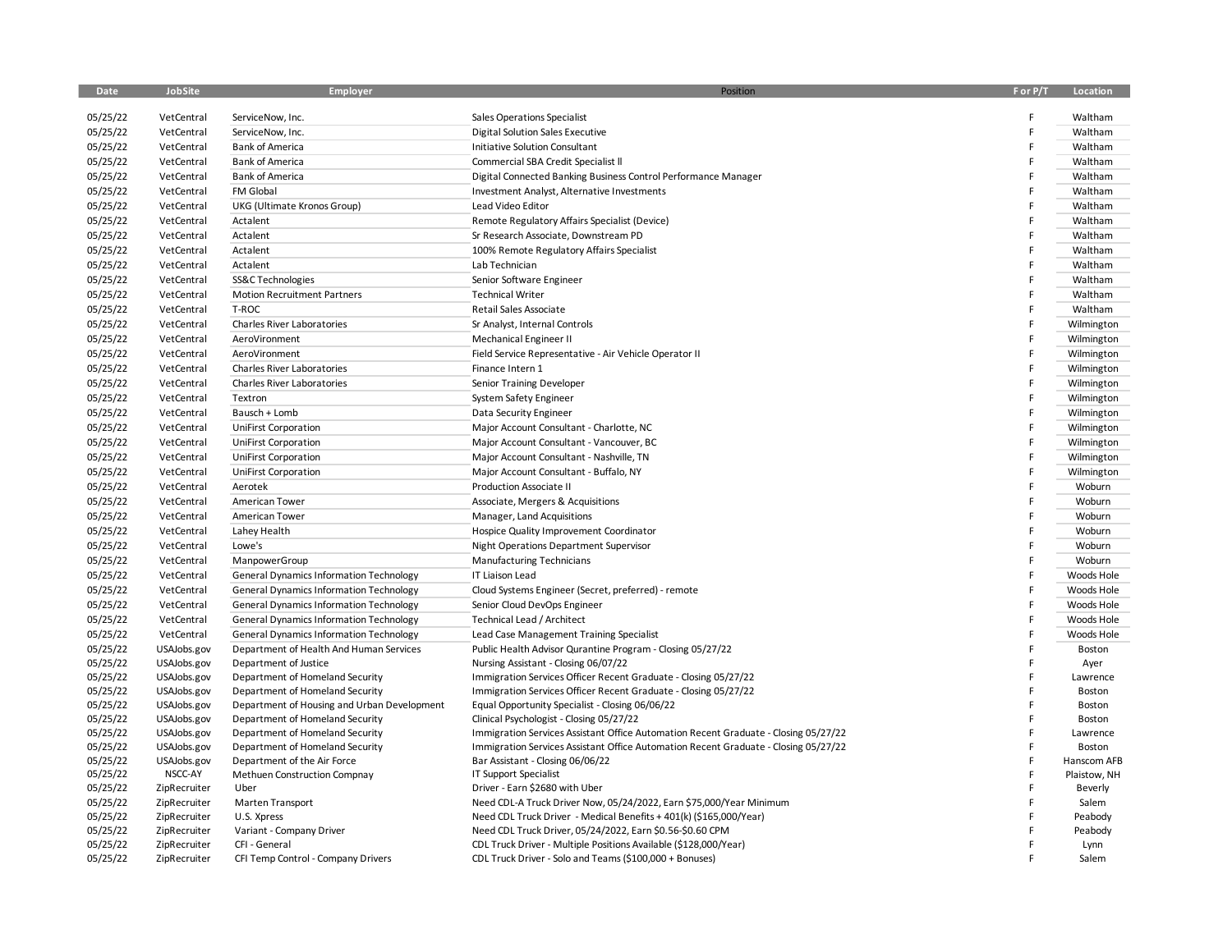| Date | JobSite | Employer | Position | F or P/T | Location |
|---|---|---|---|---|---|
| 05/25/22 | VetCentral | ServiceNow, Inc. | Sales Operations Specialist | F | Waltham |
| 05/25/22 | VetCentral | ServiceNow, Inc. | Digital Solution Sales Executive | F | Waltham |
| 05/25/22 | VetCentral | Bank of America | Initiative Solution Consultant | F | Waltham |
| 05/25/22 | VetCentral | Bank of America | Commercial SBA Credit Specialist ll | F | Waltham |
| 05/25/22 | VetCentral | Bank of America | Digital Connected Banking Business Control Performance Manager | F | Waltham |
| 05/25/22 | VetCentral | FM Global | Investment Analyst, Alternative Investments | F | Waltham |
| 05/25/22 | VetCentral | UKG (Ultimate Kronos Group) | Lead Video Editor | F | Waltham |
| 05/25/22 | VetCentral | Actalent | Remote Regulatory Affairs Specialist (Device) | F | Waltham |
| 05/25/22 | VetCentral | Actalent | Sr Research Associate, Downstream PD | F | Waltham |
| 05/25/22 | VetCentral | Actalent | 100% Remote Regulatory Affairs Specialist | F | Waltham |
| 05/25/22 | VetCentral | Actalent | Lab Technician | F | Waltham |
| 05/25/22 | VetCentral | SS&C Technologies | Senior Software Engineer | F | Waltham |
| 05/25/22 | VetCentral | Motion Recruitment Partners | Technical Writer | F | Waltham |
| 05/25/22 | VetCentral | T-ROC | Retail Sales Associate | F | Waltham |
| 05/25/22 | VetCentral | Charles River Laboratories | Sr Analyst, Internal Controls | F | Wilmington |
| 05/25/22 | VetCentral | AeroVironment | Mechanical Engineer II | F | Wilmington |
| 05/25/22 | VetCentral | AeroVironment | Field Service Representative - Air Vehicle Operator II | F | Wilmington |
| 05/25/22 | VetCentral | Charles River Laboratories | Finance Intern 1 | F | Wilmington |
| 05/25/22 | VetCentral | Charles River Laboratories | Senior Training Developer | F | Wilmington |
| 05/25/22 | VetCentral | Textron | System Safety Engineer | F | Wilmington |
| 05/25/22 | VetCentral | Bausch + Lomb | Data Security Engineer | F | Wilmington |
| 05/25/22 | VetCentral | UniFirst Corporation | Major Account Consultant - Charlotte, NC | F | Wilmington |
| 05/25/22 | VetCentral | UniFirst Corporation | Major Account Consultant - Vancouver, BC | F | Wilmington |
| 05/25/22 | VetCentral | UniFirst Corporation | Major Account Consultant - Nashville, TN | F | Wilmington |
| 05/25/22 | VetCentral | UniFirst Corporation | Major Account Consultant - Buffalo, NY | F | Wilmington |
| 05/25/22 | VetCentral | Aerotek | Production Associate II | F | Woburn |
| 05/25/22 | VetCentral | American Tower | Associate, Mergers & Acquisitions | F | Woburn |
| 05/25/22 | VetCentral | American Tower | Manager, Land Acquisitions | F | Woburn |
| 05/25/22 | VetCentral | Lahey Health | Hospice Quality Improvement Coordinator | F | Woburn |
| 05/25/22 | VetCentral | Lowe's | Night Operations Department Supervisor | F | Woburn |
| 05/25/22 | VetCentral | ManpowerGroup | Manufacturing Technicians | F | Woburn |
| 05/25/22 | VetCentral | General Dynamics Information Technology | IT Liaison Lead | F | Woods Hole |
| 05/25/22 | VetCentral | General Dynamics Information Technology | Cloud Systems Engineer (Secret, preferred) - remote | F | Woods Hole |
| 05/25/22 | VetCentral | General Dynamics Information Technology | Senior Cloud DevOps Engineer | F | Woods Hole |
| 05/25/22 | VetCentral | General Dynamics Information Technology | Technical Lead / Architect | F | Woods Hole |
| 05/25/22 | VetCentral | General Dynamics Information Technology | Lead Case Management Training Specialist | F | Woods Hole |
| 05/25/22 | USAJobs.gov | Department of Health And Human Services | Public Health Advisor Qurantine Program - Closing 05/27/22 | F | Boston |
| 05/25/22 | USAJobs.gov | Department of Justice | Nursing Assistant - Closing 06/07/22 | F | Ayer |
| 05/25/22 | USAJobs.gov | Department of Homeland Security | Immigration Services Officer Recent Graduate - Closing 05/27/22 | F | Lawrence |
| 05/25/22 | USAJobs.gov | Department of Homeland Security | Immigration Services Officer Recent Graduate - Closing 05/27/22 | F | Boston |
| 05/25/22 | USAJobs.gov | Department of Housing and Urban Development | Equal Opportunity Specialist - Closing 06/06/22 | F | Boston |
| 05/25/22 | USAJobs.gov | Department of Homeland Security | Clinical Psychologist - Closing 05/27/22 | F | Boston |
| 05/25/22 | USAJobs.gov | Department of Homeland Security | Immigration Services Assistant Office Automation Recent Graduate - Closing 05/27/22 | F | Lawrence |
| 05/25/22 | USAJobs.gov | Department of Homeland Security | Immigration Services Assistant Office Automation Recent Graduate - Closing 05/27/22 | F | Boston |
| 05/25/22 | USAJobs.gov | Department of the Air Force | Bar Assistant - Closing 06/06/22 | F | Hanscom AFB |
| 05/25/22 | NSCC-AY | Methuen Construction Compnay | IT Support Specialist | F | Plaistow, NH |
| 05/25/22 | ZipRecruiter | Uber | Driver - Earn $2680 with Uber | F | Beverly |
| 05/25/22 | ZipRecruiter | Marten Transport | Need CDL-A Truck Driver Now, 05/24/2022, Earn $75,000/Year Minimum | F | Salem |
| 05/25/22 | ZipRecruiter | U.S. Xpress | Need CDL Truck Driver - Medical Benefits + 401(k) ($165,000/Year) | F | Peabody |
| 05/25/22 | ZipRecruiter | Variant - Company Driver | Need CDL Truck Driver, 05/24/2022, Earn $0.56-$0.60 CPM | F | Peabody |
| 05/25/22 | ZipRecruiter | CFI - General | CDL Truck Driver - Multiple Positions Available ($128,000/Year) | F | Lynn |
| 05/25/22 | ZipRecruiter | CFI Temp Control - Company Drivers | CDL Truck Driver - Solo and Teams ($100,000 + Bonuses) | F | Salem |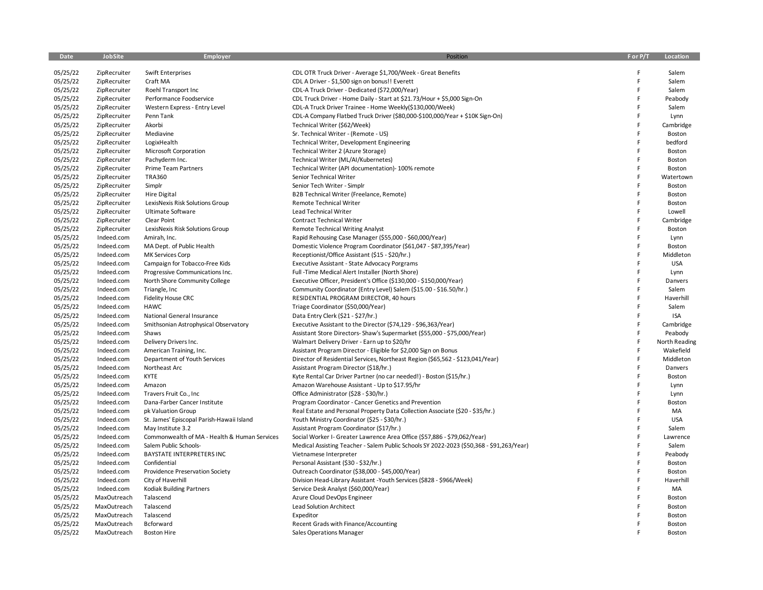| Date | JobSite | Employer | Position | F or P/T | Location |
|---|---|---|---|---|---|
| 05/25/22 | ZipRecruiter | Swift Enterprises | CDL OTR Truck Driver - Average $1,700/Week - Great Benefits | F | Salem |
| 05/25/22 | ZipRecruiter | Craft MA | CDL A Driver - $1,500 sign on bonus!! Everett | F | Salem |
| 05/25/22 | ZipRecruiter | Roehl Transport Inc | CDL-A Truck Driver - Dedicated ($72,000/Year) | F | Salem |
| 05/25/22 | ZipRecruiter | Performance Foodservice | CDL Truck Driver - Home Daily - Start at $21.73/Hour + $5,000 Sign-On | F | Peabody |
| 05/25/22 | ZipRecruiter | Western Express - Entry Level | CDL-A Truck Driver Trainee - Home Weekly($130,000/Week) | F | Salem |
| 05/25/22 | ZipRecruiter | Penn Tank | CDL-A Company Flatbed Truck Driver ($80,000-$100,000/Year + $10K Sign-On) | F | Lynn |
| 05/25/22 | ZipRecruiter | Akorbi | Technical Writer ($62/Week) | F | Cambridge |
| 05/25/22 | ZipRecruiter | Mediavine | Sr. Technical Writer - (Remote - US) | F | Boston |
| 05/25/22 | ZipRecruiter | LogixHealth | Technical Writer, Development Engineering | F | bedford |
| 05/25/22 | ZipRecruiter | Microsoft Corporation | Technical Writer 2 (Azure Storage) | F | Boston |
| 05/25/22 | ZipRecruiter | Pachyderm Inc. | Technical Writer (ML/AI/Kubernetes) | F | Boston |
| 05/25/22 | ZipRecruiter | Prime Team Partners | Technical Writer (API documentation)- 100% remote | F | Boston |
| 05/25/22 | ZipRecruiter | TRA360 | Senior Technical Writer | F | Watertown |
| 05/25/22 | ZipRecruiter | Simplr | Senior Tech Writer - Simplr | F | Boston |
| 05/25/22 | ZipRecruiter | Hire Digital | B2B Technical Writer (Freelance, Remote) | F | Boston |
| 05/25/22 | ZipRecruiter | LexisNexis Risk Solutions Group | Remote Technical Writer | F | Boston |
| 05/25/22 | ZipRecruiter | Ultimate Software | Lead Technical Writer | F | Lowell |
| 05/25/22 | ZipRecruiter | Clear Point | Contract Technical Writer | F | Cambridge |
| 05/25/22 | ZipRecruiter | LexisNexis Risk Solutions Group | Remote Technical Writing Analyst | F | Boston |
| 05/25/22 | Indeed.com | Amirah, Inc. | Rapid Rehousing Case Manager ($55,000 - $60,000/Year) | F | Lynn |
| 05/25/22 | Indeed.com | MA Dept. of Public Health | Domestic Violence Program Coordinator ($61,047 - $87,395/Year) | F | Boston |
| 05/25/22 | Indeed.com | MK Services Corp | Receptionist/Office Assistant ($15 - $20/hr.) | F | Middleton |
| 05/25/22 | Indeed.com | Campaign for Tobacco-Free Kids | Executive Assistant - State Advocacy Porgrams | F | USA |
| 05/25/22 | Indeed.com | Progressive Communications Inc. | Full -Time Medical Alert Installer (North Shore) | F | Lynn |
| 05/25/22 | Indeed.com | North Shore Community College | Executive Officer, President's Office ($130,000 - $150,000/Year) | F | Danvers |
| 05/25/22 | Indeed.com | Triangle, Inc | Community Coordinator (Entry Level) Salem ($15.00 - $16.50/hr.) | F | Salem |
| 05/25/22 | Indeed.com | Fidelity House CRC | RESIDENTIAL PROGRAM DIRECTOR, 40 hours | F | Haverhill |
| 05/25/22 | Indeed.com | HAWC | Triage Coordinator ($50,000/Year) | F | Salem |
| 05/25/22 | Indeed.com | National General Insurance | Data Entry Clerk ($21 - $27/hr.) | F | ISA |
| 05/25/22 | Indeed.com | Smithsonian Astrophysical Observatory | Executive Assistant to the Director ($74,129 - $96,363/Year) | F | Cambridge |
| 05/25/22 | Indeed.com | Shaws | Assistant Store Directors- Shaw's Supermarket ($55,000 - $75,000/Year) | F | Peabody |
| 05/25/22 | Indeed.com | Delivery Drivers Inc. | Walmart Delivery Driver - Earn up to $20/hr | F | North Reading |
| 05/25/22 | Indeed.com | American Training, Inc. | Assistant Program Director - Eligible for $2,000 Sign on Bonus | F | Wakefield |
| 05/25/22 | Indeed.com | Department of Youth Services | Director of Residential Services, Northeast Region ($65,562 - $123,041/Year) | F | Middleton |
| 05/25/22 | Indeed.com | Northeast Arc | Assistant Program Director ($18/hr.) | F | Danvers |
| 05/25/22 | Indeed.com | KYTE | Kyte Rental Car Driver Partner (no car needed!) - Boston ($15/hr.) | F | Boston |
| 05/25/22 | Indeed.com | Amazon | Amazon Warehouse Assistant - Up to $17.95/hr | F | Lynn |
| 05/25/22 | Indeed.com | Travers Fruit Co., Inc | Office Administrator ($28 - $30/hr.) | F | Lynn |
| 05/25/22 | Indeed.com | Dana-Farber Cancer Institute | Program Coordinator - Cancer Genetics and Prevention | F | Boston |
| 05/25/22 | Indeed.com | pk Valuation Group | Real Estate and Personal Property Data Collection Associate ($20 - $35/hr.) | F | MA |
| 05/25/22 | Indeed.com | St. James' Episcopal Parish-Hawaii Island | Youth Ministry Coordinator ($25 - $30/hr.) | F | USA |
| 05/25/22 | Indeed.com | May Institute 3.2 | Assistant Program Coordinator ($17/hr.) | F | Salem |
| 05/25/22 | Indeed.com | Commonwealth of MA - Health & Human Services | Social Worker I- Greater Lawrence Area Office ($57,886 - $79,062/Year) | F | Lawrence |
| 05/25/22 | Indeed.com | Salem Public Schools- | Medical Assisting Teacher - Salem Public Schools SY 2022-2023 ($50,368 - $91,263/Year) | F | Salem |
| 05/25/22 | Indeed.com | BAYSTATE INTERPRETERS INC | Vietnamese Interpreter | F | Peabody |
| 05/25/22 | Indeed.com | Confidential | Personal Assistant ($30 - $32/hr.) | F | Boston |
| 05/25/22 | Indeed.com | Providence Preservation Society | Outreach Coordinator ($38,000 - $45,000/Year) | F | Boston |
| 05/25/22 | Indeed.com | City of Haverhill | Division Head-Library Assistant -Youth Services ($828 - $966/Week) | F | Haverhill |
| 05/25/22 | Indeed.com | Kodiak Building Partners | Service Desk Analyst ($60,000/Year) | F | MA |
| 05/25/22 | MaxOutreach | Talascend | Azure Cloud DevOps Engineer | F | Boston |
| 05/25/22 | MaxOutreach | Talascend | Lead Solution Architect | F | Boston |
| 05/25/22 | MaxOutreach | Talascend | Expeditor | F | Boston |
| 05/25/22 | MaxOutreach | Bcforward | Recent Grads with Finance/Accounting | F | Boston |
| 05/25/22 | MaxOutreach | Boston Hire | Sales Operations Manager | F | Boston |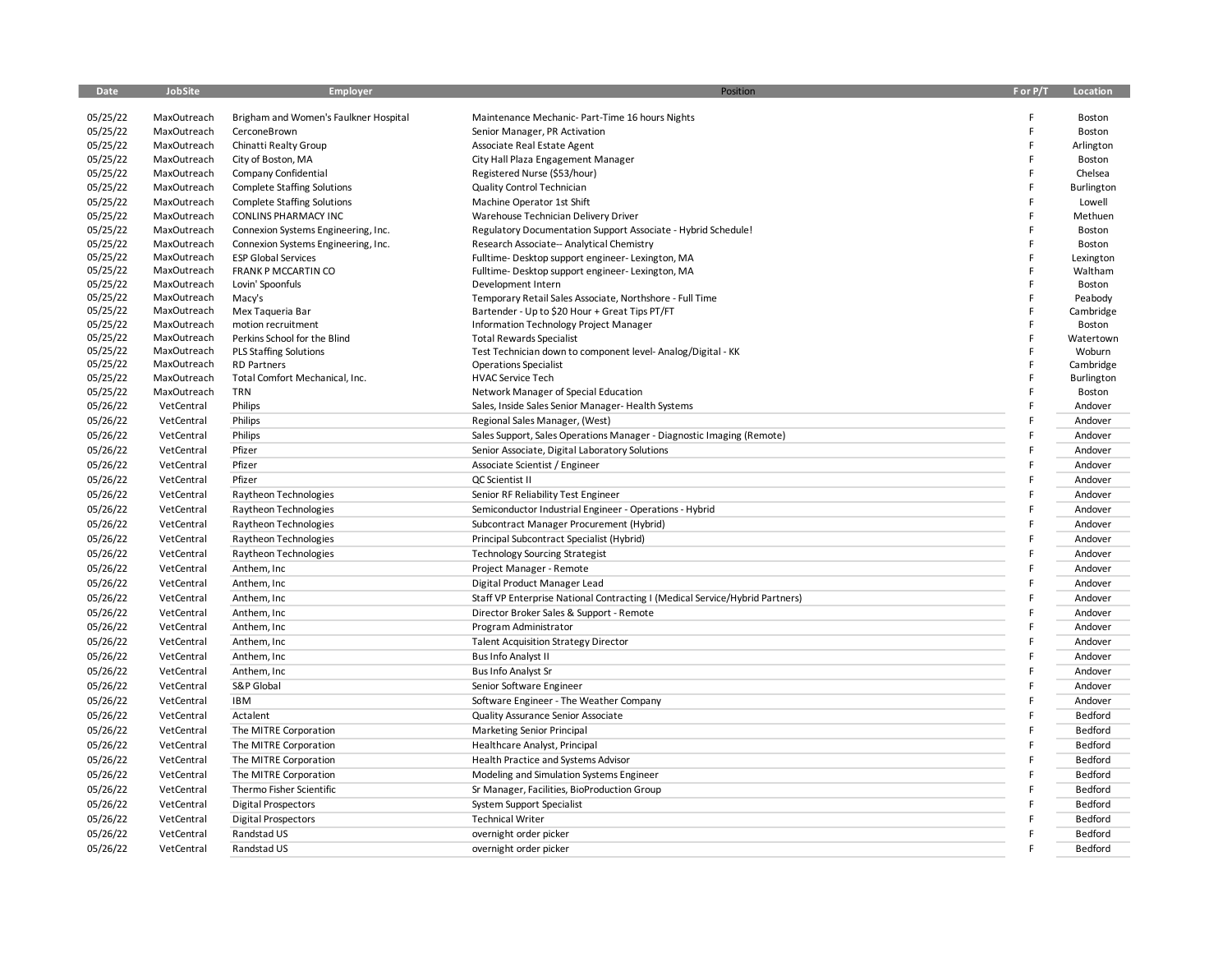| Date | JobSite | Employer | Position | F or P/T | Location |
|---|---|---|---|---|---|
| 05/25/22 | MaxOutreach | Brigham and Women's Faulkner Hospital | Maintenance Mechanic- Part-Time 16 hours Nights | F | Boston |
| 05/25/22 | MaxOutreach | CerconeBrown | Senior Manager, PR Activation | F | Boston |
| 05/25/22 | MaxOutreach | Chinatti Realty Group | Associate Real Estate Agent | F | Arlington |
| 05/25/22 | MaxOutreach | City of Boston, MA | City Hall Plaza Engagement Manager | F | Boston |
| 05/25/22 | MaxOutreach | Company Confidential | Registered Nurse ($53/hour) | F | Chelsea |
| 05/25/22 | MaxOutreach | Complete Staffing Solutions | Quality Control Technician | F | Burlington |
| 05/25/22 | MaxOutreach | Complete Staffing Solutions | Machine Operator 1st Shift | F | Lowell |
| 05/25/22 | MaxOutreach | CONLINS PHARMACY INC | Warehouse Technician Delivery Driver | F | Methuen |
| 05/25/22 | MaxOutreach | Connexion Systems Engineering, Inc. | Regulatory Documentation Support Associate - Hybrid Schedule! | F | Boston |
| 05/25/22 | MaxOutreach | Connexion Systems Engineering, Inc. | Research Associate-- Analytical Chemistry | F | Boston |
| 05/25/22 | MaxOutreach | ESP Global Services | Fulltime- Desktop support engineer- Lexington, MA | F | Lexington |
| 05/25/22 | MaxOutreach | FRANK P MCCARTIN CO | Fulltime- Desktop support engineer- Lexington, MA | F | Waltham |
| 05/25/22 | MaxOutreach | Lovin' Spoonfuls | Development Intern | F | Boston |
| 05/25/22 | MaxOutreach | Macy's | Temporary Retail Sales Associate, Northshore - Full Time | F | Peabody |
| 05/25/22 | MaxOutreach | Mex Taqueria Bar | Bartender - Up to $20 Hour + Great Tips PT/FT | F | Cambridge |
| 05/25/22 | MaxOutreach | motion recruitment | Information Technology Project Manager | F | Boston |
| 05/25/22 | MaxOutreach | Perkins School for the Blind | Total Rewards Specialist | F | Watertown |
| 05/25/22 | MaxOutreach | PLS Staffing Solutions | Test Technician down to component level- Analog/Digital - KK | F | Woburn |
| 05/25/22 | MaxOutreach | RD Partners | Operations Specialist | F | Cambridge |
| 05/25/22 | MaxOutreach | Total Comfort Mechanical, Inc. | HVAC Service Tech | F | Burlington |
| 05/25/22 | MaxOutreach | TRN | Network Manager of Special Education | F | Boston |
| 05/26/22 | VetCentral | Philips | Sales, Inside Sales Senior Manager- Health Systems | F | Andover |
| 05/26/22 | VetCentral | Philips | Regional Sales Manager, (West) | F | Andover |
| 05/26/22 | VetCentral | Philips | Sales Support, Sales Operations Manager - Diagnostic Imaging (Remote) | F | Andover |
| 05/26/22 | VetCentral | Pfizer | Senior Associate, Digital Laboratory Solutions | F | Andover |
| 05/26/22 | VetCentral | Pfizer | Associate Scientist / Engineer | F | Andover |
| 05/26/22 | VetCentral | Pfizer | QC Scientist II | F | Andover |
| 05/26/22 | VetCentral | Raytheon Technologies | Senior RF Reliability Test Engineer | F | Andover |
| 05/26/22 | VetCentral | Raytheon Technologies | Semiconductor Industrial Engineer - Operations - Hybrid | F | Andover |
| 05/26/22 | VetCentral | Raytheon Technologies | Subcontract Manager Procurement (Hybrid) | F | Andover |
| 05/26/22 | VetCentral | Raytheon Technologies | Principal Subcontract Specialist (Hybrid) | F | Andover |
| 05/26/22 | VetCentral | Raytheon Technologies | Technology Sourcing Strategist | F | Andover |
| 05/26/22 | VetCentral | Anthem, Inc | Project Manager - Remote | F | Andover |
| 05/26/22 | VetCentral | Anthem, Inc | Digital Product Manager Lead | F | Andover |
| 05/26/22 | VetCentral | Anthem, Inc | Staff VP Enterprise National Contracting I (Medical Service/Hybrid Partners) | F | Andover |
| 05/26/22 | VetCentral | Anthem, Inc | Director Broker Sales & Support - Remote | F | Andover |
| 05/26/22 | VetCentral | Anthem, Inc | Program Administrator | F | Andover |
| 05/26/22 | VetCentral | Anthem, Inc | Talent Acquisition Strategy Director | F | Andover |
| 05/26/22 | VetCentral | Anthem, Inc | Bus Info Analyst II | F | Andover |
| 05/26/22 | VetCentral | Anthem, Inc | Bus Info Analyst Sr | F | Andover |
| 05/26/22 | VetCentral | S&P Global | Senior Software Engineer | F | Andover |
| 05/26/22 | VetCentral | IBM | Software Engineer - The Weather Company | F | Andover |
| 05/26/22 | VetCentral | Actalent | Quality Assurance Senior Associate | F | Bedford |
| 05/26/22 | VetCentral | The MITRE Corporation | Marketing Senior Principal | F | Bedford |
| 05/26/22 | VetCentral | The MITRE Corporation | Healthcare Analyst, Principal | F | Bedford |
| 05/26/22 | VetCentral | The MITRE Corporation | Health Practice and Systems Advisor | F | Bedford |
| 05/26/22 | VetCentral | The MITRE Corporation | Modeling and Simulation Systems Engineer | F | Bedford |
| 05/26/22 | VetCentral | Thermo Fisher Scientific | Sr Manager, Facilities, BioProduction Group | F | Bedford |
| 05/26/22 | VetCentral | Digital Prospectors | System Support Specialist | F | Bedford |
| 05/26/22 | VetCentral | Digital Prospectors | Technical Writer | F | Bedford |
| 05/26/22 | VetCentral | Randstad US | overnight order picker | F | Bedford |
| 05/26/22 | VetCentral | Randstad US | overnight order picker | F | Bedford |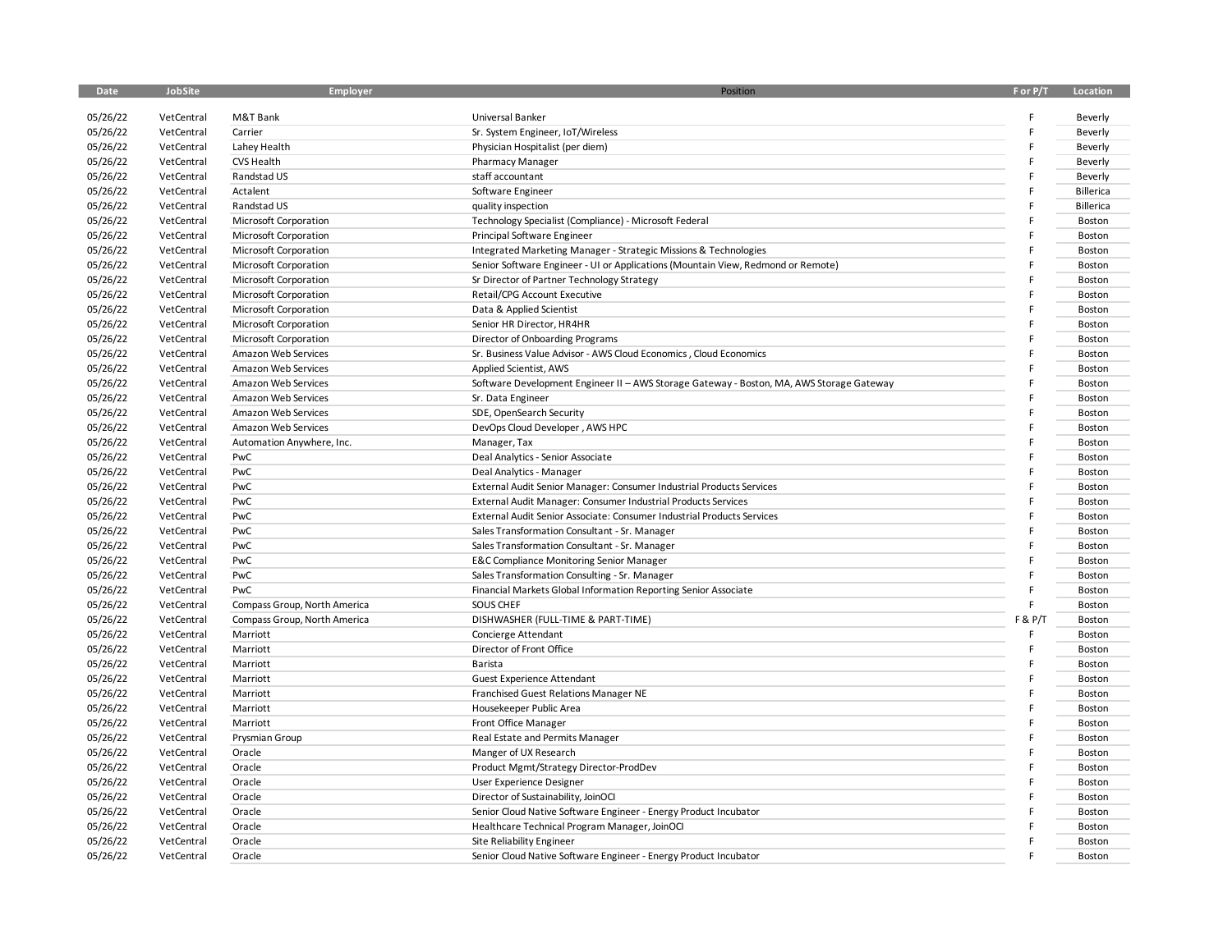| Date | JobSite | Employer | Position | F or P/T | Location |
|---|---|---|---|---|---|
| 05/26/22 | VetCentral | M&T Bank | Universal Banker | F | Beverly |
| 05/26/22 | VetCentral | Carrier | Sr. System Engineer, IoT/Wireless | F | Beverly |
| 05/26/22 | VetCentral | Lahey Health | Physician Hospitalist (per diem) | F | Beverly |
| 05/26/22 | VetCentral | CVS Health | Pharmacy Manager | F | Beverly |
| 05/26/22 | VetCentral | Randstad US | staff accountant | F | Beverly |
| 05/26/22 | VetCentral | Actalent | Software Engineer | F | Billerica |
| 05/26/22 | VetCentral | Randstad US | quality inspection | F | Billerica |
| 05/26/22 | VetCentral | Microsoft Corporation | Technology Specialist (Compliance) - Microsoft Federal | F | Boston |
| 05/26/22 | VetCentral | Microsoft Corporation | Principal Software Engineer | F | Boston |
| 05/26/22 | VetCentral | Microsoft Corporation | Integrated Marketing Manager - Strategic Missions & Technologies | F | Boston |
| 05/26/22 | VetCentral | Microsoft Corporation | Senior Software Engineer - UI or Applications (Mountain View, Redmond or Remote) | F | Boston |
| 05/26/22 | VetCentral | Microsoft Corporation | Sr Director of Partner Technology Strategy | F | Boston |
| 05/26/22 | VetCentral | Microsoft Corporation | Retail/CPG Account Executive | F | Boston |
| 05/26/22 | VetCentral | Microsoft Corporation | Data & Applied Scientist | F | Boston |
| 05/26/22 | VetCentral | Microsoft Corporation | Senior HR Director, HR4HR | F | Boston |
| 05/26/22 | VetCentral | Microsoft Corporation | Director of Onboarding Programs | F | Boston |
| 05/26/22 | VetCentral | Amazon Web Services | Sr. Business Value Advisor - AWS Cloud Economics , Cloud Economics | F | Boston |
| 05/26/22 | VetCentral | Amazon Web Services | Applied Scientist, AWS | F | Boston |
| 05/26/22 | VetCentral | Amazon Web Services | Software Development Engineer II – AWS Storage Gateway - Boston, MA, AWS Storage Gateway | F | Boston |
| 05/26/22 | VetCentral | Amazon Web Services | Sr. Data Engineer | F | Boston |
| 05/26/22 | VetCentral | Amazon Web Services | SDE, OpenSearch Security | F | Boston |
| 05/26/22 | VetCentral | Amazon Web Services | DevOps Cloud Developer , AWS HPC | F | Boston |
| 05/26/22 | VetCentral | Automation Anywhere, Inc. | Manager, Tax | F | Boston |
| 05/26/22 | VetCentral | PwC | Deal Analytics - Senior Associate | F | Boston |
| 05/26/22 | VetCentral | PwC | Deal Analytics - Manager | F | Boston |
| 05/26/22 | VetCentral | PwC | External Audit Senior Manager: Consumer Industrial Products Services | F | Boston |
| 05/26/22 | VetCentral | PwC | External Audit Manager: Consumer Industrial Products Services | F | Boston |
| 05/26/22 | VetCentral | PwC | External Audit Senior Associate: Consumer Industrial Products Services | F | Boston |
| 05/26/22 | VetCentral | PwC | Sales Transformation Consultant - Sr. Manager | F | Boston |
| 05/26/22 | VetCentral | PwC | Sales Transformation Consultant - Sr. Manager | F | Boston |
| 05/26/22 | VetCentral | PwC | E&C Compliance Monitoring Senior Manager | F | Boston |
| 05/26/22 | VetCentral | PwC | Sales Transformation Consulting - Sr. Manager | F | Boston |
| 05/26/22 | VetCentral | PwC | Financial Markets Global Information Reporting Senior Associate | F | Boston |
| 05/26/22 | VetCentral | Compass Group, North America | SOUS CHEF | F | Boston |
| 05/26/22 | VetCentral | Compass Group, North America | DISHWASHER (FULL-TIME & PART-TIME) | F & P/T | Boston |
| 05/26/22 | VetCentral | Marriott | Concierge Attendant | F | Boston |
| 05/26/22 | VetCentral | Marriott | Director of Front Office | F | Boston |
| 05/26/22 | VetCentral | Marriott | Barista | F | Boston |
| 05/26/22 | VetCentral | Marriott | Guest Experience Attendant | F | Boston |
| 05/26/22 | VetCentral | Marriott | Franchised Guest Relations Manager NE | F | Boston |
| 05/26/22 | VetCentral | Marriott | Housekeeper Public Area | F | Boston |
| 05/26/22 | VetCentral | Marriott | Front Office Manager | F | Boston |
| 05/26/22 | VetCentral | Prysmian Group | Real Estate and Permits Manager | F | Boston |
| 05/26/22 | VetCentral | Oracle | Manger of UX Research | F | Boston |
| 05/26/22 | VetCentral | Oracle | Product Mgmt/Strategy Director-ProdDev | F | Boston |
| 05/26/22 | VetCentral | Oracle | User Experience Designer | F | Boston |
| 05/26/22 | VetCentral | Oracle | Director of Sustainability, JoinOCI | F | Boston |
| 05/26/22 | VetCentral | Oracle | Senior Cloud Native Software Engineer - Energy Product Incubator | F | Boston |
| 05/26/22 | VetCentral | Oracle | Healthcare Technical Program Manager, JoinOCI | F | Boston |
| 05/26/22 | VetCentral | Oracle | Site Reliability Engineer | F | Boston |
| 05/26/22 | VetCentral | Oracle | Senior Cloud Native Software Engineer - Energy Product Incubator | F | Boston |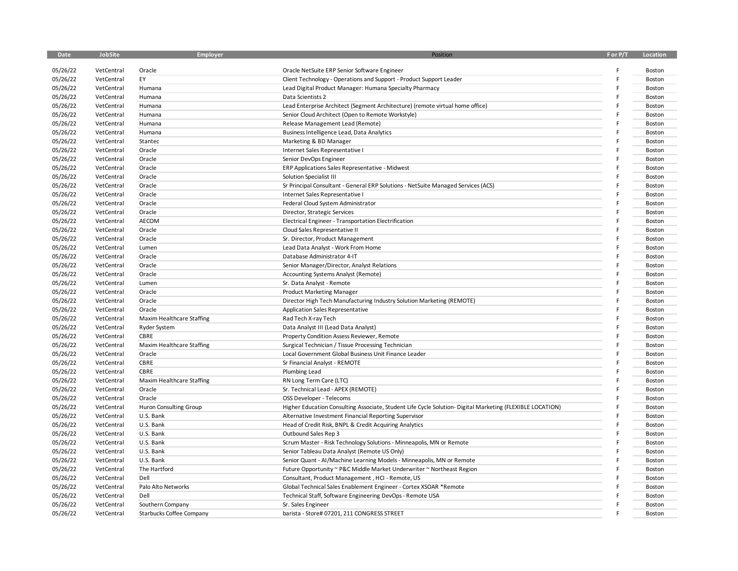| Date | JobSite | Employer | Position | F or P/T | Location |
|---|---|---|---|---|---|
| 05/26/22 | VetCentral | Oracle | Oracle NetSuite ERP Senior Software Engineer | F | Boston |
| 05/26/22 | VetCentral | EY | Client Technology - Operations and Support - Product Support Leader | F | Boston |
| 05/26/22 | VetCentral | Humana | Lead Digital Product Manager: Humana Specialty Pharmacy | F | Boston |
| 05/26/22 | VetCentral | Humana | Data Scientists 2 | F | Boston |
| 05/26/22 | VetCentral | Humana | Lead Enterprise Architect (Segment Architecture) (remote virtual home office) | F | Boston |
| 05/26/22 | VetCentral | Humana | Senior Cloud Architect (Open to Remote Workstyle) | F | Boston |
| 05/26/22 | VetCentral | Humana | Release Management Lead (Remote) | F | Boston |
| 05/26/22 | VetCentral | Humana | Business Intelligence Lead, Data Analytics | F | Boston |
| 05/26/22 | VetCentral | Stantec | Marketing & BD Manager | F | Boston |
| 05/26/22 | VetCentral | Oracle | Internet Sales Representative I | F | Boston |
| 05/26/22 | VetCentral | Oracle | Senior DevOps Engineer | F | Boston |
| 05/26/22 | VetCentral | Oracle | ERP Applications Sales Representative - Midwest | F | Boston |
| 05/26/22 | VetCentral | Oracle | Solution Specialist III | F | Boston |
| 05/26/22 | VetCentral | Oracle | Sr Principal Consultant - General ERP Solutions - NetSuite Managed Services (ACS) | F | Boston |
| 05/26/22 | VetCentral | Oracle | Internet Sales Representative I | F | Boston |
| 05/26/22 | VetCentral | Oracle | Federal Cloud System Administrator | F | Boston |
| 05/26/22 | VetCentral | Oracle | Director, Strategic Services | F | Boston |
| 05/26/22 | VetCentral | AECOM | Electrical Engineer - Transportation Electrification | F | Boston |
| 05/26/22 | VetCentral | Oracle | Cloud Sales Representative II | F | Boston |
| 05/26/22 | VetCentral | Oracle | Sr. Director, Product Management | F | Boston |
| 05/26/22 | VetCentral | Lumen | Lead Data Analyst - Work From Home | F | Boston |
| 05/26/22 | VetCentral | Oracle | Database Administrator 4-IT | F | Boston |
| 05/26/22 | VetCentral | Oracle | Senior Manager/Director, Analyst Relations | F | Boston |
| 05/26/22 | VetCentral | Oracle | Accounting Systems Analyst (Remote) | F | Boston |
| 05/26/22 | VetCentral | Lumen | Sr. Data Analyst - Remote | F | Boston |
| 05/26/22 | VetCentral | Oracle | Product Marketing Manager | F | Boston |
| 05/26/22 | VetCentral | Oracle | Director High Tech Manufacturing Industry Solution Marketing (REMOTE) | F | Boston |
| 05/26/22 | VetCentral | Oracle | Application Sales Representative | F | Boston |
| 05/26/22 | VetCentral | Maxim Healthcare Staffing | Rad Tech X-ray Tech | F | Boston |
| 05/26/22 | VetCentral | Ryder System | Data Analyst III (Lead Data Analyst) | F | Boston |
| 05/26/22 | VetCentral | CBRE | Property Condition Assess Reviewer, Remote | F | Boston |
| 05/26/22 | VetCentral | Maxim Healthcare Staffing | Surgical Technician / Tissue Processing Technician | F | Boston |
| 05/26/22 | VetCentral | Oracle | Local Government Global Business Unit Finance Leader | F | Boston |
| 05/26/22 | VetCentral | CBRE | Sr Financial Analyst - REMOTE | F | Boston |
| 05/26/22 | VetCentral | CBRE | Plumbing Lead | F | Boston |
| 05/26/22 | VetCentral | Maxim Healthcare Staffing | RN Long Term Care (LTC) | F | Boston |
| 05/26/22 | VetCentral | Oracle | Sr. Technical Lead - APEX (REMOTE) | F | Boston |
| 05/26/22 | VetCentral | Oracle | OSS Developer - Telecoms | F | Boston |
| 05/26/22 | VetCentral | Huron Consulting Group | Higher Education Consulting Associate, Student Life Cycle Solution- Digital Marketing (FLEXIBLE LOCATION) | F | Boston |
| 05/26/22 | VetCentral | U.S. Bank | Alternative Investment Financial Reporting Supervisor | F | Boston |
| 05/26/22 | VetCentral | U.S. Bank | Head of Credit Risk, BNPL & Credit Acquiring Analytics | F | Boston |
| 05/26/22 | VetCentral | U.S. Bank | Outbound Sales Rep 3 | F | Boston |
| 05/26/22 | VetCentral | U.S. Bank | Scrum Master - Risk Technology Solutions - Minneapolis, MN or Remote | F | Boston |
| 05/26/22 | VetCentral | U.S. Bank | Senior Tableau Data Analyst (Remote US Only) | F | Boston |
| 05/26/22 | VetCentral | U.S. Bank | Senior Quant - AI/Machine Learning Models - Minneapolis, MN or Remote | F | Boston |
| 05/26/22 | VetCentral | The Hartford | Future Opportunity ~ P&C Middle Market Underwriter ~ Northeast Region | F | Boston |
| 05/26/22 | VetCentral | Dell | Consultant, Product Management , HCI - Remote, US | F | Boston |
| 05/26/22 | VetCentral | Palo Alto Networks | Global Technical Sales Enablement Engineer - Cortex XSOAR *Remote | F | Boston |
| 05/26/22 | VetCentral | Dell | Technical Staff, Software Engineering DevOps - Remote USA | F | Boston |
| 05/26/22 | VetCentral | Southern Company | Sr. Sales Engineer | F | Boston |
| 05/26/22 | VetCentral | Starbucks Coffee Company | barista - Store# 07201, 211 CONGRESS STREET | F | Boston |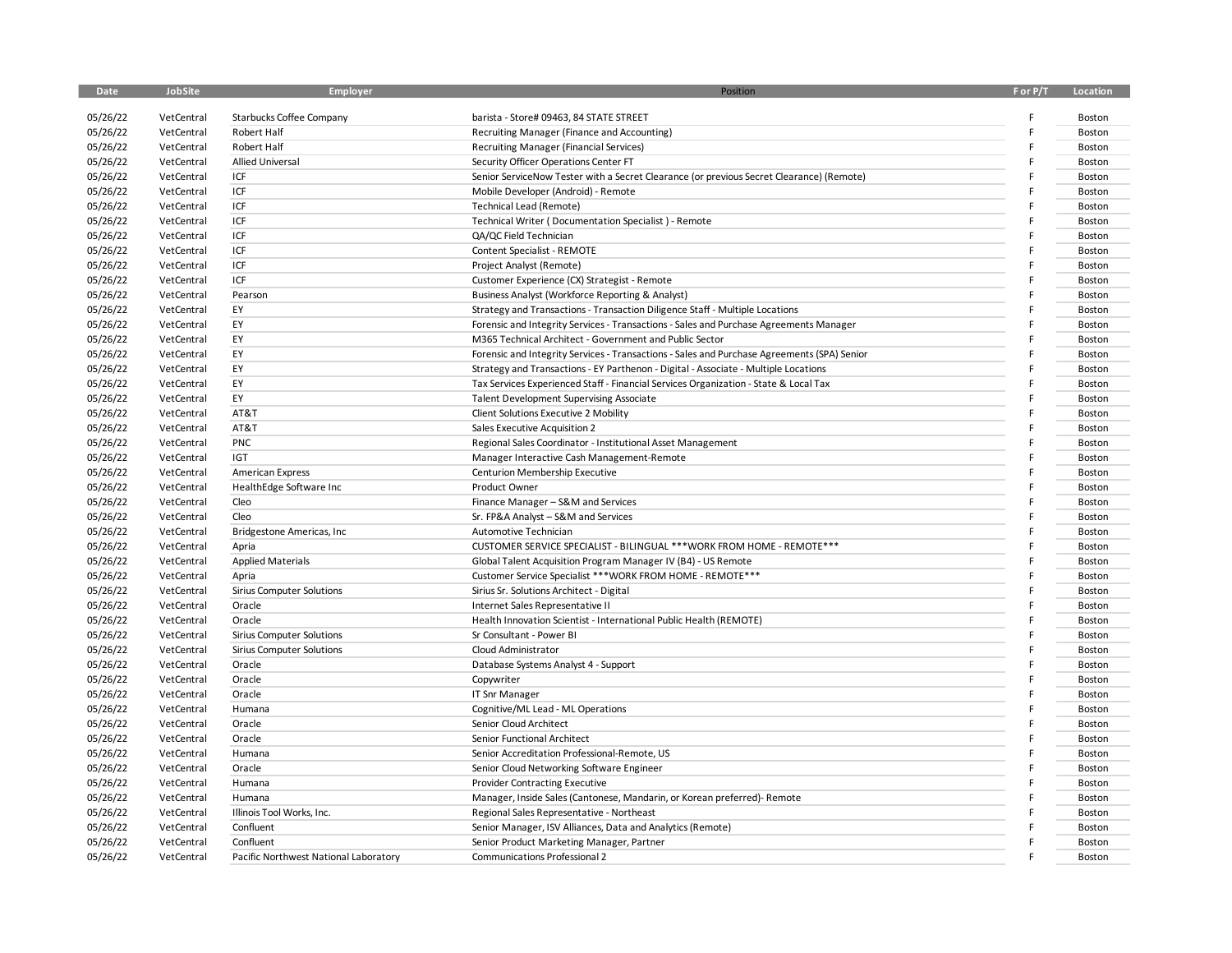| Date | JobSite | Employer | Position | F or P/T | Location |
|---|---|---|---|---|---|
| 05/26/22 | VetCentral | Starbucks Coffee Company | barista - Store# 09463, 84 STATE STREET | F | Boston |
| 05/26/22 | VetCentral | Robert Half | Recruiting Manager (Finance and Accounting) | F | Boston |
| 05/26/22 | VetCentral | Robert Half | Recruiting Manager (Financial Services) | F | Boston |
| 05/26/22 | VetCentral | Allied Universal | Security Officer Operations Center FT | F | Boston |
| 05/26/22 | VetCentral | ICF | Senior ServiceNow Tester with a Secret Clearance (or previous Secret Clearance) (Remote) | F | Boston |
| 05/26/22 | VetCentral | ICF | Mobile Developer (Android) - Remote | F | Boston |
| 05/26/22 | VetCentral | ICF | Technical Lead (Remote) | F | Boston |
| 05/26/22 | VetCentral | ICF | Technical Writer ( Documentation Specialist ) - Remote | F | Boston |
| 05/26/22 | VetCentral | ICF | QA/QC Field Technician | F | Boston |
| 05/26/22 | VetCentral | ICF | Content Specialist - REMOTE | F | Boston |
| 05/26/22 | VetCentral | ICF | Project Analyst (Remote) | F | Boston |
| 05/26/22 | VetCentral | ICF | Customer Experience (CX) Strategist - Remote | F | Boston |
| 05/26/22 | VetCentral | Pearson | Business Analyst (Workforce Reporting & Analyst) | F | Boston |
| 05/26/22 | VetCentral | EY | Strategy and Transactions - Transaction Diligence Staff - Multiple Locations | F | Boston |
| 05/26/22 | VetCentral | EY | Forensic and Integrity Services - Transactions - Sales and Purchase Agreements Manager | F | Boston |
| 05/26/22 | VetCentral | EY | M365 Technical Architect - Government and Public Sector | F | Boston |
| 05/26/22 | VetCentral | EY | Forensic and Integrity Services - Transactions - Sales and Purchase Agreements (SPA) Senior | F | Boston |
| 05/26/22 | VetCentral | EY | Strategy and Transactions - EY Parthenon - Digital - Associate - Multiple Locations | F | Boston |
| 05/26/22 | VetCentral | EY | Tax Services Experienced Staff - Financial Services Organization - State & Local Tax | F | Boston |
| 05/26/22 | VetCentral | EY | Talent Development Supervising Associate | F | Boston |
| 05/26/22 | VetCentral | AT&T | Client Solutions Executive 2 Mobility | F | Boston |
| 05/26/22 | VetCentral | AT&T | Sales Executive Acquisition 2 | F | Boston |
| 05/26/22 | VetCentral | PNC | Regional Sales Coordinator - Institutional Asset Management | F | Boston |
| 05/26/22 | VetCentral | IGT | Manager Interactive Cash Management-Remote | F | Boston |
| 05/26/22 | VetCentral | American Express | Centurion Membership Executive | F | Boston |
| 05/26/22 | VetCentral | HealthEdge Software Inc | Product Owner | F | Boston |
| 05/26/22 | VetCentral | Cleo | Finance Manager – S&M and Services | F | Boston |
| 05/26/22 | VetCentral | Cleo | Sr. FP&A Analyst – S&M and Services | F | Boston |
| 05/26/22 | VetCentral | Bridgestone Americas, Inc | Automotive Technician | F | Boston |
| 05/26/22 | VetCentral | Apria | CUSTOMER SERVICE SPECIALIST - BILINGUAL ***WORK FROM HOME - REMOTE*** | F | Boston |
| 05/26/22 | VetCentral | Applied Materials | Global Talent Acquisition Program Manager IV (B4) - US Remote | F | Boston |
| 05/26/22 | VetCentral | Apria | Customer Service Specialist ***WORK FROM HOME - REMOTE*** | F | Boston |
| 05/26/22 | VetCentral | Sirius Computer Solutions | Sirius Sr. Solutions Architect - Digital | F | Boston |
| 05/26/22 | VetCentral | Oracle | Internet Sales Representative II | F | Boston |
| 05/26/22 | VetCentral | Oracle | Health Innovation Scientist - International Public Health (REMOTE) | F | Boston |
| 05/26/22 | VetCentral | Sirius Computer Solutions | Sr Consultant - Power BI | F | Boston |
| 05/26/22 | VetCentral | Sirius Computer Solutions | Cloud Administrator | F | Boston |
| 05/26/22 | VetCentral | Oracle | Database Systems Analyst 4 - Support | F | Boston |
| 05/26/22 | VetCentral | Oracle | Copywriter | F | Boston |
| 05/26/22 | VetCentral | Oracle | IT Snr Manager | F | Boston |
| 05/26/22 | VetCentral | Humana | Cognitive/ML Lead - ML Operations | F | Boston |
| 05/26/22 | VetCentral | Oracle | Senior Cloud Architect | F | Boston |
| 05/26/22 | VetCentral | Oracle | Senior Functional Architect | F | Boston |
| 05/26/22 | VetCentral | Humana | Senior Accreditation Professional-Remote, US | F | Boston |
| 05/26/22 | VetCentral | Oracle | Senior Cloud Networking Software Engineer | F | Boston |
| 05/26/22 | VetCentral | Humana | Provider Contracting Executive | F | Boston |
| 05/26/22 | VetCentral | Humana | Manager, Inside Sales (Cantonese, Mandarin, or Korean preferred)- Remote | F | Boston |
| 05/26/22 | VetCentral | Illinois Tool Works, Inc. | Regional Sales Representative - Northeast | F | Boston |
| 05/26/22 | VetCentral | Confluent | Senior Manager, ISV Alliances, Data and Analytics (Remote) | F | Boston |
| 05/26/22 | VetCentral | Confluent | Senior Product Marketing Manager, Partner | F | Boston |
| 05/26/22 | VetCentral | Pacific Northwest National Laboratory | Communications Professional 2 | F | Boston |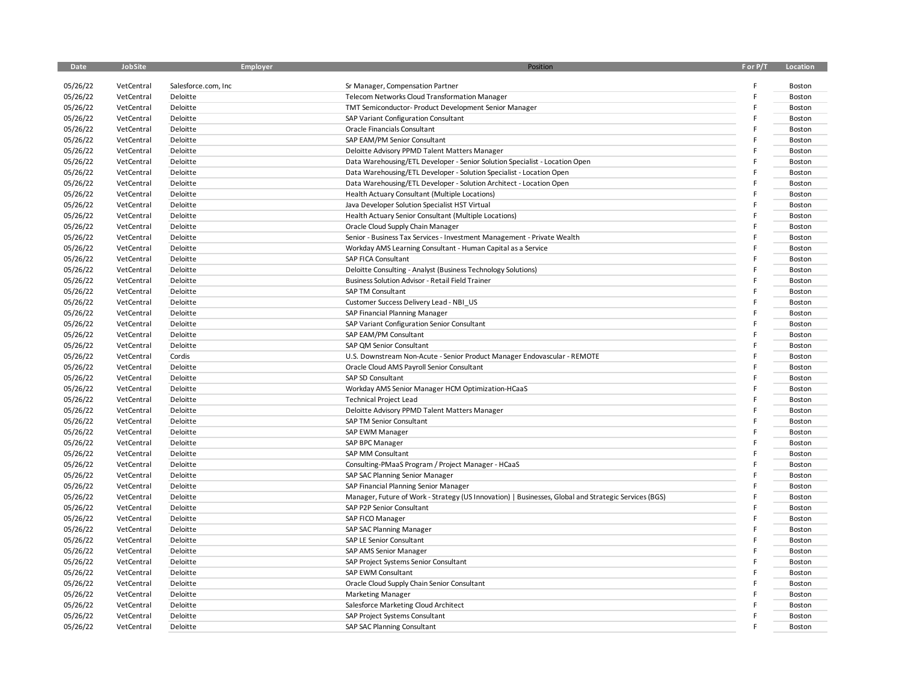| Date | JobSite | Employer | Position | F or P/T | Location |
|---|---|---|---|---|---|
| 05/26/22 | VetCentral | Salesforce.com, Inc | Sr Manager, Compensation Partner | F | Boston |
| 05/26/22 | VetCentral | Deloitte | Telecom Networks Cloud Transformation Manager | F | Boston |
| 05/26/22 | VetCentral | Deloitte | TMT Semiconductor- Product Development Senior Manager | F | Boston |
| 05/26/22 | VetCentral | Deloitte | SAP Variant Configuration Consultant | F | Boston |
| 05/26/22 | VetCentral | Deloitte | Oracle Financials Consultant | F | Boston |
| 05/26/22 | VetCentral | Deloitte | SAP EAM/PM Senior Consultant | F | Boston |
| 05/26/22 | VetCentral | Deloitte | Deloitte Advisory PPMD Talent Matters Manager | F | Boston |
| 05/26/22 | VetCentral | Deloitte | Data Warehousing/ETL Developer - Senior Solution Specialist - Location Open | F | Boston |
| 05/26/22 | VetCentral | Deloitte | Data Warehousing/ETL Developer - Solution Specialist - Location Open | F | Boston |
| 05/26/22 | VetCentral | Deloitte | Data Warehousing/ETL Developer - Solution Architect - Location Open | F | Boston |
| 05/26/22 | VetCentral | Deloitte | Health Actuary Consultant (Multiple Locations) | F | Boston |
| 05/26/22 | VetCentral | Deloitte | Java Developer Solution Specialist HST Virtual | F | Boston |
| 05/26/22 | VetCentral | Deloitte | Health Actuary Senior Consultant (Multiple Locations) | F | Boston |
| 05/26/22 | VetCentral | Deloitte | Oracle Cloud Supply Chain Manager | F | Boston |
| 05/26/22 | VetCentral | Deloitte | Senior - Business Tax Services - Investment Management - Private Wealth | F | Boston |
| 05/26/22 | VetCentral | Deloitte | Workday AMS Learning Consultant - Human Capital as a Service | F | Boston |
| 05/26/22 | VetCentral | Deloitte | SAP FICA Consultant | F | Boston |
| 05/26/22 | VetCentral | Deloitte | Deloitte Consulting - Analyst (Business Technology Solutions) | F | Boston |
| 05/26/22 | VetCentral | Deloitte | Business Solution Advisor - Retail Field Trainer | F | Boston |
| 05/26/22 | VetCentral | Deloitte | SAP TM Consultant | F | Boston |
| 05/26/22 | VetCentral | Deloitte | Customer Success Delivery Lead - NBI_US | F | Boston |
| 05/26/22 | VetCentral | Deloitte | SAP Financial Planning Manager | F | Boston |
| 05/26/22 | VetCentral | Deloitte | SAP Variant Configuration Senior Consultant | F | Boston |
| 05/26/22 | VetCentral | Deloitte | SAP EAM/PM Consultant | F | Boston |
| 05/26/22 | VetCentral | Deloitte | SAP QM Senior Consultant | F | Boston |
| 05/26/22 | VetCentral | Cordis | U.S. Downstream Non-Acute - Senior Product Manager Endovascular - REMOTE | F | Boston |
| 05/26/22 | VetCentral | Deloitte | Oracle Cloud AMS Payroll Senior Consultant | F | Boston |
| 05/26/22 | VetCentral | Deloitte | SAP SD Consultant | F | Boston |
| 05/26/22 | VetCentral | Deloitte | Workday AMS Senior Manager HCM Optimization-HCaaS | F | Boston |
| 05/26/22 | VetCentral | Deloitte | Technical Project Lead | F | Boston |
| 05/26/22 | VetCentral | Deloitte | Deloitte Advisory PPMD Talent Matters Manager | F | Boston |
| 05/26/22 | VetCentral | Deloitte | SAP TM Senior Consultant | F | Boston |
| 05/26/22 | VetCentral | Deloitte | SAP EWM Manager | F | Boston |
| 05/26/22 | VetCentral | Deloitte | SAP BPC Manager | F | Boston |
| 05/26/22 | VetCentral | Deloitte | SAP MM Consultant | F | Boston |
| 05/26/22 | VetCentral | Deloitte | Consulting-PMaaS Program / Project Manager - HCaaS | F | Boston |
| 05/26/22 | VetCentral | Deloitte | SAP SAC Planning Senior Manager | F | Boston |
| 05/26/22 | VetCentral | Deloitte | SAP Financial Planning Senior Manager | F | Boston |
| 05/26/22 | VetCentral | Deloitte | Manager, Future of Work - Strategy (US Innovation) \| Businesses, Global and Strategic Services (BGS) | F | Boston |
| 05/26/22 | VetCentral | Deloitte | SAP P2P Senior Consultant | F | Boston |
| 05/26/22 | VetCentral | Deloitte | SAP FICO Manager | F | Boston |
| 05/26/22 | VetCentral | Deloitte | SAP SAC Planning Manager | F | Boston |
| 05/26/22 | VetCentral | Deloitte | SAP LE Senior Consultant | F | Boston |
| 05/26/22 | VetCentral | Deloitte | SAP AMS Senior Manager | F | Boston |
| 05/26/22 | VetCentral | Deloitte | SAP Project Systems Senior Consultant | F | Boston |
| 05/26/22 | VetCentral | Deloitte | SAP EWM Consultant | F | Boston |
| 05/26/22 | VetCentral | Deloitte | Oracle Cloud Supply Chain Senior Consultant | F | Boston |
| 05/26/22 | VetCentral | Deloitte | Marketing Manager | F | Boston |
| 05/26/22 | VetCentral | Deloitte | Salesforce Marketing Cloud Architect | F | Boston |
| 05/26/22 | VetCentral | Deloitte | SAP Project Systems Consultant | F | Boston |
| 05/26/22 | VetCentral | Deloitte | SAP SAC Planning Consultant | F | Boston |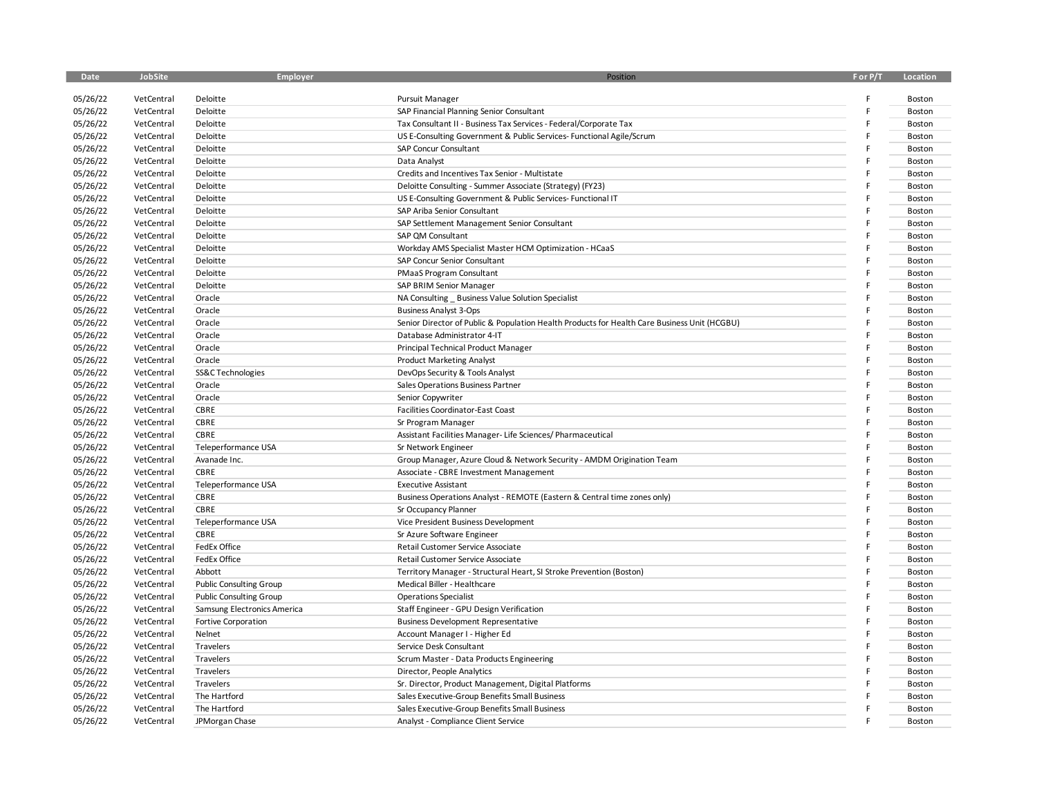| Date | JobSite | Employer | Position | F or P/T | Location |
|---|---|---|---|---|---|
| 05/26/22 | VetCentral | Deloitte | Pursuit Manager | F | Boston |
| 05/26/22 | VetCentral | Deloitte | SAP Financial Planning Senior Consultant | F | Boston |
| 05/26/22 | VetCentral | Deloitte | Tax Consultant II - Business Tax Services - Federal/Corporate Tax | F | Boston |
| 05/26/22 | VetCentral | Deloitte | US E-Consulting Government & Public Services- Functional Agile/Scrum | F | Boston |
| 05/26/22 | VetCentral | Deloitte | SAP Concur Consultant | F | Boston |
| 05/26/22 | VetCentral | Deloitte | Data Analyst | F | Boston |
| 05/26/22 | VetCentral | Deloitte | Credits and Incentives Tax Senior - Multistate | F | Boston |
| 05/26/22 | VetCentral | Deloitte | Deloitte Consulting - Summer Associate (Strategy) (FY23) | F | Boston |
| 05/26/22 | VetCentral | Deloitte | US E-Consulting Government & Public Services- Functional IT | F | Boston |
| 05/26/22 | VetCentral | Deloitte | SAP Ariba Senior Consultant | F | Boston |
| 05/26/22 | VetCentral | Deloitte | SAP Settlement Management Senior Consultant | F | Boston |
| 05/26/22 | VetCentral | Deloitte | SAP QM Consultant | F | Boston |
| 05/26/22 | VetCentral | Deloitte | Workday AMS Specialist Master HCM Optimization - HCaaS | F | Boston |
| 05/26/22 | VetCentral | Deloitte | SAP Concur Senior Consultant | F | Boston |
| 05/26/22 | VetCentral | Deloitte | PMaaS Program Consultant | F | Boston |
| 05/26/22 | VetCentral | Deloitte | SAP BRIM Senior Manager | F | Boston |
| 05/26/22 | VetCentral | Oracle | NA Consulting _ Business Value Solution Specialist | F | Boston |
| 05/26/22 | VetCentral | Oracle | Business Analyst 3-Ops | F | Boston |
| 05/26/22 | VetCentral | Oracle | Senior Director of Public & Population Health Products for Health Care Business Unit (HCGBU) | F | Boston |
| 05/26/22 | VetCentral | Oracle | Database Administrator 4-IT | F | Boston |
| 05/26/22 | VetCentral | Oracle | Principal Technical Product Manager | F | Boston |
| 05/26/22 | VetCentral | Oracle | Product Marketing Analyst | F | Boston |
| 05/26/22 | VetCentral | SS&C Technologies | DevOps Security & Tools Analyst | F | Boston |
| 05/26/22 | VetCentral | Oracle | Sales Operations Business Partner | F | Boston |
| 05/26/22 | VetCentral | Oracle | Senior Copywriter | F | Boston |
| 05/26/22 | VetCentral | CBRE | Facilities Coordinator-East Coast | F | Boston |
| 05/26/22 | VetCentral | CBRE | Sr Program Manager | F | Boston |
| 05/26/22 | VetCentral | CBRE | Assistant Facilities Manager- Life Sciences/ Pharmaceutical | F | Boston |
| 05/26/22 | VetCentral | Teleperformance USA | Sr Network Engineer | F | Boston |
| 05/26/22 | VetCentral | Avanade Inc. | Group Manager, Azure Cloud & Network Security - AMDM Origination Team | F | Boston |
| 05/26/22 | VetCentral | CBRE | Associate - CBRE Investment Management | F | Boston |
| 05/26/22 | VetCentral | Teleperformance USA | Executive Assistant | F | Boston |
| 05/26/22 | VetCentral | CBRE | Business Operations Analyst - REMOTE (Eastern & Central time zones only) | F | Boston |
| 05/26/22 | VetCentral | CBRE | Sr Occupancy Planner | F | Boston |
| 05/26/22 | VetCentral | Teleperformance USA | Vice President Business Development | F | Boston |
| 05/26/22 | VetCentral | CBRE | Sr Azure Software Engineer | F | Boston |
| 05/26/22 | VetCentral | FedEx Office | Retail Customer Service Associate | F | Boston |
| 05/26/22 | VetCentral | FedEx Office | Retail Customer Service Associate | F | Boston |
| 05/26/22 | VetCentral | Abbott | Territory Manager - Structural Heart, SI Stroke Prevention (Boston) | F | Boston |
| 05/26/22 | VetCentral | Public Consulting Group | Medical Biller - Healthcare | F | Boston |
| 05/26/22 | VetCentral | Public Consulting Group | Operations Specialist | F | Boston |
| 05/26/22 | VetCentral | Samsung Electronics America | Staff Engineer - GPU Design Verification | F | Boston |
| 05/26/22 | VetCentral | Fortive Corporation | Business Development Representative | F | Boston |
| 05/26/22 | VetCentral | Nelnet | Account Manager I - Higher Ed | F | Boston |
| 05/26/22 | VetCentral | Travelers | Service Desk Consultant | F | Boston |
| 05/26/22 | VetCentral | Travelers | Scrum Master - Data Products Engineering | F | Boston |
| 05/26/22 | VetCentral | Travelers | Director, People Analytics | F | Boston |
| 05/26/22 | VetCentral | Travelers | Sr. Director, Product Management, Digital Platforms | F | Boston |
| 05/26/22 | VetCentral | The Hartford | Sales Executive-Group Benefits Small Business | F | Boston |
| 05/26/22 | VetCentral | The Hartford | Sales Executive-Group Benefits Small Business | F | Boston |
| 05/26/22 | VetCentral | JPMorgan Chase | Analyst - Compliance Client Service | F | Boston |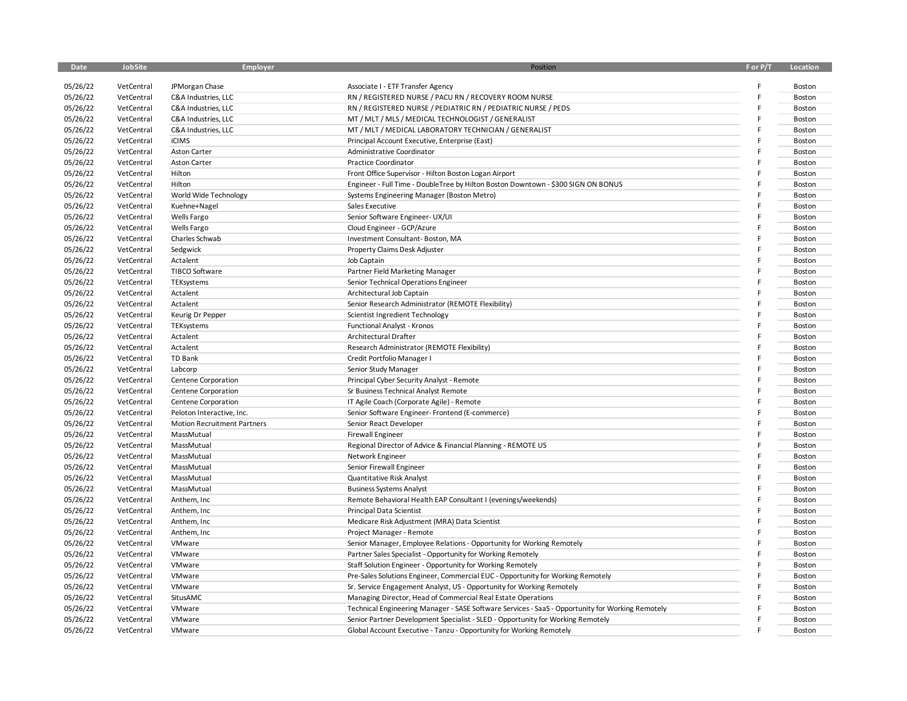| Date | JobSite | Employer | Position | F or P/T | Location |
|---|---|---|---|---|---|
| 05/26/22 | VetCentral | JPMorgan Chase | Associate I - ETF Transfer Agency | F | Boston |
| 05/26/22 | VetCentral | C&A Industries, LLC | RN / REGISTERED NURSE / PACU RN / RECOVERY ROOM NURSE | F | Boston |
| 05/26/22 | VetCentral | C&A Industries, LLC | RN / REGISTERED NURSE / PEDIATRIC RN / PEDIATRIC NURSE / PEDS | F | Boston |
| 05/26/22 | VetCentral | C&A Industries, LLC | MT / MLT / MLS / MEDICAL TECHNOLOGIST / GENERALIST | F | Boston |
| 05/26/22 | VetCentral | C&A Industries, LLC | MT / MLT / MEDICAL LABORATORY TECHNICIAN / GENERALIST | F | Boston |
| 05/26/22 | VetCentral | iCIMS | Principal Account Executive, Enterprise (East) | F | Boston |
| 05/26/22 | VetCentral | Aston Carter | Administrative Coordinator | F | Boston |
| 05/26/22 | VetCentral | Aston Carter | Practice Coordinator | F | Boston |
| 05/26/22 | VetCentral | Hilton | Front Office Supervisor - Hilton Boston Logan Airport | F | Boston |
| 05/26/22 | VetCentral | Hilton | Engineer - Full Time - DoubleTree by Hilton Boston Downtown - $300 SIGN ON BONUS | F | Boston |
| 05/26/22 | VetCentral | World Wide Technology | Systems Engineering Manager (Boston Metro) | F | Boston |
| 05/26/22 | VetCentral | Kuehne+Nagel | Sales Executive | F | Boston |
| 05/26/22 | VetCentral | Wells Fargo | Senior Software Engineer- UX/UI | F | Boston |
| 05/26/22 | VetCentral | Wells Fargo | Cloud Engineer - GCP/Azure | F | Boston |
| 05/26/22 | VetCentral | Charles Schwab | Investment Consultant- Boston, MA | F | Boston |
| 05/26/22 | VetCentral | Sedgwick | Property Claims Desk Adjuster | F | Boston |
| 05/26/22 | VetCentral | Actalent | Job Captain | F | Boston |
| 05/26/22 | VetCentral | TIBCO Software | Partner Field Marketing Manager | F | Boston |
| 05/26/22 | VetCentral | TEKsystems | Senior Technical Operations Engineer | F | Boston |
| 05/26/22 | VetCentral | Actalent | Architectural Job Captain | F | Boston |
| 05/26/22 | VetCentral | Actalent | Senior Research Administrator (REMOTE Flexibility) | F | Boston |
| 05/26/22 | VetCentral | Keurig Dr Pepper | Scientist Ingredient Technology | F | Boston |
| 05/26/22 | VetCentral | TEKsystems | Functional Analyst - Kronos | F | Boston |
| 05/26/22 | VetCentral | Actalent | Architectural Drafter | F | Boston |
| 05/26/22 | VetCentral | Actalent | Research Administrator (REMOTE Flexibility) | F | Boston |
| 05/26/22 | VetCentral | TD Bank | Credit Portfolio Manager I | F | Boston |
| 05/26/22 | VetCentral | Labcorp | Senior Study Manager | F | Boston |
| 05/26/22 | VetCentral | Centene Corporation | Principal Cyber Security Analyst - Remote | F | Boston |
| 05/26/22 | VetCentral | Centene Corporation | Sr Business Technical Analyst Remote | F | Boston |
| 05/26/22 | VetCentral | Centene Corporation | IT Agile Coach (Corporate Agile) - Remote | F | Boston |
| 05/26/22 | VetCentral | Peloton Interactive, Inc. | Senior Software Engineer- Frontend (E-commerce) | F | Boston |
| 05/26/22 | VetCentral | Motion Recruitment Partners | Senior React Developer | F | Boston |
| 05/26/22 | VetCentral | MassMutual | Firewall Engineer | F | Boston |
| 05/26/22 | VetCentral | MassMutual | Regional Director of Advice & Financial Planning - REMOTE US | F | Boston |
| 05/26/22 | VetCentral | MassMutual | Network Engineer | F | Boston |
| 05/26/22 | VetCentral | MassMutual | Senior Firewall Engineer | F | Boston |
| 05/26/22 | VetCentral | MassMutual | Quantitative Risk Analyst | F | Boston |
| 05/26/22 | VetCentral | MassMutual | Business Systems Analyst | F | Boston |
| 05/26/22 | VetCentral | Anthem, Inc | Remote Behavioral Health EAP Consultant I (evenings/weekends) | F | Boston |
| 05/26/22 | VetCentral | Anthem, Inc | Principal Data Scientist | F | Boston |
| 05/26/22 | VetCentral | Anthem, Inc | Medicare Risk Adjustment (MRA) Data Scientist | F | Boston |
| 05/26/22 | VetCentral | Anthem, Inc | Project Manager - Remote | F | Boston |
| 05/26/22 | VetCentral | VMware | Senior Manager, Employee Relations - Opportunity for Working Remotely | F | Boston |
| 05/26/22 | VetCentral | VMware | Partner Sales Specialist - Opportunity for Working Remotely | F | Boston |
| 05/26/22 | VetCentral | VMware | Staff Solution Engineer - Opportunity for Working Remotely | F | Boston |
| 05/26/22 | VetCentral | VMware | Pre-Sales Solutions Engineer, Commercial EUC - Opportunity for Working Remotely | F | Boston |
| 05/26/22 | VetCentral | VMware | Sr. Service Engagement Analyst, US - Opportunity for Working Remotely | F | Boston |
| 05/26/22 | VetCentral | SitusAMC | Managing Director, Head of Commercial Real Estate Operations | F | Boston |
| 05/26/22 | VetCentral | VMware | Technical Engineering Manager - SASE Software Services - SaaS - Opportunity for Working Remotely | F | Boston |
| 05/26/22 | VetCentral | VMware | Senior Partner Development Specialist - SLED - Opportunity for Working Remotely | F | Boston |
| 05/26/22 | VetCentral | VMware | Global Account Executive - Tanzu - Opportunity for Working Remotely | F | Boston |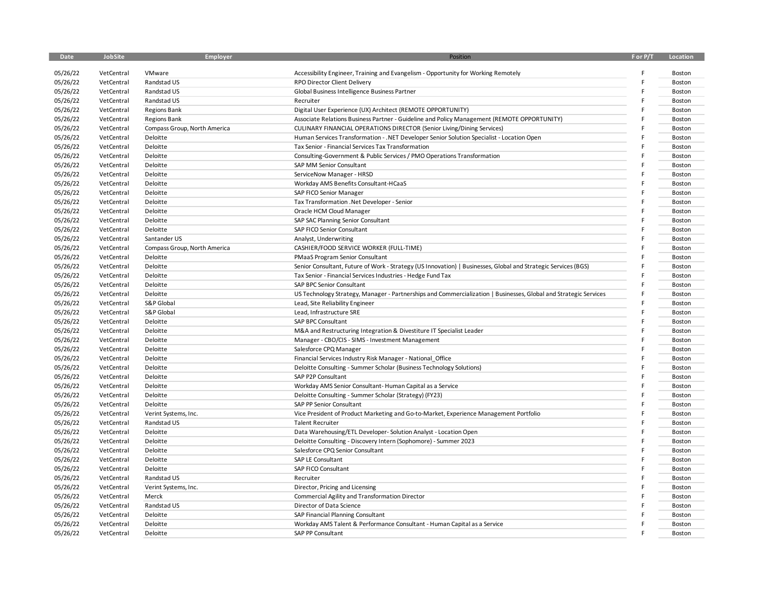| Date | JobSite | Employer | Position | F or P/T | Location |
|---|---|---|---|---|---|
| 05/26/22 | VetCentral | VMware | Accessibility Engineer, Training and Evangelism - Opportunity for Working Remotely | F | Boston |
| 05/26/22 | VetCentral | Randstad US | RPO Director Client Delivery | F | Boston |
| 05/26/22 | VetCentral | Randstad US | Global Business Intelligence Business Partner | F | Boston |
| 05/26/22 | VetCentral | Randstad US | Recruiter | F | Boston |
| 05/26/22 | VetCentral | Regions Bank | Digital User Experience (UX) Architect (REMOTE OPPORTUNITY) | F | Boston |
| 05/26/22 | VetCentral | Regions Bank | Associate Relations Business Partner - Guideline and Policy Management (REMOTE OPPORTUNITY) | F | Boston |
| 05/26/22 | VetCentral | Compass Group, North America | CULINARY FINANCIAL OPERATIONS DIRECTOR (Senior Living/Dining Services) | F | Boston |
| 05/26/22 | VetCentral | Deloitte | Human Services Transformation - .NET Developer Senior Solution Specialist - Location Open | F | Boston |
| 05/26/22 | VetCentral | Deloitte | Tax Senior - Financial Services Tax Transformation | F | Boston |
| 05/26/22 | VetCentral | Deloitte | Consulting-Government & Public Services / PMO Operations Transformation | F | Boston |
| 05/26/22 | VetCentral | Deloitte | SAP MM Senior Consultant | F | Boston |
| 05/26/22 | VetCentral | Deloitte | ServiceNow Manager - HRSD | F | Boston |
| 05/26/22 | VetCentral | Deloitte | Workday AMS Benefits Consultant-HCaaS | F | Boston |
| 05/26/22 | VetCentral | Deloitte | SAP FICO Senior Manager | F | Boston |
| 05/26/22 | VetCentral | Deloitte | Tax Transformation .Net Developer - Senior | F | Boston |
| 05/26/22 | VetCentral | Deloitte | Oracle HCM Cloud Manager | F | Boston |
| 05/26/22 | VetCentral | Deloitte | SAP SAC Planning Senior Consultant | F | Boston |
| 05/26/22 | VetCentral | Deloitte | SAP FICO Senior Consultant | F | Boston |
| 05/26/22 | VetCentral | Santander US | Analyst, Underwriting | F | Boston |
| 05/26/22 | VetCentral | Compass Group, North America | CASHIER/FOOD SERVICE WORKER (FULL-TIME) | F | Boston |
| 05/26/22 | VetCentral | Deloitte | PMaaS Program Senior Consultant | F | Boston |
| 05/26/22 | VetCentral | Deloitte | Senior Consultant, Future of Work - Strategy (US Innovation) \| Businesses, Global and Strategic Services (BGS) | F | Boston |
| 05/26/22 | VetCentral | Deloitte | Tax Senior - Financial Services Industries - Hedge Fund Tax | F | Boston |
| 05/26/22 | VetCentral | Deloitte | SAP BPC Senior Consultant | F | Boston |
| 05/26/22 | VetCentral | Deloitte | US Technology Strategy, Manager - Partnerships and Commercialization \| Businesses, Global and Strategic Services | F | Boston |
| 05/26/22 | VetCentral | S&P Global | Lead, Site Reliability Engineer | F | Boston |
| 05/26/22 | VetCentral | S&P Global | Lead, Infrastructure SRE | F | Boston |
| 05/26/22 | VetCentral | Deloitte | SAP BPC Consultant | F | Boston |
| 05/26/22 | VetCentral | Deloitte | M&A and Restructuring Integration & Divestiture IT Specialist Leader | F | Boston |
| 05/26/22 | VetCentral | Deloitte | Manager - CBO/CIS - SIMS - Investment Management | F | Boston |
| 05/26/22 | VetCentral | Deloitte | Salesforce CPQ Manager | F | Boston |
| 05/26/22 | VetCentral | Deloitte | Financial Services Industry Risk Manager - National_Office | F | Boston |
| 05/26/22 | VetCentral | Deloitte | Deloitte Consulting - Summer Scholar (Business Technology Solutions) | F | Boston |
| 05/26/22 | VetCentral | Deloitte | SAP P2P Consultant | F | Boston |
| 05/26/22 | VetCentral | Deloitte | Workday AMS Senior Consultant- Human Capital as a Service | F | Boston |
| 05/26/22 | VetCentral | Deloitte | Deloitte Consulting - Summer Scholar (Strategy) (FY23) | F | Boston |
| 05/26/22 | VetCentral | Deloitte | SAP PP Senior Consultant | F | Boston |
| 05/26/22 | VetCentral | Verint Systems, Inc. | Vice President of Product Marketing and Go-to-Market, Experience Management Portfolio | F | Boston |
| 05/26/22 | VetCentral | Randstad US | Talent Recruiter | F | Boston |
| 05/26/22 | VetCentral | Deloitte | Data Warehousing/ETL Developer- Solution Analyst - Location Open | F | Boston |
| 05/26/22 | VetCentral | Deloitte | Deloitte Consulting - Discovery Intern (Sophomore) - Summer 2023 | F | Boston |
| 05/26/22 | VetCentral | Deloitte | Salesforce CPQ Senior Consultant | F | Boston |
| 05/26/22 | VetCentral | Deloitte | SAP LE Consultant | F | Boston |
| 05/26/22 | VetCentral | Deloitte | SAP FICO Consultant | F | Boston |
| 05/26/22 | VetCentral | Randstad US | Recruiter | F | Boston |
| 05/26/22 | VetCentral | Verint Systems, Inc. | Director, Pricing and Licensing | F | Boston |
| 05/26/22 | VetCentral | Merck | Commercial Agility and Transformation Director | F | Boston |
| 05/26/22 | VetCentral | Randstad US | Director of Data Science | F | Boston |
| 05/26/22 | VetCentral | Deloitte | SAP Financial Planning Consultant | F | Boston |
| 05/26/22 | VetCentral | Deloitte | Workday AMS Talent & Performance Consultant - Human Capital as a Service | F | Boston |
| 05/26/22 | VetCentral | Deloitte | SAP PP Consultant | F | Boston |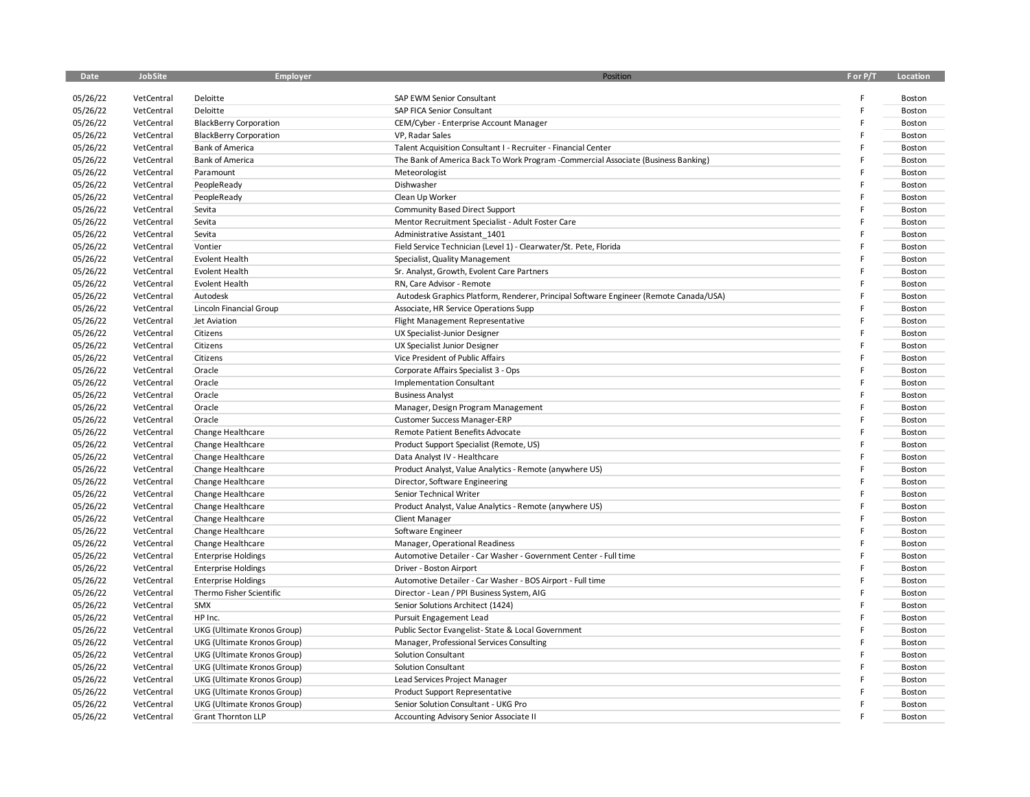| Date | JobSite | Employer | Position | F or P/T | Location |
|---|---|---|---|---|---|
| 05/26/22 | VetCentral | Deloitte | SAP EWM Senior Consultant | F | Boston |
| 05/26/22 | VetCentral | Deloitte | SAP FICA Senior Consultant | F | Boston |
| 05/26/22 | VetCentral | BlackBerry Corporation | CEM/Cyber - Enterprise Account Manager | F | Boston |
| 05/26/22 | VetCentral | BlackBerry Corporation | VP, Radar Sales | F | Boston |
| 05/26/22 | VetCentral | Bank of America | Talent Acquisition Consultant I - Recruiter - Financial Center | F | Boston |
| 05/26/22 | VetCentral | Bank of America | The Bank of America Back To Work Program -Commercial Associate (Business Banking) | F | Boston |
| 05/26/22 | VetCentral | Paramount | Meteorologist | F | Boston |
| 05/26/22 | VetCentral | PeopleReady | Dishwasher | F | Boston |
| 05/26/22 | VetCentral | PeopleReady | Clean Up Worker | F | Boston |
| 05/26/22 | VetCentral | Sevita | Community Based Direct Support | F | Boston |
| 05/26/22 | VetCentral | Sevita | Mentor Recruitment Specialist - Adult Foster Care | F | Boston |
| 05/26/22 | VetCentral | Sevita | Administrative Assistant_1401 | F | Boston |
| 05/26/22 | VetCentral | Vontier | Field Service Technician (Level 1) - Clearwater/St. Pete, Florida | F | Boston |
| 05/26/22 | VetCentral | Evolent Health | Specialist, Quality Management | F | Boston |
| 05/26/22 | VetCentral | Evolent Health | Sr. Analyst, Growth, Evolent Care Partners | F | Boston |
| 05/26/22 | VetCentral | Evolent Health | RN, Care Advisor - Remote | F | Boston |
| 05/26/22 | VetCentral | Autodesk | Autodesk Graphics Platform, Renderer, Principal Software Engineer (Remote Canada/USA) | F | Boston |
| 05/26/22 | VetCentral | Lincoln Financial Group | Associate, HR Service Operations Supp | F | Boston |
| 05/26/22 | VetCentral | Jet Aviation | Flight Management Representative | F | Boston |
| 05/26/22 | VetCentral | Citizens | UX Specialist-Junior Designer | F | Boston |
| 05/26/22 | VetCentral | Citizens | UX Specialist Junior Designer | F | Boston |
| 05/26/22 | VetCentral | Citizens | Vice President of Public Affairs | F | Boston |
| 05/26/22 | VetCentral | Oracle | Corporate Affairs Specialist 3 - Ops | F | Boston |
| 05/26/22 | VetCentral | Oracle | Implementation Consultant | F | Boston |
| 05/26/22 | VetCentral | Oracle | Business Analyst | F | Boston |
| 05/26/22 | VetCentral | Oracle | Manager, Design Program Management | F | Boston |
| 05/26/22 | VetCentral | Oracle | Customer Success Manager-ERP | F | Boston |
| 05/26/22 | VetCentral | Change Healthcare | Remote Patient Benefits Advocate | F | Boston |
| 05/26/22 | VetCentral | Change Healthcare | Product Support Specialist (Remote, US) | F | Boston |
| 05/26/22 | VetCentral | Change Healthcare | Data Analyst IV - Healthcare | F | Boston |
| 05/26/22 | VetCentral | Change Healthcare | Product Analyst, Value Analytics - Remote (anywhere US) | F | Boston |
| 05/26/22 | VetCentral | Change Healthcare | Director, Software Engineering | F | Boston |
| 05/26/22 | VetCentral | Change Healthcare | Senior Technical Writer | F | Boston |
| 05/26/22 | VetCentral | Change Healthcare | Product Analyst, Value Analytics - Remote (anywhere US) | F | Boston |
| 05/26/22 | VetCentral | Change Healthcare | Client Manager | F | Boston |
| 05/26/22 | VetCentral | Change Healthcare | Software Engineer | F | Boston |
| 05/26/22 | VetCentral | Change Healthcare | Manager, Operational Readiness | F | Boston |
| 05/26/22 | VetCentral | Enterprise Holdings | Automotive Detailer - Car Washer - Government Center - Full time | F | Boston |
| 05/26/22 | VetCentral | Enterprise Holdings | Driver - Boston Airport | F | Boston |
| 05/26/22 | VetCentral | Enterprise Holdings | Automotive Detailer - Car Washer - BOS Airport - Full time | F | Boston |
| 05/26/22 | VetCentral | Thermo Fisher Scientific | Director - Lean / PPI Business System, AIG | F | Boston |
| 05/26/22 | VetCentral | SMX | Senior Solutions Architect (1424) | F | Boston |
| 05/26/22 | VetCentral | HP Inc. | Pursuit Engagement Lead | F | Boston |
| 05/26/22 | VetCentral | UKG (Ultimate Kronos Group) | Public Sector Evangelist- State & Local Government | F | Boston |
| 05/26/22 | VetCentral | UKG (Ultimate Kronos Group) | Manager, Professional Services Consulting | F | Boston |
| 05/26/22 | VetCentral | UKG (Ultimate Kronos Group) | Solution Consultant | F | Boston |
| 05/26/22 | VetCentral | UKG (Ultimate Kronos Group) | Solution Consultant | F | Boston |
| 05/26/22 | VetCentral | UKG (Ultimate Kronos Group) | Lead Services Project Manager | F | Boston |
| 05/26/22 | VetCentral | UKG (Ultimate Kronos Group) | Product Support Representative | F | Boston |
| 05/26/22 | VetCentral | UKG (Ultimate Kronos Group) | Senior Solution Consultant - UKG Pro | F | Boston |
| 05/26/22 | VetCentral | Grant Thornton LLP | Accounting Advisory Senior Associate II | F | Boston |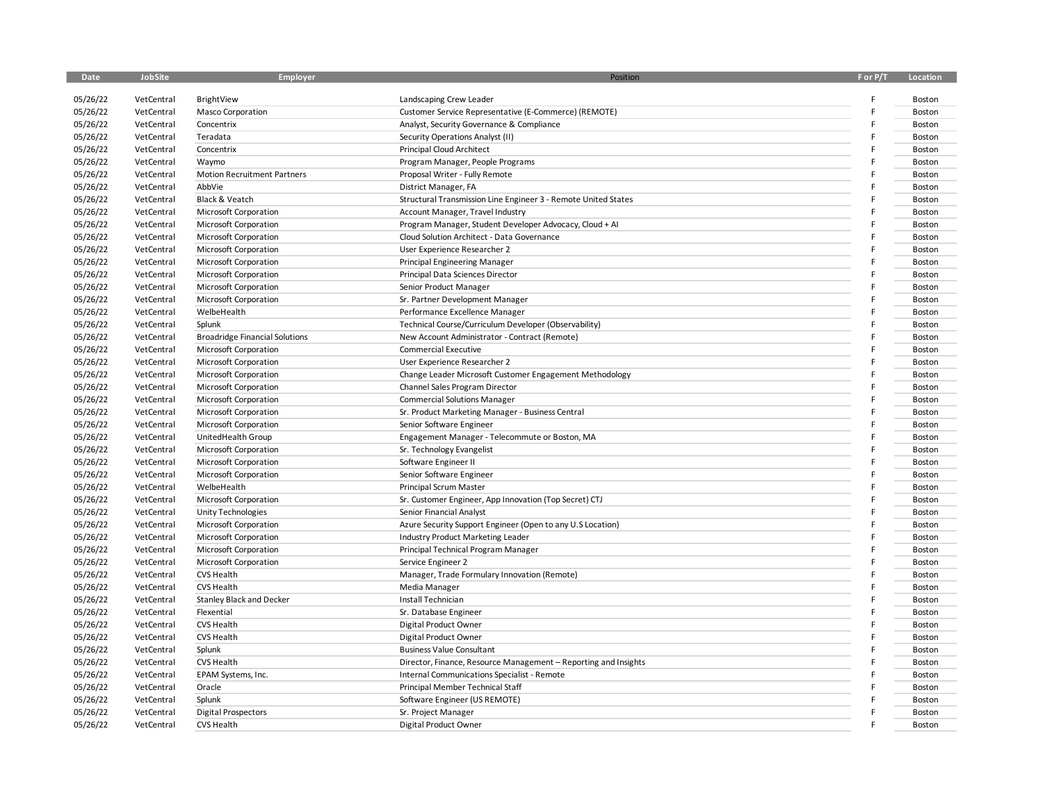| Date | JobSite | Employer | Position | F or P/T | Location |
|---|---|---|---|---|---|
| 05/26/22 | VetCentral | BrightView | Landscaping Crew Leader | F | Boston |
| 05/26/22 | VetCentral | Masco Corporation | Customer Service Representative (E-Commerce) (REMOTE) | F | Boston |
| 05/26/22 | VetCentral | Concentrix | Analyst, Security Governance & Compliance | F | Boston |
| 05/26/22 | VetCentral | Teradata | Security Operations Analyst (II) | F | Boston |
| 05/26/22 | VetCentral | Concentrix | Principal Cloud Architect | F | Boston |
| 05/26/22 | VetCentral | Waymo | Program Manager, People Programs | F | Boston |
| 05/26/22 | VetCentral | Motion Recruitment Partners | Proposal Writer - Fully Remote | F | Boston |
| 05/26/22 | VetCentral | AbbVie | District Manager, FA | F | Boston |
| 05/26/22 | VetCentral | Black & Veatch | Structural Transmission Line Engineer 3 - Remote United States | F | Boston |
| 05/26/22 | VetCentral | Microsoft Corporation | Account Manager, Travel Industry | F | Boston |
| 05/26/22 | VetCentral | Microsoft Corporation | Program Manager, Student Developer Advocacy, Cloud + AI | F | Boston |
| 05/26/22 | VetCentral | Microsoft Corporation | Cloud Solution Architect - Data Governance | F | Boston |
| 05/26/22 | VetCentral | Microsoft Corporation | User Experience Researcher 2 | F | Boston |
| 05/26/22 | VetCentral | Microsoft Corporation | Principal Engineering Manager | F | Boston |
| 05/26/22 | VetCentral | Microsoft Corporation | Principal Data Sciences Director | F | Boston |
| 05/26/22 | VetCentral | Microsoft Corporation | Senior Product Manager | F | Boston |
| 05/26/22 | VetCentral | Microsoft Corporation | Sr. Partner Development Manager | F | Boston |
| 05/26/22 | VetCentral | WelbeHealth | Performance Excellence Manager | F | Boston |
| 05/26/22 | VetCentral | Splunk | Technical Course/Curriculum Developer (Observability) | F | Boston |
| 05/26/22 | VetCentral | Broadridge Financial Solutions | New Account Administrator - Contract (Remote) | F | Boston |
| 05/26/22 | VetCentral | Microsoft Corporation | Commercial Executive | F | Boston |
| 05/26/22 | VetCentral | Microsoft Corporation | User Experience Researcher 2 | F | Boston |
| 05/26/22 | VetCentral | Microsoft Corporation | Change Leader Microsoft Customer Engagement Methodology | F | Boston |
| 05/26/22 | VetCentral | Microsoft Corporation | Channel Sales Program Director | F | Boston |
| 05/26/22 | VetCentral | Microsoft Corporation | Commercial Solutions Manager | F | Boston |
| 05/26/22 | VetCentral | Microsoft Corporation | Sr. Product Marketing Manager - Business Central | F | Boston |
| 05/26/22 | VetCentral | Microsoft Corporation | Senior Software Engineer | F | Boston |
| 05/26/22 | VetCentral | UnitedHealth Group | Engagement Manager - Telecommute or Boston, MA | F | Boston |
| 05/26/22 | VetCentral | Microsoft Corporation | Sr. Technology Evangelist | F | Boston |
| 05/26/22 | VetCentral | Microsoft Corporation | Software Engineer II | F | Boston |
| 05/26/22 | VetCentral | Microsoft Corporation | Senior Software Engineer | F | Boston |
| 05/26/22 | VetCentral | WelbeHealth | Principal Scrum Master | F | Boston |
| 05/26/22 | VetCentral | Microsoft Corporation | Sr. Customer Engineer, App Innovation (Top Secret) CTJ | F | Boston |
| 05/26/22 | VetCentral | Unity Technologies | Senior Financial Analyst | F | Boston |
| 05/26/22 | VetCentral | Microsoft Corporation | Azure Security Support Engineer (Open to any U.S Location) | F | Boston |
| 05/26/22 | VetCentral | Microsoft Corporation | Industry Product Marketing Leader | F | Boston |
| 05/26/22 | VetCentral | Microsoft Corporation | Principal Technical Program Manager | F | Boston |
| 05/26/22 | VetCentral | Microsoft Corporation | Service Engineer 2 | F | Boston |
| 05/26/22 | VetCentral | CVS Health | Manager, Trade Formulary Innovation (Remote) | F | Boston |
| 05/26/22 | VetCentral | CVS Health | Media Manager | F | Boston |
| 05/26/22 | VetCentral | Stanley Black and Decker | Install Technician | F | Boston |
| 05/26/22 | VetCentral | Flexential | Sr. Database Engineer | F | Boston |
| 05/26/22 | VetCentral | CVS Health | Digital Product Owner | F | Boston |
| 05/26/22 | VetCentral | CVS Health | Digital Product Owner | F | Boston |
| 05/26/22 | VetCentral | Splunk | Business Value Consultant | F | Boston |
| 05/26/22 | VetCentral | CVS Health | Director, Finance, Resource Management – Reporting and Insights | F | Boston |
| 05/26/22 | VetCentral | EPAM Systems, Inc. | Internal Communications Specialist - Remote | F | Boston |
| 05/26/22 | VetCentral | Oracle | Principal Member Technical Staff | F | Boston |
| 05/26/22 | VetCentral | Splunk | Software Engineer (US REMOTE) | F | Boston |
| 05/26/22 | VetCentral | Digital Prospectors | Sr. Project Manager | F | Boston |
| 05/26/22 | VetCentral | CVS Health | Digital Product Owner | F | Boston |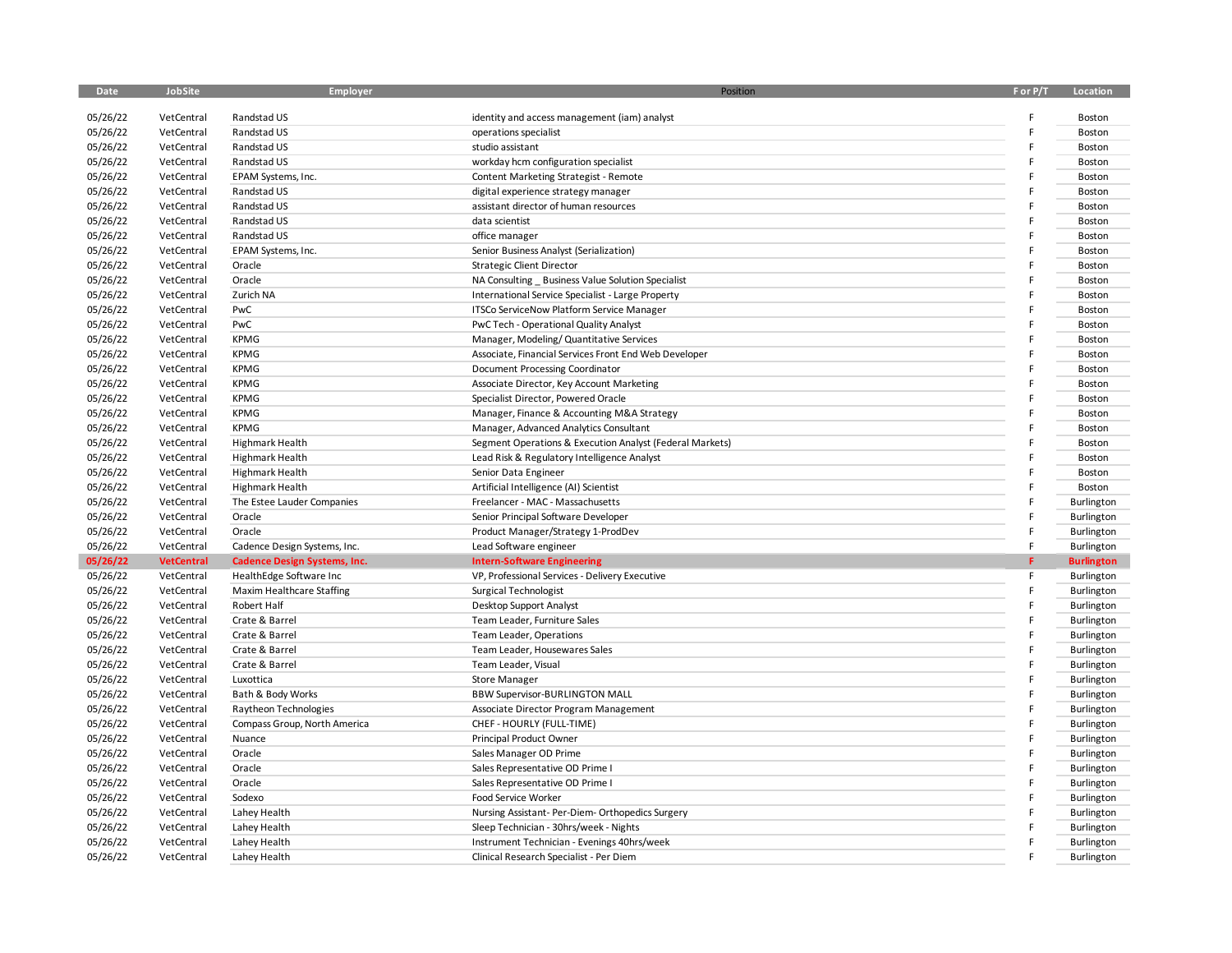| Date | JobSite | Employer | Position | F or P/T | Location |
|---|---|---|---|---|---|
| 05/26/22 | VetCentral | Randstad US | identity and access management (iam) analyst | F | Boston |
| 05/26/22 | VetCentral | Randstad US | operations specialist | F | Boston |
| 05/26/22 | VetCentral | Randstad US | studio assistant | F | Boston |
| 05/26/22 | VetCentral | Randstad US | workday hcm configuration specialist | F | Boston |
| 05/26/22 | VetCentral | EPAM Systems, Inc. | Content Marketing Strategist - Remote | F | Boston |
| 05/26/22 | VetCentral | Randstad US | digital experience strategy manager | F | Boston |
| 05/26/22 | VetCentral | Randstad US | assistant director of human resources | F | Boston |
| 05/26/22 | VetCentral | Randstad US | data scientist | F | Boston |
| 05/26/22 | VetCentral | Randstad US | office manager | F | Boston |
| 05/26/22 | VetCentral | EPAM Systems, Inc. | Senior Business Analyst (Serialization) | F | Boston |
| 05/26/22 | VetCentral | Oracle | Strategic Client Director | F | Boston |
| 05/26/22 | VetCentral | Oracle | NA Consulting _ Business Value Solution Specialist | F | Boston |
| 05/26/22 | VetCentral | Zurich NA | International Service Specialist - Large Property | F | Boston |
| 05/26/22 | VetCentral | PwC | ITSCo ServiceNow Platform Service Manager | F | Boston |
| 05/26/22 | VetCentral | PwC | PwC Tech - Operational Quality Analyst | F | Boston |
| 05/26/22 | VetCentral | KPMG | Manager, Modeling/ Quantitative Services | F | Boston |
| 05/26/22 | VetCentral | KPMG | Associate, Financial Services Front End Web Developer | F | Boston |
| 05/26/22 | VetCentral | KPMG | Document Processing Coordinator | F | Boston |
| 05/26/22 | VetCentral | KPMG | Associate Director, Key Account Marketing | F | Boston |
| 05/26/22 | VetCentral | KPMG | Specialist Director, Powered Oracle | F | Boston |
| 05/26/22 | VetCentral | KPMG | Manager, Finance & Accounting M&A Strategy | F | Boston |
| 05/26/22 | VetCentral | KPMG | Manager, Advanced Analytics Consultant | F | Boston |
| 05/26/22 | VetCentral | Highmark Health | Segment Operations & Execution Analyst (Federal Markets) | F | Boston |
| 05/26/22 | VetCentral | Highmark Health | Lead Risk & Regulatory Intelligence Analyst | F | Boston |
| 05/26/22 | VetCentral | Highmark Health | Senior Data Engineer | F | Boston |
| 05/26/22 | VetCentral | Highmark Health | Artificial Intelligence (AI) Scientist | F | Boston |
| 05/26/22 | VetCentral | The Estee Lauder Companies | Freelancer - MAC - Massachusetts | F | Burlington |
| 05/26/22 | VetCentral | Oracle | Senior Principal Software Developer | F | Burlington |
| 05/26/22 | VetCentral | Oracle | Product Manager/Strategy 1-ProdDev | F | Burlington |
| 05/26/22 | VetCentral | Cadence Design Systems, Inc. | Lead Software engineer | F | Burlington |
| **05/26/22** | **VetCentral** | **Cadence Design Systems, Inc.** | **Intern-Software Engineering** | **F** | **Burlington** |
| 05/26/22 | VetCentral | HealthEdge Software Inc | VP, Professional Services - Delivery Executive | F | Burlington |
| 05/26/22 | VetCentral | Maxim Healthcare Staffing | Surgical Technologist | F | Burlington |
| 05/26/22 | VetCentral | Robert Half | Desktop Support Analyst | F | Burlington |
| 05/26/22 | VetCentral | Crate & Barrel | Team Leader, Furniture Sales | F | Burlington |
| 05/26/22 | VetCentral | Crate & Barrel | Team Leader, Operations | F | Burlington |
| 05/26/22 | VetCentral | Crate & Barrel | Team Leader, Housewares Sales | F | Burlington |
| 05/26/22 | VetCentral | Crate & Barrel | Team Leader, Visual | F | Burlington |
| 05/26/22 | VetCentral | Luxottica | Store Manager | F | Burlington |
| 05/26/22 | VetCentral | Bath & Body Works | BBW Supervisor-BURLINGTON MALL | F | Burlington |
| 05/26/22 | VetCentral | Raytheon Technologies | Associate Director Program Management | F | Burlington |
| 05/26/22 | VetCentral | Compass Group, North America | CHEF - HOURLY (FULL-TIME) | F | Burlington |
| 05/26/22 | VetCentral | Nuance | Principal Product Owner | F | Burlington |
| 05/26/22 | VetCentral | Oracle | Sales Manager OD Prime | F | Burlington |
| 05/26/22 | VetCentral | Oracle | Sales Representative OD Prime I | F | Burlington |
| 05/26/22 | VetCentral | Oracle | Sales Representative OD Prime I | F | Burlington |
| 05/26/22 | VetCentral | Sodexo | Food Service Worker | F | Burlington |
| 05/26/22 | VetCentral | Lahey Health | Nursing Assistant- Per-Diem- Orthopedics Surgery | F | Burlington |
| 05/26/22 | VetCentral | Lahey Health | Sleep Technician - 30hrs/week - Nights | F | Burlington |
| 05/26/22 | VetCentral | Lahey Health | Instrument Technician - Evenings 40hrs/week | F | Burlington |
| 05/26/22 | VetCentral | Lahey Health | Clinical Research Specialist - Per Diem | F | Burlington |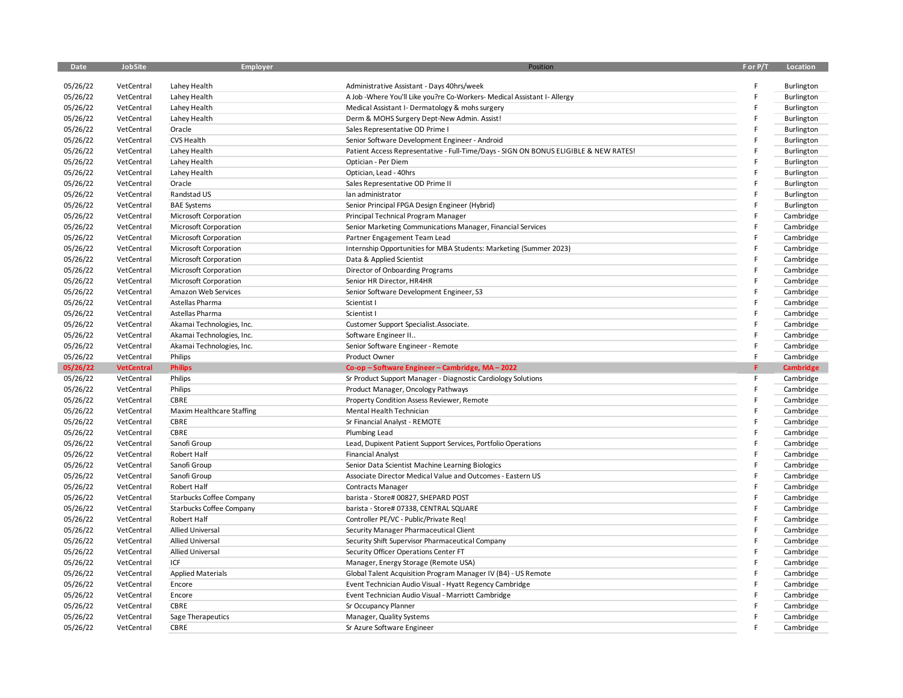| Date | JobSite | Employer | Position | F or P/T | Location |
|---|---|---|---|---|---|
| 05/26/22 | VetCentral | Lahey Health | Administrative Assistant - Days 40hrs/week | F | Burlington |
| 05/26/22 | VetCentral | Lahey Health | A Job -Where You'll Like you?re Co-Workers- Medical Assistant I- Allergy | F | Burlington |
| 05/26/22 | VetCentral | Lahey Health | Medical Assistant I- Dermatology & mohs surgery | F | Burlington |
| 05/26/22 | VetCentral | Lahey Health | Derm & MOHS Surgery Dept-New Admin. Assist! | F | Burlington |
| 05/26/22 | VetCentral | Oracle | Sales Representative OD Prime I | F | Burlington |
| 05/26/22 | VetCentral | CVS Health | Senior Software Development Engineer - Android | F | Burlington |
| 05/26/22 | VetCentral | Lahey Health | Patient Access Representative - Full-Time/Days - SIGN ON BONUS ELIGIBLE & NEW RATES! | F | Burlington |
| 05/26/22 | VetCentral | Lahey Health | Optician - Per Diem | F | Burlington |
| 05/26/22 | VetCentral | Lahey Health | Optician, Lead - 40hrs | F | Burlington |
| 05/26/22 | VetCentral | Oracle | Sales Representative OD Prime II | F | Burlington |
| 05/26/22 | VetCentral | Randstad US | lan administrator | F | Burlington |
| 05/26/22 | VetCentral | BAE Systems | Senior Principal FPGA Design Engineer (Hybrid) | F | Burlington |
| 05/26/22 | VetCentral | Microsoft Corporation | Principal Technical Program Manager | F | Cambridge |
| 05/26/22 | VetCentral | Microsoft Corporation | Senior Marketing Communications Manager, Financial Services | F | Cambridge |
| 05/26/22 | VetCentral | Microsoft Corporation | Partner Engagement Team Lead | F | Cambridge |
| 05/26/22 | VetCentral | Microsoft Corporation | Internship Opportunities for MBA Students: Marketing (Summer 2023) | F | Cambridge |
| 05/26/22 | VetCentral | Microsoft Corporation | Data & Applied Scientist | F | Cambridge |
| 05/26/22 | VetCentral | Microsoft Corporation | Director of Onboarding Programs | F | Cambridge |
| 05/26/22 | VetCentral | Microsoft Corporation | Senior HR Director, HR4HR | F | Cambridge |
| 05/26/22 | VetCentral | Amazon Web Services | Senior Software Development Engineer, S3 | F | Cambridge |
| 05/26/22 | VetCentral | Astellas Pharma | Scientist I | F | Cambridge |
| 05/26/22 | VetCentral | Astellas Pharma | Scientist I | F | Cambridge |
| 05/26/22 | VetCentral | Akamai Technologies, Inc. | Customer Support Specialist.Associate. | F | Cambridge |
| 05/26/22 | VetCentral | Akamai Technologies, Inc. | Software Engineer II.. | F | Cambridge |
| 05/26/22 | VetCentral | Akamai Technologies, Inc. | Senior Software Engineer - Remote | F | Cambridge |
| 05/26/22 | VetCentral | Philips | Product Owner | F | Cambridge |
| **05/26/22** | **VetCentral** | **Philips** | **Co-op – Software Engineer – Cambridge, MA – 2022** | **F** | **Cambridge** |
| 05/26/22 | VetCentral | Philips | Sr Product Support Manager - Diagnostic Cardiology Solutions | F | Cambridge |
| 05/26/22 | VetCentral | Philips | Product Manager, Oncology Pathways | F | Cambridge |
| 05/26/22 | VetCentral | CBRE | Property Condition Assess Reviewer, Remote | F | Cambridge |
| 05/26/22 | VetCentral | Maxim Healthcare Staffing | Mental Health Technician | F | Cambridge |
| 05/26/22 | VetCentral | CBRE | Sr Financial Analyst - REMOTE | F | Cambridge |
| 05/26/22 | VetCentral | CBRE | Plumbing Lead | F | Cambridge |
| 05/26/22 | VetCentral | Sanofi Group | Lead, Dupixent Patient Support Services, Portfolio Operations | F | Cambridge |
| 05/26/22 | VetCentral | Robert Half | Financial Analyst | F | Cambridge |
| 05/26/22 | VetCentral | Sanofi Group | Senior Data Scientist Machine Learning Biologics | F | Cambridge |
| 05/26/22 | VetCentral | Sanofi Group | Associate Director Medical Value and Outcomes - Eastern US | F | Cambridge |
| 05/26/22 | VetCentral | Robert Half | Contracts Manager | F | Cambridge |
| 05/26/22 | VetCentral | Starbucks Coffee Company | barista - Store# 00827, SHEPARD POST | F | Cambridge |
| 05/26/22 | VetCentral | Starbucks Coffee Company | barista - Store# 07338, CENTRAL SQUARE | F | Cambridge |
| 05/26/22 | VetCentral | Robert Half | Controller PE/VC - Public/Private Req! | F | Cambridge |
| 05/26/22 | VetCentral | Allied Universal | Security Manager Pharmaceutical Client | F | Cambridge |
| 05/26/22 | VetCentral | Allied Universal | Security Shift Supervisor Pharmaceutical Company | F | Cambridge |
| 05/26/22 | VetCentral | Allied Universal | Security Officer Operations Center FT | F | Cambridge |
| 05/26/22 | VetCentral | ICF | Manager, Energy Storage (Remote USA) | F | Cambridge |
| 05/26/22 | VetCentral | Applied Materials | Global Talent Acquisition Program Manager IV (B4) - US Remote | F | Cambridge |
| 05/26/22 | VetCentral | Encore | Event Technician Audio Visual - Hyatt Regency Cambridge | F | Cambridge |
| 05/26/22 | VetCentral | Encore | Event Technician Audio Visual - Marriott Cambridge | F | Cambridge |
| 05/26/22 | VetCentral | CBRE | Sr Occupancy Planner | F | Cambridge |
| 05/26/22 | VetCentral | Sage Therapeutics | Manager, Quality Systems | F | Cambridge |
| 05/26/22 | VetCentral | CBRE | Sr Azure Software Engineer | F | Cambridge |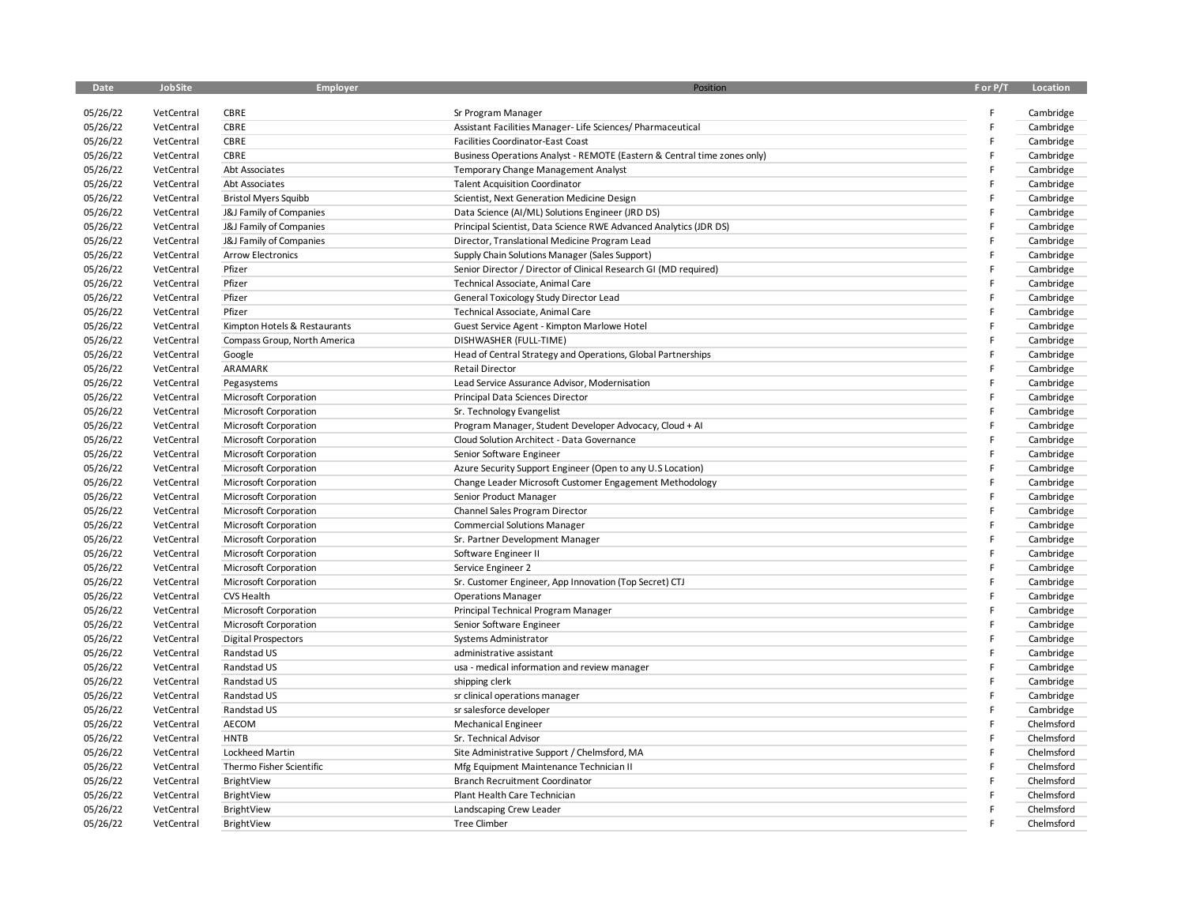| Date | JobSite | Employer | Position | F or P/T | Location |
|---|---|---|---|---|---|
| 05/26/22 | VetCentral | CBRE | Sr Program Manager | F | Cambridge |
| 05/26/22 | VetCentral | CBRE | Assistant Facilities Manager- Life Sciences/ Pharmaceutical | F | Cambridge |
| 05/26/22 | VetCentral | CBRE | Facilities Coordinator-East Coast | F | Cambridge |
| 05/26/22 | VetCentral | CBRE | Business Operations Analyst - REMOTE (Eastern & Central time zones only) | F | Cambridge |
| 05/26/22 | VetCentral | Abt Associates | Temporary Change Management Analyst | F | Cambridge |
| 05/26/22 | VetCentral | Abt Associates | Talent Acquisition Coordinator | F | Cambridge |
| 05/26/22 | VetCentral | Bristol Myers Squibb | Scientist, Next Generation Medicine Design | F | Cambridge |
| 05/26/22 | VetCentral | J&J Family of Companies | Data Science (AI/ML) Solutions Engineer (JRD DS) | F | Cambridge |
| 05/26/22 | VetCentral | J&J Family of Companies | Principal Scientist, Data Science RWE Advanced Analytics (JDR DS) | F | Cambridge |
| 05/26/22 | VetCentral | J&J Family of Companies | Director, Translational Medicine Program Lead | F | Cambridge |
| 05/26/22 | VetCentral | Arrow Electronics | Supply Chain Solutions Manager (Sales Support) | F | Cambridge |
| 05/26/22 | VetCentral | Pfizer | Senior Director / Director of Clinical Research GI (MD required) | F | Cambridge |
| 05/26/22 | VetCentral | Pfizer | Technical Associate, Animal Care | F | Cambridge |
| 05/26/22 | VetCentral | Pfizer | General Toxicology Study Director Lead | F | Cambridge |
| 05/26/22 | VetCentral | Pfizer | Technical Associate, Animal Care | F | Cambridge |
| 05/26/22 | VetCentral | Kimpton Hotels & Restaurants | Guest Service Agent - Kimpton Marlowe Hotel | F | Cambridge |
| 05/26/22 | VetCentral | Compass Group, North America | DISHWASHER (FULL-TIME) | F | Cambridge |
| 05/26/22 | VetCentral | Google | Head of Central Strategy and Operations, Global Partnerships | F | Cambridge |
| 05/26/22 | VetCentral | ARAMARK | Retail Director | F | Cambridge |
| 05/26/22 | VetCentral | Pegasystems | Lead Service Assurance Advisor, Modernisation | F | Cambridge |
| 05/26/22 | VetCentral | Microsoft Corporation | Principal Data Sciences Director | F | Cambridge |
| 05/26/22 | VetCentral | Microsoft Corporation | Sr. Technology Evangelist | F | Cambridge |
| 05/26/22 | VetCentral | Microsoft Corporation | Program Manager, Student Developer Advocacy, Cloud + AI | F | Cambridge |
| 05/26/22 | VetCentral | Microsoft Corporation | Cloud Solution Architect - Data Governance | F | Cambridge |
| 05/26/22 | VetCentral | Microsoft Corporation | Senior Software Engineer | F | Cambridge |
| 05/26/22 | VetCentral | Microsoft Corporation | Azure Security Support Engineer (Open to any U.S Location) | F | Cambridge |
| 05/26/22 | VetCentral | Microsoft Corporation | Change Leader Microsoft Customer Engagement Methodology | F | Cambridge |
| 05/26/22 | VetCentral | Microsoft Corporation | Senior Product Manager | F | Cambridge |
| 05/26/22 | VetCentral | Microsoft Corporation | Channel Sales Program Director | F | Cambridge |
| 05/26/22 | VetCentral | Microsoft Corporation | Commercial Solutions Manager | F | Cambridge |
| 05/26/22 | VetCentral | Microsoft Corporation | Sr. Partner Development Manager | F | Cambridge |
| 05/26/22 | VetCentral | Microsoft Corporation | Software Engineer II | F | Cambridge |
| 05/26/22 | VetCentral | Microsoft Corporation | Service Engineer 2 | F | Cambridge |
| 05/26/22 | VetCentral | Microsoft Corporation | Sr. Customer Engineer, App Innovation (Top Secret) CTJ | F | Cambridge |
| 05/26/22 | VetCentral | CVS Health | Operations Manager | F | Cambridge |
| 05/26/22 | VetCentral | Microsoft Corporation | Principal Technical Program Manager | F | Cambridge |
| 05/26/22 | VetCentral | Microsoft Corporation | Senior Software Engineer | F | Cambridge |
| 05/26/22 | VetCentral | Digital Prospectors | Systems Administrator | F | Cambridge |
| 05/26/22 | VetCentral | Randstad US | administrative assistant | F | Cambridge |
| 05/26/22 | VetCentral | Randstad US | usa - medical information and review manager | F | Cambridge |
| 05/26/22 | VetCentral | Randstad US | shipping clerk | F | Cambridge |
| 05/26/22 | VetCentral | Randstad US | sr clinical operations manager | F | Cambridge |
| 05/26/22 | VetCentral | Randstad US | sr salesforce developer | F | Cambridge |
| 05/26/22 | VetCentral | AECOM | Mechanical Engineer | F | Chelmsford |
| 05/26/22 | VetCentral | HNTB | Sr. Technical Advisor | F | Chelmsford |
| 05/26/22 | VetCentral | Lockheed Martin | Site Administrative Support / Chelmsford, MA | F | Chelmsford |
| 05/26/22 | VetCentral | Thermo Fisher Scientific | Mfg Equipment Maintenance Technician II | F | Chelmsford |
| 05/26/22 | VetCentral | BrightView | Branch Recruitment Coordinator | F | Chelmsford |
| 05/26/22 | VetCentral | BrightView | Plant Health Care Technician | F | Chelmsford |
| 05/26/22 | VetCentral | BrightView | Landscaping Crew Leader | F | Chelmsford |
| 05/26/22 | VetCentral | BrightView | Tree Climber | F | Chelmsford |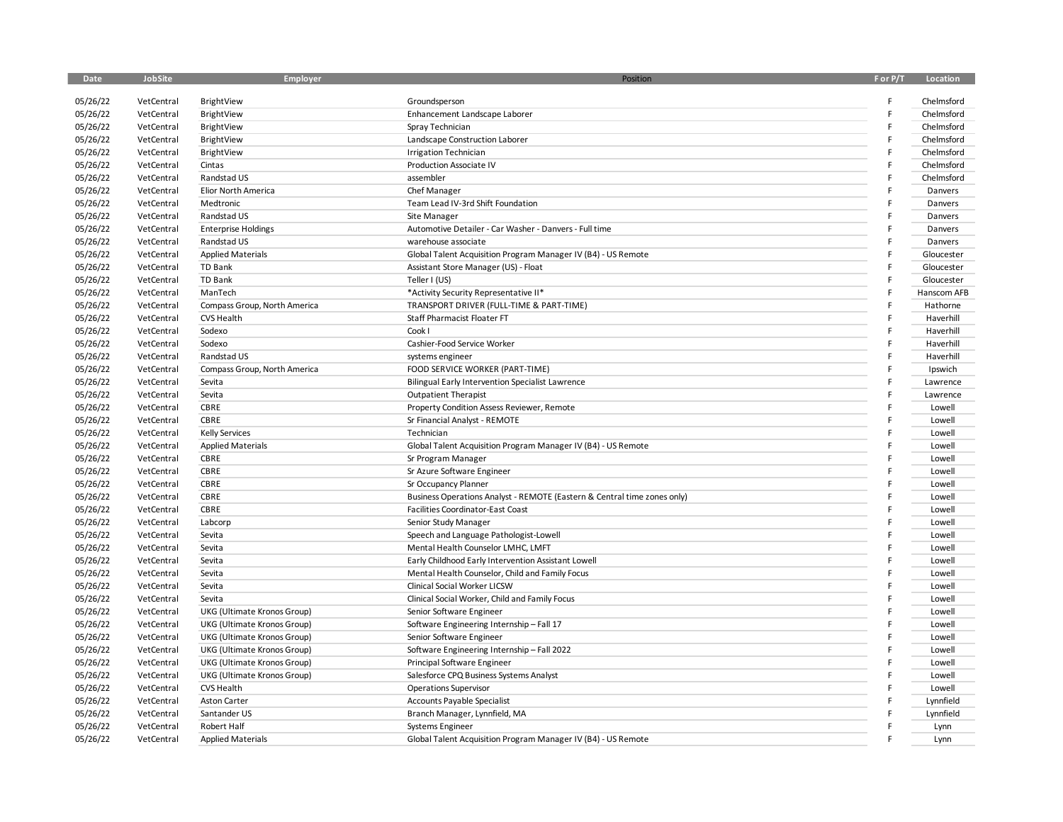| Date | JobSite | Employer | Position | F or P/T | Location |
|---|---|---|---|---|---|
| 05/26/22 | VetCentral | BrightView | Groundsperson | F | Chelmsford |
| 05/26/22 | VetCentral | BrightView | Enhancement Landscape Laborer | F | Chelmsford |
| 05/26/22 | VetCentral | BrightView | Spray Technician | F | Chelmsford |
| 05/26/22 | VetCentral | BrightView | Landscape Construction Laborer | F | Chelmsford |
| 05/26/22 | VetCentral | BrightView | Irrigation Technician | F | Chelmsford |
| 05/26/22 | VetCentral | Cintas | Production Associate IV | F | Chelmsford |
| 05/26/22 | VetCentral | Randstad US | assembler | F | Chelmsford |
| 05/26/22 | VetCentral | Elior North America | Chef Manager | F | Danvers |
| 05/26/22 | VetCentral | Medtronic | Team Lead IV-3rd Shift Foundation | F | Danvers |
| 05/26/22 | VetCentral | Randstad US | Site Manager | F | Danvers |
| 05/26/22 | VetCentral | Enterprise Holdings | Automotive Detailer - Car Washer - Danvers - Full time | F | Danvers |
| 05/26/22 | VetCentral | Randstad US | warehouse associate | F | Danvers |
| 05/26/22 | VetCentral | Applied Materials | Global Talent Acquisition Program Manager IV (B4) - US Remote | F | Gloucester |
| 05/26/22 | VetCentral | TD Bank | Assistant Store Manager (US) - Float | F | Gloucester |
| 05/26/22 | VetCentral | TD Bank | Teller I (US) | F | Gloucester |
| 05/26/22 | VetCentral | ManTech | *Activity Security Representative II* | F | Hanscom AFB |
| 05/26/22 | VetCentral | Compass Group, North America | TRANSPORT DRIVER (FULL-TIME & PART-TIME) | F | Hathorne |
| 05/26/22 | VetCentral | CVS Health | Staff Pharmacist Floater FT | F | Haverhill |
| 05/26/22 | VetCentral | Sodexo | Cook I | F | Haverhill |
| 05/26/22 | VetCentral | Sodexo | Cashier-Food Service Worker | F | Haverhill |
| 05/26/22 | VetCentral | Randstad US | systems engineer | F | Haverhill |
| 05/26/22 | VetCentral | Compass Group, North America | FOOD SERVICE WORKER (PART-TIME) | F | Ipswich |
| 05/26/22 | VetCentral | Sevita | Bilingual Early Intervention Specialist Lawrence | F | Lawrence |
| 05/26/22 | VetCentral | Sevita | Outpatient Therapist | F | Lawrence |
| 05/26/22 | VetCentral | CBRE | Property Condition Assess Reviewer, Remote | F | Lowell |
| 05/26/22 | VetCentral | CBRE | Sr Financial Analyst - REMOTE | F | Lowell |
| 05/26/22 | VetCentral | Kelly Services | Technician | F | Lowell |
| 05/26/22 | VetCentral | Applied Materials | Global Talent Acquisition Program Manager IV (B4) - US Remote | F | Lowell |
| 05/26/22 | VetCentral | CBRE | Sr Program Manager | F | Lowell |
| 05/26/22 | VetCentral | CBRE | Sr Azure Software Engineer | F | Lowell |
| 05/26/22 | VetCentral | CBRE | Sr Occupancy Planner | F | Lowell |
| 05/26/22 | VetCentral | CBRE | Business Operations Analyst - REMOTE (Eastern & Central time zones only) | F | Lowell |
| 05/26/22 | VetCentral | CBRE | Facilities Coordinator-East Coast | F | Lowell |
| 05/26/22 | VetCentral | Labcorp | Senior Study Manager | F | Lowell |
| 05/26/22 | VetCentral | Sevita | Speech and Language Pathologist-Lowell | F | Lowell |
| 05/26/22 | VetCentral | Sevita | Mental Health Counselor LMHC, LMFT | F | Lowell |
| 05/26/22 | VetCentral | Sevita | Early Childhood Early Intervention Assistant Lowell | F | Lowell |
| 05/26/22 | VetCentral | Sevita | Mental Health Counselor, Child and Family Focus | F | Lowell |
| 05/26/22 | VetCentral | Sevita | Clinical Social Worker LICSW | F | Lowell |
| 05/26/22 | VetCentral | Sevita | Clinical Social Worker, Child and Family Focus | F | Lowell |
| 05/26/22 | VetCentral | UKG (Ultimate Kronos Group) | Senior Software Engineer | F | Lowell |
| 05/26/22 | VetCentral | UKG (Ultimate Kronos Group) | Software Engineering Internship – Fall 17 | F | Lowell |
| 05/26/22 | VetCentral | UKG (Ultimate Kronos Group) | Senior Software Engineer | F | Lowell |
| 05/26/22 | VetCentral | UKG (Ultimate Kronos Group) | Software Engineering Internship – Fall 2022 | F | Lowell |
| 05/26/22 | VetCentral | UKG (Ultimate Kronos Group) | Principal Software Engineer | F | Lowell |
| 05/26/22 | VetCentral | UKG (Ultimate Kronos Group) | Salesforce CPQ Business Systems Analyst | F | Lowell |
| 05/26/22 | VetCentral | CVS Health | Operations Supervisor | F | Lowell |
| 05/26/22 | VetCentral | Aston Carter | Accounts Payable Specialist | F | Lynnfield |
| 05/26/22 | VetCentral | Santander US | Branch Manager, Lynnfield, MA | F | Lynnfield |
| 05/26/22 | VetCentral | Robert Half | Systems Engineer | F | Lynn |
| 05/26/22 | VetCentral | Applied Materials | Global Talent Acquisition Program Manager IV (B4) - US Remote | F | Lynn |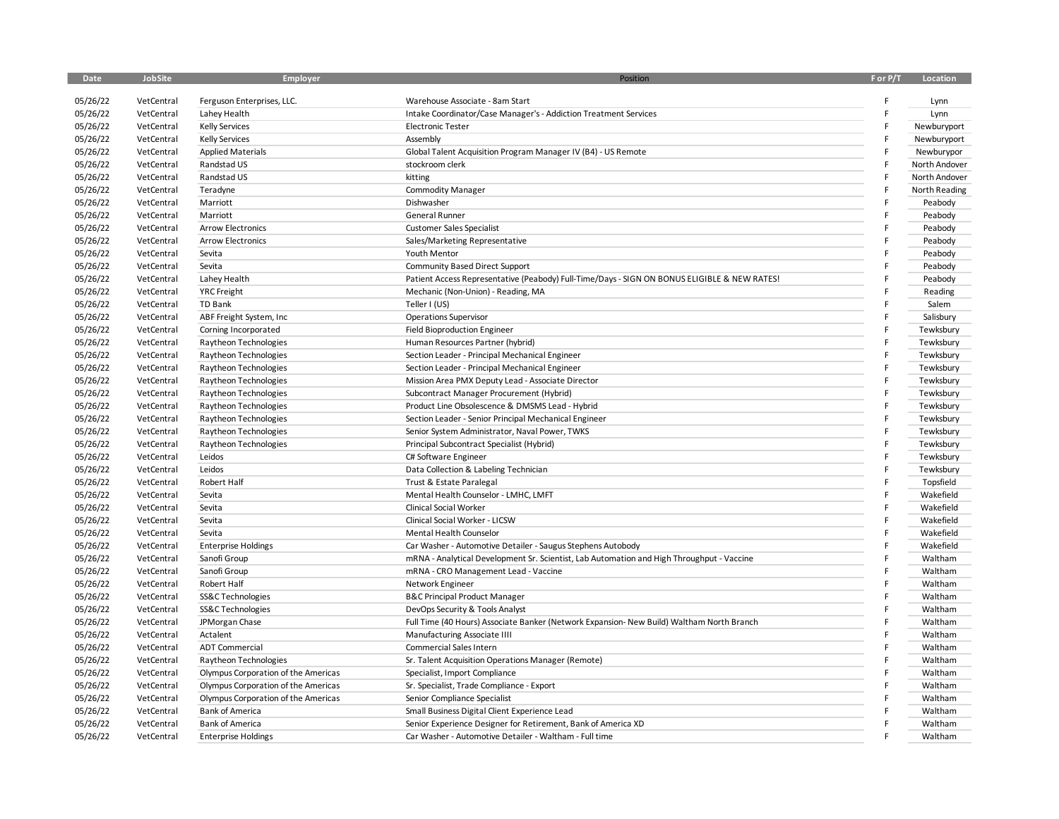| Date | JobSite | Employer | Position | F or P/T | Location |
|---|---|---|---|---|---|
| 05/26/22 | VetCentral | Ferguson Enterprises, LLC. | Warehouse Associate - 8am Start | F | Lynn |
| 05/26/22 | VetCentral | Lahey Health | Intake Coordinator/Case Manager's - Addiction Treatment Services | F | Lynn |
| 05/26/22 | VetCentral | Kelly Services | Electronic Tester | F | Newburyport |
| 05/26/22 | VetCentral | Kelly Services | Assembly | F | Newburyport |
| 05/26/22 | VetCentral | Applied Materials | Global Talent Acquisition Program Manager IV (B4) - US Remote | F | Newburypor |
| 05/26/22 | VetCentral | Randstad US | stockroom clerk | F | North Andover |
| 05/26/22 | VetCentral | Randstad US | kitting | F | North Andover |
| 05/26/22 | VetCentral | Teradyne | Commodity Manager | F | North Reading |
| 05/26/22 | VetCentral | Marriott | Dishwasher | F | Peabody |
| 05/26/22 | VetCentral | Marriott | General Runner | F | Peabody |
| 05/26/22 | VetCentral | Arrow Electronics | Customer Sales Specialist | F | Peabody |
| 05/26/22 | VetCentral | Arrow Electronics | Sales/Marketing Representative | F | Peabody |
| 05/26/22 | VetCentral | Sevita | Youth Mentor | F | Peabody |
| 05/26/22 | VetCentral | Sevita | Community Based Direct Support | F | Peabody |
| 05/26/22 | VetCentral | Lahey Health | Patient Access Representative (Peabody) Full-Time/Days - SIGN ON BONUS ELIGIBLE & NEW RATES! | F | Peabody |
| 05/26/22 | VetCentral | YRC Freight | Mechanic (Non-Union) - Reading, MA | F | Reading |
| 05/26/22 | VetCentral | TD Bank | Teller I (US) | F | Salem |
| 05/26/22 | VetCentral | ABF Freight System, Inc | Operations Supervisor | F | Salisbury |
| 05/26/22 | VetCentral | Corning Incorporated | Field Bioproduction Engineer | F | Tewksbury |
| 05/26/22 | VetCentral | Raytheon Technologies | Human Resources Partner (hybrid) | F | Tewksbury |
| 05/26/22 | VetCentral | Raytheon Technologies | Section Leader - Principal Mechanical Engineer | F | Tewksbury |
| 05/26/22 | VetCentral | Raytheon Technologies | Section Leader - Principal Mechanical Engineer | F | Tewksbury |
| 05/26/22 | VetCentral | Raytheon Technologies | Mission Area PMX Deputy Lead - Associate Director | F | Tewksbury |
| 05/26/22 | VetCentral | Raytheon Technologies | Subcontract Manager Procurement (Hybrid) | F | Tewksbury |
| 05/26/22 | VetCentral | Raytheon Technologies | Product Line Obsolescence & DMSMS Lead - Hybrid | F | Tewksbury |
| 05/26/22 | VetCentral | Raytheon Technologies | Section Leader - Senior Principal Mechanical Engineer | F | Tewksbury |
| 05/26/22 | VetCentral | Raytheon Technologies | Senior System Administrator, Naval Power, TWKS | F | Tewksbury |
| 05/26/22 | VetCentral | Raytheon Technologies | Principal Subcontract Specialist (Hybrid) | F | Tewksbury |
| 05/26/22 | VetCentral | Leidos | C# Software Engineer | F | Tewksbury |
| 05/26/22 | VetCentral | Leidos | Data Collection & Labeling Technician | F | Tewksbury |
| 05/26/22 | VetCentral | Robert Half | Trust & Estate Paralegal | F | Topsfield |
| 05/26/22 | VetCentral | Sevita | Mental Health Counselor - LMHC, LMFT | F | Wakefield |
| 05/26/22 | VetCentral | Sevita | Clinical Social Worker | F | Wakefield |
| 05/26/22 | VetCentral | Sevita | Clinical Social Worker - LICSW | F | Wakefield |
| 05/26/22 | VetCentral | Sevita | Mental Health Counselor | F | Wakefield |
| 05/26/22 | VetCentral | Enterprise Holdings | Car Washer - Automotive Detailer - Saugus Stephens Autobody | F | Wakefield |
| 05/26/22 | VetCentral | Sanofi Group | mRNA - Analytical Development Sr. Scientist, Lab Automation and High Throughput - Vaccine | F | Waltham |
| 05/26/22 | VetCentral | Sanofi Group | mRNA - CRO Management Lead - Vaccine | F | Waltham |
| 05/26/22 | VetCentral | Robert Half | Network Engineer | F | Waltham |
| 05/26/22 | VetCentral | SS&C Technologies | B&C Principal Product Manager | F | Waltham |
| 05/26/22 | VetCentral | SS&C Technologies | DevOps Security & Tools Analyst | F | Waltham |
| 05/26/22 | VetCentral | JPMorgan Chase | Full Time (40 Hours) Associate Banker (Network Expansion- New Build) Waltham North Branch | F | Waltham |
| 05/26/22 | VetCentral | Actalent | Manufacturing Associate IIII | F | Waltham |
| 05/26/22 | VetCentral | ADT Commercial | Commercial Sales Intern | F | Waltham |
| 05/26/22 | VetCentral | Raytheon Technologies | Sr. Talent Acquisition Operations Manager (Remote) | F | Waltham |
| 05/26/22 | VetCentral | Olympus Corporation of the Americas | Specialist, Import Compliance | F | Waltham |
| 05/26/22 | VetCentral | Olympus Corporation of the Americas | Sr. Specialist, Trade Compliance - Export | F | Waltham |
| 05/26/22 | VetCentral | Olympus Corporation of the Americas | Senior Compliance Specialist | F | Waltham |
| 05/26/22 | VetCentral | Bank of America | Small Business Digital Client Experience Lead | F | Waltham |
| 05/26/22 | VetCentral | Bank of America | Senior Experience Designer for Retirement, Bank of America XD | F | Waltham |
| 05/26/22 | VetCentral | Enterprise Holdings | Car Washer - Automotive Detailer - Waltham - Full time | F | Waltham |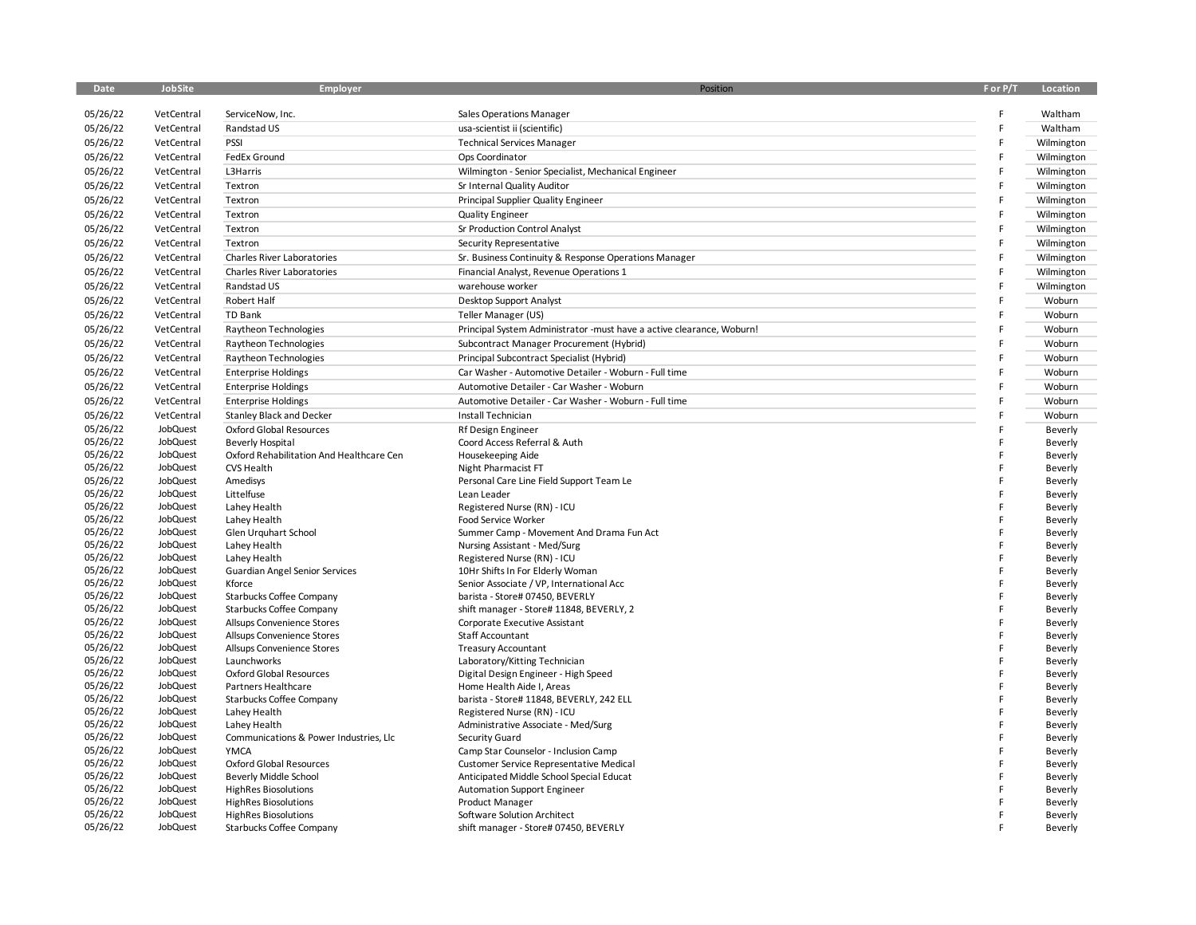| Date | JobSite | Employer | Position | F or P/T | Location |
|---|---|---|---|---|---|
| 05/26/22 | VetCentral | ServiceNow, Inc. | Sales Operations Manager | F | Waltham |
| 05/26/22 | VetCentral | Randstad US | usa-scientist ii (scientific) | F | Waltham |
| 05/26/22 | VetCentral | PSSI | Technical Services Manager | F | Wilmington |
| 05/26/22 | VetCentral | FedEx Ground | Ops Coordinator | F | Wilmington |
| 05/26/22 | VetCentral | L3Harris | Wilmington - Senior Specialist, Mechanical Engineer | F | Wilmington |
| 05/26/22 | VetCentral | Textron | Sr Internal Quality Auditor | F | Wilmington |
| 05/26/22 | VetCentral | Textron | Principal Supplier Quality Engineer | F | Wilmington |
| 05/26/22 | VetCentral | Textron | Quality Engineer | F | Wilmington |
| 05/26/22 | VetCentral | Textron | Sr Production Control Analyst | F | Wilmington |
| 05/26/22 | VetCentral | Textron | Security Representative | F | Wilmington |
| 05/26/22 | VetCentral | Charles River Laboratories | Sr. Business Continuity & Response Operations Manager | F | Wilmington |
| 05/26/22 | VetCentral | Charles River Laboratories | Financial Analyst, Revenue Operations 1 | F | Wilmington |
| 05/26/22 | VetCentral | Randstad US | warehouse worker | F | Wilmington |
| 05/26/22 | VetCentral | Robert Half | Desktop Support Analyst | F | Woburn |
| 05/26/22 | VetCentral | TD Bank | Teller Manager (US) | F | Woburn |
| 05/26/22 | VetCentral | Raytheon Technologies | Principal System Administrator -must have a active clearance, Woburn! | F | Woburn |
| 05/26/22 | VetCentral | Raytheon Technologies | Subcontract Manager Procurement (Hybrid) | F | Woburn |
| 05/26/22 | VetCentral | Raytheon Technologies | Principal Subcontract Specialist (Hybrid) | F | Woburn |
| 05/26/22 | VetCentral | Enterprise Holdings | Car Washer - Automotive Detailer - Woburn - Full time | F | Woburn |
| 05/26/22 | VetCentral | Enterprise Holdings | Automotive Detailer - Car Washer - Woburn | F | Woburn |
| 05/26/22 | VetCentral | Enterprise Holdings | Automotive Detailer - Car Washer - Woburn - Full time | F | Woburn |
| 05/26/22 | VetCentral | Stanley Black and Decker | Install Technician | F | Woburn |
| 05/26/22 | JobQuest | Oxford Global Resources | Rf Design Engineer | F | Beverly |
| 05/26/22 | JobQuest | Beverly Hospital | Coord Access Referral & Auth | F | Beverly |
| 05/26/22 | JobQuest | Oxford Rehabilitation And Healthcare Cen | Housekeeping Aide | F | Beverly |
| 05/26/22 | JobQuest | CVS Health | Night Pharmacist FT | F | Beverly |
| 05/26/22 | JobQuest | Amedisys | Personal Care Line Field Support Team Le | F | Beverly |
| 05/26/22 | JobQuest | Littelfuse | Lean Leader | F | Beverly |
| 05/26/22 | JobQuest | Lahey Health | Registered Nurse (RN) - ICU | F | Beverly |
| 05/26/22 | JobQuest | Lahey Health | Food Service Worker | F | Beverly |
| 05/26/22 | JobQuest | Glen Urquhart School | Summer Camp - Movement And Drama Fun Act | F | Beverly |
| 05/26/22 | JobQuest | Lahey Health | Nursing Assistant - Med/Surg | F | Beverly |
| 05/26/22 | JobQuest | Lahey Health | Registered Nurse (RN) - ICU | F | Beverly |
| 05/26/22 | JobQuest | Guardian Angel Senior Services | 10Hr Shifts In For Elderly Woman | F | Beverly |
| 05/26/22 | JobQuest | Kforce | Senior Associate / VP, International Acc | F | Beverly |
| 05/26/22 | JobQuest | Starbucks Coffee Company | barista - Store# 07450, BEVERLY | F | Beverly |
| 05/26/22 | JobQuest | Starbucks Coffee Company | shift manager - Store# 11848, BEVERLY, 2 | F | Beverly |
| 05/26/22 | JobQuest | Allsups Convenience Stores | Corporate Executive Assistant | F | Beverly |
| 05/26/22 | JobQuest | Allsups Convenience Stores | Staff Accountant | F | Beverly |
| 05/26/22 | JobQuest | Allsups Convenience Stores | Treasury Accountant | F | Beverly |
| 05/26/22 | JobQuest | Launchworks | Laboratory/Kitting Technician | F | Beverly |
| 05/26/22 | JobQuest | Oxford Global Resources | Digital Design Engineer - High Speed | F | Beverly |
| 05/26/22 | JobQuest | Partners Healthcare | Home Health Aide I, Areas | F | Beverly |
| 05/26/22 | JobQuest | Starbucks Coffee Company | barista - Store# 11848, BEVERLY, 242 ELL | F | Beverly |
| 05/26/22 | JobQuest | Lahey Health | Registered Nurse (RN) - ICU | F | Beverly |
| 05/26/22 | JobQuest | Lahey Health | Administrative Associate - Med/Surg | F | Beverly |
| 05/26/22 | JobQuest | Communications & Power Industries, Llc | Security Guard | F | Beverly |
| 05/26/22 | JobQuest | YMCA | Camp Star Counselor - Inclusion Camp | F | Beverly |
| 05/26/22 | JobQuest | Oxford Global Resources | Customer Service Representative Medical | F | Beverly |
| 05/26/22 | JobQuest | Beverly Middle School | Anticipated Middle School Special Educat | F | Beverly |
| 05/26/22 | JobQuest | HighRes Biosolutions | Automation Support Engineer | F | Beverly |
| 05/26/22 | JobQuest | HighRes Biosolutions | Product Manager | F | Beverly |
| 05/26/22 | JobQuest | HighRes Biosolutions | Software Solution Architect | F | Beverly |
| 05/26/22 | JobQuest | Starbucks Coffee Company | shift manager - Store# 07450, BEVERLY | F | Beverly |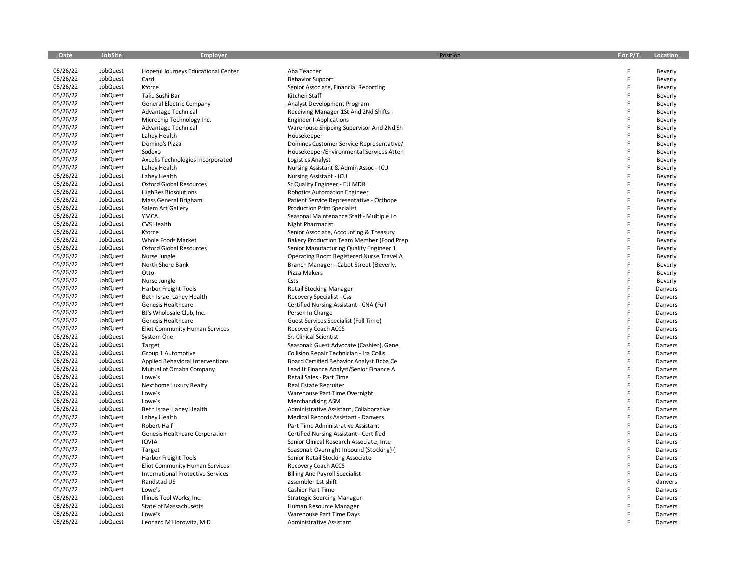| Date | JobSite | Employer | Position | F or P/T | Location |
|---|---|---|---|---|---|
| 05/26/22 | JobQuest | Hopeful Journeys Educational Center | Aba Teacher | F | Beverly |
| 05/26/22 | JobQuest | Card | Behavior Support | F | Beverly |
| 05/26/22 | JobQuest | Kforce | Senior Associate, Financial Reporting | F | Beverly |
| 05/26/22 | JobQuest | Taku Sushi Bar | Kitchen Staff | F | Beverly |
| 05/26/22 | JobQuest | General Electric Company | Analyst Development Program | F | Beverly |
| 05/26/22 | JobQuest | Advantage Technical | Receiving Manager 1St And 2Nd Shifts | F | Beverly |
| 05/26/22 | JobQuest | Microchip Technology Inc. | Engineer I-Applications | F | Beverly |
| 05/26/22 | JobQuest | Advantage Technical | Warehouse Shipping Supervisor And 2Nd Sh | F | Beverly |
| 05/26/22 | JobQuest | Lahey Health | Housekeeper | F | Beverly |
| 05/26/22 | JobQuest | Domino's Pizza | Dominos Customer Service Representative/ | F | Beverly |
| 05/26/22 | JobQuest | Sodexo | Housekeeper/Environmental Services Atten | F | Beverly |
| 05/26/22 | JobQuest | Axcelis Technologies Incorporated | Logistics Analyst | F | Beverly |
| 05/26/22 | JobQuest | Lahey Health | Nursing Assistant & Admin Assoc - ICU | F | Beverly |
| 05/26/22 | JobQuest | Lahey Health | Nursing Assistant - ICU | F | Beverly |
| 05/26/22 | JobQuest | Oxford Global Resources | Sr Quality Engineer - EU MDR | F | Beverly |
| 05/26/22 | JobQuest | HighRes Biosolutions | Robotics Automation Engineer | F | Beverly |
| 05/26/22 | JobQuest | Mass General Brigham | Patient Service Representative - Orthope | F | Beverly |
| 05/26/22 | JobQuest | Salem Art Gallery | Production Print Specialist | F | Beverly |
| 05/26/22 | JobQuest | YMCA | Seasonal Maintenance Staff - Multiple Lo | F | Beverly |
| 05/26/22 | JobQuest | CVS Health | Night Pharmacist | F | Beverly |
| 05/26/22 | JobQuest | Kforce | Senior Associate, Accounting & Treasury | F | Beverly |
| 05/26/22 | JobQuest | Whole Foods Market | Bakery Production Team Member (Food Prep | F | Beverly |
| 05/26/22 | JobQuest | Oxford Global Resources | Senior Manufacturing Quality Engineer 1 | F | Beverly |
| 05/26/22 | JobQuest | Nurse Jungle | Operating Room Registered Nurse Travel A | F | Beverly |
| 05/26/22 | JobQuest | North Shore Bank | Branch Manager - Cabot Street (Beverly, | F | Beverly |
| 05/26/22 | JobQuest | Otto | Pizza Makers | F | Beverly |
| 05/26/22 | JobQuest | Nurse Jungle | Csts | F | Beverly |
| 05/26/22 | JobQuest | Harbor Freight Tools | Retail Stocking Manager | F | Danvers |
| 05/26/22 | JobQuest | Beth Israel Lahey Health | Recovery Specialist - Css | F | Danvers |
| 05/26/22 | JobQuest | Genesis Healthcare | Certified Nursing Assistant - CNA (Full | F | Danvers |
| 05/26/22 | JobQuest | BJ's Wholesale Club, Inc. | Person In Charge | F | Danvers |
| 05/26/22 | JobQuest | Genesis Healthcare | Guest Services Specialist (Full Time) | F | Danvers |
| 05/26/22 | JobQuest | Eliot Community Human Services | Recovery Coach ACCS | F | Danvers |
| 05/26/22 | JobQuest | System One | Sr. Clinical Scientist | F | Danvers |
| 05/26/22 | JobQuest | Target | Seasonal: Guest Advocate (Cashier), Gene | F | Danvers |
| 05/26/22 | JobQuest | Group 1 Automotive | Collision Repair Technician - Ira Collis | F | Danvers |
| 05/26/22 | JobQuest | Applied Behavioral Interventions | Board Certified Behavior Analyst Bcba Ce | F | Danvers |
| 05/26/22 | JobQuest | Mutual of Omaha Company | Lead It Finance Analyst/Senior Finance A | F | Danvers |
| 05/26/22 | JobQuest | Lowe's | Retail Sales - Part Time | F | Danvers |
| 05/26/22 | JobQuest | Nexthome Luxury Realty | Real Estate Recruiter | F | Danvers |
| 05/26/22 | JobQuest | Lowe's | Warehouse Part Time Overnight | F | Danvers |
| 05/26/22 | JobQuest | Lowe's | Merchandising ASM | F | Danvers |
| 05/26/22 | JobQuest | Beth Israel Lahey Health | Administrative Assistant, Collaborative | F | Danvers |
| 05/26/22 | JobQuest | Lahey Health | Medical Records Assistant - Danvers | F | Danvers |
| 05/26/22 | JobQuest | Robert Half | Part Time Administrative Assistant | F | Danvers |
| 05/26/22 | JobQuest | Genesis Healthcare Corporation | Certified Nursing Assistant - Certified | F | Danvers |
| 05/26/22 | JobQuest | IQVIA | Senior Clinical Research Associate, Inte | F | Danvers |
| 05/26/22 | JobQuest | Target | Seasonal: Overnight Inbound (Stocking) ( | F | Danvers |
| 05/26/22 | JobQuest | Harbor Freight Tools | Senior Retail Stocking Associate | F | Danvers |
| 05/26/22 | JobQuest | Eliot Community Human Services | Recovery Coach ACCS | F | Danvers |
| 05/26/22 | JobQuest | International Protective Services | Billing And Payroll Specialist | F | Danvers |
| 05/26/22 | JobQuest | Randstad US | assembler 1st shift | F | danvers |
| 05/26/22 | JobQuest | Lowe's | Cashier Part Time | F | Danvers |
| 05/26/22 | JobQuest | Illinois Tool Works, Inc. | Strategic Sourcing Manager | F | Danvers |
| 05/26/22 | JobQuest | State of Massachusetts | Human Resource Manager | F | Danvers |
| 05/26/22 | JobQuest | Lowe's | Warehouse Part Time Days | F | Danvers |
| 05/26/22 | JobQuest | Leonard M Horowitz, M D | Administrative Assistant | F | Danvers |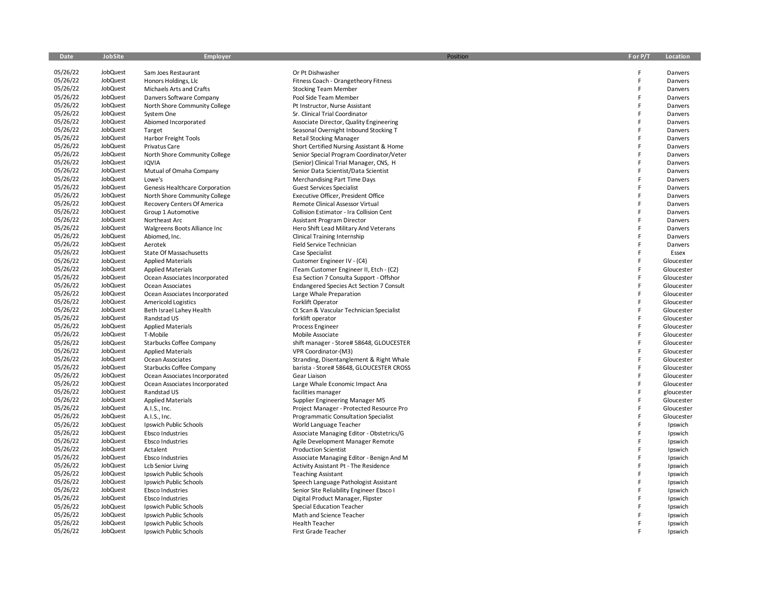| Date | JobSite | Employer | Position | F or P/T | Location |
|---|---|---|---|---|---|
| 05/26/22 | JobQuest | Sam Joes Restaurant | Or Pt Dishwasher | F | Danvers |
| 05/26/22 | JobQuest | Honors Holdings, Llc | Fitness Coach - Orangetheory Fitness | F | Danvers |
| 05/26/22 | JobQuest | Michaels Arts and Crafts | Stocking Team Member | F | Danvers |
| 05/26/22 | JobQuest | Danvers Software Company | Pool Side Team Member | F | Danvers |
| 05/26/22 | JobQuest | North Shore Community College | Pt Instructor, Nurse Assistant | F | Danvers |
| 05/26/22 | JobQuest | System One | Sr. Clinical Trial Coordinator | F | Danvers |
| 05/26/22 | JobQuest | Abiomed Incorporated | Associate Director, Quality Engineering | F | Danvers |
| 05/26/22 | JobQuest | Target | Seasonal Overnight Inbound Stocking T | F | Danvers |
| 05/26/22 | JobQuest | Harbor Freight Tools | Retail Stocking Manager | F | Danvers |
| 05/26/22 | JobQuest | Privatus Care | Short Certified Nursing Assistant & Home | F | Danvers |
| 05/26/22 | JobQuest | North Shore Community College | Senior Special Program Coordinator/Veter | F | Danvers |
| 05/26/22 | JobQuest | IQVIA | (Senior) Clinical Trial Manager, CNS, H | F | Danvers |
| 05/26/22 | JobQuest | Mutual of Omaha Company | Senior Data Scientist/Data Scientist | F | Danvers |
| 05/26/22 | JobQuest | Lowe's | Merchandising Part Time Days | F | Danvers |
| 05/26/22 | JobQuest | Genesis Healthcare Corporation | Guest Services Specialist | F | Danvers |
| 05/26/22 | JobQuest | North Shore Community College | Executive Officer, President Office | F | Danvers |
| 05/26/22 | JobQuest | Recovery Centers Of America | Remote Clinical Assessor Virtual | F | Danvers |
| 05/26/22 | JobQuest | Group 1 Automotive | Collision Estimator - Ira Collision Cent | F | Danvers |
| 05/26/22 | JobQuest | Northeast Arc | Assistant Program Director | F | Danvers |
| 05/26/22 | JobQuest | Walgreens Boots Alliance Inc | Hero Shift Lead Military And Veterans | F | Danvers |
| 05/26/22 | JobQuest | Abiomed, Inc. | Clinical Training Internship | F | Danvers |
| 05/26/22 | JobQuest | Aerotek | Field Service Technician | F | Danvers |
| 05/26/22 | JobQuest | State Of Massachusetts | Case Specialist | F | Essex |
| 05/26/22 | JobQuest | Applied Materials | Customer Engineer IV - (C4) | F | Gloucester |
| 05/26/22 | JobQuest | Applied Materials | iTeam Customer Engineer II, Etch - (C2) | F | Gloucester |
| 05/26/22 | JobQuest | Ocean Associates Incorporated | Esa Section 7 Consulta Support - Offshor | F | Gloucester |
| 05/26/22 | JobQuest | Ocean Associates | Endangered Species Act Section 7 Consult | F | Gloucester |
| 05/26/22 | JobQuest | Ocean Associates Incorporated | Large Whale Preparation | F | Gloucester |
| 05/26/22 | JobQuest | Americold Logistics | Forklift Operator | F | Gloucester |
| 05/26/22 | JobQuest | Beth Israel Lahey Health | Ct Scan & Vascular Technician Specialist | F | Gloucester |
| 05/26/22 | JobQuest | Randstad US | forklift operator | F | Gloucester |
| 05/26/22 | JobQuest | Applied Materials | Process Engineer | F | Gloucester |
| 05/26/22 | JobQuest | T-Mobile | Mobile Associate | F | Gloucester |
| 05/26/22 | JobQuest | Starbucks Coffee Company | shift manager - Store# 58648, GLOUCESTER | F | Gloucester |
| 05/26/22 | JobQuest | Applied Materials | VPR Coordinator-(M3) | F | Gloucester |
| 05/26/22 | JobQuest | Ocean Associates | Stranding, Disentanglement & Right Whale | F | Gloucester |
| 05/26/22 | JobQuest | Starbucks Coffee Company | barista - Store# 58648, GLOUCESTER CROSS | F | Gloucester |
| 05/26/22 | JobQuest | Ocean Associates Incorporated | Gear Liaison | F | Gloucester |
| 05/26/22 | JobQuest | Ocean Associates Incorporated | Large Whale Economic Impact Ana | F | Gloucester |
| 05/26/22 | JobQuest | Randstad US | facilities manager | F | gloucester |
| 05/26/22 | JobQuest | Applied Materials | Supplier Engineering Manager M5 | F | Gloucester |
| 05/26/22 | JobQuest | A.I.S., Inc. | Project Manager - Protected Resource Pro | F | Gloucester |
| 05/26/22 | JobQuest | A.I.S., Inc. | Programmatic Consultation Specialist | F | Gloucester |
| 05/26/22 | JobQuest | Ipswich Public Schools | World Language Teacher | F | Ipswich |
| 05/26/22 | JobQuest | Ebsco Industries | Associate Managing Editor - Obstetrics/G | F | Ipswich |
| 05/26/22 | JobQuest | Ebsco Industries | Agile Development Manager Remote | F | Ipswich |
| 05/26/22 | JobQuest | Actalent | Production Scientist | F | Ipswich |
| 05/26/22 | JobQuest | Ebsco Industries | Associate Managing Editor - Benign And M | F | Ipswich |
| 05/26/22 | JobQuest | Lcb Senior Living | Activity Assistant Pt - The Residence | F | Ipswich |
| 05/26/22 | JobQuest | Ipswich Public Schools | Teaching Assistant | F | Ipswich |
| 05/26/22 | JobQuest | Ipswich Public Schools | Speech Language Pathologist Assistant | F | Ipswich |
| 05/26/22 | JobQuest | Ebsco Industries | Senior Site Reliability Engineer Ebsco I | F | Ipswich |
| 05/26/22 | JobQuest | Ebsco Industries | Digital Product Manager, Flipster | F | Ipswich |
| 05/26/22 | JobQuest | Ipswich Public Schools | Special Education Teacher | F | Ipswich |
| 05/26/22 | JobQuest | Ipswich Public Schools | Math and Science Teacher | F | Ipswich |
| 05/26/22 | JobQuest | Ipswich Public Schools | Health Teacher | F | Ipswich |
| 05/26/22 | JobQuest | Ipswich Public Schools | First Grade Teacher | F | Ipswich |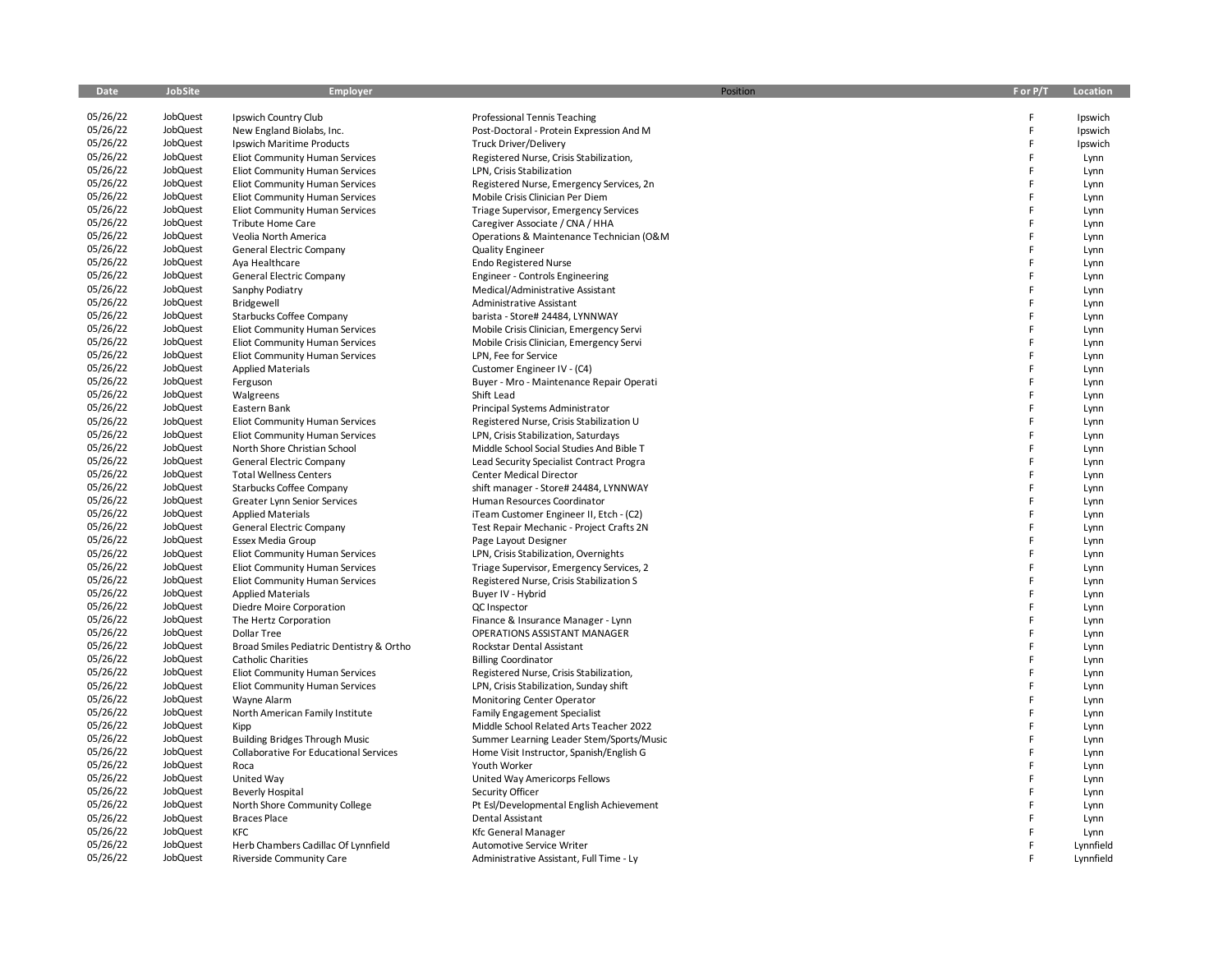| Date | JobSite | Employer | Position | F or P/T | Location |
|---|---|---|---|---|---|
| 05/26/22 | JobQuest | Ipswich Country Club | Professional Tennis Teaching | F | Ipswich |
| 05/26/22 | JobQuest | New England Biolabs, Inc. | Post-Doctoral - Protein Expression And M | F | Ipswich |
| 05/26/22 | JobQuest | Ipswich Maritime Products | Truck Driver/Delivery | F | Ipswich |
| 05/26/22 | JobQuest | Eliot Community Human Services | Registered Nurse, Crisis Stabilization, | F | Lynn |
| 05/26/22 | JobQuest | Eliot Community Human Services | LPN, Crisis Stabilization | F | Lynn |
| 05/26/22 | JobQuest | Eliot Community Human Services | Registered Nurse, Emergency Services, 2n | F | Lynn |
| 05/26/22 | JobQuest | Eliot Community Human Services | Mobile Crisis Clinician Per Diem | F | Lynn |
| 05/26/22 | JobQuest | Eliot Community Human Services | Triage Supervisor, Emergency Services | F | Lynn |
| 05/26/22 | JobQuest | Tribute Home Care | Caregiver Associate / CNA / HHA | F | Lynn |
| 05/26/22 | JobQuest | Veolia North America | Operations & Maintenance Technician (O&M | F | Lynn |
| 05/26/22 | JobQuest | General Electric Company | Quality Engineer | F | Lynn |
| 05/26/22 | JobQuest | Aya Healthcare | Endo Registered Nurse | F | Lynn |
| 05/26/22 | JobQuest | General Electric Company | Engineer - Controls Engineering | F | Lynn |
| 05/26/22 | JobQuest | Sanphy Podiatry | Medical/Administrative Assistant | F | Lynn |
| 05/26/22 | JobQuest | Bridgewell | Administrative Assistant | F | Lynn |
| 05/26/22 | JobQuest | Starbucks Coffee Company | barista - Store# 24484, LYNNWAY | F | Lynn |
| 05/26/22 | JobQuest | Eliot Community Human Services | Mobile Crisis Clinician, Emergency Servi | F | Lynn |
| 05/26/22 | JobQuest | Eliot Community Human Services | Mobile Crisis Clinician, Emergency Servi | F | Lynn |
| 05/26/22 | JobQuest | Eliot Community Human Services | LPN, Fee for Service | F | Lynn |
| 05/26/22 | JobQuest | Applied Materials | Customer Engineer IV - (C4) | F | Lynn |
| 05/26/22 | JobQuest | Ferguson | Buyer - Mro - Maintenance Repair Operati | F | Lynn |
| 05/26/22 | JobQuest | Walgreens | Shift Lead | F | Lynn |
| 05/26/22 | JobQuest | Eastern Bank | Principal Systems Administrator | F | Lynn |
| 05/26/22 | JobQuest | Eliot Community Human Services | Registered Nurse, Crisis Stabilization U | F | Lynn |
| 05/26/22 | JobQuest | Eliot Community Human Services | LPN, Crisis Stabilization, Saturdays | F | Lynn |
| 05/26/22 | JobQuest | North Shore Christian School | Middle School Social Studies And Bible T | F | Lynn |
| 05/26/22 | JobQuest | General Electric Company | Lead Security Specialist Contract Progra | F | Lynn |
| 05/26/22 | JobQuest | Total Wellness Centers | Center Medical Director | F | Lynn |
| 05/26/22 | JobQuest | Starbucks Coffee Company | shift manager - Store# 24484, LYNNWAY | F | Lynn |
| 05/26/22 | JobQuest | Greater Lynn Senior Services | Human Resources Coordinator | F | Lynn |
| 05/26/22 | JobQuest | Applied Materials | iTeam Customer Engineer II, Etch - (C2) | F | Lynn |
| 05/26/22 | JobQuest | General Electric Company | Test Repair Mechanic - Project Crafts 2N | F | Lynn |
| 05/26/22 | JobQuest | Essex Media Group | Page Layout Designer | F | Lynn |
| 05/26/22 | JobQuest | Eliot Community Human Services | LPN, Crisis Stabilization, Overnights | F | Lynn |
| 05/26/22 | JobQuest | Eliot Community Human Services | Triage Supervisor, Emergency Services, 2 | F | Lynn |
| 05/26/22 | JobQuest | Eliot Community Human Services | Registered Nurse, Crisis Stabilization S | F | Lynn |
| 05/26/22 | JobQuest | Applied Materials | Buyer IV - Hybrid | F | Lynn |
| 05/26/22 | JobQuest | Diedre Moire Corporation | QC Inspector | F | Lynn |
| 05/26/22 | JobQuest | The Hertz Corporation | Finance & Insurance Manager - Lynn | F | Lynn |
| 05/26/22 | JobQuest | Dollar Tree | OPERATIONS ASSISTANT MANAGER | F | Lynn |
| 05/26/22 | JobQuest | Broad Smiles Pediatric Dentistry & Ortho | Rockstar Dental Assistant | F | Lynn |
| 05/26/22 | JobQuest | Catholic Charities | Billing Coordinator | F | Lynn |
| 05/26/22 | JobQuest | Eliot Community Human Services | Registered Nurse, Crisis Stabilization, | F | Lynn |
| 05/26/22 | JobQuest | Eliot Community Human Services | LPN, Crisis Stabilization, Sunday shift | F | Lynn |
| 05/26/22 | JobQuest | Wayne Alarm | Monitoring Center Operator | F | Lynn |
| 05/26/22 | JobQuest | North American Family Institute | Family Engagement Specialist | F | Lynn |
| 05/26/22 | JobQuest | Kipp | Middle School Related Arts Teacher 2022 | F | Lynn |
| 05/26/22 | JobQuest | Building Bridges Through Music | Summer Learning Leader Stem/Sports/Music | F | Lynn |
| 05/26/22 | JobQuest | Collaborative For Educational Services | Home Visit Instructor, Spanish/English G | F | Lynn |
| 05/26/22 | JobQuest | Roca | Youth Worker | F | Lynn |
| 05/26/22 | JobQuest | United Way | United Way Americorps Fellows | F | Lynn |
| 05/26/22 | JobQuest | Beverly Hospital | Security Officer | F | Lynn |
| 05/26/22 | JobQuest | North Shore Community College | Pt Esl/Developmental English Achievement | F | Lynn |
| 05/26/22 | JobQuest | Braces Place | Dental Assistant | F | Lynn |
| 05/26/22 | JobQuest | KFC | Kfc General Manager | F | Lynn |
| 05/26/22 | JobQuest | Herb Chambers Cadillac Of Lynnfield | Automotive Service Writer | F | Lynnfield |
| 05/26/22 | JobQuest | Riverside Community Care | Administrative Assistant, Full Time - Ly | F | Lynnfield |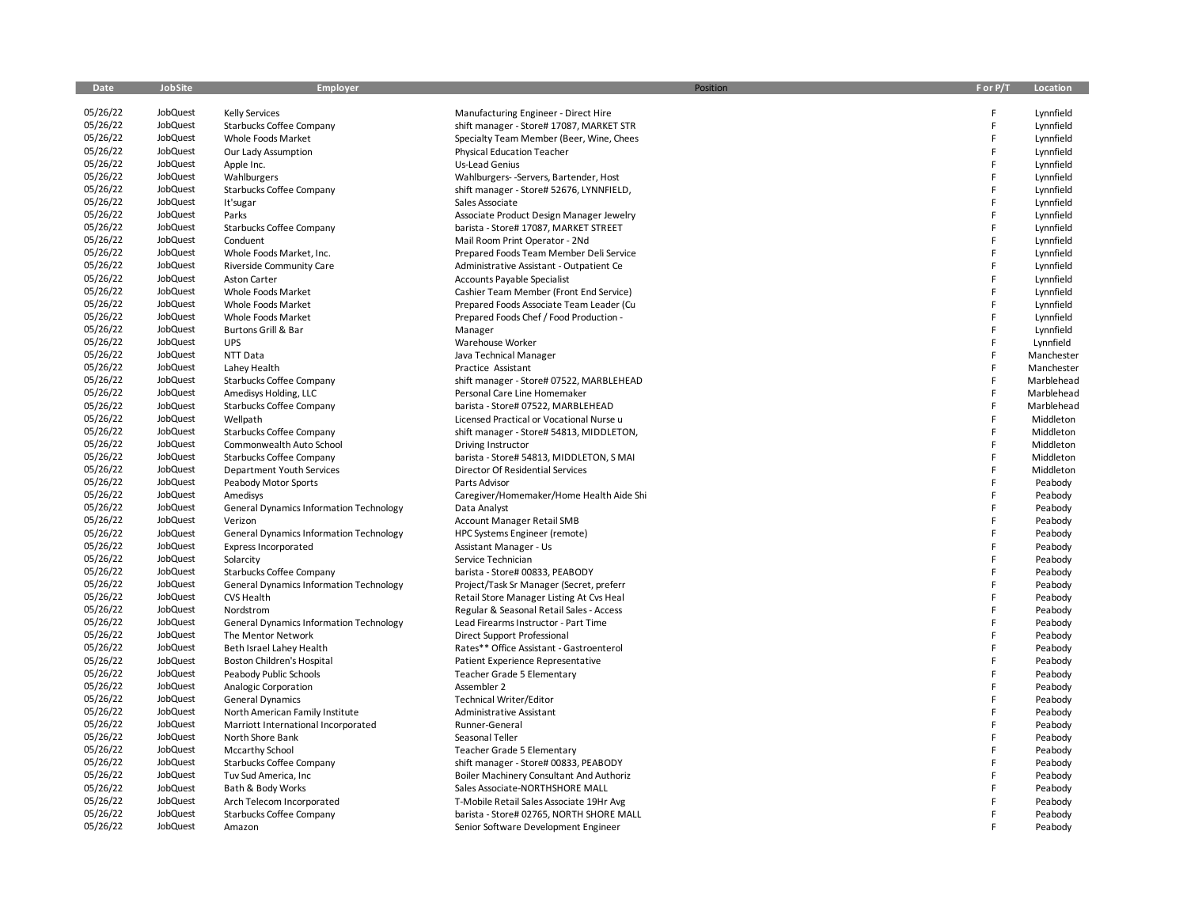| Date | JobSite | Employer | Position | F or P/T | Location |
|---|---|---|---|---|---|
| 05/26/22 | JobQuest | Kelly Services | Manufacturing Engineer - Direct Hire | F | Lynnfield |
| 05/26/22 | JobQuest | Starbucks Coffee Company | shift manager - Store# 17087, MARKET STR | F | Lynnfield |
| 05/26/22 | JobQuest | Whole Foods Market | Specialty Team Member (Beer, Wine, Chees | F | Lynnfield |
| 05/26/22 | JobQuest | Our Lady Assumption | Physical Education Teacher | F | Lynnfield |
| 05/26/22 | JobQuest | Apple Inc. | Us-Lead Genius | F | Lynnfield |
| 05/26/22 | JobQuest | Wahlburgers | Wahlburgers- -Servers, Bartender, Host | F | Lynnfield |
| 05/26/22 | JobQuest | Starbucks Coffee Company | shift manager - Store# 52676, LYNNFIELD, | F | Lynnfield |
| 05/26/22 | JobQuest | It'sugar | Sales Associate | F | Lynnfield |
| 05/26/22 | JobQuest | Parks | Associate Product Design Manager Jewelry | F | Lynnfield |
| 05/26/22 | JobQuest | Starbucks Coffee Company | barista - Store# 17087, MARKET STREET | F | Lynnfield |
| 05/26/22 | JobQuest | Conduent | Mail Room Print Operator - 2Nd | F | Lynnfield |
| 05/26/22 | JobQuest | Whole Foods Market, Inc. | Prepared Foods Team Member Deli Service | F | Lynnfield |
| 05/26/22 | JobQuest | Riverside Community Care | Administrative Assistant - Outpatient Ce | F | Lynnfield |
| 05/26/22 | JobQuest | Aston Carter | Accounts Payable Specialist | F | Lynnfield |
| 05/26/22 | JobQuest | Whole Foods Market | Cashier Team Member (Front End Service) | F | Lynnfield |
| 05/26/22 | JobQuest | Whole Foods Market | Prepared Foods Associate Team Leader (Cu | F | Lynnfield |
| 05/26/22 | JobQuest | Whole Foods Market | Prepared Foods Chef / Food Production - | F | Lynnfield |
| 05/26/22 | JobQuest | Burtons Grill & Bar | Manager | F | Lynnfield |
| 05/26/22 | JobQuest | UPS | Warehouse Worker | F | Lynnfield |
| 05/26/22 | JobQuest | NTT Data | Java Technical Manager | F | Manchester |
| 05/26/22 | JobQuest | Lahey Health | Practice Assistant | F | Manchester |
| 05/26/22 | JobQuest | Starbucks Coffee Company | shift manager - Store# 07522, MARBLEHEAD | F | Marblehead |
| 05/26/22 | JobQuest | Amedisys Holding, LLC | Personal Care Line Homemaker | F | Marblehead |
| 05/26/22 | JobQuest | Starbucks Coffee Company | barista - Store# 07522, MARBLEHEAD | F | Marblehead |
| 05/26/22 | JobQuest | Wellpath | Licensed Practical or Vocational Nurse u | F | Middleton |
| 05/26/22 | JobQuest | Starbucks Coffee Company | shift manager - Store# 54813, MIDDLETON, | F | Middleton |
| 05/26/22 | JobQuest | Commonwealth Auto School | Driving Instructor | F | Middleton |
| 05/26/22 | JobQuest | Starbucks Coffee Company | barista - Store# 54813, MIDDLETON, S MAI | F | Middleton |
| 05/26/22 | JobQuest | Department Youth Services | Director Of Residential Services | F | Middleton |
| 05/26/22 | JobQuest | Peabody Motor Sports | Parts Advisor | F | Peabody |
| 05/26/22 | JobQuest | Amedisys | Caregiver/Homemaker/Home Health Aide Shi | F | Peabody |
| 05/26/22 | JobQuest | General Dynamics Information Technology | Data Analyst | F | Peabody |
| 05/26/22 | JobQuest | Verizon | Account Manager Retail SMB | F | Peabody |
| 05/26/22 | JobQuest | General Dynamics Information Technology | HPC Systems Engineer (remote) | F | Peabody |
| 05/26/22 | JobQuest | Express Incorporated | Assistant Manager - Us | F | Peabody |
| 05/26/22 | JobQuest | Solarcity | Service Technician | F | Peabody |
| 05/26/22 | JobQuest | Starbucks Coffee Company | barista - Store# 00833, PEABODY | F | Peabody |
| 05/26/22 | JobQuest | General Dynamics Information Technology | Project/Task Sr Manager (Secret, preferr | F | Peabody |
| 05/26/22 | JobQuest | CVS Health | Retail Store Manager Listing At Cvs Heal | F | Peabody |
| 05/26/22 | JobQuest | Nordstrom | Regular & Seasonal Retail Sales - Access | F | Peabody |
| 05/26/22 | JobQuest | General Dynamics Information Technology | Lead Firearms Instructor - Part Time | F | Peabody |
| 05/26/22 | JobQuest | The Mentor Network | Direct Support Professional | F | Peabody |
| 05/26/22 | JobQuest | Beth Israel Lahey Health | Rates** Office Assistant - Gastroenterol | F | Peabody |
| 05/26/22 | JobQuest | Boston Children's Hospital | Patient Experience Representative | F | Peabody |
| 05/26/22 | JobQuest | Peabody Public Schools | Teacher Grade 5 Elementary | F | Peabody |
| 05/26/22 | JobQuest | Analogic Corporation | Assembler 2 | F | Peabody |
| 05/26/22 | JobQuest | General Dynamics | Technical Writer/Editor | F | Peabody |
| 05/26/22 | JobQuest | North American Family Institute | Administrative Assistant | F | Peabody |
| 05/26/22 | JobQuest | Marriott International Incorporated | Runner-General | F | Peabody |
| 05/26/22 | JobQuest | North Shore Bank | Seasonal Teller | F | Peabody |
| 05/26/22 | JobQuest | Mccarthy School | Teacher Grade 5 Elementary | F | Peabody |
| 05/26/22 | JobQuest | Starbucks Coffee Company | shift manager - Store# 00833, PEABODY | F | Peabody |
| 05/26/22 | JobQuest | Tuv Sud America, Inc | Boiler Machinery Consultant And Authoriz | F | Peabody |
| 05/26/22 | JobQuest | Bath & Body Works | Sales Associate-NORTHSHORE MALL | F | Peabody |
| 05/26/22 | JobQuest | Arch Telecom Incorporated | T-Mobile Retail Sales Associate 19Hr Avg | F | Peabody |
| 05/26/22 | JobQuest | Starbucks Coffee Company | barista - Store# 02765, NORTH SHORE MALL | F | Peabody |
| 05/26/22 | JobQuest | Amazon | Senior Software Development Engineer | F | Peabody |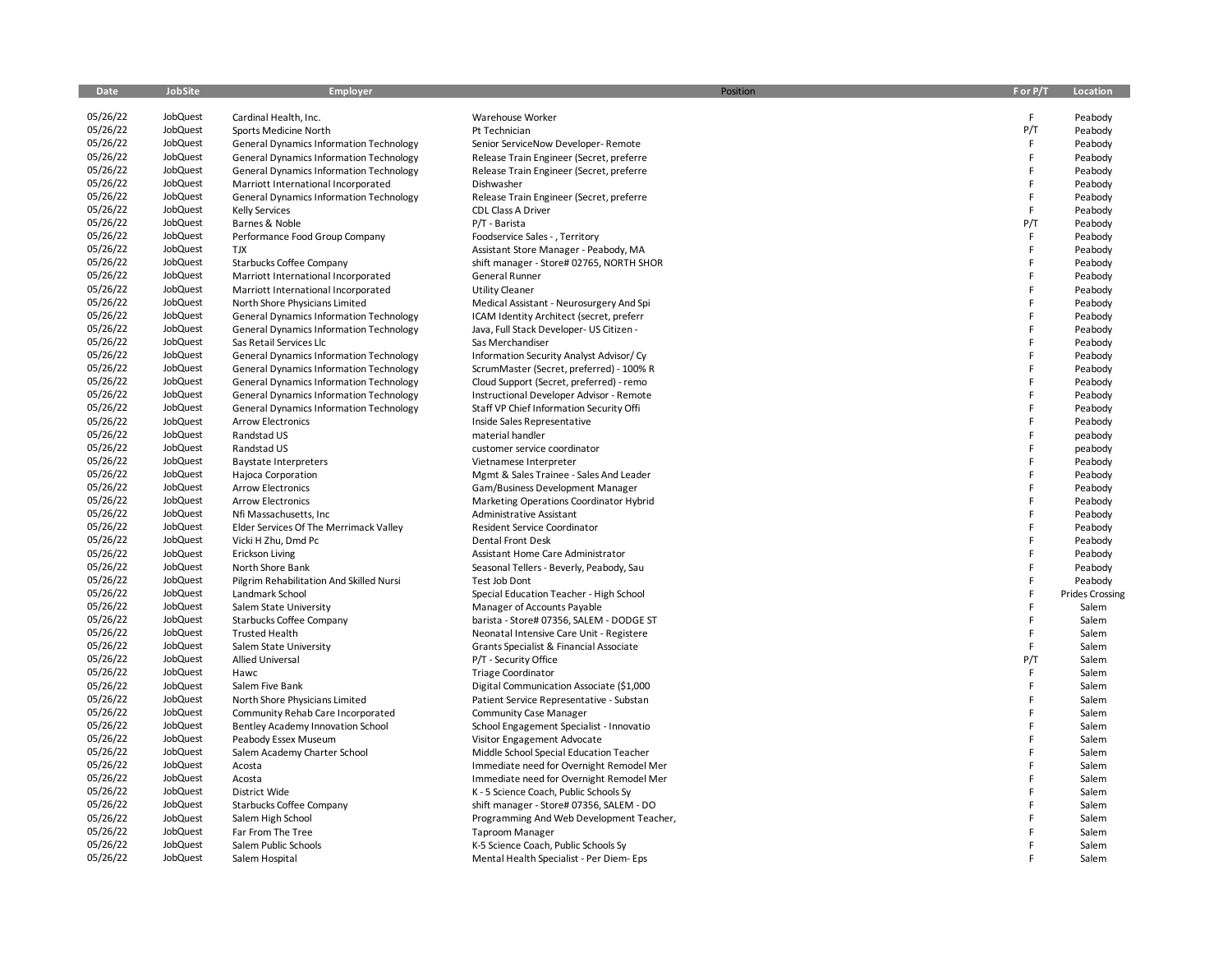| Date | JobSite | Employer | Position | F or P/T | Location |
|---|---|---|---|---|---|
| 05/26/22 | JobQuest | Cardinal Health, Inc. | Warehouse Worker | F | Peabody |
| 05/26/22 | JobQuest | Sports Medicine North | Pt Technician | P/T | Peabody |
| 05/26/22 | JobQuest | General Dynamics Information Technology | Senior ServiceNow Developer- Remote | F | Peabody |
| 05/26/22 | JobQuest | General Dynamics Information Technology | Release Train Engineer (Secret, preferre | F | Peabody |
| 05/26/22 | JobQuest | General Dynamics Information Technology | Release Train Engineer (Secret, preferre | F | Peabody |
| 05/26/22 | JobQuest | Marriott International Incorporated | Dishwasher | F | Peabody |
| 05/26/22 | JobQuest | General Dynamics Information Technology | Release Train Engineer (Secret, preferre | F | Peabody |
| 05/26/22 | JobQuest | Kelly Services | CDL Class A Driver | F | Peabody |
| 05/26/22 | JobQuest | Barnes & Noble | P/T - Barista | P/T | Peabody |
| 05/26/22 | JobQuest | Performance Food Group Company | Foodservice Sales - , Territory | F | Peabody |
| 05/26/22 | JobQuest | TJX | Assistant Store Manager - Peabody, MA | F | Peabody |
| 05/26/22 | JobQuest | Starbucks Coffee Company | shift manager - Store# 02765, NORTH SHOR | F | Peabody |
| 05/26/22 | JobQuest | Marriott International Incorporated | General Runner | F | Peabody |
| 05/26/22 | JobQuest | Marriott International Incorporated | Utility Cleaner | F | Peabody |
| 05/26/22 | JobQuest | North Shore Physicians Limited | Medical Assistant - Neurosurgery And Spi | F | Peabody |
| 05/26/22 | JobQuest | General Dynamics Information Technology | ICAM Identity Architect (secret, preferr | F | Peabody |
| 05/26/22 | JobQuest | General Dynamics Information Technology | Java, Full Stack Developer- US Citizen - | F | Peabody |
| 05/26/22 | JobQuest | Sas Retail Services Llc | Sas Merchandiser | F | Peabody |
| 05/26/22 | JobQuest | General Dynamics Information Technology | Information Security Analyst Advisor/ Cy | F | Peabody |
| 05/26/22 | JobQuest | General Dynamics Information Technology | ScrumMaster (Secret, preferred) - 100% R | F | Peabody |
| 05/26/22 | JobQuest | General Dynamics Information Technology | Cloud Support (Secret, preferred) - remo | F | Peabody |
| 05/26/22 | JobQuest | General Dynamics Information Technology | Instructional Developer Advisor - Remote | F | Peabody |
| 05/26/22 | JobQuest | General Dynamics Information Technology | Staff VP Chief Information Security Offi | F | Peabody |
| 05/26/22 | JobQuest | Arrow Electronics | Inside Sales Representative | F | Peabody |
| 05/26/22 | JobQuest | Randstad US | material handler | F | peabody |
| 05/26/22 | JobQuest | Randstad US | customer service coordinator | F | peabody |
| 05/26/22 | JobQuest | Baystate Interpreters | Vietnamese Interpreter | F | Peabody |
| 05/26/22 | JobQuest | Hajoca Corporation | Mgmt & Sales Trainee - Sales And Leader | F | Peabody |
| 05/26/22 | JobQuest | Arrow Electronics | Gam/Business Development Manager | F | Peabody |
| 05/26/22 | JobQuest | Arrow Electronics | Marketing Operations Coordinator Hybrid | F | Peabody |
| 05/26/22 | JobQuest | Nfi Massachusetts, Inc | Administrative Assistant | F | Peabody |
| 05/26/22 | JobQuest | Elder Services Of The Merrimack Valley | Resident Service Coordinator | F | Peabody |
| 05/26/22 | JobQuest | Vicki H Zhu, Dmd Pc | Dental Front Desk | F | Peabody |
| 05/26/22 | JobQuest | Erickson Living | Assistant Home Care Administrator | F | Peabody |
| 05/26/22 | JobQuest | North Shore Bank | Seasonal Tellers - Beverly, Peabody, Sau | F | Peabody |
| 05/26/22 | JobQuest | Pilgrim Rehabilitation And Skilled Nursi | Test Job Dont | F | Peabody |
| 05/26/22 | JobQuest | Landmark School | Special Education Teacher - High School | F | Prides Crossing |
| 05/26/22 | JobQuest | Salem State University | Manager of Accounts Payable | F | Salem |
| 05/26/22 | JobQuest | Starbucks Coffee Company | barista - Store# 07356, SALEM - DODGE ST | F | Salem |
| 05/26/22 | JobQuest | Trusted Health | Neonatal Intensive Care Unit - Registere | F | Salem |
| 05/26/22 | JobQuest | Salem State University | Grants Specialist & Financial Associate | F | Salem |
| 05/26/22 | JobQuest | Allied Universal | P/T - Security Office | P/T | Salem |
| 05/26/22 | JobQuest | Hawc | Triage Coordinator | F | Salem |
| 05/26/22 | JobQuest | Salem Five Bank | Digital Communication Associate ($1,000 | F | Salem |
| 05/26/22 | JobQuest | North Shore Physicians Limited | Patient Service Representative - Substan | F | Salem |
| 05/26/22 | JobQuest | Community Rehab Care Incorporated | Community Case Manager | F | Salem |
| 05/26/22 | JobQuest | Bentley Academy Innovation School | School Engagement Specialist - Innovatio | F | Salem |
| 05/26/22 | JobQuest | Peabody Essex Museum | Visitor Engagement Advocate | F | Salem |
| 05/26/22 | JobQuest | Salem Academy Charter School | Middle School Special Education Teacher | F | Salem |
| 05/26/22 | JobQuest | Acosta | Immediate need for Overnight Remodel Mer | F | Salem |
| 05/26/22 | JobQuest | Acosta | Immediate need for Overnight Remodel Mer | F | Salem |
| 05/26/22 | JobQuest | District Wide | K - 5 Science Coach, Public Schools Sy | F | Salem |
| 05/26/22 | JobQuest | Starbucks Coffee Company | shift manager - Store# 07356, SALEM - DO | F | Salem |
| 05/26/22 | JobQuest | Salem High School | Programming And Web Development Teacher, | F | Salem |
| 05/26/22 | JobQuest | Far From The Tree | Taproom Manager | F | Salem |
| 05/26/22 | JobQuest | Salem Public Schools | K-5 Science Coach, Public Schools Sy | F | Salem |
| 05/26/22 | JobQuest | Salem Hospital | Mental Health Specialist - Per Diem- Eps | F | Salem |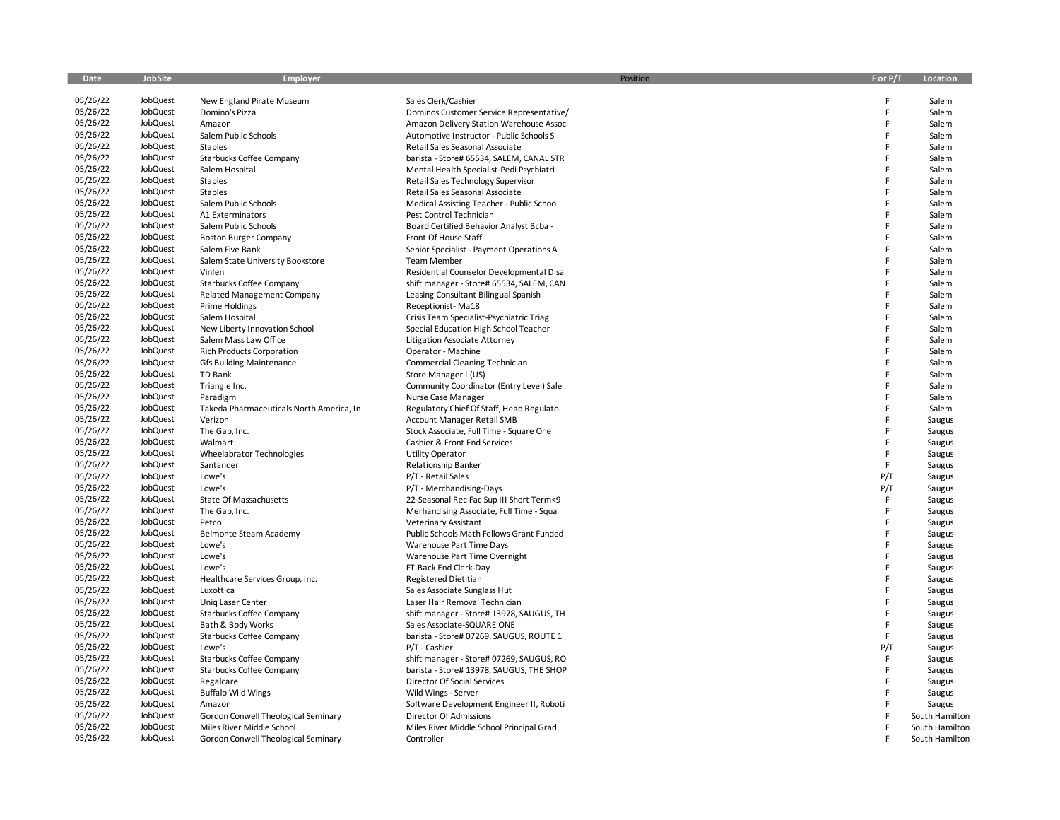| Date | JobSite | Employer | Position | F or P/T | Location |
|---|---|---|---|---|---|
| 05/26/22 | JobQuest | New England Pirate Museum | Sales Clerk/Cashier | F | Salem |
| 05/26/22 | JobQuest | Domino's Pizza | Dominos Customer Service Representative/ | F | Salem |
| 05/26/22 | JobQuest | Amazon | Amazon Delivery Station Warehouse Associ | F | Salem |
| 05/26/22 | JobQuest | Salem Public Schools | Automotive Instructor - Public Schools S | F | Salem |
| 05/26/22 | JobQuest | Staples | Retail Sales Seasonal Associate | F | Salem |
| 05/26/22 | JobQuest | Starbucks Coffee Company | barista - Store# 65534, SALEM, CANAL STR | F | Salem |
| 05/26/22 | JobQuest | Salem Hospital | Mental Health Specialist-Pedi Psychiatri | F | Salem |
| 05/26/22 | JobQuest | Staples | Retail Sales Technology Supervisor | F | Salem |
| 05/26/22 | JobQuest | Staples | Retail Sales Seasonal Associate | F | Salem |
| 05/26/22 | JobQuest | Salem Public Schools | Medical Assisting Teacher - Public Schoo | F | Salem |
| 05/26/22 | JobQuest | A1 Exterminators | Pest Control Technician | F | Salem |
| 05/26/22 | JobQuest | Salem Public Schools | Board Certified Behavior Analyst Bcba - | F | Salem |
| 05/26/22 | JobQuest | Boston Burger Company | Front Of House Staff | F | Salem |
| 05/26/22 | JobQuest | Salem Five Bank | Senior Specialist - Payment Operations A | F | Salem |
| 05/26/22 | JobQuest | Salem State University Bookstore | Team Member | F | Salem |
| 05/26/22 | JobQuest | Vinfen | Residential Counselor Developmental Disa | F | Salem |
| 05/26/22 | JobQuest | Starbucks Coffee Company | shift manager - Store# 65534, SALEM, CAN | F | Salem |
| 05/26/22 | JobQuest | Related Management Company | Leasing Consultant Bilingual Spanish | F | Salem |
| 05/26/22 | JobQuest | Prime Holdings | Receptionist- Ma18 | F | Salem |
| 05/26/22 | JobQuest | Salem Hospital | Crisis Team Specialist-Psychiatric Triag | F | Salem |
| 05/26/22 | JobQuest | New Liberty Innovation School | Special Education High School Teacher | F | Salem |
| 05/26/22 | JobQuest | Salem Mass Law Office | Litigation Associate Attorney | F | Salem |
| 05/26/22 | JobQuest | Rich Products Corporation | Operator - Machine | F | Salem |
| 05/26/22 | JobQuest | Gfs Building Maintenance | Commercial Cleaning Technician | F | Salem |
| 05/26/22 | JobQuest | TD Bank | Store Manager I (US) | F | Salem |
| 05/26/22 | JobQuest | Triangle Inc. | Community Coordinator (Entry Level) Sale | F | Salem |
| 05/26/22 | JobQuest | Paradigm | Nurse Case Manager | F | Salem |
| 05/26/22 | JobQuest | Takeda Pharmaceuticals North America, In | Regulatory Chief Of Staff, Head Regulato | F | Salem |
| 05/26/22 | JobQuest | Verizon | Account Manager Retail SMB | F | Saugus |
| 05/26/22 | JobQuest | The Gap, Inc. | Stock Associate, Full Time - Square One | F | Saugus |
| 05/26/22 | JobQuest | Walmart | Cashier & Front End Services | F | Saugus |
| 05/26/22 | JobQuest | Wheelabrator Technologies | Utility Operator | F | Saugus |
| 05/26/22 | JobQuest | Santander | Relationship Banker | F | Saugus |
| 05/26/22 | JobQuest | Lowe's | P/T - Retail Sales | P/T | Saugus |
| 05/26/22 | JobQuest | Lowe's | P/T - Merchandising-Days | P/T | Saugus |
| 05/26/22 | JobQuest | State Of Massachusetts | 22-Seasonal Rec Fac Sup III Short Term<9 | F | Saugus |
| 05/26/22 | JobQuest | The Gap, Inc. | Merhandising Associate, Full Time - Squa | F | Saugus |
| 05/26/22 | JobQuest | Petco | Veterinary Assistant | F | Saugus |
| 05/26/22 | JobQuest | Belmonte Steam Academy | Public Schools Math Fellows Grant Funded | F | Saugus |
| 05/26/22 | JobQuest | Lowe's | Warehouse Part Time Days | F | Saugus |
| 05/26/22 | JobQuest | Lowe's | Warehouse Part Time Overnight | F | Saugus |
| 05/26/22 | JobQuest | Lowe's | FT-Back End Clerk-Day | F | Saugus |
| 05/26/22 | JobQuest | Healthcare Services Group, Inc. | Registered Dietitian | F | Saugus |
| 05/26/22 | JobQuest | Luxottica | Sales Associate Sunglass Hut | F | Saugus |
| 05/26/22 | JobQuest | Uniq Laser Center | Laser Hair Removal Technician | F | Saugus |
| 05/26/22 | JobQuest | Starbucks Coffee Company | shift manager - Store# 13978, SAUGUS, TH | F | Saugus |
| 05/26/22 | JobQuest | Bath & Body Works | Sales Associate-SQUARE ONE | F | Saugus |
| 05/26/22 | JobQuest | Starbucks Coffee Company | barista - Store# 07269, SAUGUS, ROUTE 1 | F | Saugus |
| 05/26/22 | JobQuest | Lowe's | P/T - Cashier | P/T | Saugus |
| 05/26/22 | JobQuest | Starbucks Coffee Company | shift manager - Store# 07269, SAUGUS, RO | F | Saugus |
| 05/26/22 | JobQuest | Starbucks Coffee Company | barista - Store# 13978, SAUGUS, THE SHOP | F | Saugus |
| 05/26/22 | JobQuest | Regalcare | Director Of Social Services | F | Saugus |
| 05/26/22 | JobQuest | Buffalo Wild Wings | Wild Wings - Server | F | Saugus |
| 05/26/22 | JobQuest | Amazon | Software Development Engineer II, Roboti | F | Saugus |
| 05/26/22 | JobQuest | Gordon Conwell Theological Seminary | Director Of Admissions | F | South Hamilton |
| 05/26/22 | JobQuest | Miles River Middle School | Miles River Middle School Principal Grad | F | South Hamilton |
| 05/26/22 | JobQuest | Gordon Conwell Theological Seminary | Controller | F | South Hamilton |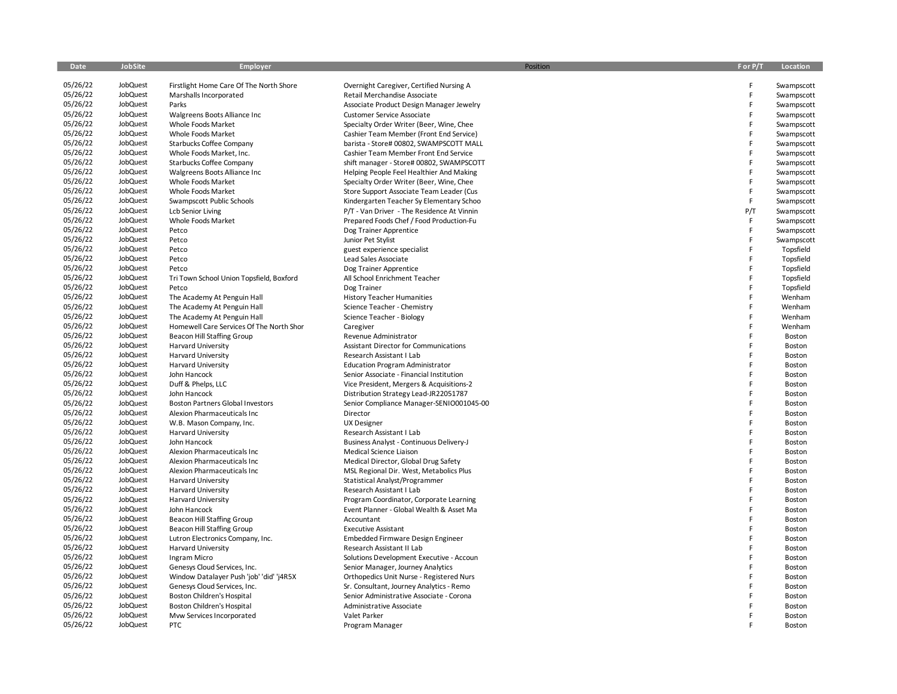| Date | JobSite | Employer | Position | F or P/T | Location |
|---|---|---|---|---|---|
| 05/26/22 | JobQuest | Firstlight Home Care Of The North Shore | Overnight Caregiver, Certified Nursing A | F | Swampscott |
| 05/26/22 | JobQuest | Marshalls Incorporated | Retail Merchandise Associate | F | Swampscott |
| 05/26/22 | JobQuest | Parks | Associate Product Design Manager Jewelry | F | Swampscott |
| 05/26/22 | JobQuest | Walgreens Boots Alliance Inc | Customer Service Associate | F | Swampscott |
| 05/26/22 | JobQuest | Whole Foods Market | Specialty Order Writer (Beer, Wine, Chee | F | Swampscott |
| 05/26/22 | JobQuest | Whole Foods Market | Cashier Team Member (Front End Service) | F | Swampscott |
| 05/26/22 | JobQuest | Starbucks Coffee Company | barista - Store# 00802, SWAMPSCOTT MALL | F | Swampscott |
| 05/26/22 | JobQuest | Whole Foods Market, Inc. | Cashier Team Member Front End Service | F | Swampscott |
| 05/26/22 | JobQuest | Starbucks Coffee Company | shift manager - Store# 00802, SWAMPSCOTT | F | Swampscott |
| 05/26/22 | JobQuest | Walgreens Boots Alliance Inc | Helping People Feel Healthier And Making | F | Swampscott |
| 05/26/22 | JobQuest | Whole Foods Market | Specialty Order Writer (Beer, Wine, Chee | F | Swampscott |
| 05/26/22 | JobQuest | Whole Foods Market | Store Support Associate Team Leader (Cus | F | Swampscott |
| 05/26/22 | JobQuest | Swampscott Public Schools | Kindergarten Teacher Sy Elementary Schoo | F | Swampscott |
| 05/26/22 | JobQuest | Lcb Senior Living | P/T - Van Driver - The Residence At Vinnin | P/T | Swampscott |
| 05/26/22 | JobQuest | Whole Foods Market | Prepared Foods Chef / Food Production-Fu | F | Swampscott |
| 05/26/22 | JobQuest | Petco | Dog Trainer Apprentice | F | Swampscott |
| 05/26/22 | JobQuest | Petco | Junior Pet Stylist | F | Swampscott |
| 05/26/22 | JobQuest | Petco | guest experience specialist | F | Topsfield |
| 05/26/22 | JobQuest | Petco | Lead Sales Associate | F | Topsfield |
| 05/26/22 | JobQuest | Petco | Dog Trainer Apprentice | F | Topsfield |
| 05/26/22 | JobQuest | Tri Town School Union Topsfield, Boxford | All School Enrichment Teacher | F | Topsfield |
| 05/26/22 | JobQuest | Petco | Dog Trainer | F | Topsfield |
| 05/26/22 | JobQuest | The Academy At Penguin Hall | History Teacher Humanities | F | Wenham |
| 05/26/22 | JobQuest | The Academy At Penguin Hall | Science Teacher - Chemistry | F | Wenham |
| 05/26/22 | JobQuest | The Academy At Penguin Hall | Science Teacher - Biology | F | Wenham |
| 05/26/22 | JobQuest | Homewell Care Services Of The North Shor | Caregiver | F | Wenham |
| 05/26/22 | JobQuest | Beacon Hill Staffing Group | Revenue Administrator | F | Boston |
| 05/26/22 | JobQuest | Harvard University | Assistant Director for Communications | F | Boston |
| 05/26/22 | JobQuest | Harvard University | Research Assistant I Lab | F | Boston |
| 05/26/22 | JobQuest | Harvard University | Education Program Administrator | F | Boston |
| 05/26/22 | JobQuest | John Hancock | Senior Associate - Financial Institution | F | Boston |
| 05/26/22 | JobQuest | Duff & Phelps, LLC | Vice President, Mergers & Acquisitions-2 | F | Boston |
| 05/26/22 | JobQuest | John Hancock | Distribution Strategy Lead-JR22051787 | F | Boston |
| 05/26/22 | JobQuest | Boston Partners Global Investors | Senior Compliance Manager-SENIO001045-00 | F | Boston |
| 05/26/22 | JobQuest | Alexion Pharmaceuticals Inc | Director | F | Boston |
| 05/26/22 | JobQuest | W.B. Mason Company, Inc. | UX Designer | F | Boston |
| 05/26/22 | JobQuest | Harvard University | Research Assistant I Lab | F | Boston |
| 05/26/22 | JobQuest | John Hancock | Business Analyst - Continuous Delivery-J | F | Boston |
| 05/26/22 | JobQuest | Alexion Pharmaceuticals Inc | Medical Science Liaison | F | Boston |
| 05/26/22 | JobQuest | Alexion Pharmaceuticals Inc | Medical Director, Global Drug Safety | F | Boston |
| 05/26/22 | JobQuest | Alexion Pharmaceuticals Inc | MSL Regional Dir. West, Metabolics Plus | F | Boston |
| 05/26/22 | JobQuest | Harvard University | Statistical Analyst/Programmer | F | Boston |
| 05/26/22 | JobQuest | Harvard University | Research Assistant I Lab | F | Boston |
| 05/26/22 | JobQuest | Harvard University | Program Coordinator, Corporate Learning | F | Boston |
| 05/26/22 | JobQuest | John Hancock | Event Planner - Global Wealth & Asset Ma | F | Boston |
| 05/26/22 | JobQuest | Beacon Hill Staffing Group | Accountant | F | Boston |
| 05/26/22 | JobQuest | Beacon Hill Staffing Group | Executive Assistant | F | Boston |
| 05/26/22 | JobQuest | Lutron Electronics Company, Inc. | Embedded Firmware Design Engineer | F | Boston |
| 05/26/22 | JobQuest | Harvard University | Research Assistant II Lab | F | Boston |
| 05/26/22 | JobQuest | Ingram Micro | Solutions Development Executive - Accoun | F | Boston |
| 05/26/22 | JobQuest | Genesys Cloud Services, Inc. | Senior Manager, Journey Analytics | F | Boston |
| 05/26/22 | JobQuest | Window Datalayer Push 'job' 'did' 'j4R5X | Orthopedics Unit Nurse - Registered Nurs | F | Boston |
| 05/26/22 | JobQuest | Genesys Cloud Services, Inc. | Sr. Consultant, Journey Analytics - Remo | F | Boston |
| 05/26/22 | JobQuest | Boston Children's Hospital | Senior Administrative Associate - Corona | F | Boston |
| 05/26/22 | JobQuest | Boston Children's Hospital | Administrative Associate | F | Boston |
| 05/26/22 | JobQuest | Mvw Services Incorporated | Valet Parker | F | Boston |
| 05/26/22 | JobQuest | PTC | Program Manager | F | Boston |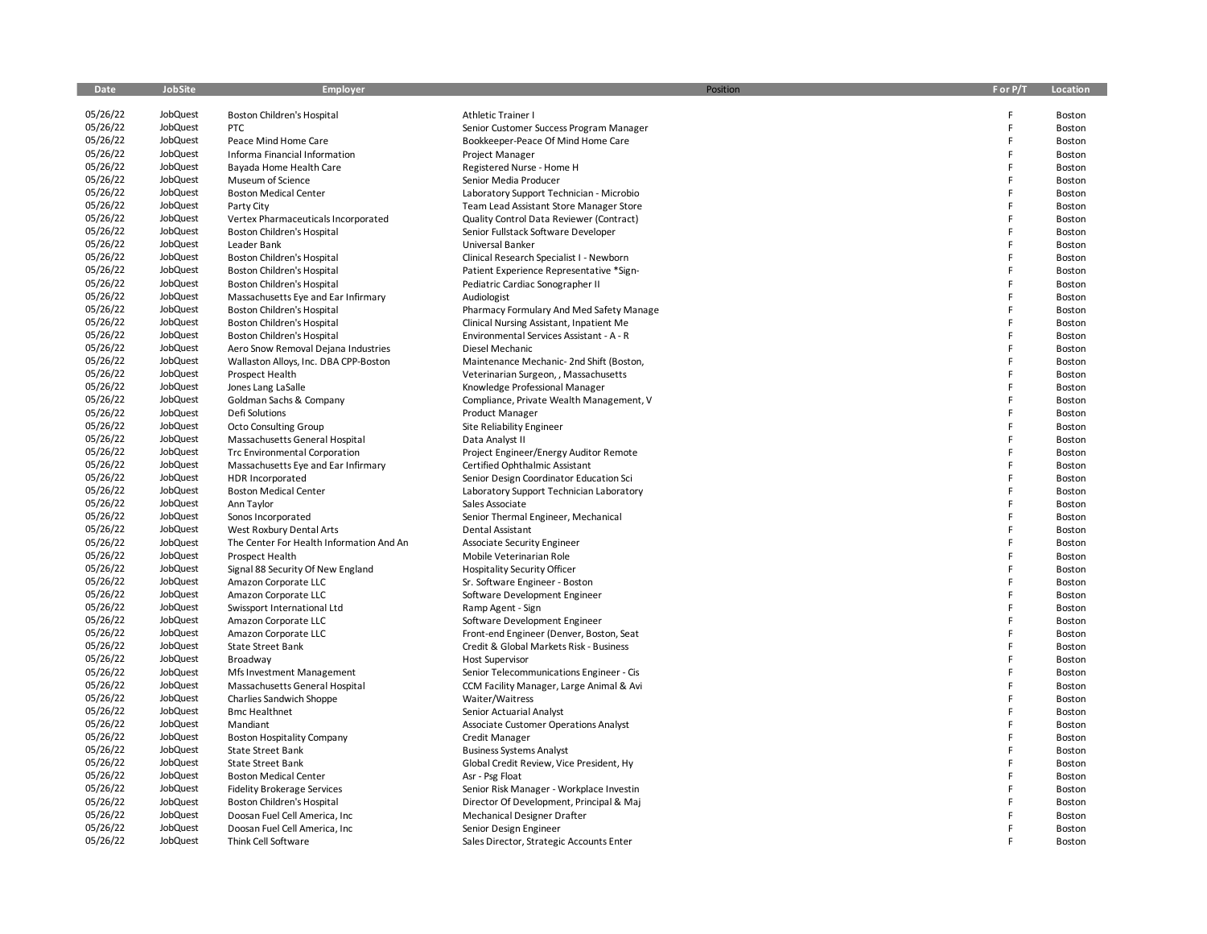| Date | JobSite | Employer | Position | F or P/T | Location |
|---|---|---|---|---|---|
| 05/26/22 | JobQuest | Boston Children's Hospital | Athletic Trainer I | F | Boston |
| 05/26/22 | JobQuest | PTC | Senior Customer Success Program Manager | F | Boston |
| 05/26/22 | JobQuest | Peace Mind Home Care | Bookkeeper-Peace Of Mind Home Care | F | Boston |
| 05/26/22 | JobQuest | Informa Financial Information | Project Manager | F | Boston |
| 05/26/22 | JobQuest | Bayada Home Health Care | Registered Nurse - Home H | F | Boston |
| 05/26/22 | JobQuest | Museum of Science | Senior Media Producer | F | Boston |
| 05/26/22 | JobQuest | Boston Medical Center | Laboratory Support Technician - Microbio | F | Boston |
| 05/26/22 | JobQuest | Party City | Team Lead Assistant Store Manager Store | F | Boston |
| 05/26/22 | JobQuest | Vertex Pharmaceuticals Incorporated | Quality Control Data Reviewer (Contract) | F | Boston |
| 05/26/22 | JobQuest | Boston Children's Hospital | Senior Fullstack Software Developer | F | Boston |
| 05/26/22 | JobQuest | Leader Bank | Universal Banker | F | Boston |
| 05/26/22 | JobQuest | Boston Children's Hospital | Clinical Research Specialist I - Newborn | F | Boston |
| 05/26/22 | JobQuest | Boston Children's Hospital | Patient Experience Representative *Sign- | F | Boston |
| 05/26/22 | JobQuest | Boston Children's Hospital | Pediatric Cardiac Sonographer II | F | Boston |
| 05/26/22 | JobQuest | Massachusetts Eye and Ear Infirmary | Audiologist | F | Boston |
| 05/26/22 | JobQuest | Boston Children's Hospital | Pharmacy Formulary And Med Safety Manage | F | Boston |
| 05/26/22 | JobQuest | Boston Children's Hospital | Clinical Nursing Assistant, Inpatient Me | F | Boston |
| 05/26/22 | JobQuest | Boston Children's Hospital | Environmental Services Assistant - A - R | F | Boston |
| 05/26/22 | JobQuest | Aero Snow Removal Dejana Industries | Diesel Mechanic | F | Boston |
| 05/26/22 | JobQuest | Wallaston Alloys, Inc. DBA CPP-Boston | Maintenance Mechanic- 2nd Shift (Boston, | F | Boston |
| 05/26/22 | JobQuest | Prospect Health | Veterinarian Surgeon, , Massachusetts | F | Boston |
| 05/26/22 | JobQuest | Jones Lang LaSalle | Knowledge Professional Manager | F | Boston |
| 05/26/22 | JobQuest | Goldman Sachs & Company | Compliance, Private Wealth Management, V | F | Boston |
| 05/26/22 | JobQuest | Defi Solutions | Product Manager | F | Boston |
| 05/26/22 | JobQuest | Octo Consulting Group | Site Reliability Engineer | F | Boston |
| 05/26/22 | JobQuest | Massachusetts General Hospital | Data Analyst II | F | Boston |
| 05/26/22 | JobQuest | Trc Environmental Corporation | Project Engineer/Energy Auditor Remote | F | Boston |
| 05/26/22 | JobQuest | Massachusetts Eye and Ear Infirmary | Certified Ophthalmic Assistant | F | Boston |
| 05/26/22 | JobQuest | HDR Incorporated | Senior Design Coordinator Education Sci | F | Boston |
| 05/26/22 | JobQuest | Boston Medical Center | Laboratory Support Technician Laboratory | F | Boston |
| 05/26/22 | JobQuest | Ann Taylor | Sales Associate | F | Boston |
| 05/26/22 | JobQuest | Sonos Incorporated | Senior Thermal Engineer, Mechanical | F | Boston |
| 05/26/22 | JobQuest | West Roxbury Dental Arts | Dental Assistant | F | Boston |
| 05/26/22 | JobQuest | The Center For Health Information And An | Associate Security Engineer | F | Boston |
| 05/26/22 | JobQuest | Prospect Health | Mobile Veterinarian Role | F | Boston |
| 05/26/22 | JobQuest | Signal 88 Security Of New England | Hospitality Security Officer | F | Boston |
| 05/26/22 | JobQuest | Amazon Corporate LLC | Sr. Software Engineer - Boston | F | Boston |
| 05/26/22 | JobQuest | Amazon Corporate LLC | Software Development Engineer | F | Boston |
| 05/26/22 | JobQuest | Swissport International Ltd | Ramp Agent - Sign | F | Boston |
| 05/26/22 | JobQuest | Amazon Corporate LLC | Software Development Engineer | F | Boston |
| 05/26/22 | JobQuest | Amazon Corporate LLC | Front-end Engineer (Denver, Boston, Seat | F | Boston |
| 05/26/22 | JobQuest | State Street Bank | Credit & Global Markets Risk - Business | F | Boston |
| 05/26/22 | JobQuest | Broadway | Host Supervisor | F | Boston |
| 05/26/22 | JobQuest | Mfs Investment Management | Senior Telecommunications Engineer - Cis | F | Boston |
| 05/26/22 | JobQuest | Massachusetts General Hospital | CCM Facility Manager, Large Animal & Avi | F | Boston |
| 05/26/22 | JobQuest | Charlies Sandwich Shoppe | Waiter/Waitress | F | Boston |
| 05/26/22 | JobQuest | Bmc Healthnet | Senior Actuarial Analyst | F | Boston |
| 05/26/22 | JobQuest | Mandiant | Associate Customer Operations Analyst | F | Boston |
| 05/26/22 | JobQuest | Boston Hospitality Company | Credit Manager | F | Boston |
| 05/26/22 | JobQuest | State Street Bank | Business Systems Analyst | F | Boston |
| 05/26/22 | JobQuest | State Street Bank | Global Credit Review, Vice President, Hy | F | Boston |
| 05/26/22 | JobQuest | Boston Medical Center | Asr - Psg Float | F | Boston |
| 05/26/22 | JobQuest | Fidelity Brokerage Services | Senior Risk Manager - Workplace Investin | F | Boston |
| 05/26/22 | JobQuest | Boston Children's Hospital | Director Of Development, Principal & Maj | F | Boston |
| 05/26/22 | JobQuest | Doosan Fuel Cell America, Inc | Mechanical Designer Drafter | F | Boston |
| 05/26/22 | JobQuest | Doosan Fuel Cell America, Inc | Senior Design Engineer | F | Boston |
| 05/26/22 | JobQuest | Think Cell Software | Sales Director, Strategic Accounts Enter | F | Boston |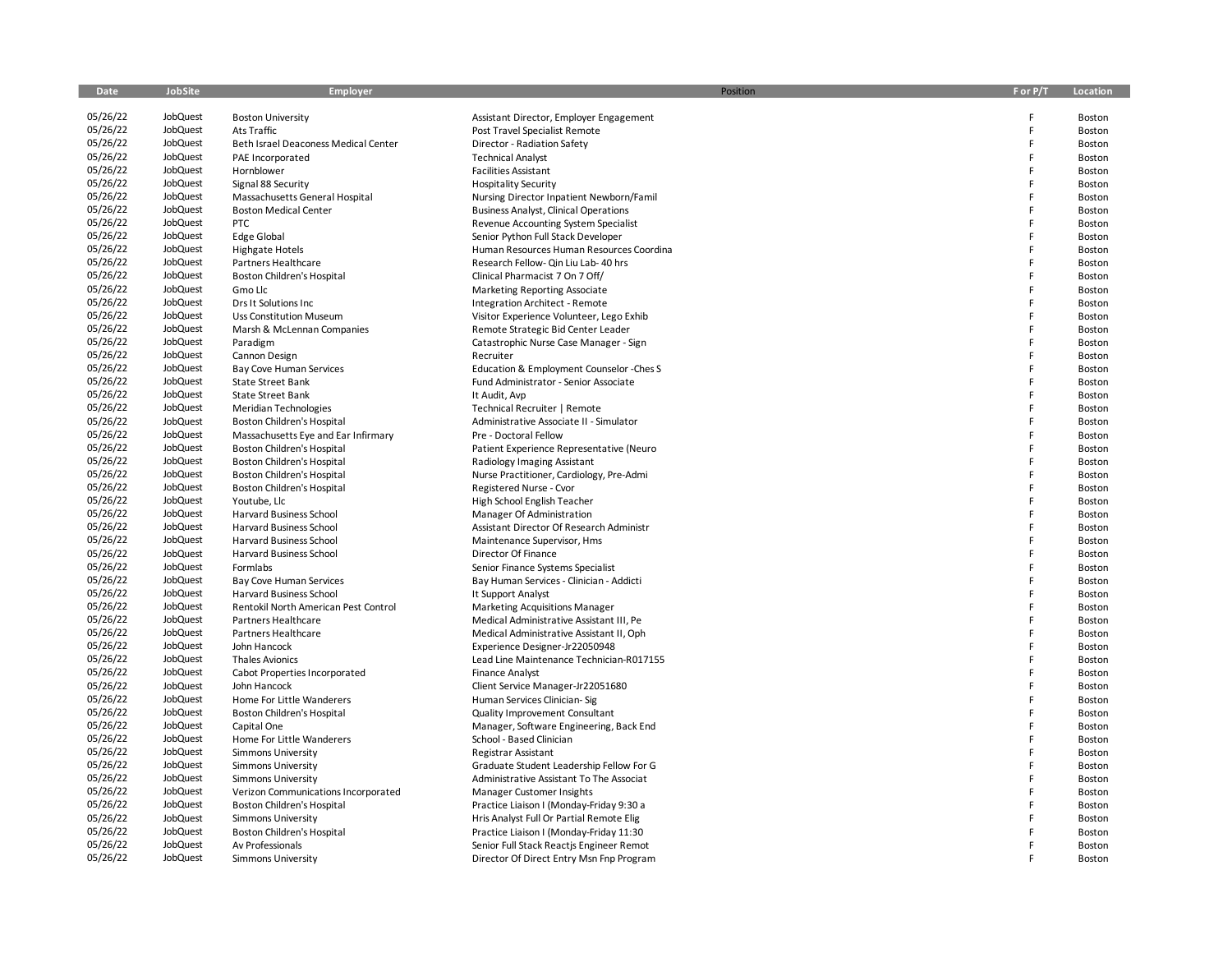| Date | JobSite | Employer | Position | F or P/T | Location |
|---|---|---|---|---|---|
| 05/26/22 | JobQuest | Boston University | Assistant Director, Employer Engagement | F | Boston |
| 05/26/22 | JobQuest | Ats Traffic | Post Travel Specialist Remote | F | Boston |
| 05/26/22 | JobQuest | Beth Israel Deaconess Medical Center | Director - Radiation Safety | F | Boston |
| 05/26/22 | JobQuest | PAE Incorporated | Technical Analyst | F | Boston |
| 05/26/22 | JobQuest | Hornblower | Facilities Assistant | F | Boston |
| 05/26/22 | JobQuest | Signal 88 Security | Hospitality Security | F | Boston |
| 05/26/22 | JobQuest | Massachusetts General Hospital | Nursing Director Inpatient Newborn/Famil | F | Boston |
| 05/26/22 | JobQuest | Boston Medical Center | Business Analyst, Clinical Operations | F | Boston |
| 05/26/22 | JobQuest | PTC | Revenue Accounting System Specialist | F | Boston |
| 05/26/22 | JobQuest | Edge Global | Senior Python Full Stack Developer | F | Boston |
| 05/26/22 | JobQuest | Highgate Hotels | Human Resources Human Resources Coordina | F | Boston |
| 05/26/22 | JobQuest | Partners Healthcare | Research Fellow- Qin Liu Lab- 40 hrs | F | Boston |
| 05/26/22 | JobQuest | Boston Children's Hospital | Clinical Pharmacist 7 On 7 Off/ | F | Boston |
| 05/26/22 | JobQuest | Gmo Llc | Marketing Reporting Associate | F | Boston |
| 05/26/22 | JobQuest | Drs It Solutions Inc | Integration Architect - Remote | F | Boston |
| 05/26/22 | JobQuest | Uss Constitution Museum | Visitor Experience Volunteer, Lego Exhib | F | Boston |
| 05/26/22 | JobQuest | Marsh & McLennan Companies | Remote Strategic Bid Center Leader | F | Boston |
| 05/26/22 | JobQuest | Paradigm | Catastrophic Nurse Case Manager - Sign | F | Boston |
| 05/26/22 | JobQuest | Cannon Design | Recruiter | F | Boston |
| 05/26/22 | JobQuest | Bay Cove Human Services | Education & Employment Counselor -Ches S | F | Boston |
| 05/26/22 | JobQuest | State Street Bank | Fund Administrator - Senior Associate | F | Boston |
| 05/26/22 | JobQuest | State Street Bank | It Audit, Avp | F | Boston |
| 05/26/22 | JobQuest | Meridian Technologies | Technical Recruiter \| Remote | F | Boston |
| 05/26/22 | JobQuest | Boston Children's Hospital | Administrative Associate II - Simulator | F | Boston |
| 05/26/22 | JobQuest | Massachusetts Eye and Ear Infirmary | Pre - Doctoral Fellow | F | Boston |
| 05/26/22 | JobQuest | Boston Children's Hospital | Patient Experience Representative (Neuro | F | Boston |
| 05/26/22 | JobQuest | Boston Children's Hospital | Radiology Imaging Assistant | F | Boston |
| 05/26/22 | JobQuest | Boston Children's Hospital | Nurse Practitioner, Cardiology, Pre-Admi | F | Boston |
| 05/26/22 | JobQuest | Boston Children's Hospital | Registered Nurse - Cvor | F | Boston |
| 05/26/22 | JobQuest | Youtube, Llc | High School English Teacher | F | Boston |
| 05/26/22 | JobQuest | Harvard Business School | Manager Of Administration | F | Boston |
| 05/26/22 | JobQuest | Harvard Business School | Assistant Director Of Research Administr | F | Boston |
| 05/26/22 | JobQuest | Harvard Business School | Maintenance Supervisor, Hms | F | Boston |
| 05/26/22 | JobQuest | Harvard Business School | Director Of Finance | F | Boston |
| 05/26/22 | JobQuest | Formlabs | Senior Finance Systems Specialist | F | Boston |
| 05/26/22 | JobQuest | Bay Cove Human Services | Bay Human Services - Clinician - Addicti | F | Boston |
| 05/26/22 | JobQuest | Harvard Business School | It Support Analyst | F | Boston |
| 05/26/22 | JobQuest | Rentokil North American Pest Control | Marketing Acquisitions Manager | F | Boston |
| 05/26/22 | JobQuest | Partners Healthcare | Medical Administrative Assistant III, Pe | F | Boston |
| 05/26/22 | JobQuest | Partners Healthcare | Medical Administrative Assistant II, Oph | F | Boston |
| 05/26/22 | JobQuest | John Hancock | Experience Designer-Jr22050948 | F | Boston |
| 05/26/22 | JobQuest | Thales Avionics | Lead Line Maintenance Technician-R017155 | F | Boston |
| 05/26/22 | JobQuest | Cabot Properties Incorporated | Finance Analyst | F | Boston |
| 05/26/22 | JobQuest | John Hancock | Client Service Manager-Jr22051680 | F | Boston |
| 05/26/22 | JobQuest | Home For Little Wanderers | Human Services Clinician- Sig | F | Boston |
| 05/26/22 | JobQuest | Boston Children's Hospital | Quality Improvement Consultant | F | Boston |
| 05/26/22 | JobQuest | Capital One | Manager, Software Engineering, Back End | F | Boston |
| 05/26/22 | JobQuest | Home For Little Wanderers | School - Based Clinician | F | Boston |
| 05/26/22 | JobQuest | Simmons University | Registrar Assistant | F | Boston |
| 05/26/22 | JobQuest | Simmons University | Graduate Student Leadership Fellow For G | F | Boston |
| 05/26/22 | JobQuest | Simmons University | Administrative Assistant To The Associat | F | Boston |
| 05/26/22 | JobQuest | Verizon Communications Incorporated | Manager Customer Insights | F | Boston |
| 05/26/22 | JobQuest | Boston Children's Hospital | Practice Liaison I (Monday-Friday 9:30 a | F | Boston |
| 05/26/22 | JobQuest | Simmons University | Hris Analyst Full Or Partial Remote Elig | F | Boston |
| 05/26/22 | JobQuest | Boston Children's Hospital | Practice Liaison I (Monday-Friday 11:30 | F | Boston |
| 05/26/22 | JobQuest | Av Professionals | Senior Full Stack Reactjs Engineer Remot | F | Boston |
| 05/26/22 | JobQuest | Simmons University | Director Of Direct Entry Msn Fnp Program | F | Boston |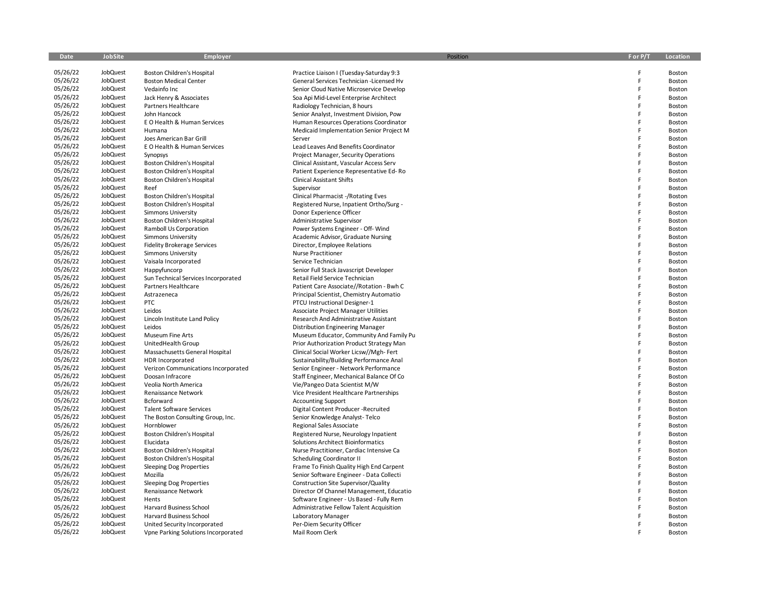| Date | JobSite | Employer | Position | F or P/T | Location |
|---|---|---|---|---|---|
| 05/26/22 | JobQuest | Boston Children's Hospital | Practice Liaison I (Tuesday-Saturday 9:3 | F | Boston |
| 05/26/22 | JobQuest | Boston Medical Center | General Services Technician -Licensed Hv | F | Boston |
| 05/26/22 | JobQuest | Vedainfo Inc | Senior Cloud Native Microservice Develop | F | Boston |
| 05/26/22 | JobQuest | Jack Henry & Associates | Soa Api Mid-Level Enterprise Architect | F | Boston |
| 05/26/22 | JobQuest | Partners Healthcare | Radiology Technician, 8 hours | F | Boston |
| 05/26/22 | JobQuest | John Hancock | Senior Analyst, Investment Division, Pow | F | Boston |
| 05/26/22 | JobQuest | E O Health & Human Services | Human Resources Operations Coordinator | F | Boston |
| 05/26/22 | JobQuest | Humana | Medicaid Implementation Senior Project M | F | Boston |
| 05/26/22 | JobQuest | Joes American Bar Grill | Server | F | Boston |
| 05/26/22 | JobQuest | E O Health & Human Services | Lead Leaves And Benefits Coordinator | F | Boston |
| 05/26/22 | JobQuest | Synopsys | Project Manager, Security Operations | F | Boston |
| 05/26/22 | JobQuest | Boston Children's Hospital | Clinical Assistant, Vascular Access Serv | F | Boston |
| 05/26/22 | JobQuest | Boston Children's Hospital | Patient Experience Representative Ed- Ro | F | Boston |
| 05/26/22 | JobQuest | Boston Children's Hospital | Clinical Assistant Shifts | F | Boston |
| 05/26/22 | JobQuest | Reef | Supervisor | F | Boston |
| 05/26/22 | JobQuest | Boston Children's Hospital | Clinical Pharmacist -/Rotating Eves | F | Boston |
| 05/26/22 | JobQuest | Boston Children's Hospital | Registered Nurse, Inpatient Ortho/Surg - | F | Boston |
| 05/26/22 | JobQuest | Simmons University | Donor Experience Officer | F | Boston |
| 05/26/22 | JobQuest | Boston Children's Hospital | Administrative Supervisor | F | Boston |
| 05/26/22 | JobQuest | Ramboll Us Corporation | Power Systems Engineer - Off- Wind | F | Boston |
| 05/26/22 | JobQuest | Simmons University | Academic Advisor, Graduate Nursing | F | Boston |
| 05/26/22 | JobQuest | Fidelity Brokerage Services | Director, Employee Relations | F | Boston |
| 05/26/22 | JobQuest | Simmons University | Nurse Practitioner | F | Boston |
| 05/26/22 | JobQuest | Vaisala Incorporated | Service Technician | F | Boston |
| 05/26/22 | JobQuest | Happyfuncorp | Senior Full Stack Javascript Developer | F | Boston |
| 05/26/22 | JobQuest | Sun Technical Services Incorporated | Retail Field Service Technician | F | Boston |
| 05/26/22 | JobQuest | Partners Healthcare | Patient Care Associate//Rotation - Bwh C | F | Boston |
| 05/26/22 | JobQuest | Astrazeneca | Principal Scientist, Chemistry Automatio | F | Boston |
| 05/26/22 | JobQuest | PTC | PTCU Instructional Designer-1 | F | Boston |
| 05/26/22 | JobQuest | Leidos | Associate Project Manager Utilities | F | Boston |
| 05/26/22 | JobQuest | Lincoln Institute Land Policy | Research And Administrative Assistant | F | Boston |
| 05/26/22 | JobQuest | Leidos | Distribution Engineering Manager | F | Boston |
| 05/26/22 | JobQuest | Museum Fine Arts | Museum Educator, Community And Family Pu | F | Boston |
| 05/26/22 | JobQuest | UnitedHealth Group | Prior Authorization Product Strategy Man | F | Boston |
| 05/26/22 | JobQuest | Massachusetts General Hospital | Clinical Social Worker Licsw//Mgh- Fert | F | Boston |
| 05/26/22 | JobQuest | HDR Incorporated | Sustainability/Building Performance Anal | F | Boston |
| 05/26/22 | JobQuest | Verizon Communications Incorporated | Senior Engineer - Network Performance | F | Boston |
| 05/26/22 | JobQuest | Doosan Infracore | Staff Engineer, Mechanical Balance Of Co | F | Boston |
| 05/26/22 | JobQuest | Veolia North America | Vie/Pangeo Data Scientist M/W | F | Boston |
| 05/26/22 | JobQuest | Renaissance Network | Vice President Healthcare Partnerships | F | Boston |
| 05/26/22 | JobQuest | Bcforward | Accounting Support | F | Boston |
| 05/26/22 | JobQuest | Talent Software Services | Digital Content Producer -Recruited | F | Boston |
| 05/26/22 | JobQuest | The Boston Consulting Group, Inc. | Senior Knowledge Analyst- Telco | F | Boston |
| 05/26/22 | JobQuest | Hornblower | Regional Sales Associate | F | Boston |
| 05/26/22 | JobQuest | Boston Children's Hospital | Registered Nurse, Neurology Inpatient | F | Boston |
| 05/26/22 | JobQuest | Elucidata | Solutions Architect Bioinformatics | F | Boston |
| 05/26/22 | JobQuest | Boston Children's Hospital | Nurse Practitioner, Cardiac Intensive Ca | F | Boston |
| 05/26/22 | JobQuest | Boston Children's Hospital | Scheduling Coordinator II | F | Boston |
| 05/26/22 | JobQuest | Sleeping Dog Properties | Frame To Finish Quality High End Carpent | F | Boston |
| 05/26/22 | JobQuest | Mozilla | Senior Software Engineer - Data Collecti | F | Boston |
| 05/26/22 | JobQuest | Sleeping Dog Properties | Construction Site Supervisor/Quality | F | Boston |
| 05/26/22 | JobQuest | Renaissance Network | Director Of Channel Management, Educatio | F | Boston |
| 05/26/22 | JobQuest | Hents | Software Engineer - Us Based - Fully Rem | F | Boston |
| 05/26/22 | JobQuest | Harvard Business School | Administrative Fellow Talent Acquisition | F | Boston |
| 05/26/22 | JobQuest | Harvard Business School | Laboratory Manager | F | Boston |
| 05/26/22 | JobQuest | United Security Incorporated | Per-Diem Security Officer | F | Boston |
| 05/26/22 | JobQuest | Vpne Parking Solutions Incorporated | Mail Room Clerk | F | Boston |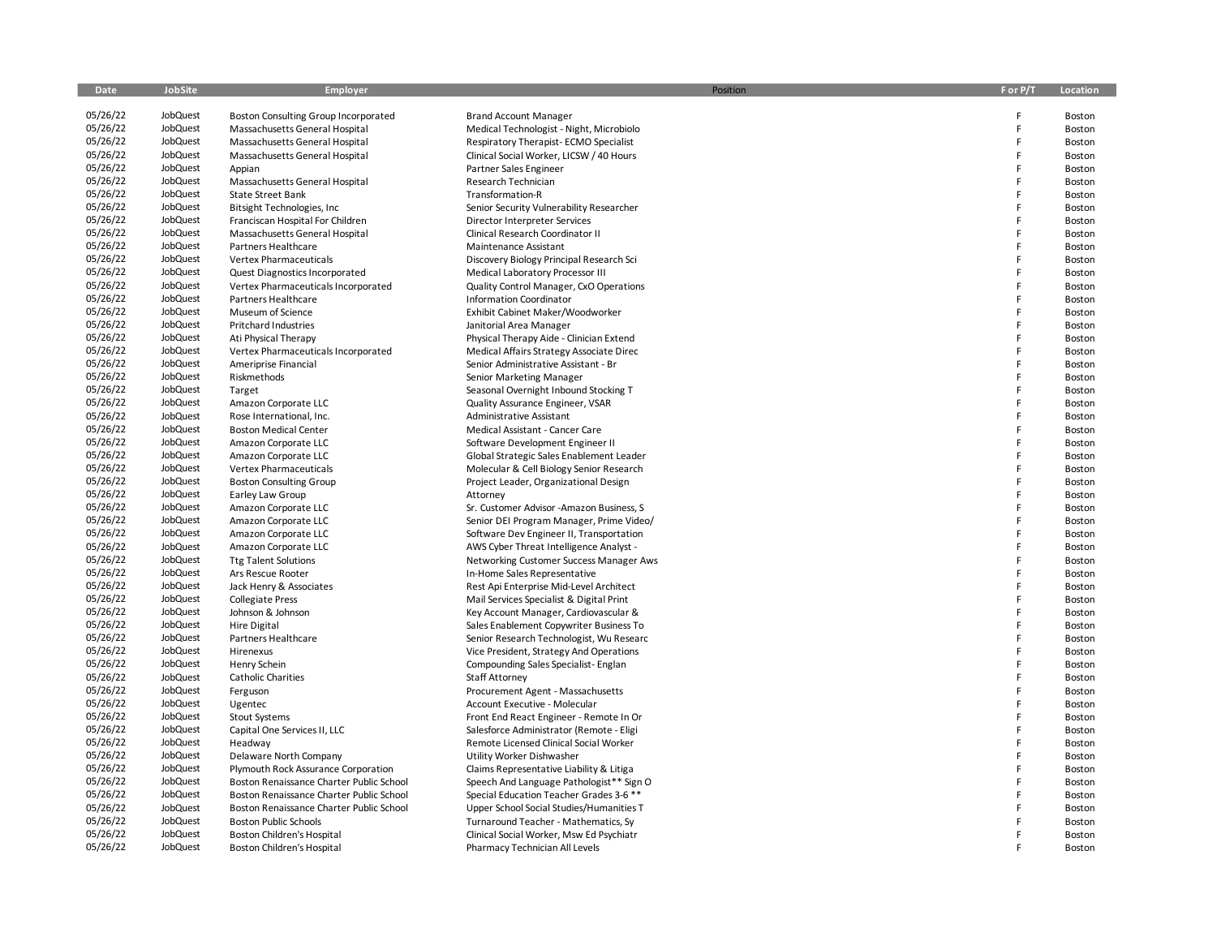| Date | JobSite | Employer | Position | F or P/T | Location |
|---|---|---|---|---|---|
| 05/26/22 | JobQuest | Boston Consulting Group Incorporated | Brand Account Manager | F | Boston |
| 05/26/22 | JobQuest | Massachusetts General Hospital | Medical Technologist - Night, Microbiolo | F | Boston |
| 05/26/22 | JobQuest | Massachusetts General Hospital | Respiratory Therapist- ECMO Specialist | F | Boston |
| 05/26/22 | JobQuest | Massachusetts General Hospital | Clinical Social Worker, LICSW / 40 Hours | F | Boston |
| 05/26/22 | JobQuest | Appian | Partner Sales Engineer | F | Boston |
| 05/26/22 | JobQuest | Massachusetts General Hospital | Research Technician | F | Boston |
| 05/26/22 | JobQuest | State Street Bank | Transformation-R | F | Boston |
| 05/26/22 | JobQuest | Bitsight Technologies, Inc | Senior Security Vulnerability Researcher | F | Boston |
| 05/26/22 | JobQuest | Franciscan Hospital For Children | Director Interpreter Services | F | Boston |
| 05/26/22 | JobQuest | Massachusetts General Hospital | Clinical Research Coordinator II | F | Boston |
| 05/26/22 | JobQuest | Partners Healthcare | Maintenance Assistant | F | Boston |
| 05/26/22 | JobQuest | Vertex Pharmaceuticals | Discovery Biology Principal Research Sci | F | Boston |
| 05/26/22 | JobQuest | Quest Diagnostics Incorporated | Medical Laboratory Processor III | F | Boston |
| 05/26/22 | JobQuest | Vertex Pharmaceuticals Incorporated | Quality Control Manager, CxO Operations | F | Boston |
| 05/26/22 | JobQuest | Partners Healthcare | Information Coordinator | F | Boston |
| 05/26/22 | JobQuest | Museum of Science | Exhibit Cabinet Maker/Woodworker | F | Boston |
| 05/26/22 | JobQuest | Pritchard Industries | Janitorial Area Manager | F | Boston |
| 05/26/22 | JobQuest | Ati Physical Therapy | Physical Therapy Aide - Clinician Extend | F | Boston |
| 05/26/22 | JobQuest | Vertex Pharmaceuticals Incorporated | Medical Affairs Strategy Associate Direc | F | Boston |
| 05/26/22 | JobQuest | Ameriprise Financial | Senior Administrative Assistant - Br | F | Boston |
| 05/26/22 | JobQuest | Riskmethods | Senior Marketing Manager | F | Boston |
| 05/26/22 | JobQuest | Target | Seasonal Overnight Inbound Stocking T | F | Boston |
| 05/26/22 | JobQuest | Amazon Corporate LLC | Quality Assurance Engineer, VSAR | F | Boston |
| 05/26/22 | JobQuest | Rose International, Inc. | Administrative Assistant | F | Boston |
| 05/26/22 | JobQuest | Boston Medical Center | Medical Assistant - Cancer Care | F | Boston |
| 05/26/22 | JobQuest | Amazon Corporate LLC | Software Development Engineer II | F | Boston |
| 05/26/22 | JobQuest | Amazon Corporate LLC | Global Strategic Sales Enablement Leader | F | Boston |
| 05/26/22 | JobQuest | Vertex Pharmaceuticals | Molecular & Cell Biology Senior Research | F | Boston |
| 05/26/22 | JobQuest | Boston Consulting Group | Project Leader, Organizational Design | F | Boston |
| 05/26/22 | JobQuest | Earley Law Group | Attorney | F | Boston |
| 05/26/22 | JobQuest | Amazon Corporate LLC | Sr. Customer Advisor -Amazon Business, S | F | Boston |
| 05/26/22 | JobQuest | Amazon Corporate LLC | Senior DEI Program Manager, Prime Video/ | F | Boston |
| 05/26/22 | JobQuest | Amazon Corporate LLC | Software Dev Engineer II, Transportation | F | Boston |
| 05/26/22 | JobQuest | Amazon Corporate LLC | AWS Cyber Threat Intelligence Analyst - | F | Boston |
| 05/26/22 | JobQuest | Ttg Talent Solutions | Networking Customer Success Manager Aws | F | Boston |
| 05/26/22 | JobQuest | Ars Rescue Rooter | In-Home Sales Representative | F | Boston |
| 05/26/22 | JobQuest | Jack Henry & Associates | Rest Api Enterprise Mid-Level Architect | F | Boston |
| 05/26/22 | JobQuest | Collegiate Press | Mail Services Specialist & Digital Print | F | Boston |
| 05/26/22 | JobQuest | Johnson & Johnson | Key Account Manager, Cardiovascular & | F | Boston |
| 05/26/22 | JobQuest | Hire Digital | Sales Enablement Copywriter Business To | F | Boston |
| 05/26/22 | JobQuest | Partners Healthcare | Senior Research Technologist, Wu Researc | F | Boston |
| 05/26/22 | JobQuest | Hirenexus | Vice President, Strategy And Operations | F | Boston |
| 05/26/22 | JobQuest | Henry Schein | Compounding Sales Specialist- Englan | F | Boston |
| 05/26/22 | JobQuest | Catholic Charities | Staff Attorney | F | Boston |
| 05/26/22 | JobQuest | Ferguson | Procurement Agent - Massachusetts | F | Boston |
| 05/26/22 | JobQuest | Ugentec | Account Executive - Molecular | F | Boston |
| 05/26/22 | JobQuest | Stout Systems | Front End React Engineer - Remote In Or | F | Boston |
| 05/26/22 | JobQuest | Capital One Services II, LLC | Salesforce Administrator (Remote - Eligi | F | Boston |
| 05/26/22 | JobQuest | Headway | Remote Licensed Clinical Social Worker | F | Boston |
| 05/26/22 | JobQuest | Delaware North Company | Utility Worker Dishwasher | F | Boston |
| 05/26/22 | JobQuest | Plymouth Rock Assurance Corporation | Claims Representative Liability & Litiga | F | Boston |
| 05/26/22 | JobQuest | Boston Renaissance Charter Public School | Speech And Language Pathologist** Sign O | F | Boston |
| 05/26/22 | JobQuest | Boston Renaissance Charter Public School | Special Education Teacher Grades 3-6 ** | F | Boston |
| 05/26/22 | JobQuest | Boston Renaissance Charter Public School | Upper School Social Studies/Humanities T | F | Boston |
| 05/26/22 | JobQuest | Boston Public Schools | Turnaround Teacher - Mathematics, Sy | F | Boston |
| 05/26/22 | JobQuest | Boston Children's Hospital | Clinical Social Worker, Msw Ed Psychiatr | F | Boston |
| 05/26/22 | JobQuest | Boston Children's Hospital | Pharmacy Technician All Levels | F | Boston |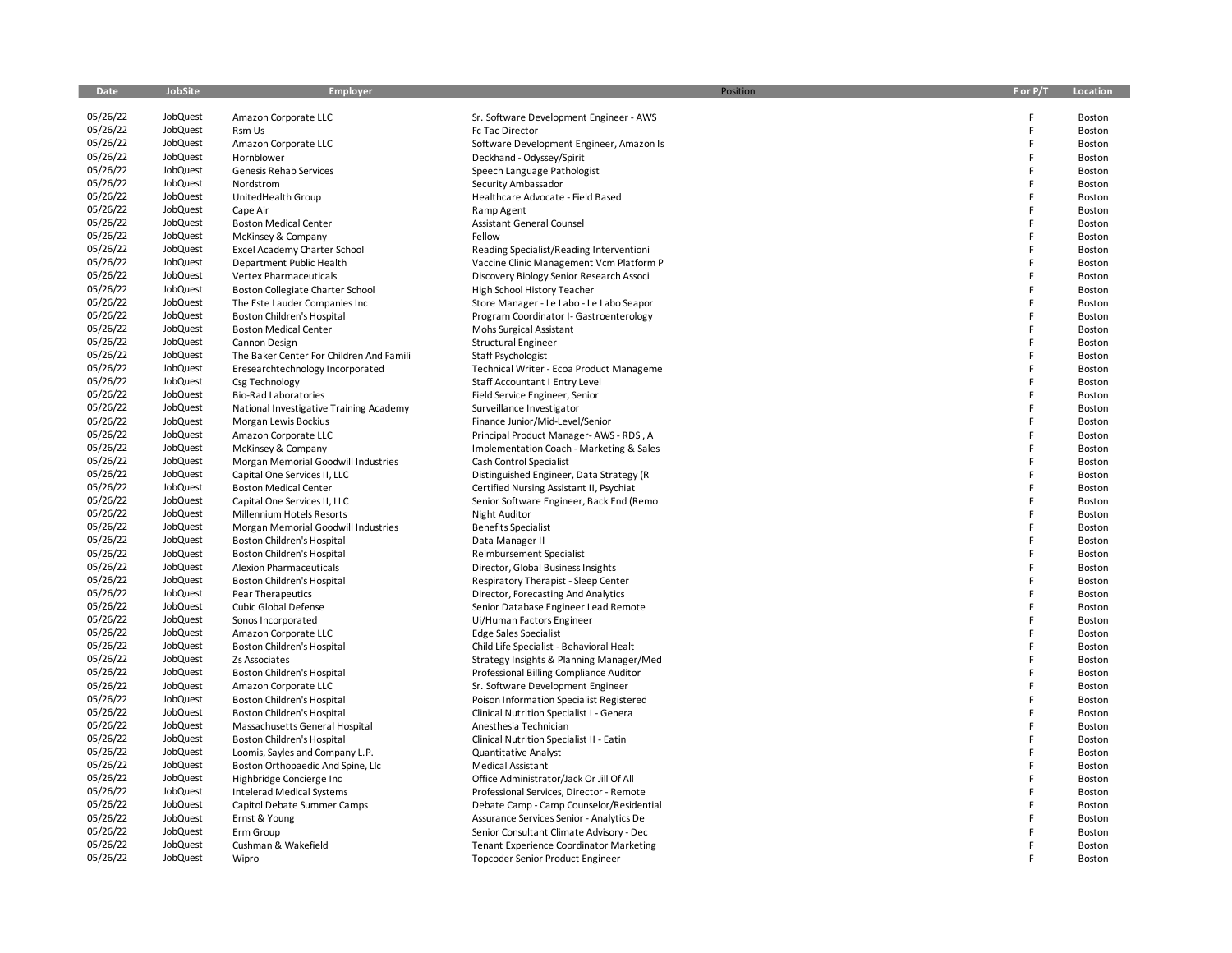| Date | JobSite | Employer | Position | F or P/T | Location |
|---|---|---|---|---|---|
| 05/26/22 | JobQuest | Amazon Corporate LLC | Sr. Software Development Engineer - AWS | F | Boston |
| 05/26/22 | JobQuest | Rsm Us | Fc Tac Director | F | Boston |
| 05/26/22 | JobQuest | Amazon Corporate LLC | Software Development Engineer, Amazon Is | F | Boston |
| 05/26/22 | JobQuest | Hornblower | Deckhand - Odyssey/Spirit | F | Boston |
| 05/26/22 | JobQuest | Genesis Rehab Services | Speech Language Pathologist | F | Boston |
| 05/26/22 | JobQuest | Nordstrom | Security Ambassador | F | Boston |
| 05/26/22 | JobQuest | UnitedHealth Group | Healthcare Advocate - Field Based | F | Boston |
| 05/26/22 | JobQuest | Cape Air | Ramp Agent | F | Boston |
| 05/26/22 | JobQuest | Boston Medical Center | Assistant General Counsel | F | Boston |
| 05/26/22 | JobQuest | McKinsey & Company | Fellow | F | Boston |
| 05/26/22 | JobQuest | Excel Academy Charter School | Reading Specialist/Reading Interventioni | F | Boston |
| 05/26/22 | JobQuest | Department Public Health | Vaccine Clinic Management Vcm Platform P | F | Boston |
| 05/26/22 | JobQuest | Vertex Pharmaceuticals | Discovery Biology Senior Research Associ | F | Boston |
| 05/26/22 | JobQuest | Boston Collegiate Charter School | High School History Teacher | F | Boston |
| 05/26/22 | JobQuest | The Este Lauder Companies Inc | Store Manager - Le Labo - Le Labo Seapor | F | Boston |
| 05/26/22 | JobQuest | Boston Children's Hospital | Program Coordinator I- Gastroenterology | F | Boston |
| 05/26/22 | JobQuest | Boston Medical Center | Mohs Surgical Assistant | F | Boston |
| 05/26/22 | JobQuest | Cannon Design | Structural Engineer | F | Boston |
| 05/26/22 | JobQuest | The Baker Center For Children And Famili | Staff Psychologist | F | Boston |
| 05/26/22 | JobQuest | Eresearchtechnology Incorporated | Technical Writer - Ecoa Product Manageme | F | Boston |
| 05/26/22 | JobQuest | Csg Technology | Staff Accountant I Entry Level | F | Boston |
| 05/26/22 | JobQuest | Bio-Rad Laboratories | Field Service Engineer, Senior | F | Boston |
| 05/26/22 | JobQuest | National Investigative Training Academy | Surveillance Investigator | F | Boston |
| 05/26/22 | JobQuest | Morgan Lewis Bockius | Finance Junior/Mid-Level/Senior | F | Boston |
| 05/26/22 | JobQuest | Amazon Corporate LLC | Principal Product Manager- AWS - RDS , A | F | Boston |
| 05/26/22 | JobQuest | McKinsey & Company | Implementation Coach - Marketing & Sales | F | Boston |
| 05/26/22 | JobQuest | Morgan Memorial Goodwill Industries | Cash Control Specialist | F | Boston |
| 05/26/22 | JobQuest | Capital One Services II, LLC | Distinguished Engineer, Data Strategy (R | F | Boston |
| 05/26/22 | JobQuest | Boston Medical Center | Certified Nursing Assistant II, Psychiat | F | Boston |
| 05/26/22 | JobQuest | Capital One Services II, LLC | Senior Software Engineer, Back End (Remo | F | Boston |
| 05/26/22 | JobQuest | Millennium Hotels Resorts | Night Auditor | F | Boston |
| 05/26/22 | JobQuest | Morgan Memorial Goodwill Industries | Benefits Specialist | F | Boston |
| 05/26/22 | JobQuest | Boston Children's Hospital | Data Manager II | F | Boston |
| 05/26/22 | JobQuest | Boston Children's Hospital | Reimbursement Specialist | F | Boston |
| 05/26/22 | JobQuest | Alexion Pharmaceuticals | Director, Global Business Insights | F | Boston |
| 05/26/22 | JobQuest | Boston Children's Hospital | Respiratory Therapist - Sleep Center | F | Boston |
| 05/26/22 | JobQuest | Pear Therapeutics | Director, Forecasting And Analytics | F | Boston |
| 05/26/22 | JobQuest | Cubic Global Defense | Senior Database Engineer Lead Remote | F | Boston |
| 05/26/22 | JobQuest | Sonos Incorporated | Ui/Human Factors Engineer | F | Boston |
| 05/26/22 | JobQuest | Amazon Corporate LLC | Edge Sales Specialist | F | Boston |
| 05/26/22 | JobQuest | Boston Children's Hospital | Child Life Specialist - Behavioral Healt | F | Boston |
| 05/26/22 | JobQuest | Zs Associates | Strategy Insights & Planning Manager/Med | F | Boston |
| 05/26/22 | JobQuest | Boston Children's Hospital | Professional Billing Compliance Auditor | F | Boston |
| 05/26/22 | JobQuest | Amazon Corporate LLC | Sr. Software Development Engineer | F | Boston |
| 05/26/22 | JobQuest | Boston Children's Hospital | Poison Information Specialist Registered | F | Boston |
| 05/26/22 | JobQuest | Boston Children's Hospital | Clinical Nutrition Specialist I - Genera | F | Boston |
| 05/26/22 | JobQuest | Massachusetts General Hospital | Anesthesia Technician | F | Boston |
| 05/26/22 | JobQuest | Boston Children's Hospital | Clinical Nutrition Specialist II - Eatin | F | Boston |
| 05/26/22 | JobQuest | Loomis, Sayles and Company L.P. | Quantitative Analyst | F | Boston |
| 05/26/22 | JobQuest | Boston Orthopaedic And Spine, Llc | Medical Assistant | F | Boston |
| 05/26/22 | JobQuest | Highbridge Concierge Inc | Office Administrator/Jack Or Jill Of All | F | Boston |
| 05/26/22 | JobQuest | Intelerad Medical Systems | Professional Services, Director - Remote | F | Boston |
| 05/26/22 | JobQuest | Capitol Debate Summer Camps | Debate Camp - Camp Counselor/Residential | F | Boston |
| 05/26/22 | JobQuest | Ernst & Young | Assurance Services Senior - Analytics De | F | Boston |
| 05/26/22 | JobQuest | Erm Group | Senior Consultant Climate Advisory - Dec | F | Boston |
| 05/26/22 | JobQuest | Cushman & Wakefield | Tenant Experience Coordinator Marketing | F | Boston |
| 05/26/22 | JobQuest | Wipro | Topcoder Senior Product Engineer | F | Boston |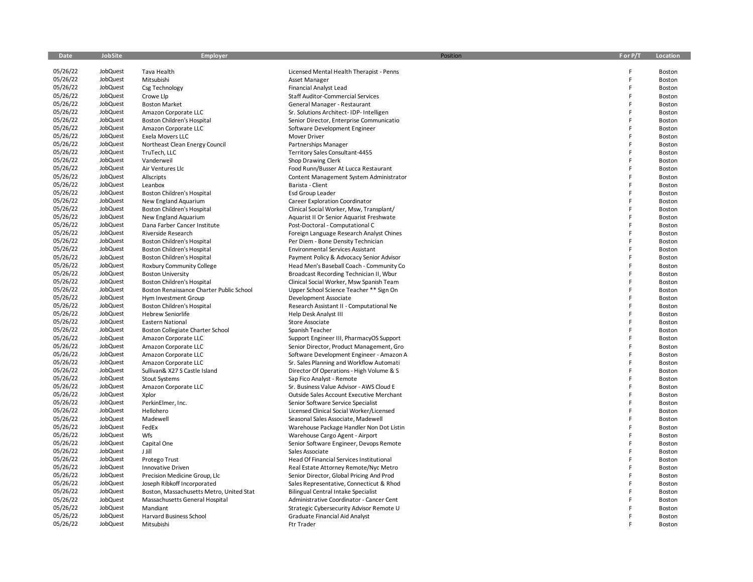| Date | JobSite | Employer | Position | F or P/T | Location |
|---|---|---|---|---|---|
| 05/26/22 | JobQuest | Tava Health | Licensed Mental Health Therapist - Penns | F | Boston |
| 05/26/22 | JobQuest | Mitsubishi | Asset Manager | F | Boston |
| 05/26/22 | JobQuest | Csg Technology | Financial Analyst Lead | F | Boston |
| 05/26/22 | JobQuest | Crowe Llp | Staff Auditor-Commercial Services | F | Boston |
| 05/26/22 | JobQuest | Boston Market | General Manager - Restaurant | F | Boston |
| 05/26/22 | JobQuest | Amazon Corporate LLC | Sr. Solutions Architect- IDP- Intelligen | F | Boston |
| 05/26/22 | JobQuest | Boston Children's Hospital | Senior Director, Enterprise Communicatio | F | Boston |
| 05/26/22 | JobQuest | Amazon Corporate LLC | Software Development Engineer | F | Boston |
| 05/26/22 | JobQuest | Exela Movers LLC | Mover Driver | F | Boston |
| 05/26/22 | JobQuest | Northeast Clean Energy Council | Partnerships Manager | F | Boston |
| 05/26/22 | JobQuest | TruTech, LLC | Territory Sales Consultant-4455 | F | Boston |
| 05/26/22 | JobQuest | Vanderweil | Shop Drawing Clerk | F | Boston |
| 05/26/22 | JobQuest | Air Ventures Llc | Food Runn/Busser At Lucca Restaurant | F | Boston |
| 05/26/22 | JobQuest | Allscripts | Content Management System Administrator | F | Boston |
| 05/26/22 | JobQuest | Leanbox | Barista - Client | F | Boston |
| 05/26/22 | JobQuest | Boston Children's Hospital | Esd Group Leader | F | Boston |
| 05/26/22 | JobQuest | New England Aquarium | Career Exploration Coordinator | F | Boston |
| 05/26/22 | JobQuest | Boston Children's Hospital | Clinical Social Worker, Msw, Transplant/ | F | Boston |
| 05/26/22 | JobQuest | New England Aquarium | Aquarist II Or Senior Aquarist Freshwate | F | Boston |
| 05/26/22 | JobQuest | Dana Farber Cancer Institute | Post-Doctoral - Computational C | F | Boston |
| 05/26/22 | JobQuest | Riverside Research | Foreign Language Research Analyst Chines | F | Boston |
| 05/26/22 | JobQuest | Boston Children's Hospital | Per Diem - Bone Density Technician | F | Boston |
| 05/26/22 | JobQuest | Boston Children's Hospital | Environmental Services Assistant | F | Boston |
| 05/26/22 | JobQuest | Boston Children's Hospital | Payment Policy & Advocacy Senior Advisor | F | Boston |
| 05/26/22 | JobQuest | Roxbury Community College | Head Men's Baseball Coach - Community Co | F | Boston |
| 05/26/22 | JobQuest | Boston University | Broadcast Recording Technician II, Wbur | F | Boston |
| 05/26/22 | JobQuest | Boston Children's Hospital | Clinical Social Worker, Msw Spanish Team | F | Boston |
| 05/26/22 | JobQuest | Boston Renaissance Charter Public School | Upper School Science Teacher ** Sign On | F | Boston |
| 05/26/22 | JobQuest | Hym Investment Group | Development Associate | F | Boston |
| 05/26/22 | JobQuest | Boston Children's Hospital | Research Assistant II - Computational Ne | F | Boston |
| 05/26/22 | JobQuest | Hebrew Seniorlife | Help Desk Analyst III | F | Boston |
| 05/26/22 | JobQuest | Eastern National | Store Associate | F | Boston |
| 05/26/22 | JobQuest | Boston Collegiate Charter School | Spanish Teacher | F | Boston |
| 05/26/22 | JobQuest | Amazon Corporate LLC | Support Engineer III, PharmacyOS Support | F | Boston |
| 05/26/22 | JobQuest | Amazon Corporate LLC | Senior Director, Product Management, Gro | F | Boston |
| 05/26/22 | JobQuest | Amazon Corporate LLC | Software Development Engineer - Amazon A | F | Boston |
| 05/26/22 | JobQuest | Amazon Corporate LLC | Sr. Sales Planning and Workflow Automati | F | Boston |
| 05/26/22 | JobQuest | Sullivan& X27 S Castle Island | Director Of Operations - High Volume & S | F | Boston |
| 05/26/22 | JobQuest | Stout Systems | Sap Fico Analyst - Remote | F | Boston |
| 05/26/22 | JobQuest | Amazon Corporate LLC | Sr. Business Value Advisor - AWS Cloud E | F | Boston |
| 05/26/22 | JobQuest | Xplor | Outside Sales Account Executive Merchant | F | Boston |
| 05/26/22 | JobQuest | PerkinElmer, Inc. | Senior Software Service Specialist | F | Boston |
| 05/26/22 | JobQuest | Hellohero | Licensed Clinical Social Worker/Licensed | F | Boston |
| 05/26/22 | JobQuest | Madewell | Seasonal Sales Associate, Madewell | F | Boston |
| 05/26/22 | JobQuest | FedEx | Warehouse Package Handler Non Dot Listin | F | Boston |
| 05/26/22 | JobQuest | Wfs | Warehouse Cargo Agent - Airport | F | Boston |
| 05/26/22 | JobQuest | Capital One | Senior Software Engineer, Devops Remote | F | Boston |
| 05/26/22 | JobQuest | J Jill | Sales Associate | F | Boston |
| 05/26/22 | JobQuest | Protego Trust | Head Of Financial Services Institutional | F | Boston |
| 05/26/22 | JobQuest | Innovative Driven | Real Estate Attorney Remote/Nyc Metro | F | Boston |
| 05/26/22 | JobQuest | Precision Medicine Group, Llc | Senior Director, Global Pricing And Prod | F | Boston |
| 05/26/22 | JobQuest | Joseph Ribkoff Incorporated | Sales Representative, Connecticut & Rhod | F | Boston |
| 05/26/22 | JobQuest | Boston, Massachusetts Metro, United Stat | Bilingual Central Intake Specialist | F | Boston |
| 05/26/22 | JobQuest | Massachusetts General Hospital | Administrative Coordinator - Cancer Cent | F | Boston |
| 05/26/22 | JobQuest | Mandiant | Strategic Cybersecurity Advisor Remote U | F | Boston |
| 05/26/22 | JobQuest | Harvard Business School | Graduate Financial Aid Analyst | F | Boston |
| 05/26/22 | JobQuest | Mitsubishi | Ftr Trader | F | Boston |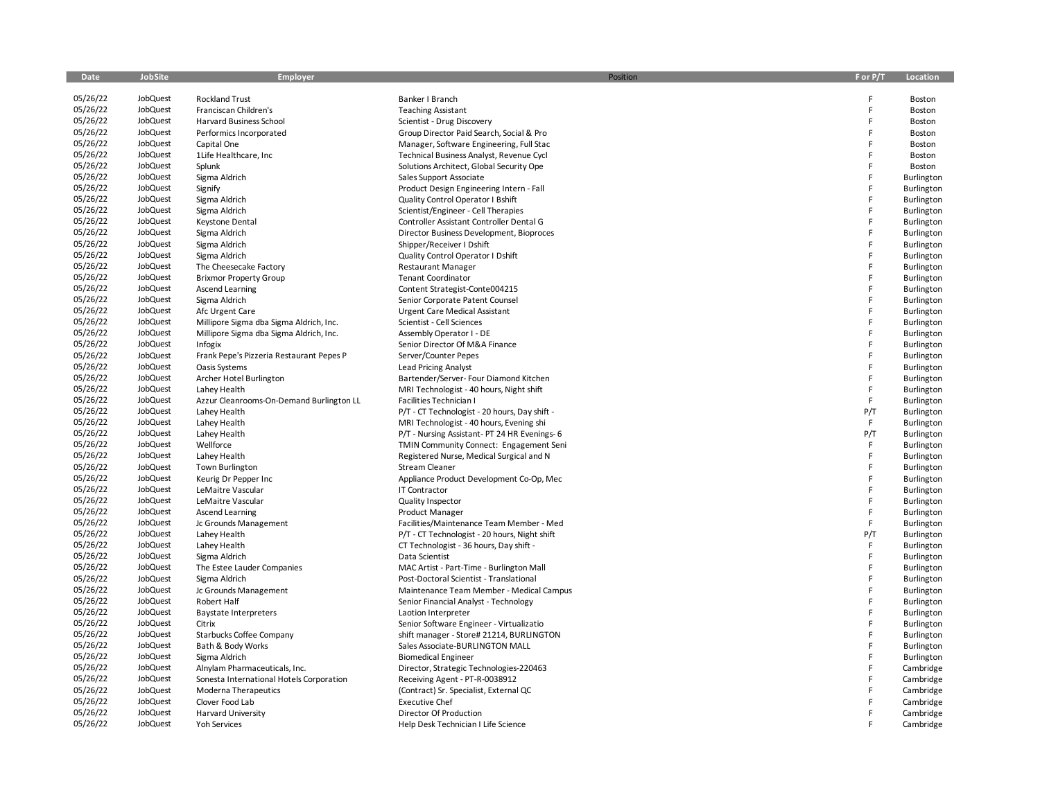| Date | JobSite | Employer | Position | F or P/T | Location |
|---|---|---|---|---|---|
| 05/26/22 | JobQuest | Rockland Trust | Banker I Branch | F | Boston |
| 05/26/22 | JobQuest | Franciscan Children's | Teaching Assistant | F | Boston |
| 05/26/22 | JobQuest | Harvard Business School | Scientist - Drug Discovery | F | Boston |
| 05/26/22 | JobQuest | Performics Incorporated | Group Director Paid Search, Social & Pro | F | Boston |
| 05/26/22 | JobQuest | Capital One | Manager, Software Engineering, Full Stac | F | Boston |
| 05/26/22 | JobQuest | 1Life Healthcare, Inc | Technical Business Analyst, Revenue Cycl | F | Boston |
| 05/26/22 | JobQuest | Splunk | Solutions Architect, Global Security Ope | F | Boston |
| 05/26/22 | JobQuest | Sigma Aldrich | Sales Support Associate | F | Burlington |
| 05/26/22 | JobQuest | Signify | Product Design Engineering Intern - Fall | F | Burlington |
| 05/26/22 | JobQuest | Sigma Aldrich | Quality Control Operator I Bshift | F | Burlington |
| 05/26/22 | JobQuest | Sigma Aldrich | Scientist/Engineer - Cell Therapies | F | Burlington |
| 05/26/22 | JobQuest | Keystone Dental | Controller Assistant Controller Dental G | F | Burlington |
| 05/26/22 | JobQuest | Sigma Aldrich | Director Business Development, Bioproces | F | Burlington |
| 05/26/22 | JobQuest | Sigma Aldrich | Shipper/Receiver I Dshift | F | Burlington |
| 05/26/22 | JobQuest | Sigma Aldrich | Quality Control Operator I Dshift | F | Burlington |
| 05/26/22 | JobQuest | The Cheesecake Factory | Restaurant Manager | F | Burlington |
| 05/26/22 | JobQuest | Brixmor Property Group | Tenant Coordinator | F | Burlington |
| 05/26/22 | JobQuest | Ascend Learning | Content Strategist-Conte004215 | F | Burlington |
| 05/26/22 | JobQuest | Sigma Aldrich | Senior Corporate Patent Counsel | F | Burlington |
| 05/26/22 | JobQuest | Afc Urgent Care | Urgent Care Medical Assistant | F | Burlington |
| 05/26/22 | JobQuest | Millipore Sigma dba Sigma Aldrich, Inc. | Scientist - Cell Sciences | F | Burlington |
| 05/26/22 | JobQuest | Millipore Sigma dba Sigma Aldrich, Inc. | Assembly Operator I - DE | F | Burlington |
| 05/26/22 | JobQuest | Infogix | Senior Director Of M&A Finance | F | Burlington |
| 05/26/22 | JobQuest | Frank Pepe's Pizzeria Restaurant Pepes P | Server/Counter Pepes | F | Burlington |
| 05/26/22 | JobQuest | Oasis Systems | Lead Pricing Analyst | F | Burlington |
| 05/26/22 | JobQuest | Archer Hotel Burlington | Bartender/Server- Four Diamond Kitchen | F | Burlington |
| 05/26/22 | JobQuest | Lahey Health | MRI Technologist - 40 hours, Night shift | F | Burlington |
| 05/26/22 | JobQuest | Azzur Cleanrooms-On-Demand Burlington LL | Facilities Technician I | F | Burlington |
| 05/26/22 | JobQuest | Lahey Health | P/T - CT Technologist - 20 hours, Day shift - | P/T | Burlington |
| 05/26/22 | JobQuest | Lahey Health | MRI Technologist - 40 hours, Evening shi | F | Burlington |
| 05/26/22 | JobQuest | Lahey Health | P/T - Nursing Assistant- PT 24 HR Evenings- 6 | P/T | Burlington |
| 05/26/22 | JobQuest | Wellforce | TMIN Community Connect: Engagement Seni | F | Burlington |
| 05/26/22 | JobQuest | Lahey Health | Registered Nurse, Medical Surgical and N | F | Burlington |
| 05/26/22 | JobQuest | Town Burlington | Stream Cleaner | F | Burlington |
| 05/26/22 | JobQuest | Keurig Dr Pepper Inc | Appliance Product Development Co-Op, Mec | F | Burlington |
| 05/26/22 | JobQuest | LeMaitre Vascular | IT Contractor | F | Burlington |
| 05/26/22 | JobQuest | LeMaitre Vascular | Quality Inspector | F | Burlington |
| 05/26/22 | JobQuest | Ascend Learning | Product Manager | F | Burlington |
| 05/26/22 | JobQuest | Jc Grounds Management | Facilities/Maintenance Team Member - Med | F | Burlington |
| 05/26/22 | JobQuest | Lahey Health | P/T - CT Technologist - 20 hours, Night shift | P/T | Burlington |
| 05/26/22 | JobQuest | Lahey Health | CT Technologist - 36 hours, Day shift - | F | Burlington |
| 05/26/22 | JobQuest | Sigma Aldrich | Data Scientist | F | Burlington |
| 05/26/22 | JobQuest | The Estee Lauder Companies | MAC Artist - Part-Time - Burlington Mall | F | Burlington |
| 05/26/22 | JobQuest | Sigma Aldrich | Post-Doctoral Scientist - Translational | F | Burlington |
| 05/26/22 | JobQuest | Jc Grounds Management | Maintenance Team Member - Medical Campus | F | Burlington |
| 05/26/22 | JobQuest | Robert Half | Senior Financial Analyst - Technology | F | Burlington |
| 05/26/22 | JobQuest | Baystate Interpreters | Laotion Interpreter | F | Burlington |
| 05/26/22 | JobQuest | Citrix | Senior Software Engineer - Virtualizatio | F | Burlington |
| 05/26/22 | JobQuest | Starbucks Coffee Company | shift manager - Store# 21214, BURLINGTON | F | Burlington |
| 05/26/22 | JobQuest | Bath & Body Works | Sales Associate-BURLINGTON MALL | F | Burlington |
| 05/26/22 | JobQuest | Sigma Aldrich | Biomedical Engineer | F | Burlington |
| 05/26/22 | JobQuest | Alnylam Pharmaceuticals, Inc. | Director, Strategic Technologies-220463 | F | Cambridge |
| 05/26/22 | JobQuest | Sonesta International Hotels Corporation | Receiving Agent - PT-R-0038912 | F | Cambridge |
| 05/26/22 | JobQuest | Moderna Therapeutics | (Contract) Sr. Specialist, External QC | F | Cambridge |
| 05/26/22 | JobQuest | Clover Food Lab | Executive Chef | F | Cambridge |
| 05/26/22 | JobQuest | Harvard University | Director Of Production | F | Cambridge |
| 05/26/22 | JobQuest | Yoh Services | Help Desk Technician I Life Science | F | Cambridge |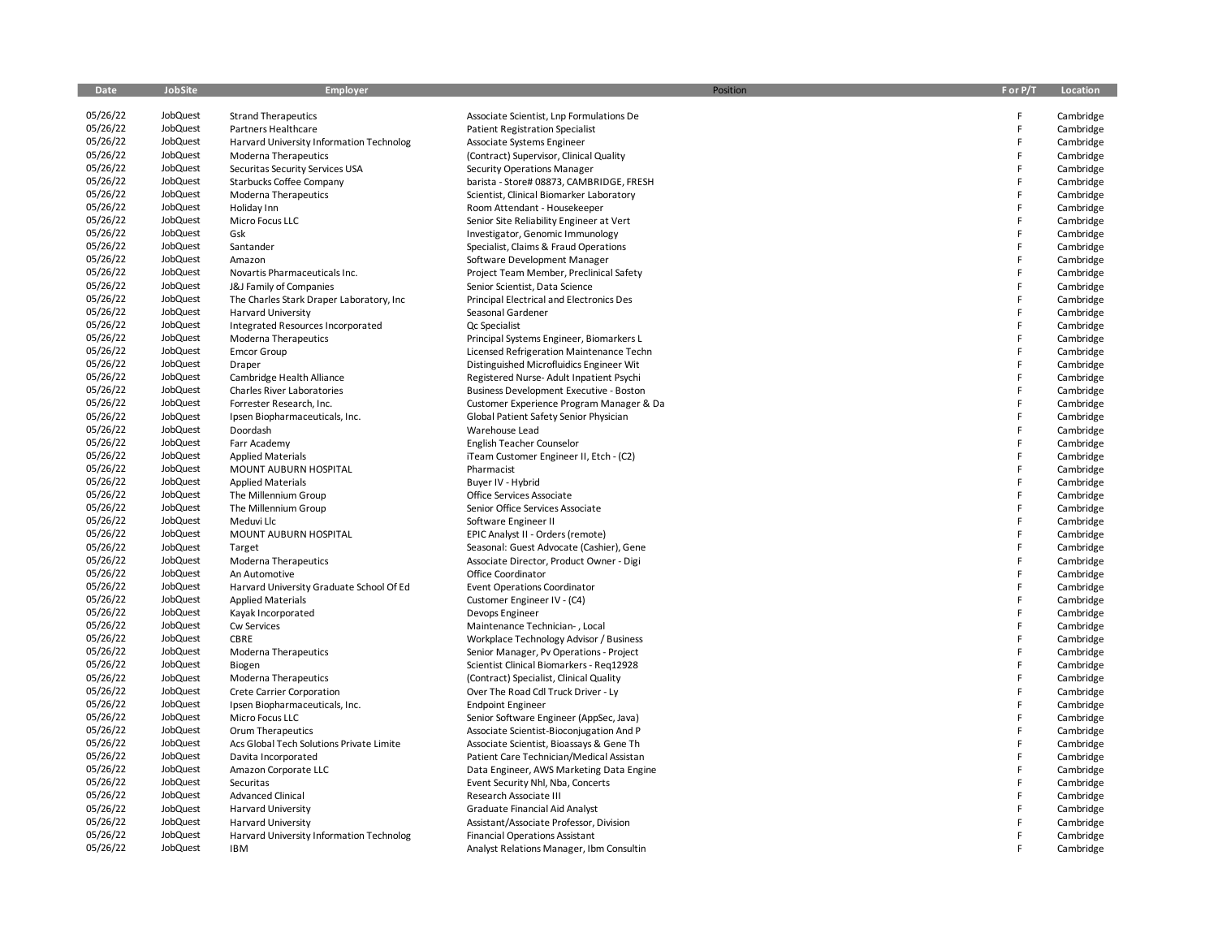| Date | JobSite | Employer | Position | F or P/T | Location |
|---|---|---|---|---|---|
| 05/26/22 | JobQuest | Strand Therapeutics | Associate Scientist, Lnp Formulations De | F | Cambridge |
| 05/26/22 | JobQuest | Partners Healthcare | Patient Registration Specialist | F | Cambridge |
| 05/26/22 | JobQuest | Harvard University Information Technolog | Associate Systems Engineer | F | Cambridge |
| 05/26/22 | JobQuest | Moderna Therapeutics | (Contract) Supervisor, Clinical Quality | F | Cambridge |
| 05/26/22 | JobQuest | Securitas Security Services USA | Security Operations Manager | F | Cambridge |
| 05/26/22 | JobQuest | Starbucks Coffee Company | barista - Store# 08873, CAMBRIDGE, FRESH | F | Cambridge |
| 05/26/22 | JobQuest | Moderna Therapeutics | Scientist, Clinical Biomarker Laboratory | F | Cambridge |
| 05/26/22 | JobQuest | Holiday Inn | Room Attendant - Housekeeper | F | Cambridge |
| 05/26/22 | JobQuest | Micro Focus LLC | Senior Site Reliability Engineer at Vert | F | Cambridge |
| 05/26/22 | JobQuest | Gsk | Investigator, Genomic Immunology | F | Cambridge |
| 05/26/22 | JobQuest | Santander | Specialist, Claims & Fraud Operations | F | Cambridge |
| 05/26/22 | JobQuest | Amazon | Software Development Manager | F | Cambridge |
| 05/26/22 | JobQuest | Novartis Pharmaceuticals Inc. | Project Team Member, Preclinical Safety | F | Cambridge |
| 05/26/22 | JobQuest | J&J Family of Companies | Senior Scientist, Data Science | F | Cambridge |
| 05/26/22 | JobQuest | The Charles Stark Draper Laboratory, Inc | Principal Electrical and Electronics Des | F | Cambridge |
| 05/26/22 | JobQuest | Harvard University | Seasonal Gardener | F | Cambridge |
| 05/26/22 | JobQuest | Integrated Resources Incorporated | Qc Specialist | F | Cambridge |
| 05/26/22 | JobQuest | Moderna Therapeutics | Principal Systems Engineer, Biomarkers L | F | Cambridge |
| 05/26/22 | JobQuest | Emcor Group | Licensed Refrigeration Maintenance Techn | F | Cambridge |
| 05/26/22 | JobQuest | Draper | Distinguished Microfluidics Engineer Wit | F | Cambridge |
| 05/26/22 | JobQuest | Cambridge Health Alliance | Registered Nurse- Adult Inpatient Psychi | F | Cambridge |
| 05/26/22 | JobQuest | Charles River Laboratories | Business Development Executive - Boston | F | Cambridge |
| 05/26/22 | JobQuest | Forrester Research, Inc. | Customer Experience Program Manager & Da | F | Cambridge |
| 05/26/22 | JobQuest | Ipsen Biopharmaceuticals, Inc. | Global Patient Safety Senior Physician | F | Cambridge |
| 05/26/22 | JobQuest | Doordash | Warehouse Lead | F | Cambridge |
| 05/26/22 | JobQuest | Farr Academy | English Teacher Counselor | F | Cambridge |
| 05/26/22 | JobQuest | Applied Materials | iTeam Customer Engineer II, Etch - (C2) | F | Cambridge |
| 05/26/22 | JobQuest | MOUNT AUBURN HOSPITAL | Pharmacist | F | Cambridge |
| 05/26/22 | JobQuest | Applied Materials | Buyer IV - Hybrid | F | Cambridge |
| 05/26/22 | JobQuest | The Millennium Group | Office Services Associate | F | Cambridge |
| 05/26/22 | JobQuest | The Millennium Group | Senior Office Services Associate | F | Cambridge |
| 05/26/22 | JobQuest | Meduvi Llc | Software Engineer II | F | Cambridge |
| 05/26/22 | JobQuest | MOUNT AUBURN HOSPITAL | EPIC Analyst II - Orders (remote) | F | Cambridge |
| 05/26/22 | JobQuest | Target | Seasonal: Guest Advocate (Cashier), Gene | F | Cambridge |
| 05/26/22 | JobQuest | Moderna Therapeutics | Associate Director, Product Owner - Digi | F | Cambridge |
| 05/26/22 | JobQuest | An Automotive | Office Coordinator | F | Cambridge |
| 05/26/22 | JobQuest | Harvard University Graduate School Of Ed | Event Operations Coordinator | F | Cambridge |
| 05/26/22 | JobQuest | Applied Materials | Customer Engineer IV - (C4) | F | Cambridge |
| 05/26/22 | JobQuest | Kayak Incorporated | Devops Engineer | F | Cambridge |
| 05/26/22 | JobQuest | Cw Services | Maintenance Technician- , Local | F | Cambridge |
| 05/26/22 | JobQuest | CBRE | Workplace Technology Advisor / Business | F | Cambridge |
| 05/26/22 | JobQuest | Moderna Therapeutics | Senior Manager, Pv Operations - Project | F | Cambridge |
| 05/26/22 | JobQuest | Biogen | Scientist Clinical Biomarkers - Req12928 | F | Cambridge |
| 05/26/22 | JobQuest | Moderna Therapeutics | (Contract) Specialist, Clinical Quality | F | Cambridge |
| 05/26/22 | JobQuest | Crete Carrier Corporation | Over The Road Cdl Truck Driver - Ly | F | Cambridge |
| 05/26/22 | JobQuest | Ipsen Biopharmaceuticals, Inc. | Endpoint Engineer | F | Cambridge |
| 05/26/22 | JobQuest | Micro Focus LLC | Senior Software Engineer (AppSec, Java) | F | Cambridge |
| 05/26/22 | JobQuest | Orum Therapeutics | Associate Scientist-Bioconjugation And P | F | Cambridge |
| 05/26/22 | JobQuest | Acs Global Tech Solutions Private Limite | Associate Scientist, Bioassays & Gene Th | F | Cambridge |
| 05/26/22 | JobQuest | Davita Incorporated | Patient Care Technician/Medical Assistan | F | Cambridge |
| 05/26/22 | JobQuest | Amazon Corporate LLC | Data Engineer, AWS Marketing Data Engine | F | Cambridge |
| 05/26/22 | JobQuest | Securitas | Event Security Nhl, Nba, Concerts | F | Cambridge |
| 05/26/22 | JobQuest | Advanced Clinical | Research Associate III | F | Cambridge |
| 05/26/22 | JobQuest | Harvard University | Graduate Financial Aid Analyst | F | Cambridge |
| 05/26/22 | JobQuest | Harvard University | Assistant/Associate Professor, Division | F | Cambridge |
| 05/26/22 | JobQuest | Harvard University Information Technolog | Financial Operations Assistant | F | Cambridge |
| 05/26/22 | JobQuest | IBM | Analyst Relations Manager, Ibm Consultin | F | Cambridge |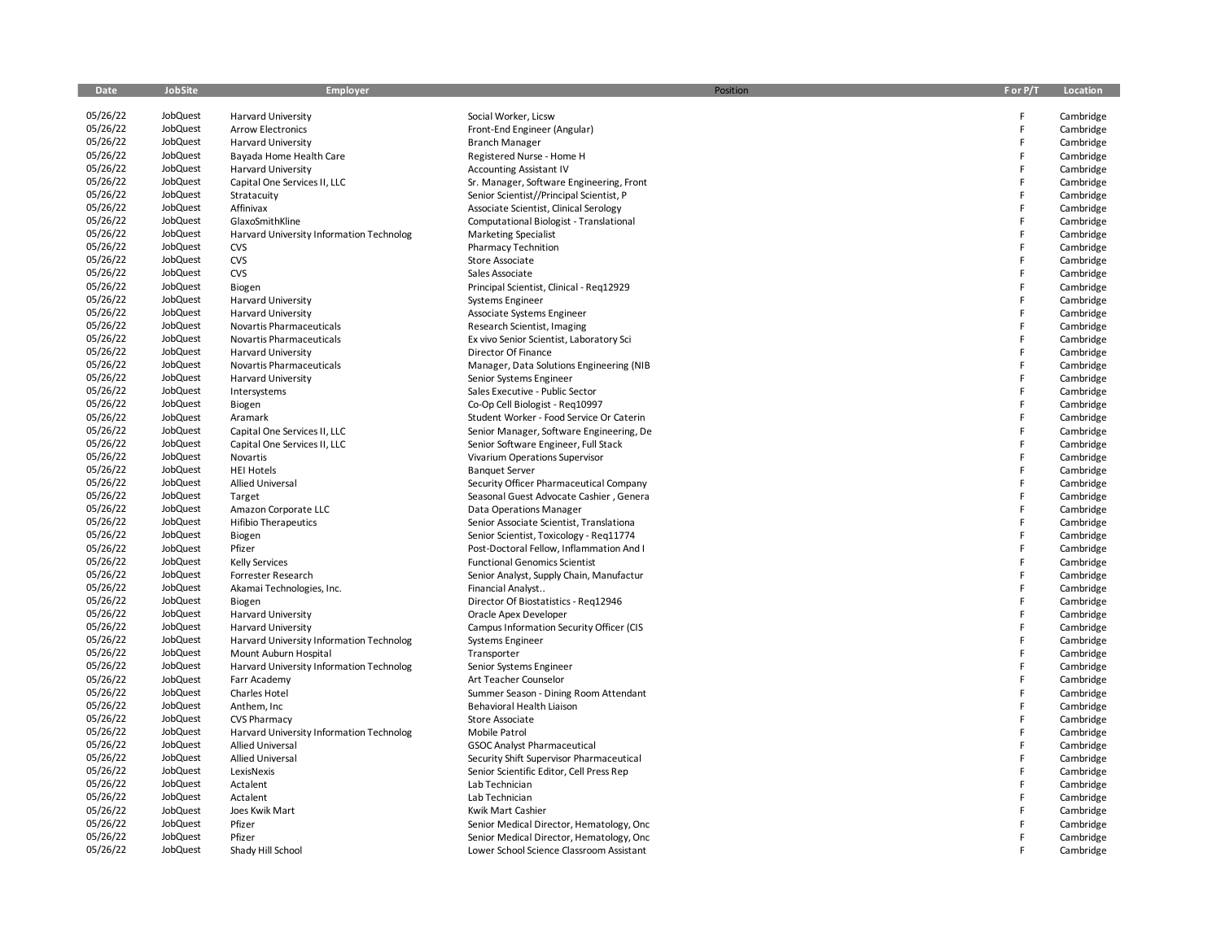| Date | JobSite | Employer | Position | F or P/T | Location |
|---|---|---|---|---|---|
| 05/26/22 | JobQuest | Harvard University | Social Worker, Licsw | F | Cambridge |
| 05/26/22 | JobQuest | Arrow Electronics | Front-End Engineer (Angular) | F | Cambridge |
| 05/26/22 | JobQuest | Harvard University | Branch Manager | F | Cambridge |
| 05/26/22 | JobQuest | Bayada Home Health Care | Registered Nurse - Home H | F | Cambridge |
| 05/26/22 | JobQuest | Harvard University | Accounting Assistant IV | F | Cambridge |
| 05/26/22 | JobQuest | Capital One Services II, LLC | Sr. Manager, Software Engineering, Front | F | Cambridge |
| 05/26/22 | JobQuest | Stratacuity | Senior Scientist//Principal Scientist, P | F | Cambridge |
| 05/26/22 | JobQuest | Affinivax | Associate Scientist, Clinical Serology | F | Cambridge |
| 05/26/22 | JobQuest | GlaxoSmithKline | Computational Biologist - Translational | F | Cambridge |
| 05/26/22 | JobQuest | Harvard University Information Technolog | Marketing Specialist | F | Cambridge |
| 05/26/22 | JobQuest | CVS | Pharmacy Technition | F | Cambridge |
| 05/26/22 | JobQuest | CVS | Store Associate | F | Cambridge |
| 05/26/22 | JobQuest | CVS | Sales Associate | F | Cambridge |
| 05/26/22 | JobQuest | Biogen | Principal Scientist, Clinical - Req12929 | F | Cambridge |
| 05/26/22 | JobQuest | Harvard University | Systems Engineer | F | Cambridge |
| 05/26/22 | JobQuest | Harvard University | Associate Systems Engineer | F | Cambridge |
| 05/26/22 | JobQuest | Novartis Pharmaceuticals | Research Scientist, Imaging | F | Cambridge |
| 05/26/22 | JobQuest | Novartis Pharmaceuticals | Ex vivo Senior Scientist, Laboratory Sci | F | Cambridge |
| 05/26/22 | JobQuest | Harvard University | Director Of Finance | F | Cambridge |
| 05/26/22 | JobQuest | Novartis Pharmaceuticals | Manager, Data Solutions Engineering (NIB | F | Cambridge |
| 05/26/22 | JobQuest | Harvard University | Senior Systems Engineer | F | Cambridge |
| 05/26/22 | JobQuest | Intersystems | Sales Executive - Public Sector | F | Cambridge |
| 05/26/22 | JobQuest | Biogen | Co-Op Cell Biologist - Req10997 | F | Cambridge |
| 05/26/22 | JobQuest | Aramark | Student Worker - Food Service Or Caterin | F | Cambridge |
| 05/26/22 | JobQuest | Capital One Services II, LLC | Senior Manager, Software Engineering, De | F | Cambridge |
| 05/26/22 | JobQuest | Capital One Services II, LLC | Senior Software Engineer, Full Stack | F | Cambridge |
| 05/26/22 | JobQuest | Novartis | Vivarium Operations Supervisor | F | Cambridge |
| 05/26/22 | JobQuest | HEI Hotels | Banquet Server | F | Cambridge |
| 05/26/22 | JobQuest | Allied Universal | Security Officer Pharmaceutical Company | F | Cambridge |
| 05/26/22 | JobQuest | Target | Seasonal Guest Advocate Cashier , Genera | F | Cambridge |
| 05/26/22 | JobQuest | Amazon Corporate LLC | Data Operations Manager | F | Cambridge |
| 05/26/22 | JobQuest | Hifibio Therapeutics | Senior Associate Scientist, Translationa | F | Cambridge |
| 05/26/22 | JobQuest | Biogen | Senior Scientist, Toxicology - Req11774 | F | Cambridge |
| 05/26/22 | JobQuest | Pfizer | Post-Doctoral Fellow, Inflammation And I | F | Cambridge |
| 05/26/22 | JobQuest | Kelly Services | Functional Genomics Scientist | F | Cambridge |
| 05/26/22 | JobQuest | Forrester Research | Senior Analyst, Supply Chain, Manufactur | F | Cambridge |
| 05/26/22 | JobQuest | Akamai Technologies, Inc. | Financial Analyst.. | F | Cambridge |
| 05/26/22 | JobQuest | Biogen | Director Of Biostatistics - Req12946 | F | Cambridge |
| 05/26/22 | JobQuest | Harvard University | Oracle Apex Developer | F | Cambridge |
| 05/26/22 | JobQuest | Harvard University | Campus Information Security Officer (CIS | F | Cambridge |
| 05/26/22 | JobQuest | Harvard University Information Technolog | Systems Engineer | F | Cambridge |
| 05/26/22 | JobQuest | Mount Auburn Hospital | Transporter | F | Cambridge |
| 05/26/22 | JobQuest | Harvard University Information Technolog | Senior Systems Engineer | F | Cambridge |
| 05/26/22 | JobQuest | Farr Academy | Art Teacher Counselor | F | Cambridge |
| 05/26/22 | JobQuest | Charles Hotel | Summer Season - Dining Room Attendant | F | Cambridge |
| 05/26/22 | JobQuest | Anthem, Inc | Behavioral Health Liaison | F | Cambridge |
| 05/26/22 | JobQuest | CVS Pharmacy | Store Associate | F | Cambridge |
| 05/26/22 | JobQuest | Harvard University Information Technolog | Mobile Patrol | F | Cambridge |
| 05/26/22 | JobQuest | Allied Universal | GSOC Analyst Pharmaceutical | F | Cambridge |
| 05/26/22 | JobQuest | Allied Universal | Security Shift Supervisor Pharmaceutical | F | Cambridge |
| 05/26/22 | JobQuest | LexisNexis | Senior Scientific Editor, Cell Press Rep | F | Cambridge |
| 05/26/22 | JobQuest | Actalent | Lab Technician | F | Cambridge |
| 05/26/22 | JobQuest | Actalent | Lab Technician | F | Cambridge |
| 05/26/22 | JobQuest | Joes Kwik Mart | Kwik Mart Cashier | F | Cambridge |
| 05/26/22 | JobQuest | Pfizer | Senior Medical Director, Hematology, Onc | F | Cambridge |
| 05/26/22 | JobQuest | Pfizer | Senior Medical Director, Hematology, Onc | F | Cambridge |
| 05/26/22 | JobQuest | Shady Hill School | Lower School Science Classroom Assistant | F | Cambridge |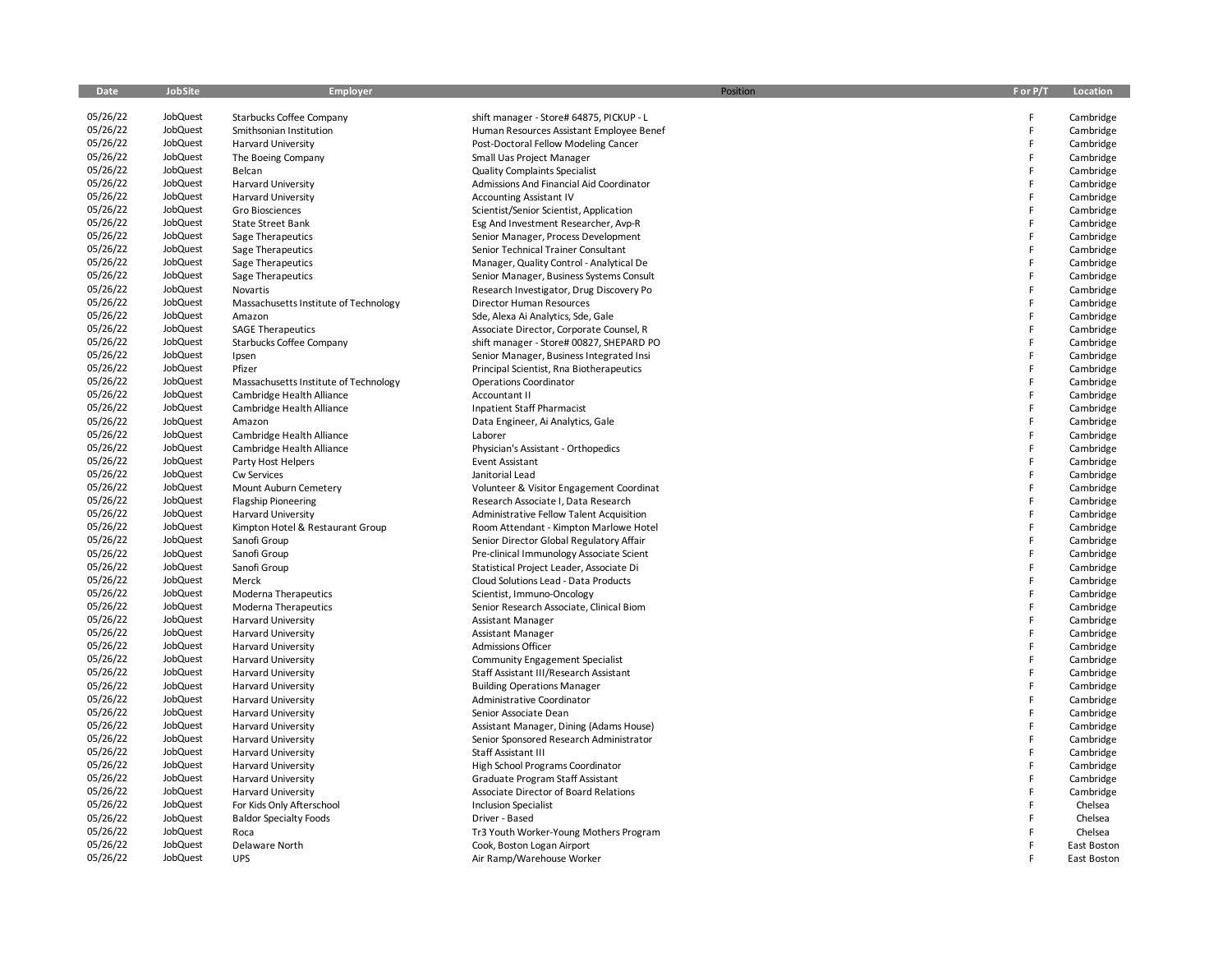| Date | JobSite | Employer | Position | F or P/T | Location |
|---|---|---|---|---|---|
| 05/26/22 | JobQuest | Starbucks Coffee Company | shift manager - Store# 64875, PICKUP - L | F | Cambridge |
| 05/26/22 | JobQuest | Smithsonian Institution | Human Resources Assistant Employee Benef | F | Cambridge |
| 05/26/22 | JobQuest | Harvard University | Post-Doctoral Fellow Modeling Cancer | F | Cambridge |
| 05/26/22 | JobQuest | The Boeing Company | Small Uas Project Manager | F | Cambridge |
| 05/26/22 | JobQuest | Belcan | Quality Complaints Specialist | F | Cambridge |
| 05/26/22 | JobQuest | Harvard University | Admissions And Financial Aid Coordinator | F | Cambridge |
| 05/26/22 | JobQuest | Harvard University | Accounting Assistant IV | F | Cambridge |
| 05/26/22 | JobQuest | Gro Biosciences | Scientist/Senior Scientist, Application | F | Cambridge |
| 05/26/22 | JobQuest | State Street Bank | Esg And Investment Researcher, Avp-R | F | Cambridge |
| 05/26/22 | JobQuest | Sage Therapeutics | Senior Manager, Process Development | F | Cambridge |
| 05/26/22 | JobQuest | Sage Therapeutics | Senior Technical Trainer Consultant | F | Cambridge |
| 05/26/22 | JobQuest | Sage Therapeutics | Manager, Quality Control - Analytical De | F | Cambridge |
| 05/26/22 | JobQuest | Sage Therapeutics | Senior Manager, Business Systems Consult | F | Cambridge |
| 05/26/22 | JobQuest | Novartis | Research Investigator, Drug Discovery Po | F | Cambridge |
| 05/26/22 | JobQuest | Massachusetts Institute of Technology | Director Human Resources | F | Cambridge |
| 05/26/22 | JobQuest | Amazon | Sde, Alexa Ai Analytics, Sde, Gale | F | Cambridge |
| 05/26/22 | JobQuest | SAGE Therapeutics | Associate Director, Corporate Counsel, R | F | Cambridge |
| 05/26/22 | JobQuest | Starbucks Coffee Company | shift manager - Store# 00827, SHEPARD PO | F | Cambridge |
| 05/26/22 | JobQuest | Ipsen | Senior Manager, Business Integrated Insi | F | Cambridge |
| 05/26/22 | JobQuest | Pfizer | Principal Scientist, Rna Biotherapeutics | F | Cambridge |
| 05/26/22 | JobQuest | Massachusetts Institute of Technology | Operations Coordinator | F | Cambridge |
| 05/26/22 | JobQuest | Cambridge Health Alliance | Accountant II | F | Cambridge |
| 05/26/22 | JobQuest | Cambridge Health Alliance | Inpatient Staff Pharmacist | F | Cambridge |
| 05/26/22 | JobQuest | Amazon | Data Engineer, Ai Analytics, Gale | F | Cambridge |
| 05/26/22 | JobQuest | Cambridge Health Alliance | Laborer | F | Cambridge |
| 05/26/22 | JobQuest | Cambridge Health Alliance | Physician's Assistant - Orthopedics | F | Cambridge |
| 05/26/22 | JobQuest | Party Host Helpers | Event Assistant | F | Cambridge |
| 05/26/22 | JobQuest | Cw Services | Janitorial Lead | F | Cambridge |
| 05/26/22 | JobQuest | Mount Auburn Cemetery | Volunteer & Visitor Engagement Coordinat | F | Cambridge |
| 05/26/22 | JobQuest | Flagship Pioneering | Research Associate I, Data Research | F | Cambridge |
| 05/26/22 | JobQuest | Harvard University | Administrative Fellow Talent Acquisition | F | Cambridge |
| 05/26/22 | JobQuest | Kimpton Hotel & Restaurant Group | Room Attendant - Kimpton Marlowe Hotel | F | Cambridge |
| 05/26/22 | JobQuest | Sanofi Group | Senior Director Global Regulatory Affair | F | Cambridge |
| 05/26/22 | JobQuest | Sanofi Group | Pre-clinical Immunology Associate Scient | F | Cambridge |
| 05/26/22 | JobQuest | Sanofi Group | Statistical Project Leader, Associate Di | F | Cambridge |
| 05/26/22 | JobQuest | Merck | Cloud Solutions Lead - Data Products | F | Cambridge |
| 05/26/22 | JobQuest | Moderna Therapeutics | Scientist, Immuno-Oncology | F | Cambridge |
| 05/26/22 | JobQuest | Moderna Therapeutics | Senior Research Associate, Clinical Biom | F | Cambridge |
| 05/26/22 | JobQuest | Harvard University | Assistant Manager | F | Cambridge |
| 05/26/22 | JobQuest | Harvard University | Assistant Manager | F | Cambridge |
| 05/26/22 | JobQuest | Harvard University | Admissions Officer | F | Cambridge |
| 05/26/22 | JobQuest | Harvard University | Community Engagement Specialist | F | Cambridge |
| 05/26/22 | JobQuest | Harvard University | Staff Assistant III/Research Assistant | F | Cambridge |
| 05/26/22 | JobQuest | Harvard University | Building Operations Manager | F | Cambridge |
| 05/26/22 | JobQuest | Harvard University | Administrative Coordinator | F | Cambridge |
| 05/26/22 | JobQuest | Harvard University | Senior Associate Dean | F | Cambridge |
| 05/26/22 | JobQuest | Harvard University | Assistant Manager, Dining (Adams House) | F | Cambridge |
| 05/26/22 | JobQuest | Harvard University | Senior Sponsored Research Administrator | F | Cambridge |
| 05/26/22 | JobQuest | Harvard University | Staff Assistant III | F | Cambridge |
| 05/26/22 | JobQuest | Harvard University | High School Programs Coordinator | F | Cambridge |
| 05/26/22 | JobQuest | Harvard University | Graduate Program Staff Assistant | F | Cambridge |
| 05/26/22 | JobQuest | Harvard University | Associate Director of Board Relations | F | Cambridge |
| 05/26/22 | JobQuest | For Kids Only Afterschool | Inclusion Specialist | F | Chelsea |
| 05/26/22 | JobQuest | Baldor Specialty Foods | Driver - Based | F | Chelsea |
| 05/26/22 | JobQuest | Roca | Tr3 Youth Worker-Young Mothers Program | F | Chelsea |
| 05/26/22 | JobQuest | Delaware North | Cook, Boston Logan Airport | F | East Boston |
| 05/26/22 | JobQuest | UPS | Air Ramp/Warehouse Worker | F | East Boston |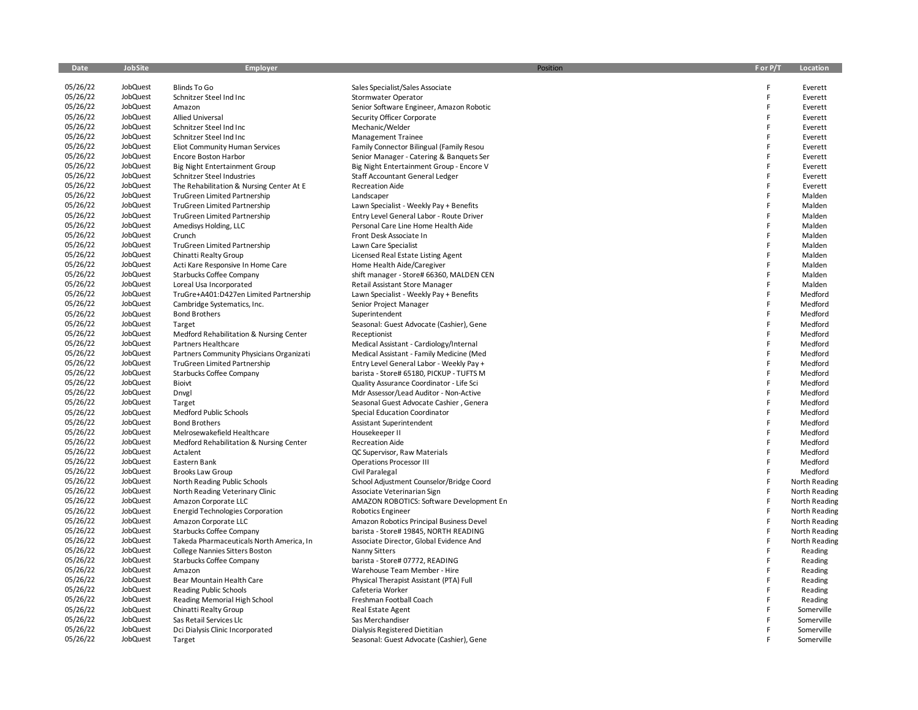| Date | JobSite | Employer | Position | F or P/T | Location |
|---|---|---|---|---|---|
| 05/26/22 | JobQuest | Blinds To Go | Sales Specialist/Sales Associate | F | Everett |
| 05/26/22 | JobQuest | Schnitzer Steel Ind Inc | Stormwater Operator | F | Everett |
| 05/26/22 | JobQuest | Amazon | Senior Software Engineer, Amazon Robotic | F | Everett |
| 05/26/22 | JobQuest | Allied Universal | Security Officer Corporate | F | Everett |
| 05/26/22 | JobQuest | Schnitzer Steel Ind Inc | Mechanic/Welder | F | Everett |
| 05/26/22 | JobQuest | Schnitzer Steel Ind Inc | Management Trainee | F | Everett |
| 05/26/22 | JobQuest | Eliot Community Human Services | Family Connector Bilingual (Family Resou | F | Everett |
| 05/26/22 | JobQuest | Encore Boston Harbor | Senior Manager - Catering & Banquets Ser | F | Everett |
| 05/26/22 | JobQuest | Big Night Entertainment Group | Big Night Entertainment Group - Encore V | F | Everett |
| 05/26/22 | JobQuest | Schnitzer Steel Industries | Staff Accountant General Ledger | F | Everett |
| 05/26/22 | JobQuest | The Rehabilitation & Nursing Center At E | Recreation Aide | F | Everett |
| 05/26/22 | JobQuest | TruGreen Limited Partnership | Landscaper | F | Malden |
| 05/26/22 | JobQuest | TruGreen Limited Partnership | Lawn Specialist - Weekly Pay + Benefits | F | Malden |
| 05/26/22 | JobQuest | TruGreen Limited Partnership | Entry Level General Labor - Route Driver | F | Malden |
| 05/26/22 | JobQuest | Amedisys Holding, LLC | Personal Care Line Home Health Aide | F | Malden |
| 05/26/22 | JobQuest | Crunch | Front Desk Associate In | F | Malden |
| 05/26/22 | JobQuest | TruGreen Limited Partnership | Lawn Care Specialist | F | Malden |
| 05/26/22 | JobQuest | Chinatti Realty Group | Licensed Real Estate Listing Agent | F | Malden |
| 05/26/22 | JobQuest | Acti Kare Responsive In Home Care | Home Health Aide/Caregiver | F | Malden |
| 05/26/22 | JobQuest | Starbucks Coffee Company | shift manager - Store# 66360, MALDEN CEN | F | Malden |
| 05/26/22 | JobQuest | Loreal Usa Incorporated | Retail Assistant Store Manager | F | Malden |
| 05/26/22 | JobQuest | TruGre+A401:D427en Limited Partnership | Lawn Specialist - Weekly Pay + Benefits | F | Medford |
| 05/26/22 | JobQuest | Cambridge Systematics, Inc. | Senior Project Manager | F | Medford |
| 05/26/22 | JobQuest | Bond Brothers | Superintendent | F | Medford |
| 05/26/22 | JobQuest | Target | Seasonal: Guest Advocate (Cashier), Gene | F | Medford |
| 05/26/22 | JobQuest | Medford Rehabilitation & Nursing Center | Receptionist | F | Medford |
| 05/26/22 | JobQuest | Partners Healthcare | Medical Assistant - Cardiology/Internal | F | Medford |
| 05/26/22 | JobQuest | Partners Community Physicians Organizati | Medical Assistant - Family Medicine (Med | F | Medford |
| 05/26/22 | JobQuest | TruGreen Limited Partnership | Entry Level General Labor - Weekly Pay + | F | Medford |
| 05/26/22 | JobQuest | Starbucks Coffee Company | barista - Store# 65180, PICKUP - TUFTS M | F | Medford |
| 05/26/22 | JobQuest | Bioivt | Quality Assurance Coordinator - Life Sci | F | Medford |
| 05/26/22 | JobQuest | Dnvgl | Mdr Assessor/Lead Auditor - Non-Active | F | Medford |
| 05/26/22 | JobQuest | Target | Seasonal Guest Advocate Cashier , Genera | F | Medford |
| 05/26/22 | JobQuest | Medford Public Schools | Special Education Coordinator | F | Medford |
| 05/26/22 | JobQuest | Bond Brothers | Assistant Superintendent | F | Medford |
| 05/26/22 | JobQuest | Melrosewakefield Healthcare | Housekeeper II | F | Medford |
| 05/26/22 | JobQuest | Medford Rehabilitation & Nursing Center | Recreation Aide | F | Medford |
| 05/26/22 | JobQuest | Actalent | QC Supervisor, Raw Materials | F | Medford |
| 05/26/22 | JobQuest | Eastern Bank | Operations Processor III | F | Medford |
| 05/26/22 | JobQuest | Brooks Law Group | Civil Paralegal | F | Medford |
| 05/26/22 | JobQuest | North Reading Public Schools | School Adjustment Counselor/Bridge Coord | F | North Reading |
| 05/26/22 | JobQuest | North Reading Veterinary Clinic | Associate Veterinarian Sign | F | North Reading |
| 05/26/22 | JobQuest | Amazon Corporate LLC | AMAZON ROBOTICS: Software Development En | F | North Reading |
| 05/26/22 | JobQuest | Energid Technologies Corporation | Robotics Engineer | F | North Reading |
| 05/26/22 | JobQuest | Amazon Corporate LLC | Amazon Robotics Principal Business Devel | F | North Reading |
| 05/26/22 | JobQuest | Starbucks Coffee Company | barista - Store# 19845, NORTH READING | F | North Reading |
| 05/26/22 | JobQuest | Takeda Pharmaceuticals North America, In | Associate Director, Global Evidence And | F | North Reading |
| 05/26/22 | JobQuest | College Nannies Sitters Boston | Nanny Sitters | F | Reading |
| 05/26/22 | JobQuest | Starbucks Coffee Company | barista - Store# 07772, READING | F | Reading |
| 05/26/22 | JobQuest | Amazon | Warehouse Team Member - Hire | F | Reading |
| 05/26/22 | JobQuest | Bear Mountain Health Care | Physical Therapist Assistant (PTA) Full | F | Reading |
| 05/26/22 | JobQuest | Reading Public Schools | Cafeteria Worker | F | Reading |
| 05/26/22 | JobQuest | Reading Memorial High School | Freshman Football Coach | F | Reading |
| 05/26/22 | JobQuest | Chinatti Realty Group | Real Estate Agent | F | Somerville |
| 05/26/22 | JobQuest | Sas Retail Services Llc | Sas Merchandiser | F | Somerville |
| 05/26/22 | JobQuest | Dci Dialysis Clinic Incorporated | Dialysis Registered Dietitian | F | Somerville |
| 05/26/22 | JobQuest | Target | Seasonal: Guest Advocate (Cashier), Gene | F | Somerville |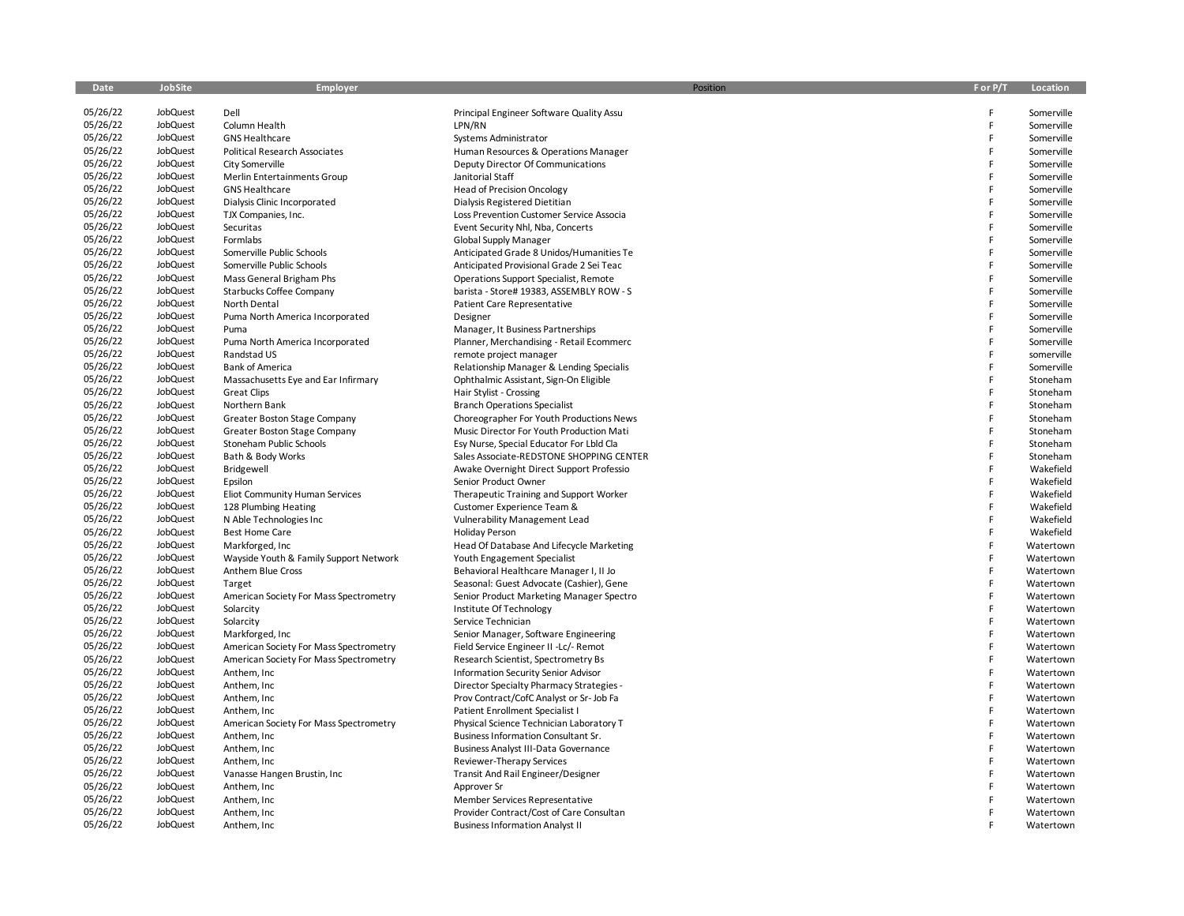| Date | JobSite | Employer | Position | F or P/T | Location |
|---|---|---|---|---|---|
| 05/26/22 | JobQuest | Dell | Principal Engineer Software Quality Assu | F | Somerville |
| 05/26/22 | JobQuest | Column Health | LPN/RN | F | Somerville |
| 05/26/22 | JobQuest | GNS Healthcare | Systems Administrator | F | Somerville |
| 05/26/22 | JobQuest | Political Research Associates | Human Resources & Operations Manager | F | Somerville |
| 05/26/22 | JobQuest | City Somerville | Deputy Director Of Communications | F | Somerville |
| 05/26/22 | JobQuest | Merlin Entertainments Group | Janitorial Staff | F | Somerville |
| 05/26/22 | JobQuest | GNS Healthcare | Head of Precision Oncology | F | Somerville |
| 05/26/22 | JobQuest | Dialysis Clinic Incorporated | Dialysis Registered Dietitian | F | Somerville |
| 05/26/22 | JobQuest | TJX Companies, Inc. | Loss Prevention Customer Service Associa | F | Somerville |
| 05/26/22 | JobQuest | Securitas | Event Security Nhl, Nba, Concerts | F | Somerville |
| 05/26/22 | JobQuest | Formlabs | Global Supply Manager | F | Somerville |
| 05/26/22 | JobQuest | Somerville Public Schools | Anticipated Grade 8 Unidos/Humanities Te | F | Somerville |
| 05/26/22 | JobQuest | Somerville Public Schools | Anticipated Provisional Grade 2 Sei Teac | F | Somerville |
| 05/26/22 | JobQuest | Mass General Brigham Phs | Operations Support Specialist, Remote | F | Somerville |
| 05/26/22 | JobQuest | Starbucks Coffee Company | barista - Store# 19383, ASSEMBLY ROW - S | F | Somerville |
| 05/26/22 | JobQuest | North Dental | Patient Care Representative | F | Somerville |
| 05/26/22 | JobQuest | Puma North America Incorporated | Designer | F | Somerville |
| 05/26/22 | JobQuest | Puma | Manager, It Business Partnerships | F | Somerville |
| 05/26/22 | JobQuest | Puma North America Incorporated | Planner, Merchandising - Retail Ecommerc | F | Somerville |
| 05/26/22 | JobQuest | Randstad US | remote project manager | F | somerville |
| 05/26/22 | JobQuest | Bank of America | Relationship Manager & Lending Specialis | F | Somerville |
| 05/26/22 | JobQuest | Massachusetts Eye and Ear Infirmary | Ophthalmic Assistant, Sign-On Eligible | F | Stoneham |
| 05/26/22 | JobQuest | Great Clips | Hair Stylist - Crossing | F | Stoneham |
| 05/26/22 | JobQuest | Northern Bank | Branch Operations Specialist | F | Stoneham |
| 05/26/22 | JobQuest | Greater Boston Stage Company | Choreographer For Youth Productions News | F | Stoneham |
| 05/26/22 | JobQuest | Greater Boston Stage Company | Music Director For Youth Production Mati | F | Stoneham |
| 05/26/22 | JobQuest | Stoneham Public Schools | Esy Nurse, Special Educator For Lbld Cla | F | Stoneham |
| 05/26/22 | JobQuest | Bath & Body Works | Sales Associate-REDSTONE SHOPPING CENTER | F | Stoneham |
| 05/26/22 | JobQuest | Bridgewell | Awake Overnight Direct Support Professio | F | Wakefield |
| 05/26/22 | JobQuest | Epsilon | Senior Product Owner | F | Wakefield |
| 05/26/22 | JobQuest | Eliot Community Human Services | Therapeutic Training and Support Worker | F | Wakefield |
| 05/26/22 | JobQuest | 128 Plumbing Heating | Customer Experience Team & | F | Wakefield |
| 05/26/22 | JobQuest | N Able Technologies Inc | Vulnerability Management Lead | F | Wakefield |
| 05/26/22 | JobQuest | Best Home Care | Holiday Person | F | Wakefield |
| 05/26/22 | JobQuest | Markforged, Inc | Head Of Database And Lifecycle Marketing | F | Watertown |
| 05/26/22 | JobQuest | Wayside Youth & Family Support Network | Youth Engagement Specialist | F | Watertown |
| 05/26/22 | JobQuest | Anthem Blue Cross | Behavioral Healthcare Manager I, II Jo | F | Watertown |
| 05/26/22 | JobQuest | Target | Seasonal: Guest Advocate (Cashier), Gene | F | Watertown |
| 05/26/22 | JobQuest | American Society For Mass Spectrometry | Senior Product Marketing Manager Spectro | F | Watertown |
| 05/26/22 | JobQuest | Solarcity | Institute Of Technology | F | Watertown |
| 05/26/22 | JobQuest | Solarcity | Service Technician | F | Watertown |
| 05/26/22 | JobQuest | Markforged, Inc | Senior Manager, Software Engineering | F | Watertown |
| 05/26/22 | JobQuest | American Society For Mass Spectrometry | Field Service Engineer II -Lc/- Remot | F | Watertown |
| 05/26/22 | JobQuest | American Society For Mass Spectrometry | Research Scientist, Spectrometry Bs | F | Watertown |
| 05/26/22 | JobQuest | Anthem, Inc | Information Security Senior Advisor | F | Watertown |
| 05/26/22 | JobQuest | Anthem, Inc | Director Specialty Pharmacy Strategies - | F | Watertown |
| 05/26/22 | JobQuest | Anthem, Inc | Prov Contract/CofC Analyst or Sr- Job Fa | F | Watertown |
| 05/26/22 | JobQuest | Anthem, Inc | Patient Enrollment Specialist I | F | Watertown |
| 05/26/22 | JobQuest | American Society For Mass Spectrometry | Physical Science Technician Laboratory T | F | Watertown |
| 05/26/22 | JobQuest | Anthem, Inc | Business Information Consultant Sr. | F | Watertown |
| 05/26/22 | JobQuest | Anthem, Inc | Business Analyst III-Data Governance | F | Watertown |
| 05/26/22 | JobQuest | Anthem, Inc | Reviewer-Therapy Services | F | Watertown |
| 05/26/22 | JobQuest | Vanasse Hangen Brustin, Inc | Transit And Rail Engineer/Designer | F | Watertown |
| 05/26/22 | JobQuest | Anthem, Inc | Approver Sr | F | Watertown |
| 05/26/22 | JobQuest | Anthem, Inc | Member Services Representative | F | Watertown |
| 05/26/22 | JobQuest | Anthem, Inc | Provider Contract/Cost of Care Consultan | F | Watertown |
| 05/26/22 | JobQuest | Anthem, Inc | Business Information Analyst II | F | Watertown |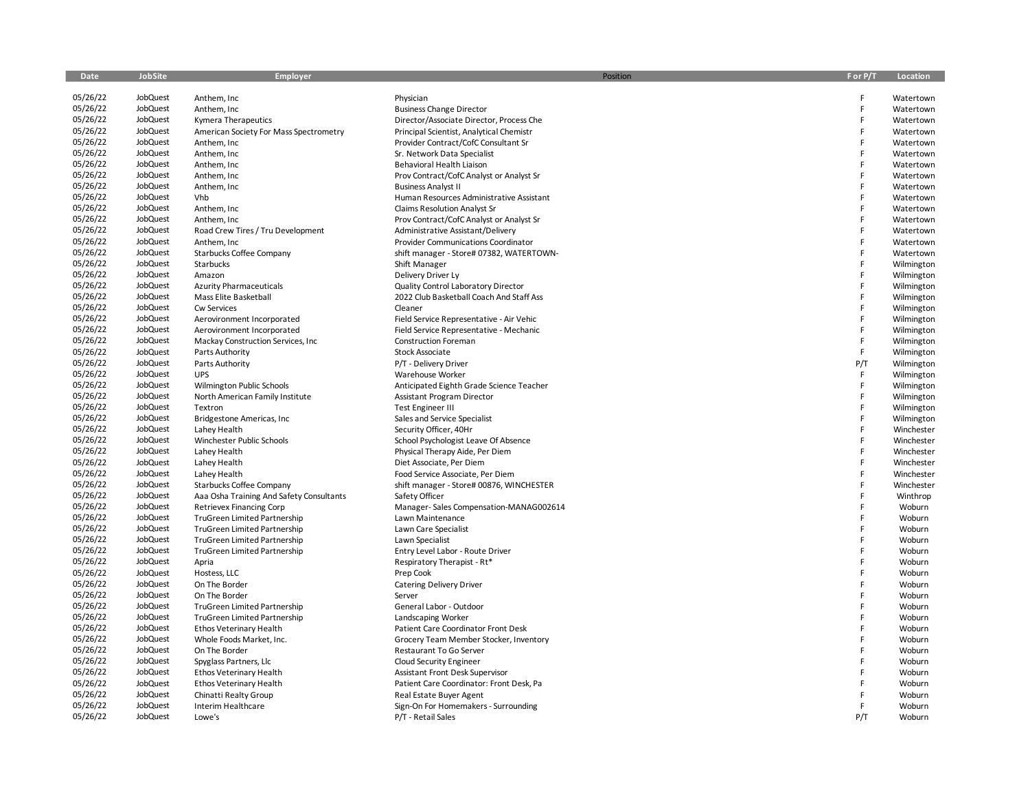| Date | JobSite | Employer | Position | F or P/T | Location |
|---|---|---|---|---|---|
| 05/26/22 | JobQuest | Anthem, Inc | Physician | F | Watertown |
| 05/26/22 | JobQuest | Anthem, Inc | Business Change Director | F | Watertown |
| 05/26/22 | JobQuest | Kymera Therapeutics | Director/Associate Director, Process Che | F | Watertown |
| 05/26/22 | JobQuest | American Society For Mass Spectrometry | Principal Scientist, Analytical Chemistr | F | Watertown |
| 05/26/22 | JobQuest | Anthem, Inc | Provider Contract/CofC Consultant Sr | F | Watertown |
| 05/26/22 | JobQuest | Anthem, Inc | Sr. Network Data Specialist | F | Watertown |
| 05/26/22 | JobQuest | Anthem, Inc | Behavioral Health Liaison | F | Watertown |
| 05/26/22 | JobQuest | Anthem, Inc | Prov Contract/CofC Analyst or Analyst Sr | F | Watertown |
| 05/26/22 | JobQuest | Anthem, Inc | Business Analyst II | F | Watertown |
| 05/26/22 | JobQuest | Vhb | Human Resources Administrative Assistant | F | Watertown |
| 05/26/22 | JobQuest | Anthem, Inc | Claims Resolution Analyst Sr | F | Watertown |
| 05/26/22 | JobQuest | Anthem, Inc | Prov Contract/CofC Analyst or Analyst Sr | F | Watertown |
| 05/26/22 | JobQuest | Road Crew Tires / Tru Development | Administrative Assistant/Delivery | F | Watertown |
| 05/26/22 | JobQuest | Anthem, Inc | Provider Communications Coordinator | F | Watertown |
| 05/26/22 | JobQuest | Starbucks Coffee Company | shift manager - Store# 07382, WATERTOWN- | F | Watertown |
| 05/26/22 | JobQuest | Starbucks | Shift Manager | F | Wilmington |
| 05/26/22 | JobQuest | Amazon | Delivery Driver Ly | F | Wilmington |
| 05/26/22 | JobQuest | Azurity Pharmaceuticals | Quality Control Laboratory Director | F | Wilmington |
| 05/26/22 | JobQuest | Mass Elite Basketball | 2022 Club Basketball Coach And Staff Ass | F | Wilmington |
| 05/26/22 | JobQuest | Cw Services | Cleaner | F | Wilmington |
| 05/26/22 | JobQuest | Aerovironment Incorporated | Field Service Representative - Air Vehic | F | Wilmington |
| 05/26/22 | JobQuest | Aerovironment Incorporated | Field Service Representative - Mechanic | F | Wilmington |
| 05/26/22 | JobQuest | Mackay Construction Services, Inc | Construction Foreman | F | Wilmington |
| 05/26/22 | JobQuest | Parts Authority | Stock Associate | F | Wilmington |
| 05/26/22 | JobQuest | Parts Authority | P/T - Delivery Driver | P/T | Wilmington |
| 05/26/22 | JobQuest | UPS | Warehouse Worker | F | Wilmington |
| 05/26/22 | JobQuest | Wilmington Public Schools | Anticipated Eighth Grade Science Teacher | F | Wilmington |
| 05/26/22 | JobQuest | North American Family Institute | Assistant Program Director | F | Wilmington |
| 05/26/22 | JobQuest | Textron | Test Engineer III | F | Wilmington |
| 05/26/22 | JobQuest | Bridgestone Americas, Inc | Sales and Service Specialist | F | Wilmington |
| 05/26/22 | JobQuest | Lahey Health | Security Officer, 40Hr | F | Winchester |
| 05/26/22 | JobQuest | Winchester Public Schools | School Psychologist Leave Of Absence | F | Winchester |
| 05/26/22 | JobQuest | Lahey Health | Physical Therapy Aide, Per Diem | F | Winchester |
| 05/26/22 | JobQuest | Lahey Health | Diet Associate, Per Diem | F | Winchester |
| 05/26/22 | JobQuest | Lahey Health | Food Service Associate, Per Diem | F | Winchester |
| 05/26/22 | JobQuest | Starbucks Coffee Company | shift manager - Store# 00876, WINCHESTER | F | Winchester |
| 05/26/22 | JobQuest | Aaa Osha Training And Safety Consultants | Safety Officer | F | Winthrop |
| 05/26/22 | JobQuest | Retrievex Financing Corp | Manager- Sales Compensation-MANAG002614 | F | Woburn |
| 05/26/22 | JobQuest | TruGreen Limited Partnership | Lawn Maintenance | F | Woburn |
| 05/26/22 | JobQuest | TruGreen Limited Partnership | Lawn Care Specialist | F | Woburn |
| 05/26/22 | JobQuest | TruGreen Limited Partnership | Lawn Specialist | F | Woburn |
| 05/26/22 | JobQuest | TruGreen Limited Partnership | Entry Level Labor - Route Driver | F | Woburn |
| 05/26/22 | JobQuest | Apria | Respiratory Therapist - Rt* | F | Woburn |
| 05/26/22 | JobQuest | Hostess, LLC | Prep Cook | F | Woburn |
| 05/26/22 | JobQuest | On The Border | Catering Delivery Driver | F | Woburn |
| 05/26/22 | JobQuest | On The Border | Server | F | Woburn |
| 05/26/22 | JobQuest | TruGreen Limited Partnership | General Labor - Outdoor | F | Woburn |
| 05/26/22 | JobQuest | TruGreen Limited Partnership | Landscaping Worker | F | Woburn |
| 05/26/22 | JobQuest | Ethos Veterinary Health | Patient Care Coordinator Front Desk | F | Woburn |
| 05/26/22 | JobQuest | Whole Foods Market, Inc. | Grocery Team Member Stocker, Inventory | F | Woburn |
| 05/26/22 | JobQuest | On The Border | Restaurant To Go Server | F | Woburn |
| 05/26/22 | JobQuest | Spyglass Partners, Llc | Cloud Security Engineer | F | Woburn |
| 05/26/22 | JobQuest | Ethos Veterinary Health | Assistant Front Desk Supervisor | F | Woburn |
| 05/26/22 | JobQuest | Ethos Veterinary Health | Patient Care Coordinator: Front Desk, Pa | F | Woburn |
| 05/26/22 | JobQuest | Chinatti Realty Group | Real Estate Buyer Agent | F | Woburn |
| 05/26/22 | JobQuest | Interim Healthcare | Sign-On For Homemakers - Surrounding | F | Woburn |
| 05/26/22 | JobQuest | Lowe's | P/T - Retail Sales | P/T | Woburn |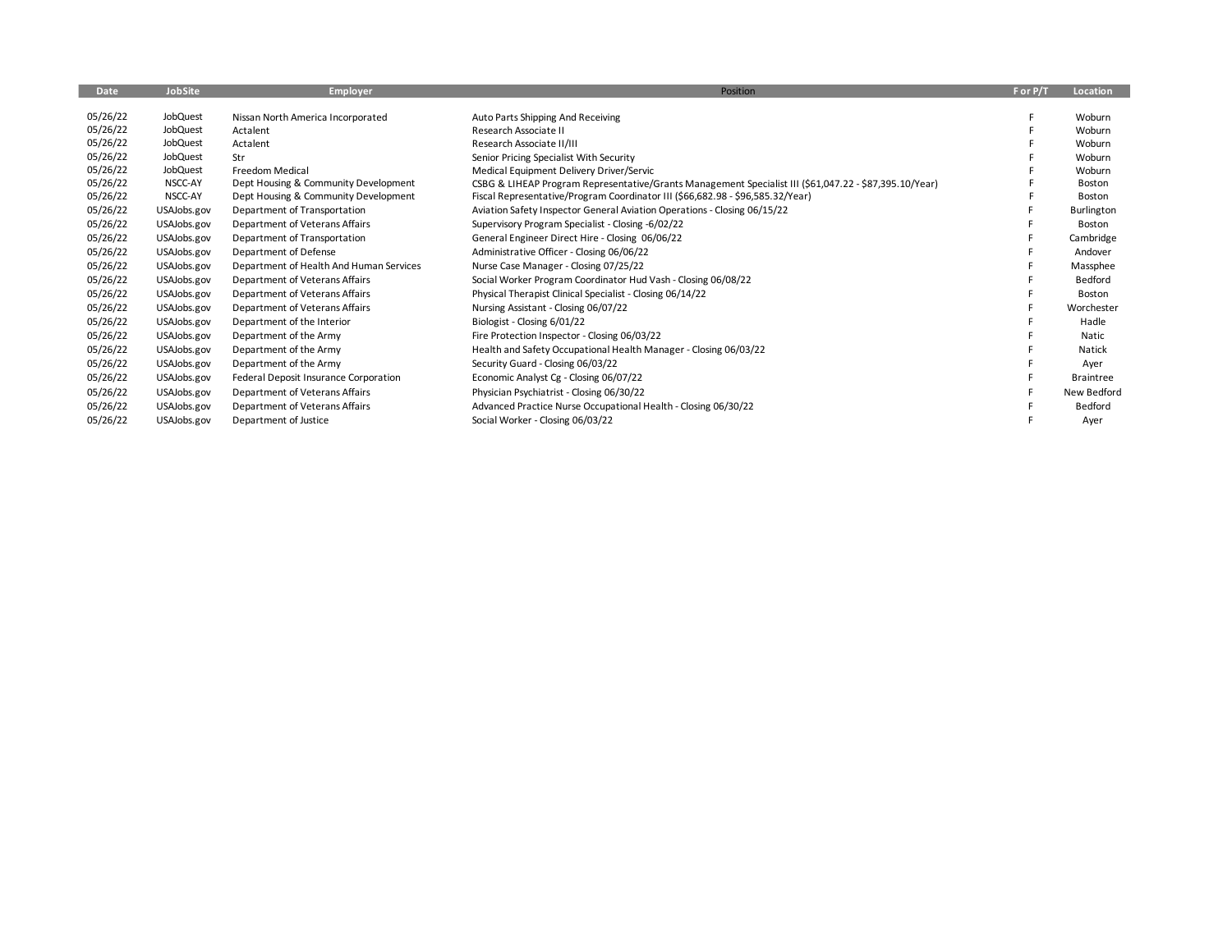| Date | JobSite | Employer | Position | F or P/T | Location |
|---|---|---|---|---|---|
| 05/26/22 | JobQuest | Nissan North America Incorporated | Auto Parts Shipping And Receiving | F | Woburn |
| 05/26/22 | JobQuest | Actalent | Research Associate II | F | Woburn |
| 05/26/22 | JobQuest | Actalent | Research Associate II/III | F | Woburn |
| 05/26/22 | JobQuest | Str | Senior Pricing Specialist With Security | F | Woburn |
| 05/26/22 | JobQuest | Freedom Medical | Medical Equipment Delivery Driver/Servic | F | Woburn |
| 05/26/22 | NSCC-AY | Dept Housing & Community Development | CSBG & LIHEAP Program Representative/Grants Management Specialist III ($61,047.22 - $87,395.10/Year) | F | Boston |
| 05/26/22 | NSCC-AY | Dept Housing & Community Development | Fiscal Representative/Program Coordinator III ($66,682.98 - $96,585.32/Year) | F | Boston |
| 05/26/22 | USAJobs.gov | Department of Transportation | Aviation Safety Inspector General Aviation Operations - Closing 06/15/22 | F | Burlington |
| 05/26/22 | USAJobs.gov | Department of Veterans Affairs | Supervisory Program Specialist - Closing -6/02/22 | F | Boston |
| 05/26/22 | USAJobs.gov | Department of Transportation | General Engineer Direct Hire - Closing 06/06/22 | F | Cambridge |
| 05/26/22 | USAJobs.gov | Department of Defense | Administrative Officer - Closing 06/06/22 | F | Andover |
| 05/26/22 | USAJobs.gov | Department of Health And Human Services | Nurse Case Manager - Closing 07/25/22 | F | Massphee |
| 05/26/22 | USAJobs.gov | Department of Veterans Affairs | Social Worker Program Coordinator Hud Vash - Closing 06/08/22 | F | Bedford |
| 05/26/22 | USAJobs.gov | Department of Veterans Affairs | Physical Therapist Clinical Specialist - Closing 06/14/22 | F | Boston |
| 05/26/22 | USAJobs.gov | Department of Veterans Affairs | Nursing Assistant - Closing 06/07/22 | F | Worchester |
| 05/26/22 | USAJobs.gov | Department of the Interior | Biologist - Closing 6/01/22 | F | Hadle |
| 05/26/22 | USAJobs.gov | Department of the Army | Fire Protection Inspector - Closing 06/03/22 | F | Natic |
| 05/26/22 | USAJobs.gov | Department of the Army | Health and Safety Occupational Health Manager - Closing 06/03/22 | F | Natick |
| 05/26/22 | USAJobs.gov | Department of the Army | Security Guard - Closing 06/03/22 | F | Ayer |
| 05/26/22 | USAJobs.gov | Federal Deposit Insurance Corporation | Economic Analyst Cg - Closing 06/07/22 | F | Braintree |
| 05/26/22 | USAJobs.gov | Department of Veterans Affairs | Physician Psychiatrist - Closing 06/30/22 | F | New Bedford |
| 05/26/22 | USAJobs.gov | Department of Veterans Affairs | Advanced Practice Nurse Occupational Health - Closing 06/30/22 | F | Bedford |
| 05/26/22 | USAJobs.gov | Department of Justice | Social Worker - Closing 06/03/22 | F | Ayer |